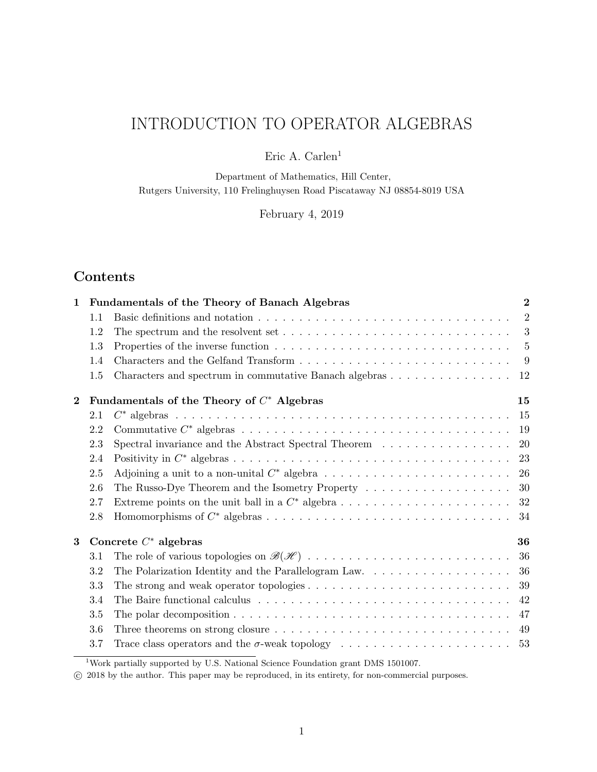// Introduction to Operator Algebras title page and contents

# INTRODUCTION TO OPERATOR ALGEBRAS

Eric A. Carlen[1]

Department of Mathematics, Hill Center,
Rutgers University, 110 Frelinghuysen Road Piscataway NJ 08854-8019 USA

February 4, 2019

## Contents

**1 Fundamentals of the Theory of Banach Algebras** — **2**
- 1.1 Basic definitions and notation — 2
- 1.2 The spectrum and the resolvent set — 3
- 1.3 Properties of the inverse function — 5
- 1.4 Characters and the Gelfand Transform — 9
- 1.5 Characters and spectrum in commutative Banach algebras — 12

**2 Fundamentals of the Theory of $C^*$ Algebras** — **15**
- 2.1 $C^*$ algebras — 15
- 2.2 Commutative $C^*$ algebras — 19
- 2.3 Spectral invariance and the Abstract Spectral Theorem — 20
- 2.4 Positivity in $C^*$ algebras — 23
- 2.5 Adjoining a unit to a non-unital $C^*$ algebra — 26
- 2.6 The Russo-Dye Theorem and the Isometry Property — 30
- 2.7 Extreme points on the unit ball in a $C^*$ algebra — 32
- 2.8 Homomorphisms of $C^*$ algebras — 34

**3 Concrete $C^*$ algebras** — **36**
- 3.1 The role of various topologies on $\mathscr{B}(\mathscr{H})$ — 36
- 3.2 The Polarization Identity and the Parallelogram Law. — 36
- 3.3 The strong and weak operator topologies — 39
- 3.4 The Baire functional calculus — 42
- 3.5 The polar decomposition — 47
- 3.6 Three theorems on strong closure — 49
- 3.7 Trace class operators and the $\sigma$-weak topology — 53

[1] Work partially supported by U.S. National Science Foundation grant DMS 1501007.

© 2018 by the author. This paper may be reproduced, in its entirety, for non-commercial purposes.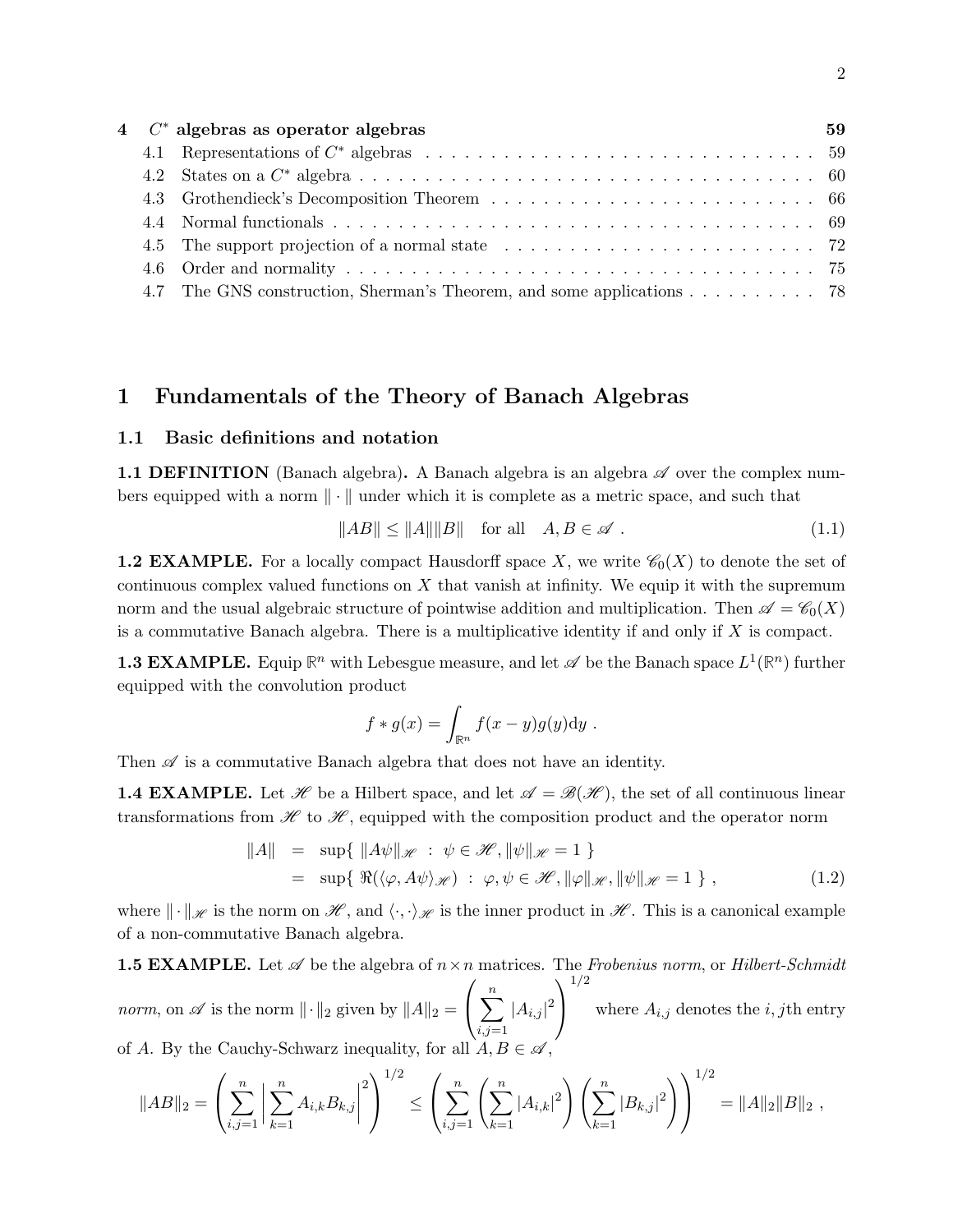| 4 | $C^*$ algebras as operator algebras | 59 |
|---|---|---|
| 4.1 | Representations of $C^*$ algebras | 59 |
| 4.2 | States on a $C^*$ algebra | 60 |
| 4.3 | Grothendieck's Decomposition Theorem | 66 |
| 4.4 | Normal functionals | 69 |
| 4.5 | The support projection of a normal state | 72 |
| 4.6 | Order and normality | 75 |
| 4.7 | The GNS construction, Sherman's Theorem, and some applications | 78 |

# 1 Fundamentals of the Theory of Banach Algebras

## 1.1 Basic definitions and notation

**1.1 DEFINITION** (Banach algebra)**.** A Banach algebra is an algebra $\mathscr{A}$ over the complex numbers equipped with a norm $\|\cdot\|$ under which it is complete as a metric space, and such that

$$\|AB\| \leq \|A\|\|B\| \quad \text{for all} \quad A, B \in \mathscr{A} \ . \tag{1.1}$$

**1.2 EXAMPLE.** For a locally compact Hausdorff space $X$, we write $\mathscr{C}_0(X)$ to denote the set of continuous complex valued functions on $X$ that vanish at infinity. We equip it with the supremum norm and the usual algebraic structure of pointwise addition and multiplication. Then $\mathscr{A} = \mathscr{C}_0(X)$ is a commutative Banach algebra. There is a multiplicative identity if and only if $X$ is compact.

**1.3 EXAMPLE.** Equip $\mathbb{R}^n$ with Lebesgue measure, and let $\mathscr{A}$ be the Banach space $L^1(\mathbb{R}^n)$ further equipped with the convolution product

$$f * g(x) = \int_{\mathbb{R}^n} f(x-y)g(y)\mathrm{d}y \ .$$

Then $\mathscr{A}$ is a commutative Banach algebra that does not have an identity.

**1.4 EXAMPLE.** Let $\mathscr{H}$ be a Hilbert space, and let $\mathscr{A} = \mathscr{B}(\mathscr{H})$, the set of all continuous linear transformations from $\mathscr{H}$ to $\mathscr{H}$, equipped with the composition product and the operator norm

$$\begin{aligned} \|A\| &= \sup\{ \ \|A\psi\|_{\mathscr{H}} \ : \ \psi \in \mathscr{H}, \|\psi\|_{\mathscr{H}} = 1 \ \} \\ &= \sup\{ \ \Re(\langle \varphi, A\psi \rangle_{\mathscr{H}}) \ : \ \varphi, \psi \in \mathscr{H}, \|\varphi\|_{\mathscr{H}}, \|\psi\|_{\mathscr{H}} = 1 \ \} \ , \end{aligned} \tag{1.2}$$

where $\|\cdot\|_{\mathscr{H}}$ is the norm on $\mathscr{H}$, and $\langle \cdot, \cdot \rangle_{\mathscr{H}}$ is the inner product in $\mathscr{H}$. This is a canonical example of a non-commutative Banach algebra.

**1.5 EXAMPLE.** Let $\mathscr{A}$ be the algebra of $n \times n$ matrices. The *Frobenius norm*, or *Hilbert-Schmidt norm*, on $\mathscr{A}$ is the norm $\|\cdot\|_2$ given by $\|A\|_2 = \left( \sum_{i,j=1}^n |A_{i,j}|^2 \right)^{1/2}$ where $A_{i,j}$ denotes the $i,j$th entry of $A$. By the Cauchy-Schwarz inequality, for all $A, B \in \mathscr{A}$,

$$\|AB\|_2 = \left( \sum_{i,j=1}^n \left| \sum_{k=1}^n A_{i,k}B_{k,j} \right|^2 \right)^{1/2} \leq \left( \sum_{i,j=1}^n \left( \sum_{k=1}^n |A_{i,k}|^2 \right) \left( \sum_{k=1}^n |B_{k,j}|^2 \right) \right)^{1/2} = \|A\|_2 \|B\|_2 \ ,$$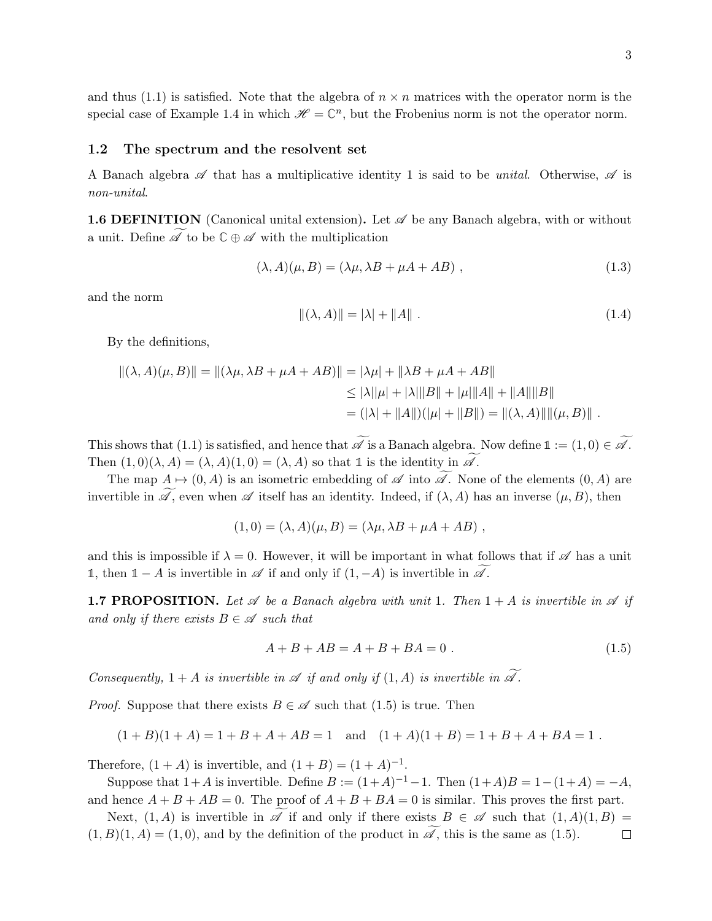and thus (1.1) is satisfied. Note that the algebra of $n \times n$ matrices with the operator norm is the special case of Example 1.4 in which $\mathscr{H} = \mathbb{C}^n$, but the Frobenius norm is not the operator norm.

### 1.2 The spectrum and the resolvent set

A Banach algebra $\mathscr{A}$ that has a multiplicative identity 1 is said to be *unital*. Otherwise, $\mathscr{A}$ is *non-unital*.

**1.6 DEFINITION** (Canonical unital extension)**.** Let $\mathscr{A}$ be any Banach algebra, with or without a unit. Define $\widetilde{\mathscr{A}}$ to be $\mathbb{C} \oplus \mathscr{A}$ with the multiplication

$$(\lambda, A)(\mu, B) = (\lambda\mu, \lambda B + \mu A + AB) \ , \tag{1.3}$$

and the norm

$$\|(\lambda, A)\| = |\lambda| + \|A\| \ . \tag{1.4}$$

By the definitions,

$$\begin{aligned}
\|(\lambda, A)(\mu, B)\| = \|(\lambda\mu, \lambda B + \mu A + AB)\| &= |\lambda\mu| + \|\lambda B + \mu A + AB\| \\
&\leq |\lambda||\mu| + |\lambda|\|B\| + |\mu|\|A\| + \|A\|\|B\| \\
&= (|\lambda| + \|A\|)(|\mu| + \|B\|) = \|(\lambda, A)\|\|(\mu, B)\| \ .
\end{aligned}$$

This shows that (1.1) is satisfied, and hence that $\widetilde{\mathscr{A}}$ is a Banach algebra. Now define $\mathbb{1} := (1, 0) \in \widetilde{\mathscr{A}}$. Then $(1, 0)(\lambda, A) = (\lambda, A)(1, 0) = (\lambda, A)$ so that $\mathbb{1}$ is the identity in $\widetilde{\mathscr{A}}$.

The map $A \mapsto (0, A)$ is an isometric embedding of $\mathscr{A}$ into $\widetilde{\mathscr{A}}$. None of the elements $(0, A)$ are invertible in $\widetilde{\mathscr{A}}$, even when $\mathscr{A}$ itself has an identity. Indeed, if $(\lambda, A)$ has an inverse $(\mu, B)$, then

$$(1, 0) = (\lambda, A)(\mu, B) = (\lambda\mu, \lambda B + \mu A + AB) \ ,$$

and this is impossible if $\lambda = 0$. However, it will be important in what follows that if $\mathscr{A}$ has a unit $\mathbb{1}$, then $\mathbb{1} - A$ is invertible in $\mathscr{A}$ if and only if $(1, -A)$ is invertible in $\widetilde{\mathscr{A}}$.

**1.7 PROPOSITION.** *Let $\mathscr{A}$ be a Banach algebra with unit 1. Then $1 + A$ is invertible in $\mathscr{A}$ if and only if there exists $B \in \mathscr{A}$ such that*

$$A + B + AB = A + B + BA = 0 \ . \tag{1.5}$$

*Consequently, $1 + A$ is invertible in $\mathscr{A}$ if and only if $(1, A)$ is invertible in $\widetilde{\mathscr{A}}$.*

*Proof.* Suppose that there exists $B \in \mathscr{A}$ such that (1.5) is true. Then

$$(1 + B)(1 + A) = 1 + B + A + AB = 1 \quad \text{and} \quad (1 + A)(1 + B) = 1 + B + A + BA = 1 \ .$$

Therefore, $(1 + A)$ is invertible, and $(1 + B) = (1 + A)^{-1}$.

Suppose that $1+A$ is invertible. Define $B := (1+A)^{-1} - 1$. Then $(1+A)B = 1 - (1+A) = -A$, and hence $A + B + AB = 0$. The proof of $A + B + BA = 0$ is similar. This proves the first part.

Next, $(1, A)$ is invertible in $\widetilde{\mathscr{A}}$ if and only if there exists $B \in \mathscr{A}$ such that $(1, A)(1, B) = (1, B)(1, A) = (1, 0)$, and by the definition of the product in $\widetilde{\mathscr{A}}$, this is the same as (1.5). □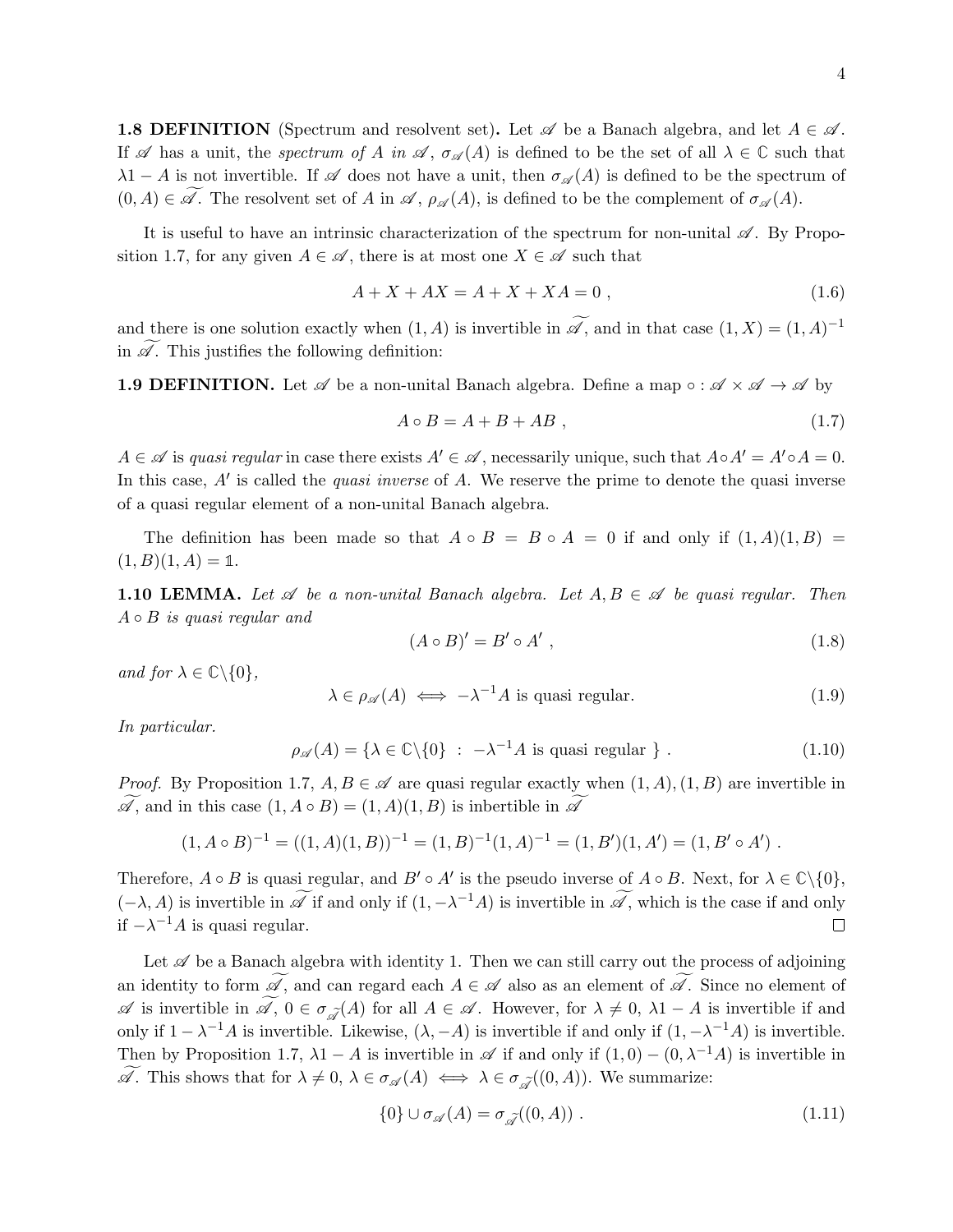**1.8 DEFINITION** (Spectrum and resolvent set)**.** Let $\mathscr{A}$ be a Banach algebra, and let $A \in \mathscr{A}$. If $\mathscr{A}$ has a unit, the *spectrum of* $A$ *in* $\mathscr{A}$, $\sigma_{\mathscr{A}}(A)$ is defined to be the set of all $\lambda \in \mathbb{C}$ such that $\lambda 1 - A$ is not invertible. If $\mathscr{A}$ does not have a unit, then $\sigma_{\mathscr{A}}(A)$ is defined to be the spectrum of $(0, A) \in \widetilde{\mathscr{A}}$. The resolvent set of $A$ in $\mathscr{A}$, $\rho_{\mathscr{A}}(A)$, is defined to be the complement of $\sigma_{\mathscr{A}}(A)$.

It is useful to have an intrinsic characterization of the spectrum for non-unital $\mathscr{A}$. By Proposition 1.7, for any given $A \in \mathscr{A}$, there is at most one $X \in \mathscr{A}$ such that

$$A + X + AX = A + X + XA = 0 \ , \tag{1.6}$$

and there is one solution exactly when $(1, A)$ is invertible in $\widetilde{\mathscr{A}}$, and in that case $(1, X) = (1, A)^{-1}$ in $\widetilde{\mathscr{A}}$. This justifies the following definition:

**1.9 DEFINITION.** Let $\mathscr{A}$ be a non-unital Banach algebra. Define a map $\circ : \mathscr{A} \times \mathscr{A} \to \mathscr{A}$ by

$$A \circ B = A + B + AB \ , \tag{1.7}$$

$A \in \mathscr{A}$ is *quasi regular* in case there exists $A' \in \mathscr{A}$, necessarily unique, such that $A \circ A' = A' \circ A = 0$. In this case, $A'$ is called the *quasi inverse* of $A$. We reserve the prime to denote the quasi inverse of a quasi regular element of a non-unital Banach algebra.

The definition has been made so that $A \circ B = B \circ A = 0$ if and only if $(1, A)(1, B) = (1, B)(1, A) = \mathbb{1}$.

**1.10 LEMMA.** *Let $\mathscr{A}$ be a non-unital Banach algebra. Let $A, B \in \mathscr{A}$ be quasi regular. Then $A \circ B$ is quasi regular and*

$$(A \circ B)' = B' \circ A' \ , \tag{1.8}$$

*and for $\lambda \in \mathbb{C} \backslash \{0\}$,*

$$\lambda \in \rho_{\mathscr{A}}(A) \iff -\lambda^{-1} A \text{ is quasi regular.} \tag{1.9}$$

*In particular.*

$$\rho_{\mathscr{A}}(A) = \{ \lambda \in \mathbb{C} \backslash \{0\} \ : \ -\lambda^{-1} A \text{ is quasi regular } \} \ . \tag{1.10}$$

*Proof.* By Proposition 1.7, $A, B \in \mathscr{A}$ are quasi regular exactly when $(1, A), (1, B)$ are invertible in $\widetilde{\mathscr{A}}$, and in this case $(1, A \circ B) = (1, A)(1, B)$ is inbertible in $\widetilde{\mathscr{A}}$

$$(1, A \circ B)^{-1} = ((1, A)(1, B))^{-1} = (1, B)^{-1}(1, A)^{-1} = (1, B')(1, A') = (1, B' \circ A') \ .$$

Therefore, $A \circ B$ is quasi regular, and $B' \circ A'$ is the pseudo inverse of $A \circ B$. Next, for $\lambda \in \mathbb{C} \backslash \{0\}$, $(-\lambda, A)$ is invertible in $\widetilde{\mathscr{A}}$ if and only if $(1, -\lambda^{-1} A)$ is invertible in $\widetilde{\mathscr{A}}$, which is the case if and only if $-\lambda^{-1} A$ is quasi regular. $\square$

Let $\mathscr{A}$ be a Banach algebra with identity 1. Then we can still carry out the process of adjoining an identity to form $\widetilde{\mathscr{A}}$, and can regard each $A \in \mathscr{A}$ also as an element of $\widetilde{\mathscr{A}}$. Since no element of $\mathscr{A}$ is invertible in $\widetilde{\mathscr{A}}$, $0 \in \sigma_{\widetilde{\mathscr{A}}}(A)$ for all $A \in \mathscr{A}$. However, for $\lambda \neq 0$, $\lambda 1 - A$ is invertible if and only if $1 - \lambda^{-1} A$ is invertible. Likewise, $(\lambda, -A)$ is invertible if and only if $(1, -\lambda^{-1} A)$ is invertible. Then by Proposition 1.7, $\lambda 1 - A$ is invertible in $\mathscr{A}$ if and only if $(1, 0) - (0, \lambda^{-1} A)$ is invertible in $\widetilde{\mathscr{A}}$. This shows that for $\lambda \neq 0$, $\lambda \in \sigma_{\mathscr{A}}(A) \iff \lambda \in \sigma_{\widetilde{\mathscr{A}}}((0, A))$. We summarize:

$$\{0\} \cup \sigma_{\mathscr{A}}(A) = \sigma_{\widetilde{\mathscr{A}}}((0, A)) \ . \tag{1.11}$$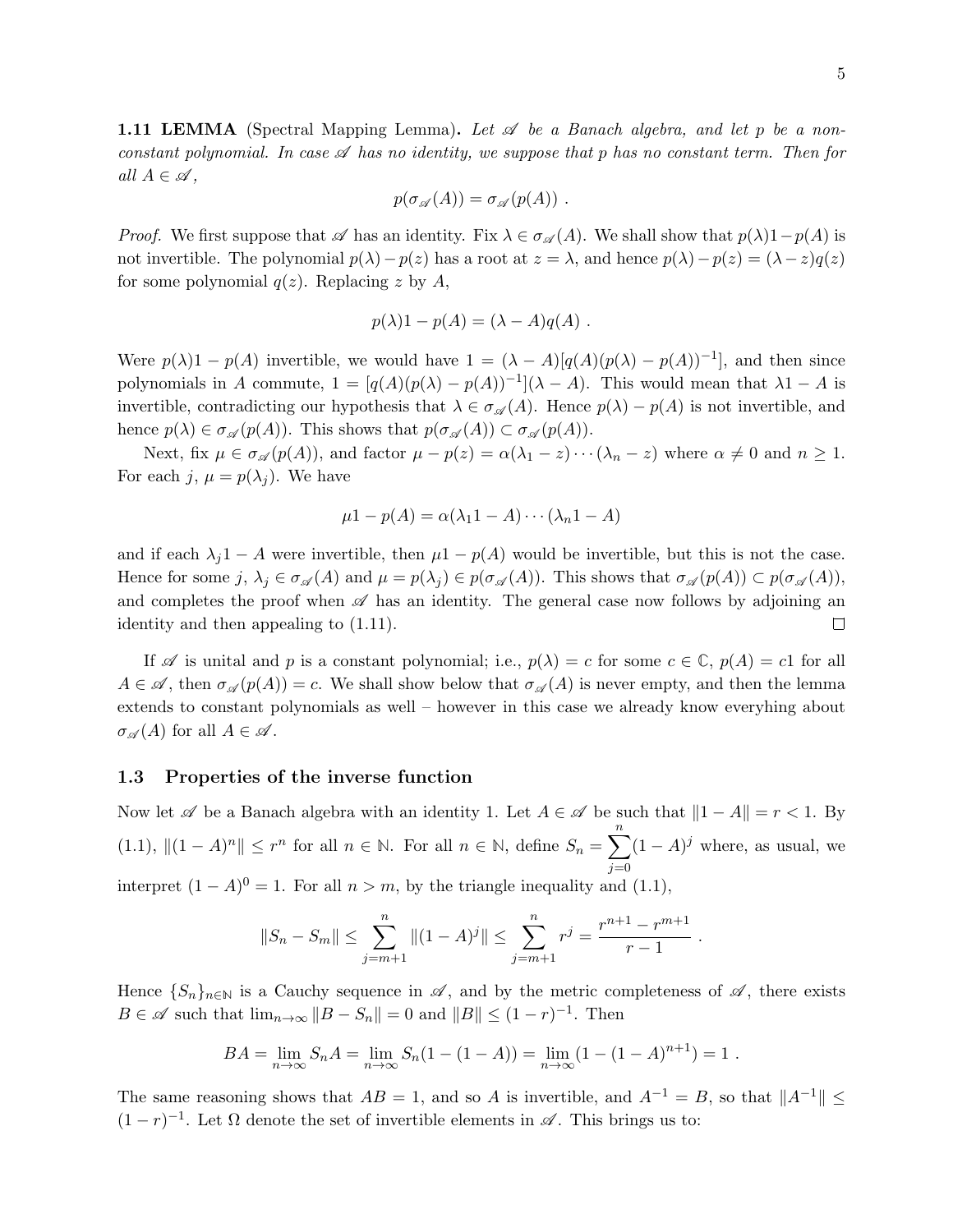**1.11 LEMMA** (Spectral Mapping Lemma)**.** *Let $\mathscr{A}$ be a Banach algebra, and let $p$ be a non-constant polynomial. In case $\mathscr{A}$ has no identity, we suppose that $p$ has no constant term. Then for all $A \in \mathscr{A}$,*

$$p(\sigma_{\mathscr{A}}(A)) = \sigma_{\mathscr{A}}(p(A)) \ .$$

*Proof.* We first suppose that $\mathscr{A}$ has an identity. Fix $\lambda \in \sigma_{\mathscr{A}}(A)$. We shall show that $p(\lambda)1 - p(A)$ is not invertible. The polynomial $p(\lambda) - p(z)$ has a root at $z = \lambda$, and hence $p(\lambda) - p(z) = (\lambda - z)q(z)$ for some polynomial $q(z)$. Replacing $z$ by $A$,

$$p(\lambda)1 - p(A) = (\lambda - A)q(A) \ .$$

Were $p(\lambda)1 - p(A)$ invertible, we would have $1 = (\lambda - A)[q(A)(p(\lambda) - p(A))^{-1}]$, and then since polynomials in $A$ commute, $1 = [q(A)(p(\lambda) - p(A))^{-1}](\lambda - A)$. This would mean that $\lambda 1 - A$ is invertible, contradicting our hypothesis that $\lambda \in \sigma_{\mathscr{A}}(A)$. Hence $p(\lambda) - p(A)$ is not invertible, and hence $p(\lambda) \in \sigma_{\mathscr{A}}(p(A))$. This shows that $p(\sigma_{\mathscr{A}}(A)) \subset \sigma_{\mathscr{A}}(p(A))$.

Next, fix $\mu \in \sigma_{\mathscr{A}}(p(A))$, and factor $\mu - p(z) = \alpha(\lambda_1 - z) \cdots (\lambda_n - z)$ where $\alpha \neq 0$ and $n \geq 1$. For each $j$, $\mu = p(\lambda_j)$. We have

$$\mu 1 - p(A) = \alpha(\lambda_1 1 - A) \cdots (\lambda_n 1 - A)$$

and if each $\lambda_j 1 - A$ were invertible, then $\mu 1 - p(A)$ would be invertible, but this is not the case. Hence for some $j$, $\lambda_j \in \sigma_{\mathscr{A}}(A)$ and $\mu = p(\lambda_j) \in p(\sigma_{\mathscr{A}}(A))$. This shows that $\sigma_{\mathscr{A}}(p(A)) \subset p(\sigma_{\mathscr{A}}(A))$, and completes the proof when $\mathscr{A}$ has an identity. The general case now follows by adjoining an identity and then appealing to (1.11). □

If $\mathscr{A}$ is unital and $p$ is a constant polynomial; i.e., $p(\lambda) = c$ for some $c \in \mathbb{C}$, $p(A) = c1$ for all $A \in \mathscr{A}$, then $\sigma_{\mathscr{A}}(p(A)) = c$. We shall show below that $\sigma_{\mathscr{A}}(A)$ is never empty, and then the lemma extends to constant polynomials as well – however in this case we already know everyhing about $\sigma_{\mathscr{A}}(A)$ for all $A \in \mathscr{A}$.

## 1.3 Properties of the inverse function

Now let $\mathscr{A}$ be a Banach algebra with an identity 1. Let $A \in \mathscr{A}$ be such that $\|1 - A\| = r < 1$. By (1.1), $\|(1 - A)^n\| \leq r^n$ for all $n \in \mathbb{N}$. For all $n \in \mathbb{N}$, define $S_n = \sum_{j=0}^{n} (1 - A)^j$ where, as usual, we interpret $(1 - A)^0 = 1$. For all $n > m$, by the triangle inequality and (1.1),

$$\|S_n - S_m\| \leq \sum_{j=m+1}^{n} \|(1 - A)^j\| \leq \sum_{j=m+1}^{n} r^j = \frac{r^{n+1} - r^{m+1}}{r - 1} \ .$$

Hence $\{S_n\}_{n \in \mathbb{N}}$ is a Cauchy sequence in $\mathscr{A}$, and by the metric completeness of $\mathscr{A}$, there exists $B \in \mathscr{A}$ such that $\lim_{n \to \infty} \|B - S_n\| = 0$ and $\|B\| \leq (1 - r)^{-1}$. Then

$$BA = \lim_{n \to \infty} S_n A = \lim_{n \to \infty} S_n(1 - (1 - A)) = \lim_{n \to \infty} (1 - (1 - A)^{n+1}) = 1 \ .$$

The same reasoning shows that $AB = 1$, and so $A$ is invertible, and $A^{-1} = B$, so that $\|A^{-1}\| \leq (1 - r)^{-1}$. Let $\Omega$ denote the set of invertible elements in $\mathscr{A}$. This brings us to: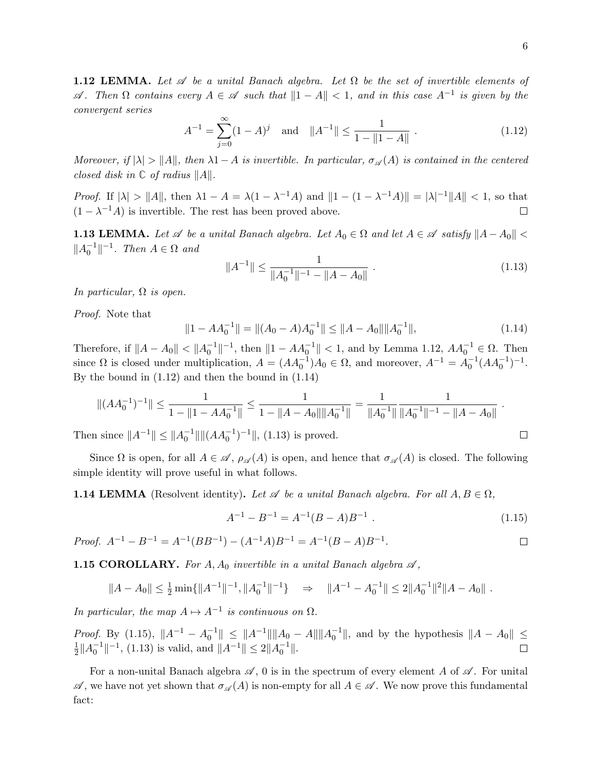**1.12 LEMMA.** *Let $\mathscr{A}$ be a unital Banach algebra. Let $\Omega$ be the set of invertible elements of $\mathscr{A}$. Then $\Omega$ contains every $A \in \mathscr{A}$ such that $\|1 - A\| < 1$, and in this case $A^{-1}$ is given by the convergent series*

$$A^{-1} = \sum_{j=0}^{\infty} (1-A)^j \quad \text{and} \quad \|A^{-1}\| \leq \frac{1}{1 - \|1 - A\|} \ . \tag{1.12}$$

*Moreover, if $|\lambda| > \|A\|$, then $\lambda 1 - A$ is invertible. In particular, $\sigma_{\mathscr{A}}(A)$ is contained in the centered closed disk in $\mathbb{C}$ of radius $\|A\|$.*

*Proof.* If $|\lambda| > \|A\|$, then $\lambda 1 - A = \lambda(1 - \lambda^{-1}A)$ and $\|1 - (1 - \lambda^{-1}A)\| = |\lambda|^{-1}\|A\| < 1$, so that $(1 - \lambda^{-1}A)$ is invertible. The rest has been proved above. □

**1.13 LEMMA.** *Let $\mathscr{A}$ be a unital Banach algebra. Let $A_0 \in \Omega$ and let $A \in \mathscr{A}$ satisfy $\|A - A_0\| < \|A_0^{-1}\|^{-1}$. Then $A \in \Omega$ and*

$$\|A^{-1}\| \leq \frac{1}{\|A_0^{-1}\|^{-1} - \|A - A_0\|} \ . \tag{1.13}$$

*In particular, $\Omega$ is open.*

*Proof.* Note that

$$\|1 - AA_0^{-1}\| = \|(A_0 - A)A_0^{-1}\| \leq \|A - A_0\|\|A_0^{-1}\|, \tag{1.14}$$

Therefore, if $\|A - A_0\| < \|A_0^{-1}\|^{-1}$, then $\|1 - AA_0^{-1}\| < 1$, and by Lemma 1.12, $AA_0^{-1} \in \Omega$. Then since $\Omega$ is closed under multiplication, $A = (AA_0^{-1})A_0 \in \Omega$, and moreover, $A^{-1} = A_0^{-1}(AA_0^{-1})^{-1}$. By the bound in (1.12) and then the bound in (1.14)

$$\|(AA_0^{-1})^{-1}\| \leq \frac{1}{1 - \|1 - AA_0^{-1}\|} \leq \frac{1}{1 - \|A - A_0\|\|A_0^{-1}\|} = \frac{1}{\|A_0^{-1}\|} \frac{1}{\|A_0^{-1}\|^{-1} - \|A - A_0\|} \ .$$

Then since $\|A^{-1}\| \leq \|A_0^{-1}\|\|(AA_0^{-1})^{-1}\|$, (1.13) is proved. □

Since $\Omega$ is open, for all $A \in \mathscr{A}$, $\rho_{\mathscr{A}}(A)$ is open, and hence that $\sigma_{\mathscr{A}}(A)$ is closed. The following simple identity will prove useful in what follows.

**1.14 LEMMA** (Resolvent identity)**.** *Let $\mathscr{A}$ be a unital Banach algebra. For all $A, B \in \Omega$,*

$$A^{-1} - B^{-1} = A^{-1}(B - A)B^{-1} \ . \tag{1.15}$$

*Proof.* $A^{-1} - B^{-1} = A^{-1}(BB^{-1}) - (A^{-1}A)B^{-1} = A^{-1}(B - A)B^{-1}$. □

**1.15 COROLLARY.** *For $A, A_0$ invertible in a unital Banach algebra $\mathscr{A}$,*

$$\|A - A_0\| \leq \tfrac{1}{2}\min\{\|A^{-1}\|^{-1}, \|A_0^{-1}\|^{-1}\} \quad \Rightarrow \quad \|A^{-1} - A_0^{-1}\| \leq 2\|A_0^{-1}\|^2\|A - A_0\| \ .$$

*In particular, the map $A \mapsto A^{-1}$ is continuous on $\Omega$.*

*Proof.* By (1.15), $\|A^{-1} - A_0^{-1}\| \leq \|A^{-1}\|\|A_0 - A\|\|A_0^{-1}\|$, and by the hypothesis $\|A - A_0\| \leq \frac{1}{2}\|A_0^{-1}\|^{-1}$, (1.13) is valid, and $\|A^{-1}\| \leq 2\|A_0^{-1}\|$. □

For a non-unital Banach algebra $\mathscr{A}$, 0 is in the spectrum of every element $A$ of $\mathscr{A}$. For unital $\mathscr{A}$, we have not yet shown that $\sigma_{\mathscr{A}}(A)$ is non-empty for all $A \in \mathscr{A}$. We now prove this fundamental fact: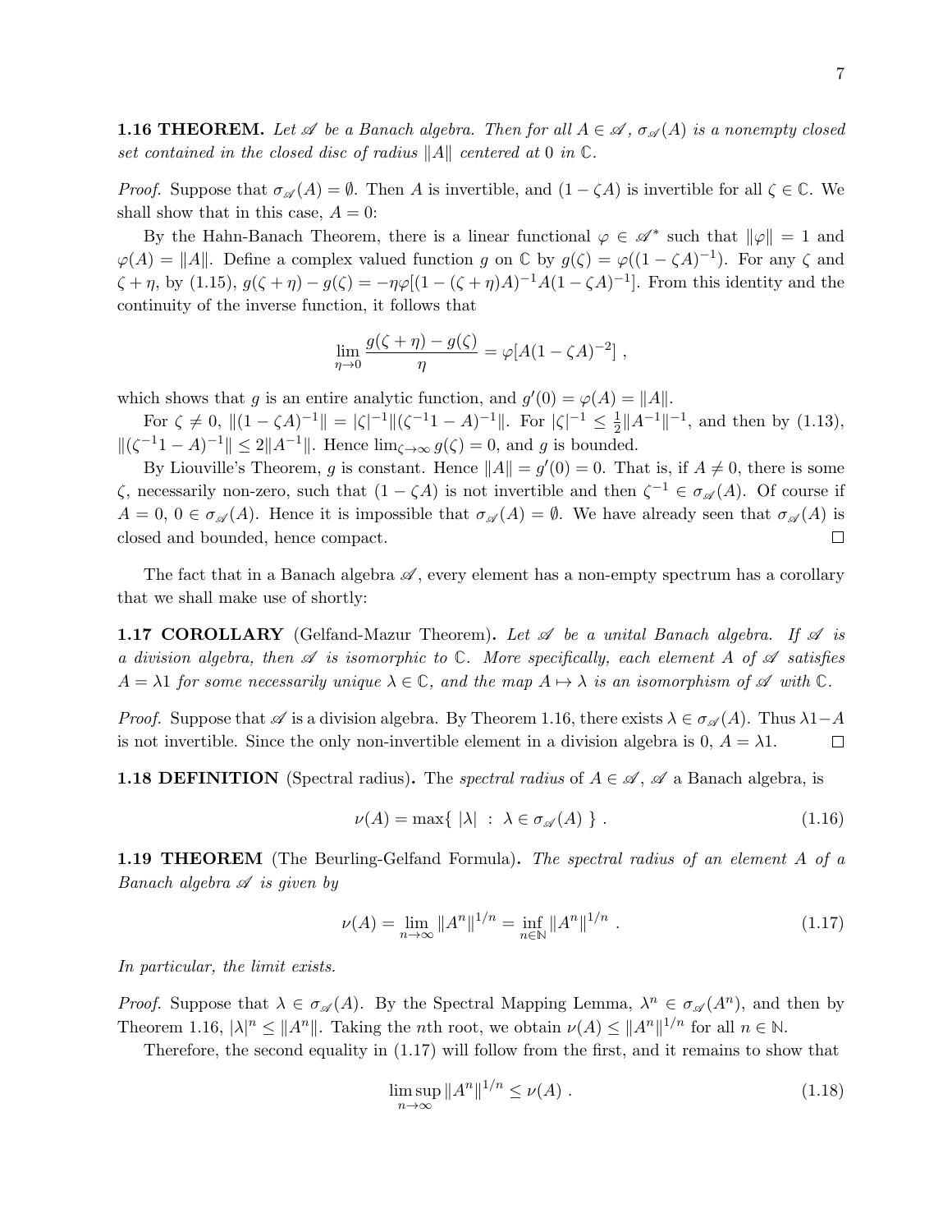**1.16 THEOREM.** *Let $\mathscr{A}$ be a Banach algebra. Then for all $A \in \mathscr{A}$, $\sigma_{\mathscr{A}}(A)$ is a nonempty closed set contained in the closed disc of radius $\|A\|$ centered at 0 in $\mathbb{C}$.*

*Proof.* Suppose that $\sigma_{\mathscr{A}}(A) = \emptyset$. Then $A$ is invertible, and $(1 - \zeta A)$ is invertible for all $\zeta \in \mathbb{C}$. We shall show that in this case, $A = 0$:

By the Hahn-Banach Theorem, there is a linear functional $\varphi \in \mathscr{A}^*$ such that $\|\varphi\| = 1$ and $\varphi(A) = \|A\|$. Define a complex valued function $g$ on $\mathbb{C}$ by $g(\zeta) = \varphi((1 - \zeta A)^{-1})$. For any $\zeta$ and $\zeta + \eta$, by (1.15), $g(\zeta + \eta) - g(\zeta) = -\eta\varphi[(1 - (\zeta + \eta)A)^{-1}A(1 - \zeta A)^{-1}]$. From this identity and the continuity of the inverse function, it follows that

$$\lim_{\eta \to 0} \frac{g(\zeta + \eta) - g(\zeta)}{\eta} = \varphi[A(1 - \zeta A)^{-2}] \ ,$$

which shows that $g$ is an entire analytic function, and $g'(0) = \varphi(A) = \|A\|$.

For $\zeta \neq 0$, $\|(1 - \zeta A)^{-1}\| = |\zeta|^{-1}\|(\zeta^{-1}1 - A)^{-1}\|$. For $|\zeta|^{-1} \leq \frac{1}{2}\|A^{-1}\|^{-1}$, and then by (1.13), $\|(\zeta^{-1}1 - A)^{-1}\| \leq 2\|A^{-1}\|$. Hence $\lim_{\zeta \to \infty} g(\zeta) = 0$, and $g$ is bounded.

By Liouville's Theorem, $g$ is constant. Hence $\|A\| = g'(0) = 0$. That is, if $A \neq 0$, there is some $\zeta$, necessarily non-zero, such that $(1 - \zeta A)$ is not invertible and then $\zeta^{-1} \in \sigma_{\mathscr{A}}(A)$. Of course if $A = 0$, $0 \in \sigma_{\mathscr{A}}(A)$. Hence it is impossible that $\sigma_{\mathscr{A}}(A) = \emptyset$. We have already seen that $\sigma_{\mathscr{A}}(A)$ is closed and bounded, hence compact. □

The fact that in a Banach algebra $\mathscr{A}$, every element has a non-empty spectrum has a corollary that we shall make use of shortly:

**1.17 COROLLARY** (Gelfand-Mazur Theorem)**.** *Let $\mathscr{A}$ be a unital Banach algebra. If $\mathscr{A}$ is a division algebra, then $\mathscr{A}$ is isomorphic to $\mathbb{C}$. More specifically, each element $A$ of $\mathscr{A}$ satisfies $A = \lambda 1$ for some necessarily unique $\lambda \in \mathbb{C}$, and the map $A \mapsto \lambda$ is an isomorphism of $\mathscr{A}$ with $\mathbb{C}$.*

*Proof.* Suppose that $\mathscr{A}$ is a division algebra. By Theorem 1.16, there exists $\lambda \in \sigma_{\mathscr{A}}(A)$. Thus $\lambda 1 - A$ is not invertible. Since the only non-invertible element in a division algebra is 0, $A = \lambda 1$. □

**1.18 DEFINITION** (Spectral radius)**.** The *spectral radius* of $A \in \mathscr{A}$, $\mathscr{A}$ a Banach algebra, is

$$\nu(A) = \max\{ \ |\lambda| \ : \ \lambda \in \sigma_{\mathscr{A}}(A) \ \} \ . \tag{1.16}$$

**1.19 THEOREM** (The Beurling-Gelfand Formula)**.** *The spectral radius of an element $A$ of a Banach algebra $\mathscr{A}$ is given by*

$$\nu(A) = \lim_{n \to \infty} \|A^n\|^{1/n} = \inf_{n \in \mathbb{N}} \|A^n\|^{1/n} \ . \tag{1.17}$$

*In particular, the limit exists.*

*Proof.* Suppose that $\lambda \in \sigma_{\mathscr{A}}(A)$. By the Spectral Mapping Lemma, $\lambda^n \in \sigma_{\mathscr{A}}(A^n)$, and then by Theorem 1.16, $|\lambda|^n \leq \|A^n\|$. Taking the $n$th root, we obtain $\nu(A) \leq \|A^n\|^{1/n}$ for all $n \in \mathbb{N}$.

Therefore, the second equality in (1.17) will follow from the first, and it remains to show that

$$\limsup_{n \to \infty} \|A^n\|^{1/n} \leq \nu(A) \ . \tag{1.18}$$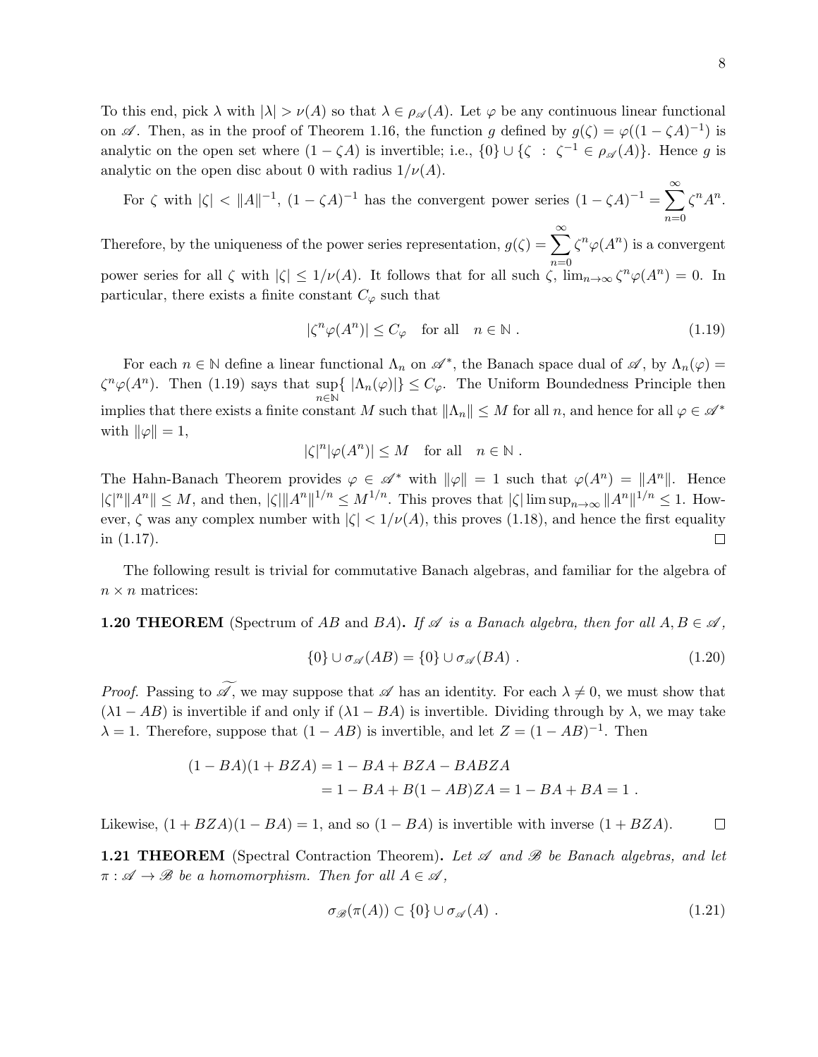To this end, pick $\lambda$ with $|\lambda| > \nu(A)$ so that $\lambda \in \rho_{\mathscr{A}}(A)$. Let $\varphi$ be any continuous linear functional on $\mathscr{A}$. Then, as in the proof of Theorem 1.16, the function $g$ defined by $g(\zeta) = \varphi((1-\zeta A)^{-1})$ is analytic on the open set where $(1-\zeta A)$ is invertible; i.e., $\{0\} \cup \{\zeta \ : \ \zeta^{-1} \in \rho_{\mathscr{A}}(A)\}$. Hence $g$ is analytic on the open disc about 0 with radius $1/\nu(A)$.

For $\zeta$ with $|\zeta| < \|A\|^{-1}$, $(1-\zeta A)^{-1}$ has the convergent power series $(1-\zeta A)^{-1} = \sum_{n=0}^{\infty} \zeta^n A^n$. Therefore, by the uniqueness of the power series representation, $g(\zeta) = \sum_{n=0}^{\infty} \zeta^n \varphi(A^n)$ is a convergent power series for all $\zeta$ with $|\zeta| \leq 1/\nu(A)$. It follows that for all such $\zeta$, $\lim_{n\to\infty} \zeta^n \varphi(A^n) = 0$. In particular, there exists a finite constant $C_\varphi$ such that

$$|\zeta^n \varphi(A^n)| \leq C_\varphi \quad \text{for all} \quad n \in \mathbb{N} \ . \tag{1.19}$$

For each $n \in \mathbb{N}$ define a linear functional $\Lambda_n$ on $\mathscr{A}^*$, the Banach space dual of $\mathscr{A}$, by $\Lambda_n(\varphi) = \zeta^n \varphi(A^n)$. Then (1.19) says that $\sup_{n\in\mathbb{N}}\{\ |\Lambda_n(\varphi)|\} \leq C_\varphi$. The Uniform Boundedness Principle then implies that there exists a finite constant $M$ such that $\|\Lambda_n\| \leq M$ for all $n$, and hence for all $\varphi \in \mathscr{A}^*$ with $\|\varphi\| = 1$,

$$|\zeta|^n |\varphi(A^n)| \leq M \quad \text{for all} \quad n \in \mathbb{N} \ .$$

The Hahn-Banach Theorem provides $\varphi \in \mathscr{A}^*$ with $\|\varphi\| = 1$ such that $\varphi(A^n) = \|A^n\|$. Hence $|\zeta|^n \|A^n\| \leq M$, and then, $|\zeta| \|A^n\|^{1/n} \leq M^{1/n}$. This proves that $|\zeta| \limsup_{n\to\infty} \|A^n\|^{1/n} \leq 1$. However, $\zeta$ was any complex number with $|\zeta| < 1/\nu(A)$, this proves (1.18), and hence the first equality in (1.17). □

The following result is trivial for commutative Banach algebras, and familiar for the algebra of $n \times n$ matrices:

**1.20 THEOREM** (Spectrum of $AB$ and $BA$)**.** *If $\mathscr{A}$ is a Banach algebra, then for all $A, B \in \mathscr{A}$,*

$$\{0\} \cup \sigma_{\mathscr{A}}(AB) = \{0\} \cup \sigma_{\mathscr{A}}(BA) \ . \tag{1.20}$$

*Proof.* Passing to $\widetilde{\mathscr{A}}$, we may suppose that $\mathscr{A}$ has an identity. For each $\lambda \neq 0$, we must show that $(\lambda 1 - AB)$ is invertible if and only if $(\lambda 1 - BA)$ is invertible. Dividing through by $\lambda$, we may take $\lambda = 1$. Therefore, suppose that $(1 - AB)$ is invertible, and let $Z = (1 - AB)^{-1}$. Then

$$\begin{aligned}
(1 - BA)(1 + BZA) &= 1 - BA + BZA - BABZA \\
&= 1 - BA + B(1 - AB)ZA = 1 - BA + BA = 1 \ .
\end{aligned}$$

Likewise, $(1 + BZA)(1 - BA) = 1$, and so $(1 - BA)$ is invertible with inverse $(1 + BZA)$. □

**1.21 THEOREM** (Spectral Contraction Theorem)**.** *Let $\mathscr{A}$ and $\mathscr{B}$ be Banach algebras, and let $\pi : \mathscr{A} \to \mathscr{B}$ be a homomorphism. Then for all $A \in \mathscr{A}$,*

$$\sigma_{\mathscr{B}}(\pi(A)) \subset \{0\} \cup \sigma_{\mathscr{A}}(A) \ . \tag{1.21}$$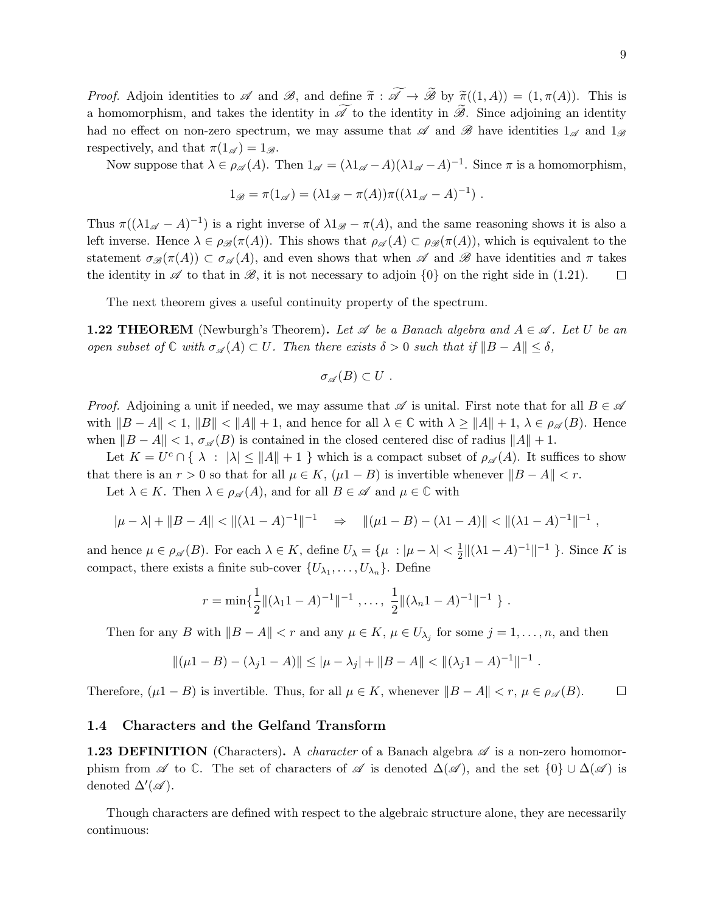*Proof.* Adjoin identities to $\mathscr{A}$ and $\mathscr{B}$, and define $\widetilde{\pi} : \widetilde{\mathscr{A}} \to \widetilde{\mathscr{B}}$ by $\widetilde{\pi}((1, A)) = (1, \pi(A))$. This is a homomorphism, and takes the identity in $\widetilde{\mathscr{A}}$ to the identity in $\widetilde{\mathscr{B}}$. Since adjoining an identity had no effect on non-zero spectrum, we may assume that $\mathscr{A}$ and $\mathscr{B}$ have identities $1_{\mathscr{A}}$ and $1_{\mathscr{B}}$ respectively, and that $\pi(1_{\mathscr{A}}) = 1_{\mathscr{B}}$.

Now suppose that $\lambda \in \rho_{\mathscr{A}}(A)$. Then $1_{\mathscr{A}} = (\lambda 1_{\mathscr{A}} - A)(\lambda 1_{\mathscr{A}} - A)^{-1}$. Since $\pi$ is a homomorphism,

$$1_{\mathscr{B}} = \pi(1_{\mathscr{A}}) = (\lambda 1_{\mathscr{B}} - \pi(A))\pi((\lambda 1_{\mathscr{A}} - A)^{-1}) \ .$$

Thus $\pi((\lambda 1_{\mathscr{A}} - A)^{-1})$ is a right inverse of $\lambda 1_{\mathscr{B}} - \pi(A)$, and the same reasoning shows it is also a left inverse. Hence $\lambda \in \rho_{\mathscr{B}}(\pi(A))$. This shows that $\rho_{\mathscr{A}}(A) \subset \rho_{\mathscr{B}}(\pi(A))$, which is equivalent to the statement $\sigma_{\mathscr{B}}(\pi(A)) \subset \sigma_{\mathscr{A}}(A)$, and even shows that when $\mathscr{A}$ and $\mathscr{B}$ have identities and $\pi$ takes the identity in $\mathscr{A}$ to that in $\mathscr{B}$, it is not necessary to adjoin $\{0\}$ on the right side in (1.21). $\square$

The next theorem gives a useful continuity property of the spectrum.

**1.22 THEOREM** (Newburgh's Theorem)**.** *Let $\mathscr{A}$ be a Banach algebra and $A \in \mathscr{A}$. Let $U$ be an open subset of $\mathbb{C}$ with $\sigma_{\mathscr{A}}(A) \subset U$. Then there exists $\delta > 0$ such that if $\|B - A\| \leq \delta$,*

$$\sigma_{\mathscr{A}}(B) \subset U \ .$$

*Proof.* Adjoining a unit if needed, we may assume that $\mathscr{A}$ is unital. First note that for all $B \in \mathscr{A}$ with $\|B - A\| < 1$, $\|B\| < \|A\| + 1$, and hence for all $\lambda \in \mathbb{C}$ with $\lambda \geq \|A\| + 1$, $\lambda \in \rho_{\mathscr{A}}(B)$. Hence when $\|B - A\| < 1$, $\sigma_{\mathscr{A}}(B)$ is contained in the closed centered disc of radius $\|A\| + 1$.

Let $K = U^c \cap \{ \lambda \ : \ |\lambda| \leq \|A\| + 1 \}$ which is a compact subset of $\rho_{\mathscr{A}}(A)$. It suffices to show that there is an $r > 0$ so that for all $\mu \in K$, $(\mu 1 - B)$ is invertible whenever $\|B - A\| < r$.

Let $\lambda \in K$. Then $\lambda \in \rho_{\mathscr{A}}(A)$, and for all $B \in \mathscr{A}$ and $\mu \in \mathbb{C}$ with

$$|\mu - \lambda| + \|B - A\| < \|(\lambda 1 - A)^{-1}\|^{-1} \quad \Rightarrow \quad \|(\mu 1 - B) - (\lambda 1 - A)\| < \|(\lambda 1 - A)^{-1}\|^{-1} \ ,$$

and hence $\mu \in \rho_{\mathscr{A}}(B)$. For each $\lambda \in K$, define $U_\lambda = \{\mu \ : |\mu - \lambda| < \frac{1}{2}\|(\lambda 1 - A)^{-1}\|^{-1} \ \}$. Since $K$ is compact, there exists a finite sub-cover $\{U_{\lambda_1}, \ldots, U_{\lambda_n}\}$. Define

$$r = \min\{\frac{1}{2}\|(\lambda_1 1 - A)^{-1}\|^{-1} \ , \ldots, \ \frac{1}{2}\|(\lambda_n 1 - A)^{-1}\|^{-1} \ \} \ .$$

Then for any $B$ with $\|B - A\| < r$ and any $\mu \in K$, $\mu \in U_{\lambda_j}$ for some $j = 1, \ldots, n$, and then

$$\|(\mu 1 - B) - (\lambda_j 1 - A)\| \leq |\mu - \lambda_j| + \|B - A\| < \|(\lambda_j 1 - A)^{-1}\|^{-1} \ .$$

Therefore, $(\mu 1 - B)$ is invertible. Thus, for all $\mu \in K$, whenever $\|B - A\| < r$, $\mu \in \rho_{\mathscr{A}}(B)$. $\square$

### 1.4 Characters and the Gelfand Transform

**1.23 DEFINITION** (Characters)**.** A *character* of a Banach algebra $\mathscr{A}$ is a non-zero homomorphism from $\mathscr{A}$ to $\mathbb{C}$. The set of characters of $\mathscr{A}$ is denoted $\Delta(\mathscr{A})$, and the set $\{0\} \cup \Delta(\mathscr{A})$ is denoted $\Delta'(\mathscr{A})$.

Though characters are defined with respect to the algebraic structure alone, they are necessarily continuous: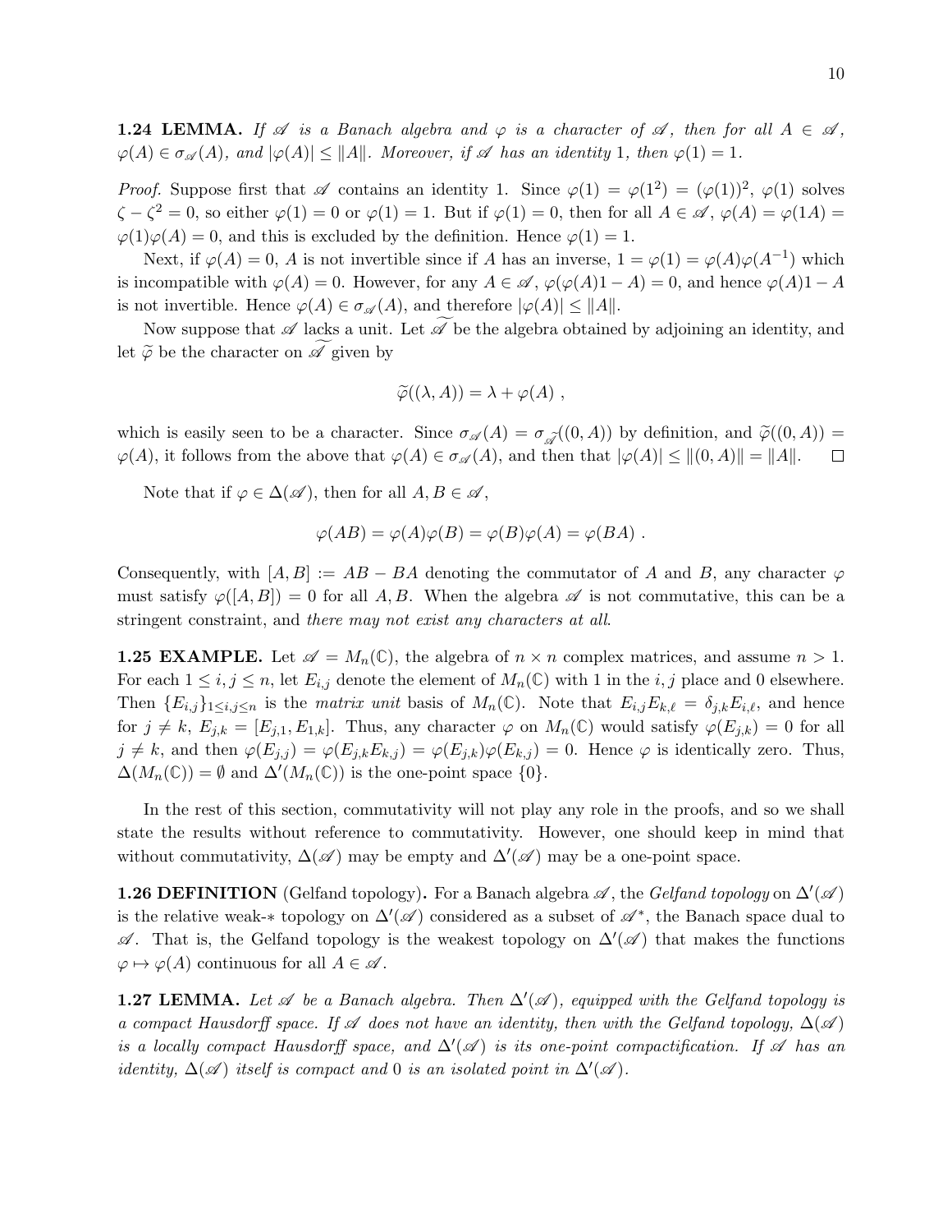**1.24 LEMMA.** *If $\mathscr{A}$ is a Banach algebra and $\varphi$ is a character of $\mathscr{A}$, then for all $A \in \mathscr{A}$, $\varphi(A) \in \sigma_{\mathscr{A}}(A)$, and $|\varphi(A)| \leq \|A\|$. Moreover, if $\mathscr{A}$ has an identity 1, then $\varphi(1) = 1$.*

*Proof.* Suppose first that $\mathscr{A}$ contains an identity 1. Since $\varphi(1) = \varphi(1^2) = (\varphi(1))^2$, $\varphi(1)$ solves $\zeta - \zeta^2 = 0$, so either $\varphi(1) = 0$ or $\varphi(1) = 1$. But if $\varphi(1) = 0$, then for all $A \in \mathscr{A}$, $\varphi(A) = \varphi(1A) = \varphi(1)\varphi(A) = 0$, and this is excluded by the definition. Hence $\varphi(1) = 1$.

Next, if $\varphi(A) = 0$, $A$ is not invertible since if $A$ has an inverse, $1 = \varphi(1) = \varphi(A)\varphi(A^{-1})$ which is incompatible with $\varphi(A) = 0$. However, for any $A \in \mathscr{A}$, $\varphi(\varphi(A)1 - A) = 0$, and hence $\varphi(A)1 - A$ is not invertible. Hence $\varphi(A) \in \sigma_{\mathscr{A}}(A)$, and therefore $|\varphi(A)| \leq \|A\|$.

Now suppose that $\mathscr{A}$ lacks a unit. Let $\widetilde{\mathscr{A}}$ be the algebra obtained by adjoining an identity, and let $\widetilde{\varphi}$ be the character on $\widetilde{\mathscr{A}}$ given by

$$\widetilde{\varphi}((\lambda, A)) = \lambda + \varphi(A) \ ,$$

which is easily seen to be a character. Since $\sigma_{\mathscr{A}}(A) = \sigma_{\widetilde{\mathscr{A}}}((0, A))$ by definition, and $\widetilde{\varphi}((0, A)) = \varphi(A)$, it follows from the above that $\varphi(A) \in \sigma_{\mathscr{A}}(A)$, and then that $|\varphi(A)| \leq \|(0, A)\| = \|A\|$. □

Note that if $\varphi \in \Delta(\mathscr{A})$, then for all $A, B \in \mathscr{A}$,

$$\varphi(AB) = \varphi(A)\varphi(B) = \varphi(B)\varphi(A) = \varphi(BA) \ .$$

Consequently, with $[A, B] := AB - BA$ denoting the commutator of $A$ and $B$, any character $\varphi$ must satisfy $\varphi([A, B]) = 0$ for all $A, B$. When the algebra $\mathscr{A}$ is not commutative, this can be a stringent constraint, and *there may not exist any characters at all*.

**1.25 EXAMPLE.** Let $\mathscr{A} = M_n(\mathbb{C})$, the algebra of $n \times n$ complex matrices, and assume $n > 1$. For each $1 \leq i, j \leq n$, let $E_{i,j}$ denote the element of $M_n(\mathbb{C})$ with 1 in the $i, j$ place and 0 elsewhere. Then $\{E_{i,j}\}_{1 \leq i,j \leq n}$ is the *matrix unit* basis of $M_n(\mathbb{C})$. Note that $E_{i,j}E_{k,\ell} = \delta_{j,k}E_{i,\ell}$, and hence for $j \neq k$, $E_{j,k} = [E_{j,1}, E_{1,k}]$. Thus, any character $\varphi$ on $M_n(\mathbb{C})$ would satisfy $\varphi(E_{j,k}) = 0$ for all $j \neq k$, and then $\varphi(E_{j,j}) = \varphi(E_{j,k}E_{k,j}) = \varphi(E_{j,k})\varphi(E_{k,j}) = 0$. Hence $\varphi$ is identically zero. Thus, $\Delta(M_n(\mathbb{C})) = \emptyset$ and $\Delta'(M_n(\mathbb{C}))$ is the one-point space $\{0\}$.

In the rest of this section, commutativity will not play any role in the proofs, and so we shall state the results without reference to commutativity. However, one should keep in mind that without commutativity, $\Delta(\mathscr{A})$ may be empty and $\Delta'(\mathscr{A})$ may be a one-point space.

**1.26 DEFINITION** (Gelfand topology)**.** For a Banach algebra $\mathscr{A}$, the *Gelfand topology* on $\Delta'(\mathscr{A})$ is the relative weak-$*$ topology on $\Delta'(\mathscr{A})$ considered as a subset of $\mathscr{A}^*$, the Banach space dual to $\mathscr{A}$. That is, the Gelfand topology is the weakest topology on $\Delta'(\mathscr{A})$ that makes the functions $\varphi \mapsto \varphi(A)$ continuous for all $A \in \mathscr{A}$.

**1.27 LEMMA.** *Let $\mathscr{A}$ be a Banach algebra. Then $\Delta'(\mathscr{A})$, equipped with the Gelfand topology is a compact Hausdorff space. If $\mathscr{A}$ does not have an identity, then with the Gelfand topology, $\Delta(\mathscr{A})$ is a locally compact Hausdorff space, and $\Delta'(\mathscr{A})$ is its one-point compactification. If $\mathscr{A}$ has an identity, $\Delta(\mathscr{A})$ itself is compact and 0 is an isolated point in $\Delta'(\mathscr{A})$.*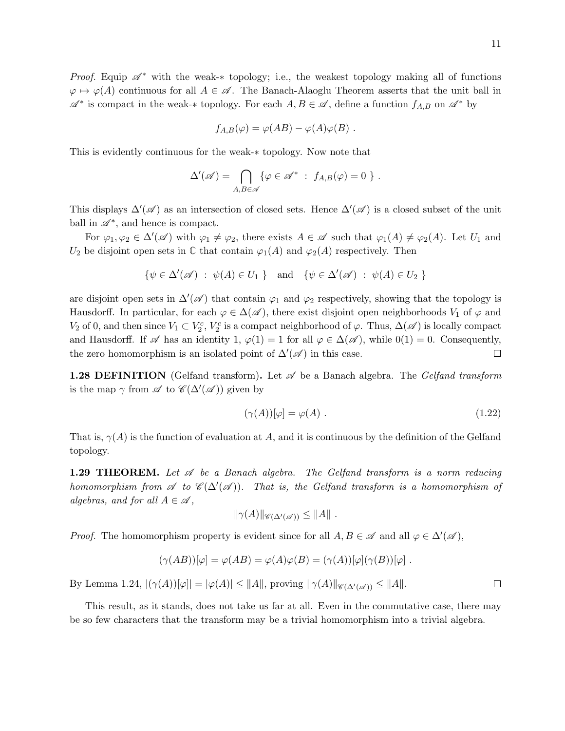*Proof.* Equip $\mathscr{A}^*$ with the weak-$*$ topology; i.e., the weakest topology making all of functions $\varphi \mapsto \varphi(A)$ continuous for all $A \in \mathscr{A}$. The Banach-Alaoglu Theorem asserts that the unit ball in $\mathscr{A}^*$ is compact in the weak-$*$ topology. For each $A, B \in \mathscr{A}$, define a function $f_{A,B}$ on $\mathscr{A}^*$ by

$$f_{A,B}(\varphi) = \varphi(AB) - \varphi(A)\varphi(B) \ .$$

This is evidently continuous for the weak-$*$ topology. Now note that

$$\Delta'(\mathscr{A}) = \bigcap_{A,B \in \mathscr{A}} \{ \varphi \in \mathscr{A}^* \ : \ f_{A,B}(\varphi) = 0 \ \} \ .$$

This displays $\Delta'(\mathscr{A})$ as an intersection of closed sets. Hence $\Delta'(\mathscr{A})$ is a closed subset of the unit ball in $\mathscr{A}^*$, and hence is compact.

For $\varphi_1, \varphi_2 \in \Delta'(\mathscr{A})$ with $\varphi_1 \neq \varphi_2$, there exists $A \in \mathscr{A}$ such that $\varphi_1(A) \neq \varphi_2(A)$. Let $U_1$ and $U_2$ be disjoint open sets in $\mathbb{C}$ that contain $\varphi_1(A)$ and $\varphi_2(A)$ respectively. Then

$$\{ \psi \in \Delta'(\mathscr{A}) \ : \ \psi(A) \in U_1 \ \} \quad \text{and} \quad \{ \psi \in \Delta'(\mathscr{A}) \ : \ \psi(A) \in U_2 \ \}$$

are disjoint open sets in $\Delta'(\mathscr{A})$ that contain $\varphi_1$ and $\varphi_2$ respectively, showing that the topology is Hausdorff. In particular, for each $\varphi \in \Delta(\mathscr{A})$, there exist disjoint open neighborhoods $V_1$ of $\varphi$ and $V_2$ of 0, and then since $V_1 \subset V_2^c$, $V_2^c$ is a compact neighborhood of $\varphi$. Thus, $\Delta(\mathscr{A})$ is locally compact and Hausdorff. If $\mathscr{A}$ has an identity 1, $\varphi(1) = 1$ for all $\varphi \in \Delta(\mathscr{A})$, while $0(1) = 0$. Consequently, the zero homomorphism is an isolated point of $\Delta'(\mathscr{A})$ in this case. □

**1.28 DEFINITION** (Gelfand transform)**.** Let $\mathscr{A}$ be a Banach algebra. The *Gelfand transform* is the map $\gamma$ from $\mathscr{A}$ to $\mathscr{C}(\Delta'(\mathscr{A}))$ given by

$$(\gamma(A))[\varphi] = \varphi(A) \ . \tag{1.22}$$

That is, $\gamma(A)$ is the function of evaluation at $A$, and it is continuous by the definition of the Gelfand topology.

**1.29 THEOREM.** *Let $\mathscr{A}$ be a Banach algebra. The Gelfand transform is a norm reducing homomorphism from $\mathscr{A}$ to $\mathscr{C}(\Delta'(\mathscr{A}))$. That is, the Gelfand transform is a homomorphism of algebras, and for all $A \in \mathscr{A}$,*

$$\|\gamma(A)\|_{\mathscr{C}(\Delta'(\mathscr{A}))} \leq \|A\| \ .$$

*Proof.* The homomorphism property is evident since for all $A, B \in \mathscr{A}$ and all $\varphi \in \Delta'(\mathscr{A})$,

$$(\gamma(AB))[\varphi] = \varphi(AB) = \varphi(A)\varphi(B) = (\gamma(A))[\varphi](\gamma(B))[\varphi] \ .$$

By Lemma 1.24, $|(\gamma(A))[\varphi]| = |\varphi(A)| \leq \|A\|$, proving $\|\gamma(A)\|_{\mathscr{C}(\Delta'(\mathscr{A}))} \leq \|A\|$. □

This result, as it stands, does not take us far at all. Even in the commutative case, there may be so few characters that the transform may be a trivial homomorphism into a trivial algebra.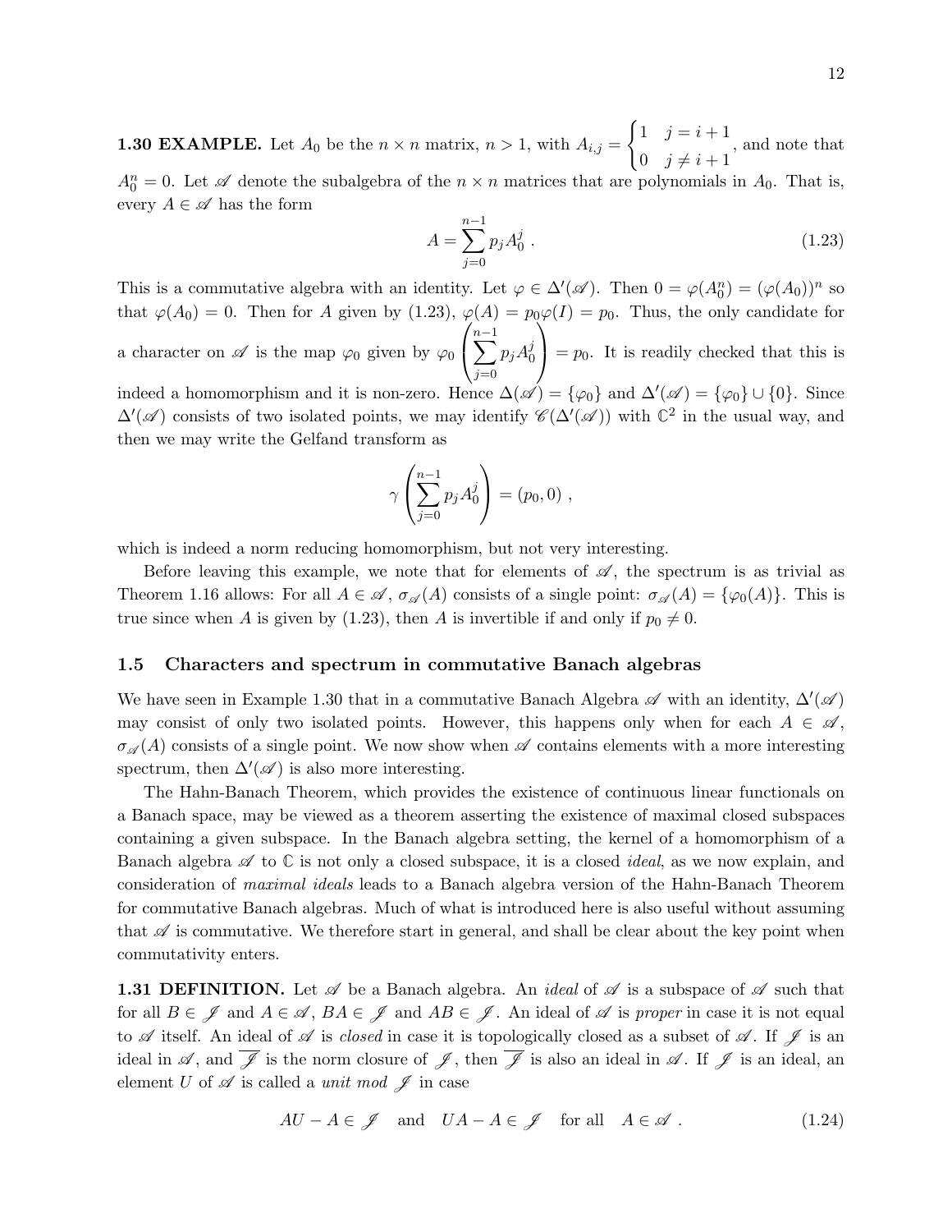**1.30 EXAMPLE.** Let $A_0$ be the $n \times n$ matrix, $n > 1$, with $A_{i,j} = \begin{cases} 1 & j = i+1 \\ 0 & j \neq i+1 \end{cases}$, and note that $A_0^n = 0$. Let $\mathscr{A}$ denote the subalgebra of the $n \times n$ matrices that are polynomials in $A_0$. That is, every $A \in \mathscr{A}$ has the form

$$A = \sum_{j=0}^{n-1} p_j A_0^j \ . \tag{1.23}$$

This is a commutative algebra with an identity. Let $\varphi \in \Delta'(\mathscr{A})$. Then $0 = \varphi(A_0^n) = (\varphi(A_0))^n$ so that $\varphi(A_0) = 0$. Then for $A$ given by (1.23), $\varphi(A) = p_0 \varphi(I) = p_0$. Thus, the only candidate for a character on $\mathscr{A}$ is the map $\varphi_0$ given by $\varphi_0\left(\sum_{j=0}^{n-1} p_j A_0^j\right) = p_0$. It is readily checked that this is indeed a homomorphism and it is non-zero. Hence $\Delta(\mathscr{A}) = \{\varphi_0\}$ and $\Delta'(\mathscr{A}) = \{\varphi_0\} \cup \{0\}$. Since $\Delta'(\mathscr{A})$ consists of two isolated points, we may identify $\mathscr{C}(\Delta'(\mathscr{A}))$ with $\mathbb{C}^2$ in the usual way, and then we may write the Gelfand transform as

$$\gamma\left(\sum_{j=0}^{n-1} p_j A_0^j\right) = (p_0, 0) \ ,$$

which is indeed a norm reducing homomorphism, but not very interesting.

Before leaving this example, we note that for elements of $\mathscr{A}$, the spectrum is as trivial as Theorem 1.16 allows: For all $A \in \mathscr{A}$, $\sigma_{\mathscr{A}}(A)$ consists of a single point: $\sigma_{\mathscr{A}}(A) = \{\varphi_0(A)\}$. This is true since when $A$ is given by (1.23), then $A$ is invertible if and only if $p_0 \neq 0$.

## 1.5 Characters and spectrum in commutative Banach algebras

We have seen in Example 1.30 that in a commutative Banach Algebra $\mathscr{A}$ with an identity, $\Delta'(\mathscr{A})$ may consist of only two isolated points. However, this happens only when for each $A \in \mathscr{A}$, $\sigma_{\mathscr{A}}(A)$ consists of a single point. We now show when $\mathscr{A}$ contains elements with a more interesting spectrum, then $\Delta'(\mathscr{A})$ is also more interesting.

The Hahn-Banach Theorem, which provides the existence of continuous linear functionals on a Banach space, may be viewed as a theorem asserting the existence of maximal closed subspaces containing a given subspace. In the Banach algebra setting, the kernel of a homomorphism of a Banach algebra $\mathscr{A}$ to $\mathbb{C}$ is not only a closed subspace, it is a closed *ideal*, as we now explain, and consideration of *maximal ideals* leads to a Banach algebra version of the Hahn-Banach Theorem for commutative Banach algebras. Much of what is introduced here is also useful without assuming that $\mathscr{A}$ is commutative. We therefore start in general, and shall be clear about the key point when commutativity enters.

**1.31 DEFINITION.** Let $\mathscr{A}$ be a Banach algebra. An *ideal* of $\mathscr{A}$ is a subspace of $\mathscr{A}$ such that for all $B \in \mathscr{J}$ and $A \in \mathscr{A}$, $BA \in \mathscr{J}$ and $AB \in \mathscr{J}$. An ideal of $\mathscr{A}$ is *proper* in case it is not equal to $\mathscr{A}$ itself. An ideal of $\mathscr{A}$ is *closed* in case it is topologically closed as a subset of $\mathscr{A}$. If $\mathscr{J}$ is an ideal in $\mathscr{A}$, and $\overline{\mathscr{J}}$ is the norm closure of $\mathscr{J}$, then $\overline{\mathscr{J}}$ is also an ideal in $\mathscr{A}$. If $\mathscr{J}$ is an ideal, an element $U$ of $\mathscr{A}$ is called a *unit mod* $\mathscr{J}$ in case

$$AU - A \in \mathscr{J} \quad \text{and} \quad UA - A \in \mathscr{J} \quad \text{for all} \quad A \in \mathscr{A} \ . \tag{1.24}$$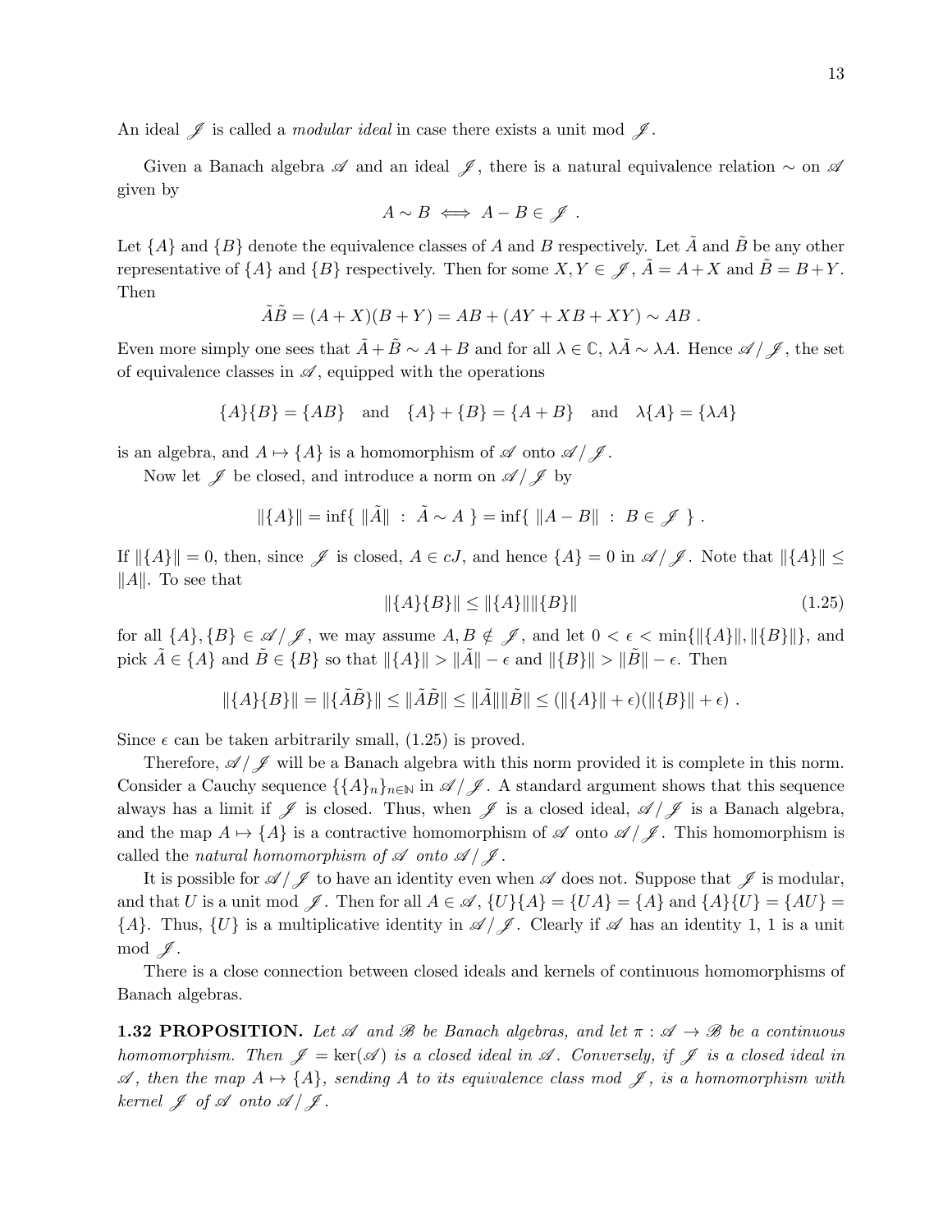An ideal $\mathscr{J}$ is called a *modular ideal* in case there exists a unit mod $\mathscr{J}$.

Given a Banach algebra $\mathscr{A}$ and an ideal $\mathscr{J}$, there is a natural equivalence relation $\sim$ on $\mathscr{A}$ given by

$$A \sim B \iff A - B \in \mathscr{J} \ .$$

Let $\{A\}$ and $\{B\}$ denote the equivalence classes of $A$ and $B$ respectively. Let $\tilde{A}$ and $\tilde{B}$ be any other representative of $\{A\}$ and $\{B\}$ respectively. Then for some $X, Y \in \mathscr{J}$, $\tilde{A} = A + X$ and $\tilde{B} = B + Y$. Then

$$\tilde{A}\tilde{B} = (A + X)(B + Y) = AB + (AY + XB + XY) \sim AB \ .$$

Even more simply one sees that $\tilde{A} + \tilde{B} \sim A + B$ and for all $\lambda \in \mathbb{C}$, $\lambda\tilde{A} \sim \lambda A$. Hence $\mathscr{A}/\mathscr{J}$, the set of equivalence classes in $\mathscr{A}$, equipped with the operations

$$\{A\}\{B\} = \{AB\} \quad \text{and} \quad \{A\} + \{B\} = \{A + B\} \quad \text{and} \quad \lambda\{A\} = \{\lambda A\}$$

is an algebra, and $A \mapsto \{A\}$ is a homomorphism of $\mathscr{A}$ onto $\mathscr{A}/\mathscr{J}$.

Now let $\mathscr{J}$ be closed, and introduce a norm on $\mathscr{A}/\mathscr{J}$ by

$$\|\{A\}\| = \inf\{ \ \|\tilde{A}\| \ : \ \tilde{A} \sim A \ \} = \inf\{ \ \|A - B\| \ : \ B \in \mathscr{J} \ \} \ .$$

If $\|\{A\}\| = 0$, then, since $\mathscr{J}$ is closed, $A \in cJ$, and hence $\{A\} = 0$ in $\mathscr{A}/\mathscr{J}$. Note that $\|\{A\}\| \leq \|A\|$. To see that

$$\|\{A\}\{B\}\| \leq \|\{A\}\|\|\{B\}\| \tag{1.25}$$

for all $\{A\}, \{B\} \in \mathscr{A}/\mathscr{J}$, we may assume $A, B \notin \mathscr{J}$, and let $0 < \epsilon < \min\{\|\{A\}\|, \|\{B\}\|\}$, and pick $\tilde{A} \in \{A\}$ and $\tilde{B} \in \{B\}$ so that $\|\{A\}\| > \|\tilde{A}\| - \epsilon$ and $\|\{B\}\| > \|\tilde{B}\| - \epsilon$. Then

$$\|\{A\}\{B\}\| = \|\{\tilde{A}\tilde{B}\}\| \leq \|\tilde{A}\tilde{B}\| \leq \|\tilde{A}\|\|\tilde{B}\| \leq (\|\{A\}\| + \epsilon)(\|\{B\}\| + \epsilon) \ .$$

Since $\epsilon$ can be taken arbitrarily small, (1.25) is proved.

Therefore, $\mathscr{A}/\mathscr{J}$ will be a Banach algebra with this norm provided it is complete in this norm. Consider a Cauchy sequence $\{\{A\}_n\}_{n\in\mathbb{N}}$ in $\mathscr{A}/\mathscr{J}$. A standard argument shows that this sequence always has a limit if $\mathscr{J}$ is closed. Thus, when $\mathscr{J}$ is a closed ideal, $\mathscr{A}/\mathscr{J}$ is a Banach algebra, and the map $A \mapsto \{A\}$ is a contractive homomorphism of $\mathscr{A}$ onto $\mathscr{A}/\mathscr{J}$. This homomorphism is called the *natural homomorphism of $\mathscr{A}$ onto $\mathscr{A}/\mathscr{J}$*.

It is possible for $\mathscr{A}/\mathscr{J}$ to have an identity even when $\mathscr{A}$ does not. Suppose that $\mathscr{J}$ is modular, and that $U$ is a unit mod $\mathscr{J}$. Then for all $A \in \mathscr{A}$, $\{U\}\{A\} = \{UA\} = \{A\}$ and $\{A\}\{U\} = \{AU\} = \{A\}$. Thus, $\{U\}$ is a multiplicative identity in $\mathscr{A}/\mathscr{J}$. Clearly if $\mathscr{A}$ has an identity 1, 1 is a unit mod $\mathscr{J}$.

There is a close connection between closed ideals and kernels of continuous homomorphisms of Banach algebras.

**1.32 PROPOSITION.** *Let $\mathscr{A}$ and $\mathscr{B}$ be Banach algebras, and let $\pi : \mathscr{A} \to \mathscr{B}$ be a continuous homomorphism. Then $\mathscr{J} = \ker(\mathscr{A})$ is a closed ideal in $\mathscr{A}$. Conversely, if $\mathscr{J}$ is a closed ideal in $\mathscr{A}$, then the map $A \mapsto \{A\}$, sending $A$ to its equivalence class mod $\mathscr{J}$, is a homomorphism with kernel $\mathscr{J}$ of $\mathscr{A}$ onto $\mathscr{A}/\mathscr{J}$.*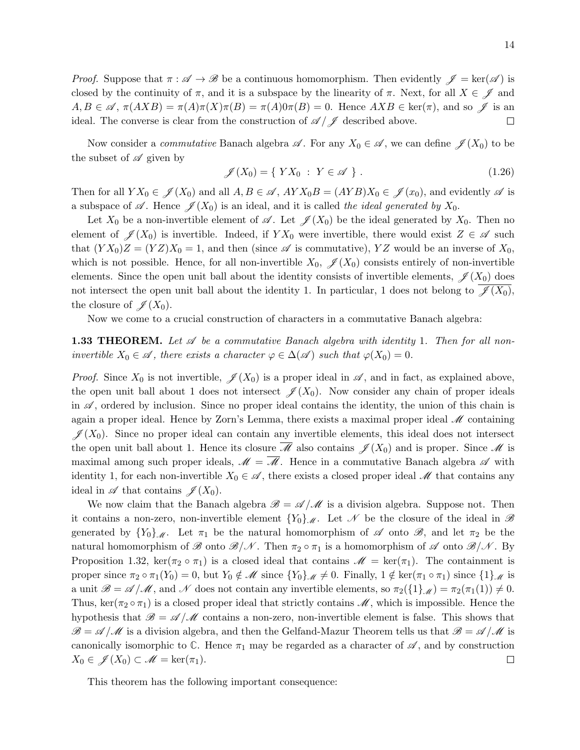*Proof.* Suppose that $\pi : \mathscr{A} \to \mathscr{B}$ be a continuous homomorphism. Then evidently $\mathscr{J} = \ker(\mathscr{A})$ is closed by the continuity of $\pi$, and it is a subspace by the linearity of $\pi$. Next, for all $X \in \mathscr{J}$ and $A, B \in \mathscr{A}$, $\pi(AXB) = \pi(A)\pi(X)\pi(B) = \pi(A)0\pi(B) = 0$. Hence $AXB \in \ker(\pi)$, and so $\mathscr{J}$ is an ideal. The converse is clear from the construction of $\mathscr{A}/\mathscr{J}$ described above. □

Now consider a *commutative* Banach algebra $\mathscr{A}$. For any $X_0 \in \mathscr{A}$, we can define $\mathscr{J}(X_0)$ to be the subset of $\mathscr{A}$ given by

$$\mathscr{J}(X_0) = \{\ YX_0\ :\ Y \in \mathscr{A}\ \}\ . \tag{1.26}$$

Then for all $YX_0 \in \mathscr{J}(X_0)$ and all $A, B \in \mathscr{A}$, $AYX_0B = (AYB)X_0 \in \mathscr{J}(x_0)$, and evidently $\mathscr{A}$ is a subspace of $\mathscr{A}$. Hence $\mathscr{J}(X_0)$ is an ideal, and it is called *the ideal generated by* $X_0$.

Let $X_0$ be a non-invertible element of $\mathscr{A}$. Let $\mathscr{J}(X_0)$ be the ideal generated by $X_0$. Then no element of $\mathscr{J}(X_0)$ is invertible. Indeed, if $YX_0$ were invertible, there would exist $Z \in \mathscr{A}$ such that $(YX_0)Z = (YZ)X_0 = 1$, and then (since $\mathscr{A}$ is commutative), $YZ$ would be an inverse of $X_0$, which is not possible. Hence, for all non-invertible $X_0$, $\mathscr{J}(X_0)$ consists entirely of non-invertible elements. Since the open unit ball about the identity consists of invertible elements, $\mathscr{J}(X_0)$ does not intersect the open unit ball about the identity 1. In particular, 1 does not belong to $\overline{\mathscr{J}(X_0)}$, the closure of $\mathscr{J}(X_0)$.

Now we come to a crucial construction of characters in a commutative Banach algebra:

**1.33 THEOREM.** *Let $\mathscr{A}$ be a commutative Banach algebra with identity* 1*. Then for all non-invertible $X_0 \in \mathscr{A}$, there exists a character $\varphi \in \Delta(\mathscr{A})$ such that $\varphi(X_0) = 0$.*

*Proof.* Since $X_0$ is not invertible, $\mathscr{J}(X_0)$ is a proper ideal in $\mathscr{A}$, and in fact, as explained above, the open unit ball about 1 does not intersect $\mathscr{J}(X_0)$. Now consider any chain of proper ideals in $\mathscr{A}$, ordered by inclusion. Since no proper ideal contains the identity, the union of this chain is again a proper ideal. Hence by Zorn's Lemma, there exists a maximal proper ideal $\mathscr{M}$ containing $\mathscr{J}(X_0)$. Since no proper ideal can contain any invertible elements, this ideal does not intersect the open unit ball about 1. Hence its closure $\overline{\mathscr{M}}$ also contains $\mathscr{J}(X_0)$ and is proper. Since $\mathscr{M}$ is maximal among such proper ideals, $\mathscr{M} = \overline{\mathscr{M}}$. Hence in a commutative Banach algebra $\mathscr{A}$ with identity 1, for each non-invertible $X_0 \in \mathscr{A}$, there exists a closed proper ideal $\mathscr{M}$ that contains any ideal in $\mathscr{A}$ that contains $\mathscr{J}(X_0)$.

We now claim that the Banach algebra $\mathscr{B} = \mathscr{A}/\mathscr{M}$ is a division algebra. Suppose not. Then it contains a non-zero, non-invertible element $\{Y_0\}_{\mathscr{M}}$. Let $\mathscr{N}$ be the closure of the ideal in $\mathscr{B}$ generated by $\{Y_0\}_{\mathscr{M}}$. Let $\pi_1$ be the natural homomorphism of $\mathscr{A}$ onto $\mathscr{B}$, and let $\pi_2$ be the natural homomorphism of $\mathscr{B}$ onto $\mathscr{B}/\mathscr{N}$. Then $\pi_2 \circ \pi_1$ is a homomorphism of $\mathscr{A}$ onto $\mathscr{B}/\mathscr{N}$. By Proposition 1.32, $\ker(\pi_2 \circ \pi_1)$ is a closed ideal that contains $\mathscr{M} = \ker(\pi_1)$. The containment is proper since $\pi_2 \circ \pi_1(Y_0) = 0$, but $Y_0 \notin \mathscr{M}$ since $\{Y_0\}_{\mathscr{M}} \neq 0$. Finally, $1 \notin \ker(\pi_1 \circ \pi_1)$ since $\{1\}_{\mathscr{M}}$ is a unit $\mathscr{B} = \mathscr{A}/\mathscr{M}$, and $\mathscr{N}$ does not contain any invertible elements, so $\pi_2(\{1\}_{\mathscr{M}}) = \pi_2(\pi_1(1)) \neq 0$. Thus, $\ker(\pi_2 \circ \pi_1)$ is a closed proper ideal that strictly contains $\mathscr{M}$, which is impossible. Hence the hypothesis that $\mathscr{B} = \mathscr{A}/\mathscr{M}$ contains a non-zero, non-invertible element is false. This shows that $\mathscr{B} = \mathscr{A}/\mathscr{M}$ is a division algebra, and then the Gelfand-Mazur Theorem tells us that $\mathscr{B} = \mathscr{A}/\mathscr{M}$ is canonically isomorphic to $\mathbb{C}$. Hence $\pi_1$ may be regarded as a character of $\mathscr{A}$, and by construction $X_0 \in \mathscr{J}(X_0) \subset \mathscr{M} = \ker(\pi_1)$. □

This theorem has the following important consequence: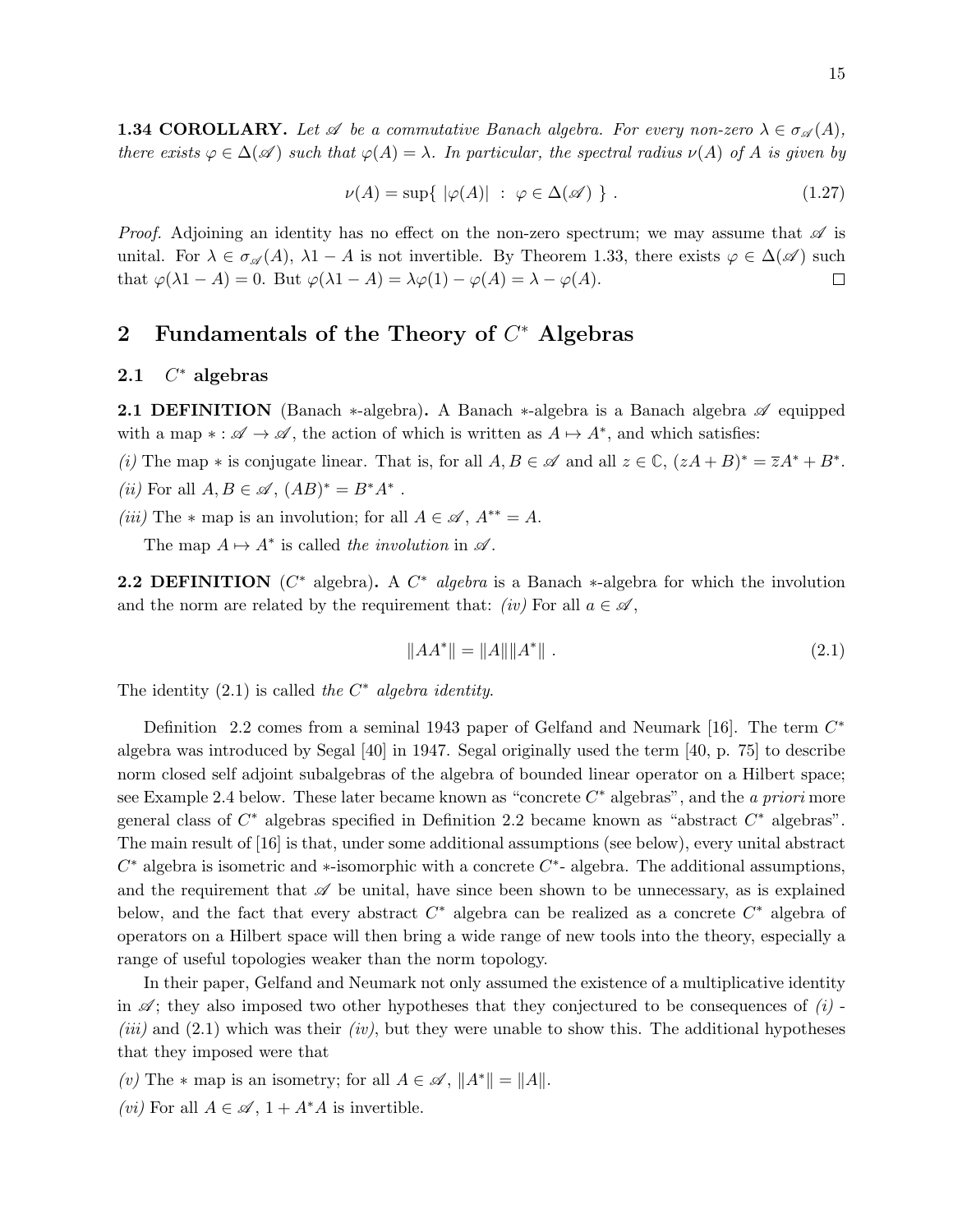**1.34 COROLLARY.** *Let $\mathscr{A}$ be a commutative Banach algebra. For every non-zero $\lambda \in \sigma_{\mathscr{A}}(A)$, there exists $\varphi \in \Delta(\mathscr{A})$ such that $\varphi(A) = \lambda$. In particular, the spectral radius $\nu(A)$ of $A$ is given by*

$$\nu(A) = \sup\{ \ |\varphi(A)| \ : \ \varphi \in \Delta(\mathscr{A}) \ \} \ . \tag{1.27}$$

*Proof.* Adjoining an identity has no effect on the non-zero spectrum; we may assume that $\mathscr{A}$ is unital. For $\lambda \in \sigma_{\mathscr{A}}(A)$, $\lambda 1 - A$ is not invertible. By Theorem 1.33, there exists $\varphi \in \Delta(\mathscr{A})$ such that $\varphi(\lambda 1 - A) = 0$. But $\varphi(\lambda 1 - A) = \lambda\varphi(1) - \varphi(A) = \lambda - \varphi(A)$. □

# 2 Fundamentals of the Theory of $C^*$ Algebras

## 2.1 $C^*$ algebras

**2.1 DEFINITION** (Banach $*$-algebra)**.** A Banach $*$-algebra is a Banach algebra $\mathscr{A}$ equipped with a map $* : \mathscr{A} \to \mathscr{A}$, the action of which is written as $A \mapsto A^*$, and which satisfies:

*(i)* The map $*$ is conjugate linear. That is, for all $A, B \in \mathscr{A}$ and all $z \in \mathbb{C}$, $(zA + B)^* = \overline{z}A^* + B^*$.

*(ii)* For all $A, B \in \mathscr{A}$, $(AB)^* = B^*A^*$ .

*(iii)* The $*$ map is an involution; for all $A \in \mathscr{A}$, $A^{**} = A$.

The map $A \mapsto A^*$ is called *the involution* in $\mathscr{A}$.

**2.2 DEFINITION** ($C^*$ algebra)**.** A $C^*$ *algebra* is a Banach $*$-algebra for which the involution and the norm are related by the requirement that: *(iv)* For all $a \in \mathscr{A}$,

$$\|AA^*\| = \|A\|\|A^*\| \ . \tag{2.1}$$

The identity (2.1) is called *the $C^*$ algebra identity*.

Definition 2.2 comes from a seminal 1943 paper of Gelfand and Neumark [16]. The term $C^*$ algebra was introduced by Segal [40] in 1947. Segal originally used the term [40, p. 75] to describe norm closed self adjoint subalgebras of the algebra of bounded linear operator on a Hilbert space; see Example 2.4 below. These later became known as "concrete $C^*$ algebras", and the *a priori* more general class of $C^*$ algebras specified in Definition 2.2 became known as "abstract $C^*$ algebras". The main result of [16] is that, under some additional assumptions (see below), every unital abstract $C^*$ algebra is isometric and $*$-isomorphic with a concrete $C^*$- algebra. The additional assumptions, and the requirement that $\mathscr{A}$ be unital, have since been shown to be unnecessary, as is explained below, and the fact that every abstract $C^*$ algebra can be realized as a concrete $C^*$ algebra of operators on a Hilbert space will then bring a wide range of new tools into the theory, especially a range of useful topologies weaker than the norm topology.

In their paper, Gelfand and Neumark not only assumed the existence of a multiplicative identity in $\mathscr{A}$; they also imposed two other hypotheses that they conjectured to be consequences of *(i)* - *(iii)* and (2.1) which was their *(iv)*, but they were unable to show this. The additional hypotheses that they imposed were that

*(v)* The $*$ map is an isometry; for all $A \in \mathscr{A}$, $\|A^*\| = \|A\|$.

*(vi)* For all $A \in \mathscr{A}$, $1 + A^*A$ is invertible.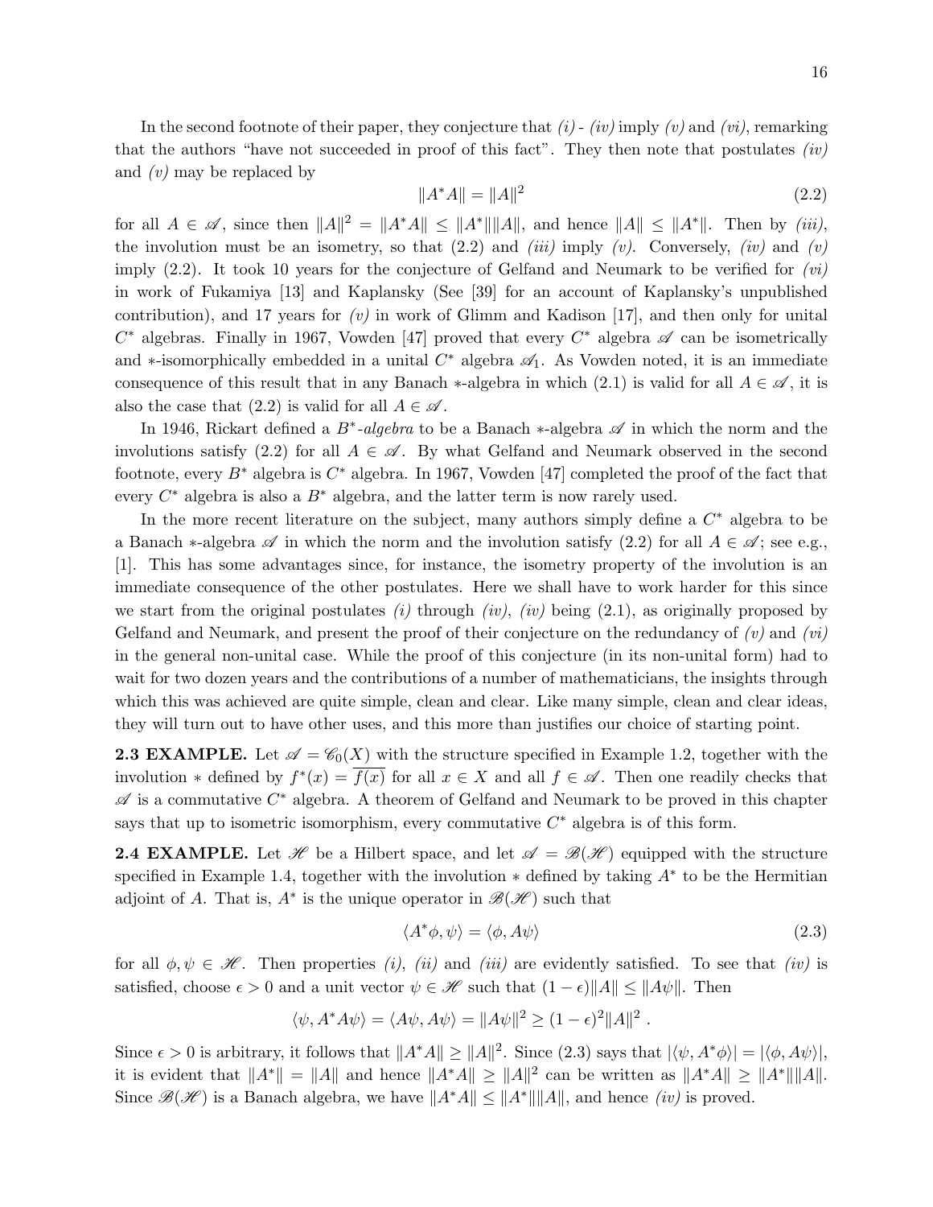In the second footnote of their paper, they conjecture that *(i)* - *(iv)* imply *(v)* and *(vi)*, remarking that the authors "have not succeeded in proof of this fact". They then note that postulates *(iv)* and *(v)* may be replaced by

$$\|A^*A\| = \|A\|^2 \tag{2.2}$$

for all $A \in \mathscr{A}$, since then $\|A\|^2 = \|A^*A\| \leq \|A^*\|\|A\|$, and hence $\|A\| \leq \|A^*\|$. Then by *(iii)*, the involution must be an isometry, so that (2.2) and *(iii)* imply *(v)*. Conversely, *(iv)* and *(v)* imply (2.2). It took 10 years for the conjecture of Gelfand and Neumark to be verified for *(vi)* in work of Fukamiya [13] and Kaplansky (See [39] for an account of Kaplansky's unpublished contribution), and 17 years for *(v)* in work of Glimm and Kadison [17], and then only for unital $C^*$ algebras. Finally in 1967, Vowden [47] proved that every $C^*$ algebra $\mathscr{A}$ can be isometrically and $*$-isomorphically embedded in a unital $C^*$ algebra $\mathscr{A}_1$. As Vowden noted, it is an immediate consequence of this result that in any Banach $*$-algebra in which (2.1) is valid for all $A \in \mathscr{A}$, it is also the case that (2.2) is valid for all $A \in \mathscr{A}$.

In 1946, Rickart defined a *$B^*$-algebra* to be a Banach $*$-algebra $\mathscr{A}$ in which the norm and the involutions satisfy (2.2) for all $A \in \mathscr{A}$. By what Gelfand and Neumark observed in the second footnote, every $B^*$ algebra is $C^*$ algebra. In 1967, Vowden [47] completed the proof of the fact that every $C^*$ algebra is also a $B^*$ algebra, and the latter term is now rarely used.

In the more recent literature on the subject, many authors simply define a $C^*$ algebra to be a Banach $*$-algebra $\mathscr{A}$ in which the norm and the involution satisfy (2.2) for all $A \in \mathscr{A}$; see e.g., [1]. This has some advantages since, for instance, the isometry property of the involution is an immediate consequence of the other postulates. Here we shall have to work harder for this since we start from the original postulates *(i)* through *(iv)*, *(iv)* being (2.1), as originally proposed by Gelfand and Neumark, and present the proof of their conjecture on the redundancy of *(v)* and *(vi)* in the general non-unital case. While the proof of this conjecture (in its non-unital form) had to wait for two dozen years and the contributions of a number of mathematicians, the insights through which this was achieved are quite simple, clean and clear. Like many simple, clean and clear ideas, they will turn out to have other uses, and this more than justifies our choice of starting point.

**2.3 EXAMPLE.** Let $\mathscr{A} = \mathscr{C}_0(X)$ with the structure specified in Example 1.2, together with the involution $*$ defined by $f^*(x) = \overline{f(x)}$ for all $x \in X$ and all $f \in \mathscr{A}$. Then one readily checks that $\mathscr{A}$ is a commutative $C^*$ algebra. A theorem of Gelfand and Neumark to be proved in this chapter says that up to isometric isomorphism, every commutative $C^*$ algebra is of this form.

**2.4 EXAMPLE.** Let $\mathscr{H}$ be a Hilbert space, and let $\mathscr{A} = \mathscr{B}(\mathscr{H})$ equipped with the structure specified in Example 1.4, together with the involution $*$ defined by taking $A^*$ to be the Hermitian adjoint of $A$. That is, $A^*$ is the unique operator in $\mathscr{B}(\mathscr{H})$ such that

$$\langle A^*\phi, \psi\rangle = \langle \phi, A\psi\rangle \tag{2.3}$$

for all $\phi, \psi \in \mathscr{H}$. Then properties *(i)*, *(ii)* and *(iii)* are evidently satisfied. To see that *(iv)* is satisfied, choose $\epsilon > 0$ and a unit vector $\psi \in \mathscr{H}$ such that $(1-\epsilon)\|A\| \leq \|A\psi\|$. Then

$$\langle \psi, A^*A\psi\rangle = \langle A\psi, A\psi\rangle = \|A\psi\|^2 \geq (1-\epsilon)^2\|A\|^2 \ .$$

Since $\epsilon > 0$ is arbitrary, it follows that $\|A^*A\| \geq \|A\|^2$. Since (2.3) says that $|\langle \psi, A^*\phi\rangle| = |\langle \phi, A\psi\rangle|$, it is evident that $\|A^*\| = \|A\|$ and hence $\|A^*A\| \geq \|A\|^2$ can be written as $\|A^*A\| \geq \|A^*\|\|A\|$. Since $\mathscr{B}(\mathscr{H})$ is a Banach algebra, we have $\|A^*A\| \leq \|A^*\|\|A\|$, and hence *(iv)* is proved.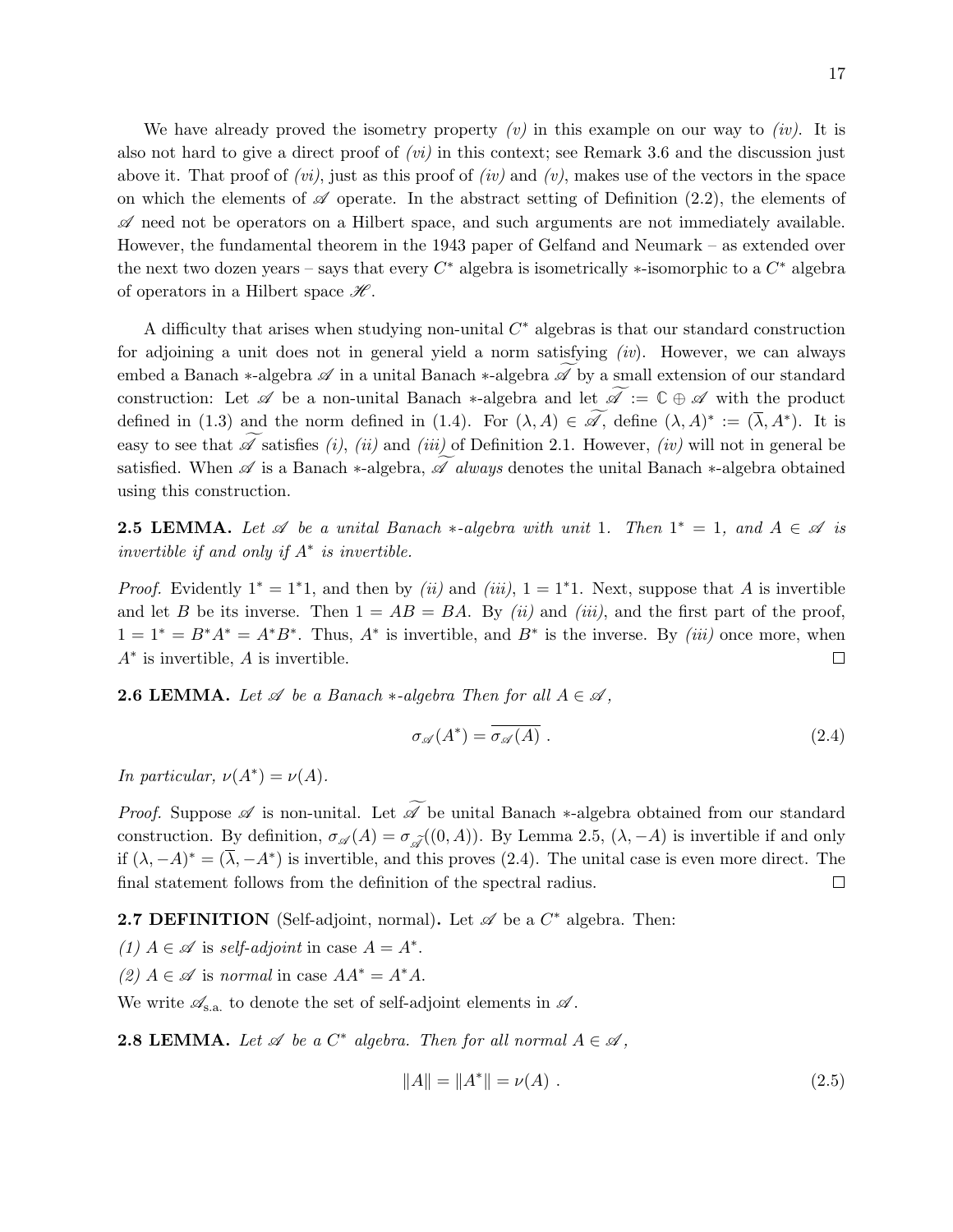We have already proved the isometry property *(v)* in this example on our way to *(iv)*. It is also not hard to give a direct proof of *(vi)* in this context; see Remark 3.6 and the discussion just above it. That proof of *(vi)*, just as this proof of *(iv)* and *(v)*, makes use of the vectors in the space on which the elements of $\mathscr{A}$ operate. In the abstract setting of Definition (2.2), the elements of $\mathscr{A}$ need not be operators on a Hilbert space, and such arguments are not immediately available. However, the fundamental theorem in the 1943 paper of Gelfand and Neumark – as extended over the next two dozen years – says that every $C^*$ algebra is isometrically $*$-isomorphic to a $C^*$ algebra of operators in a Hilbert space $\mathscr{H}$.

A difficulty that arises when studying non-unital $C^*$ algebras is that our standard construction for adjoining a unit does not in general yield a norm satisfying *(iv)*. However, we can always embed a Banach $*$-algebra $\mathscr{A}$ in a unital Banach $*$-algebra $\widetilde{\mathscr{A}}$ by a small extension of our standard construction: Let $\mathscr{A}$ be a non-unital Banach $*$-algebra and let $\widetilde{\mathscr{A}} := \mathbb{C} \oplus \mathscr{A}$ with the product defined in (1.3) and the norm defined in (1.4). For $(\lambda, A) \in \widetilde{\mathscr{A}}$, define $(\lambda, A)^* := (\overline{\lambda}, A^*)$. It is easy to see that $\widetilde{\mathscr{A}}$ satisfies *(i)*, *(ii)* and *(iii)* of Definition 2.1. However, *(iv)* will not in general be satisfied. When $\mathscr{A}$ is a Banach $*$-algebra, $\widetilde{\mathscr{A}}$ *always* denotes the unital Banach $*$-algebra obtained using this construction.

**2.5 LEMMA.** *Let $\mathscr{A}$ be a unital Banach $*$-algebra with unit $1$. Then $1^* = 1$, and $A \in \mathscr{A}$ is invertible if and only if $A^*$ is invertible.*

*Proof.* Evidently $1^* = 1^*1$, and then by *(ii)* and *(iii)*, $1 = 1^*1$. Next, suppose that $A$ is invertible and let $B$ be its inverse. Then $1 = AB = BA$. By *(ii)* and *(iii)*, and the first part of the proof, $1 = 1^* = B^*A^* = A^*B^*$. Thus, $A^*$ is invertible, and $B^*$ is the inverse. By *(iii)* once more, when $A^*$ is invertible, $A$ is invertible. $\square$

**2.6 LEMMA.** *Let $\mathscr{A}$ be a Banach $*$-algebra Then for all $A \in \mathscr{A}$,*

$$\sigma_{\mathscr{A}}(A^*) = \overline{\sigma_{\mathscr{A}}(A)} \ . \tag{2.4}$$

*In particular, $\nu(A^*) = \nu(A)$.*

*Proof.* Suppose $\mathscr{A}$ is non-unital. Let $\widetilde{\mathscr{A}}$ be unital Banach $*$-algebra obtained from our standard construction. By definition, $\sigma_{\mathscr{A}}(A) = \sigma_{\widetilde{\mathscr{A}}}((0, A))$. By Lemma 2.5, $(\lambda, -A)$ is invertible if and only if $(\lambda, -A)^* = (\overline{\lambda}, -A^*)$ is invertible, and this proves (2.4). The unital case is even more direct. The final statement follows from the definition of the spectral radius. $\square$

**2.7 DEFINITION** (Self-adjoint, normal)**.** Let $\mathscr{A}$ be a $C^*$ algebra. Then:

*(1)* $A \in \mathscr{A}$ is *self-adjoint* in case $A = A^*$.

*(2)* $A \in \mathscr{A}$ is *normal* in case $AA^* = A^*A$.

We write $\mathscr{A}_{\text{s.a.}}$ to denote the set of self-adjoint elements in $\mathscr{A}$.

**2.8 LEMMA.** *Let $\mathscr{A}$ be a $C^*$ algebra. Then for all normal $A \in \mathscr{A}$,*

$$\|A\| = \|A^*\| = \nu(A) \ . \tag{2.5}$$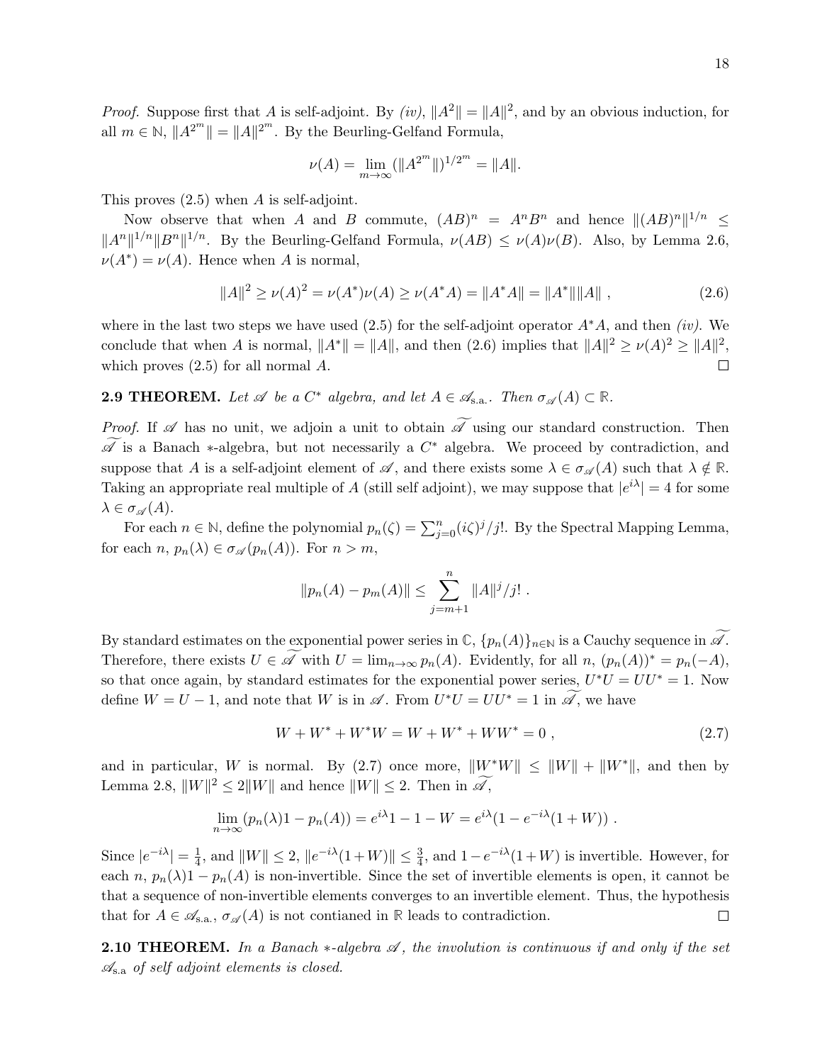*Proof.* Suppose first that $A$ is self-adjoint. By *(iv)*, $\|A^2\| = \|A\|^2$, and by an obvious induction, for all $m \in \mathbb{N}$, $\|A^{2^m}\| = \|A\|^{2^m}$. By the Beurling-Gelfand Formula,

$$\nu(A) = \lim_{m\to\infty} (\|A^{2^m}\|)^{1/2^m} = \|A\|.$$

This proves (2.5) when $A$ is self-adjoint.

Now observe that when $A$ and $B$ commute, $(AB)^n = A^n B^n$ and hence $\|(AB)^n\|^{1/n} \leq \|A^n\|^{1/n}\|B^n\|^{1/n}$. By the Beurling-Gelfand Formula, $\nu(AB) \leq \nu(A)\nu(B)$. Also, by Lemma 2.6, $\nu(A^*) = \nu(A)$. Hence when $A$ is normal,

$$\|A\|^2 \geq \nu(A)^2 = \nu(A^*)\nu(A) \geq \nu(A^*A) = \|A^*A\| = \|A^*\|\|A\| \ , \tag{2.6}$$

where in the last two steps we have used (2.5) for the self-adjoint operator $A^*A$, and then *(iv)*. We conclude that when $A$ is normal, $\|A^*\| = \|A\|$, and then (2.6) implies that $\|A\|^2 \geq \nu(A)^2 \geq \|A\|^2$, which proves (2.5) for all normal $A$. $\square$

**2.9 THEOREM.** *Let $\mathscr{A}$ be a $C^*$ algebra, and let $A \in \mathscr{A}_{\text{s.a.}}$. Then $\sigma_{\mathscr{A}}(A) \subset \mathbb{R}$.*

*Proof.* If $\mathscr{A}$ has no unit, we adjoin a unit to obtain $\widetilde{\mathscr{A}}$ using our standard construction. Then $\widetilde{\mathscr{A}}$ is a Banach $*$-algebra, but not necessarily a $C^*$ algebra. We proceed by contradiction, and suppose that $A$ is a self-adjoint element of $\mathscr{A}$, and there exists some $\lambda \in \sigma_{\mathscr{A}}(A)$ such that $\lambda \notin \mathbb{R}$. Taking an appropriate real multiple of $A$ (still self adjoint), we may suppose that $|e^{i\lambda}| = 4$ for some $\lambda \in \sigma_{\mathscr{A}}(A)$.

For each $n \in \mathbb{N}$, define the polynomial $p_n(\zeta) = \sum_{j=0}^n (i\zeta)^j/j!$. By the Spectral Mapping Lemma, for each $n$, $p_n(\lambda) \in \sigma_{\mathscr{A}}(p_n(A))$. For $n > m$,

$$\|p_n(A) - p_m(A)\| \leq \sum_{j=m+1}^n \|A\|^j/j! \ .$$

By standard estimates on the exponential power series in $\mathbb{C}$, $\{p_n(A)\}_{n\in\mathbb{N}}$ is a Cauchy sequence in $\widetilde{\mathscr{A}}$. Therefore, there exists $U \in \widetilde{\mathscr{A}}$ with $U = \lim_{n\to\infty} p_n(A)$. Evidently, for all $n$, $(p_n(A))^* = p_n(-A)$, so that once again, by standard estimates for the exponential power series, $U^*U = UU^* = 1$. Now define $W = U - 1$, and note that $W$ is in $\mathscr{A}$. From $U^*U = UU^* = 1$ in $\widetilde{\mathscr{A}}$, we have

$$W + W^* + W^*W = W + W^* + WW^* = 0 \ , \tag{2.7}$$

and in particular, $W$ is normal. By (2.7) once more, $\|W^*W\| \leq \|W\| + \|W^*\|$, and then by Lemma 2.8, $\|W\|^2 \leq 2\|W\|$ and hence $\|W\| \leq 2$. Then in $\widetilde{\mathscr{A}}$,

$$\lim_{n\to\infty} (p_n(\lambda)1 - p_n(A)) = e^{i\lambda}1 - 1 - W = e^{i\lambda}(1 - e^{-i\lambda}(1 + W)) \ .$$

Since $|e^{-i\lambda}| = \frac{1}{4}$, and $\|W\| \leq 2$, $\|e^{-i\lambda}(1+W)\| \leq \frac{3}{4}$, and $1 - e^{-i\lambda}(1+W)$ is invertible. However, for each $n$, $p_n(\lambda)1 - p_n(A)$ is non-invertible. Since the set of invertible elements is open, it cannot be that a sequence of non-invertible elements converges to an invertible element. Thus, the hypothesis that for $A \in \mathscr{A}_{\text{s.a.}}$, $\sigma_{\mathscr{A}}(A)$ is not contianed in $\mathbb{R}$ leads to contradiction. $\square$

**2.10 THEOREM.** *In a Banach $*$-algebra $\mathscr{A}$, the involution is continuous if and only if the set $\mathscr{A}_{\text{s.a}}$ of self adjoint elements is closed.*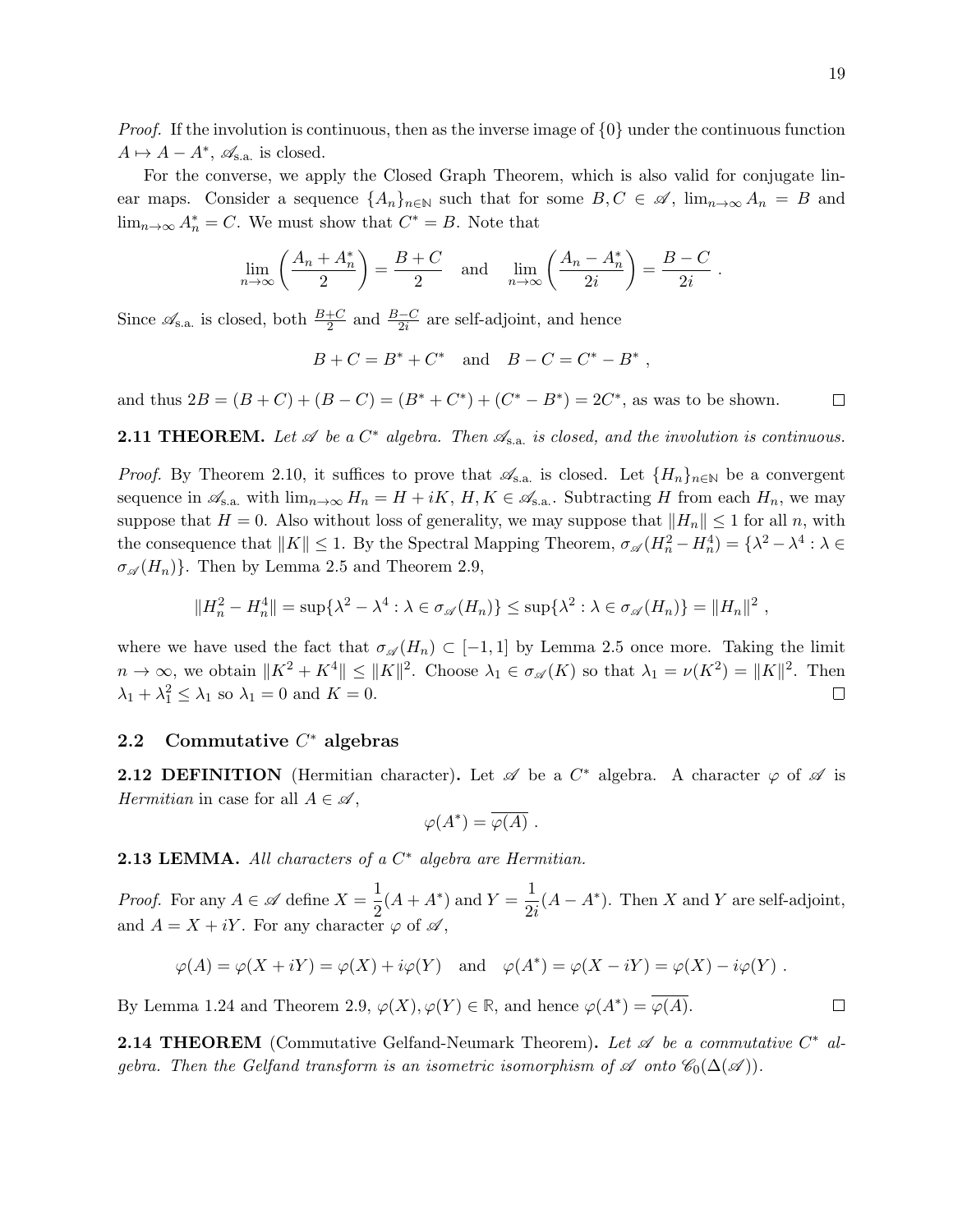*Proof.* If the involution is continuous, then as the inverse image of $\{0\}$ under the continuous function $A \mapsto A - A^*$, $\mathscr{A}_{\text{s.a.}}$ is closed.

For the converse, we apply the Closed Graph Theorem, which is also valid for conjugate linear maps. Consider a sequence $\{A_n\}_{n\in\mathbb{N}}$ such that for some $B, C \in \mathscr{A}$, $\lim_{n\to\infty} A_n = B$ and $\lim_{n\to\infty} A_n^* = C$. We must show that $C^* = B$. Note that

$$\lim_{n\to\infty}\left(\frac{A_n + A_n^*}{2}\right) = \frac{B+C}{2} \quad \text{and} \quad \lim_{n\to\infty}\left(\frac{A_n - A_n^*}{2i}\right) = \frac{B-C}{2i} \ .$$

Since $\mathscr{A}_{\text{s.a.}}$ is closed, both $\frac{B+C}{2}$ and $\frac{B-C}{2i}$ are self-adjoint, and hence

$$B + C = B^* + C^* \quad \text{and} \quad B - C = C^* - B^* \ ,$$

and thus $2B = (B+C) + (B-C) = (B^* + C^*) + (C^* - B^*) = 2C^*$, as was to be shown. $\square$

**2.11 THEOREM.** *Let $\mathscr{A}$ be a $C^*$ algebra. Then $\mathscr{A}_{\text{s.a.}}$ is closed, and the involution is continuous.*

*Proof.* By Theorem 2.10, it suffices to prove that $\mathscr{A}_{\text{s.a.}}$ is closed. Let $\{H_n\}_{n\in\mathbb{N}}$ be a convergent sequence in $\mathscr{A}_{\text{s.a.}}$ with $\lim_{n\to\infty} H_n = H + iK$, $H, K \in \mathscr{A}_{\text{s.a.}}$. Subtracting $H$ from each $H_n$, we may suppose that $H = 0$. Also without loss of generality, we may suppose that $\|H_n\| \leq 1$ for all $n$, with the consequence that $\|K\| \leq 1$. By the Spectral Mapping Theorem, $\sigma_{\mathscr{A}}(H_n^2 - H_n^4) = \{\lambda^2 - \lambda^4 : \lambda \in \sigma_{\mathscr{A}}(H_n)\}$. Then by Lemma 2.5 and Theorem 2.9,

$$\|H_n^2 - H_n^4\| = \sup\{\lambda^2 - \lambda^4 : \lambda \in \sigma_{\mathscr{A}}(H_n)\} \leq \sup\{\lambda^2 : \lambda \in \sigma_{\mathscr{A}}(H_n)\} = \|H_n\|^2 \ ,$$

where we have used the fact that $\sigma_{\mathscr{A}}(H_n) \subset [-1, 1]$ by Lemma 2.5 once more. Taking the limit $n \to \infty$, we obtain $\|K^2 + K^4\| \leq \|K\|^2$. Choose $\lambda_1 \in \sigma_{\mathscr{A}}(K)$ so that $\lambda_1 = \nu(K^2) = \|K\|^2$. Then $\lambda_1 + \lambda_1^2 \leq \lambda_1$ so $\lambda_1 = 0$ and $K = 0$. $\square$

## 2.2 Commutative $C^*$ algebras

**2.12 DEFINITION** (Hermitian character)**.** Let $\mathscr{A}$ be a $C^*$ algebra. A character $\varphi$ of $\mathscr{A}$ is *Hermitian* in case for all $A \in \mathscr{A}$,

$$\varphi(A^*) = \overline{\varphi(A)} \ .$$

**2.13 LEMMA.** *All characters of a $C^*$ algebra are Hermitian.*

*Proof.* For any $A \in \mathscr{A}$ define $X = \dfrac{1}{2}(A + A^*)$ and $Y = \dfrac{1}{2i}(A - A^*)$. Then $X$ and $Y$ are self-adjoint, and $A = X + iY$. For any character $\varphi$ of $\mathscr{A}$,

$$\varphi(A) = \varphi(X + iY) = \varphi(X) + i\varphi(Y) \quad \text{and} \quad \varphi(A^*) = \varphi(X - iY) = \varphi(X) - i\varphi(Y) \ .$$

By Lemma 1.24 and Theorem 2.9, $\varphi(X), \varphi(Y) \in \mathbb{R}$, and hence $\varphi(A^*) = \overline{\varphi(A)}$. $\square$

**2.14 THEOREM** (Commutative Gelfand-Neumark Theorem)**.** *Let $\mathscr{A}$ be a commutative $C^*$ algebra. Then the Gelfand transform is an isometric isomorphism of $\mathscr{A}$ onto $\mathscr{C}_0(\Delta(\mathscr{A}))$.*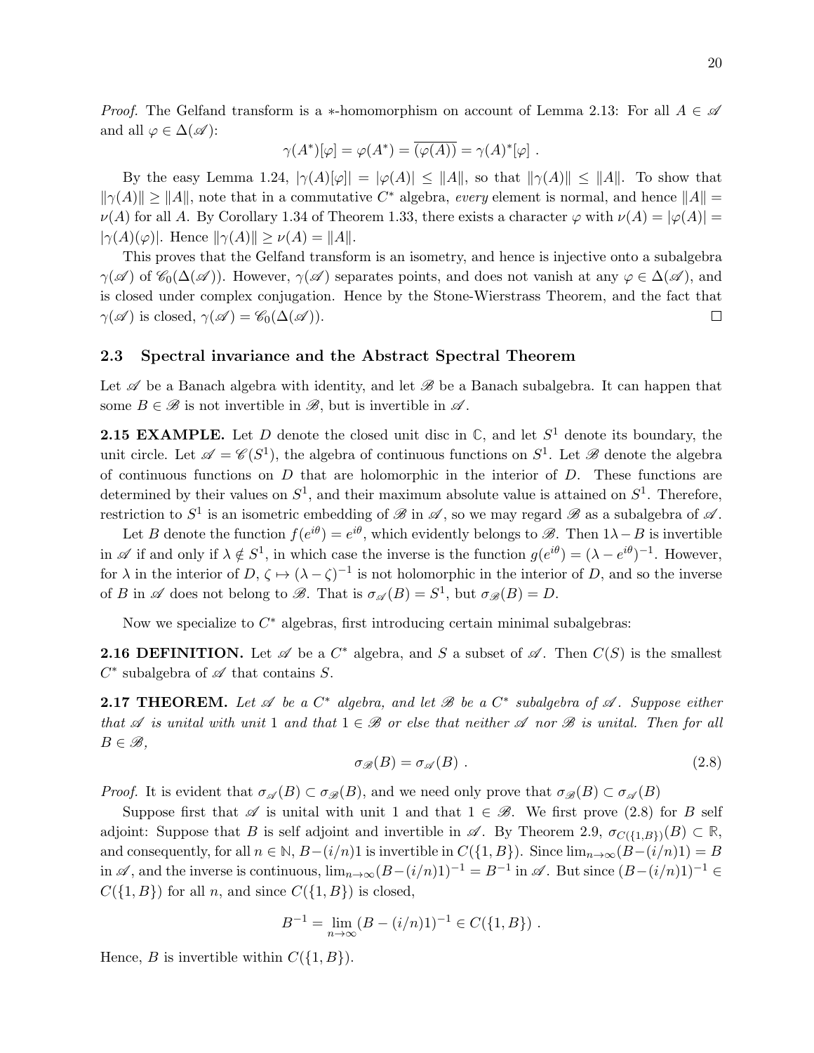*Proof.* The Gelfand transform is a $*$-homomorphism on account of Lemma 2.13: For all $A \in \mathscr{A}$ and all $\varphi \in \Delta(\mathscr{A})$:

$$\gamma(A^*)[\varphi] = \varphi(A^*) = \overline{(\varphi(A))} = \gamma(A)^*[\varphi] \ .$$

By the easy Lemma 1.24, $|\gamma(A)[\varphi]| = |\varphi(A)| \leq \|A\|$, so that $\|\gamma(A)\| \leq \|A\|$. To show that $\|\gamma(A)\| \geq \|A\|$, note that in a commutative $C^*$ algebra, *every* element is normal, and hence $\|A\| = \nu(A)$ for all $A$. By Corollary 1.34 of Theorem 1.33, there exists a character $\varphi$ with $\nu(A) = |\varphi(A)| = |\gamma(A)(\varphi)|$. Hence $\|\gamma(A)\| \geq \nu(A) = \|A\|$.

This proves that the Gelfand transform is an isometry, and hence is injective onto a subalgebra $\gamma(\mathscr{A})$ of $\mathscr{C}_0(\Delta(\mathscr{A}))$. However, $\gamma(\mathscr{A})$ separates points, and does not vanish at any $\varphi \in \Delta(\mathscr{A})$, and is closed under complex conjugation. Hence by the Stone-Wierstrass Theorem, and the fact that $\gamma(\mathscr{A})$ is closed, $\gamma(\mathscr{A}) = \mathscr{C}_0(\Delta(\mathscr{A}))$. □

## 2.3 Spectral invariance and the Abstract Spectral Theorem

Let $\mathscr{A}$ be a Banach algebra with identity, and let $\mathscr{B}$ be a Banach subalgebra. It can happen that some $B \in \mathscr{B}$ is not invertible in $\mathscr{B}$, but is invertible in $\mathscr{A}$.

**2.15 EXAMPLE.** Let $D$ denote the closed unit disc in $\mathbb{C}$, and let $S^1$ denote its boundary, the unit circle. Let $\mathscr{A} = \mathscr{C}(S^1)$, the algebra of continuous functions on $S^1$. Let $\mathscr{B}$ denote the algebra of continuous functions on $D$ that are holomorphic in the interior of $D$. These functions are determined by their values on $S^1$, and their maximum absolute value is attained on $S^1$. Therefore, restriction to $S^1$ is an isometric embedding of $\mathscr{B}$ in $\mathscr{A}$, so we may regard $\mathscr{B}$ as a subalgebra of $\mathscr{A}$.

Let $B$ denote the function $f(e^{i\theta}) = e^{i\theta}$, which evidently belongs to $\mathscr{B}$. Then $1\lambda - B$ is invertible in $\mathscr{A}$ if and only if $\lambda \notin S^1$, in which case the inverse is the function $g(e^{i\theta}) = (\lambda - e^{i\theta})^{-1}$. However, for $\lambda$ in the interior of $D$, $\zeta \mapsto (\lambda - \zeta)^{-1}$ is not holomorphic in the interior of $D$, and so the inverse of $B$ in $\mathscr{A}$ does not belong to $\mathscr{B}$. That is $\sigma_{\mathscr{A}}(B) = S^1$, but $\sigma_{\mathscr{B}}(B) = D$.

Now we specialize to $C^*$ algebras, first introducing certain minimal subalgebras:

**2.16 DEFINITION.** Let $\mathscr{A}$ be a $C^*$ algebra, and $S$ a subset of $\mathscr{A}$. Then $C(S)$ is the smallest $C^*$ subalgebra of $\mathscr{A}$ that contains $S$.

**2.17 THEOREM.** *Let $\mathscr{A}$ be a $C^*$ algebra, and let $\mathscr{B}$ be a $C^*$ subalgebra of $\mathscr{A}$. Suppose either that $\mathscr{A}$ is unital with unit $1$ and that $1 \in \mathscr{B}$ or else that neither $\mathscr{A}$ nor $\mathscr{B}$ is unital. Then for all $B \in \mathscr{B}$,*

$$\sigma_{\mathscr{B}}(B) = \sigma_{\mathscr{A}}(B) \ . \tag{2.8}$$

*Proof.* It is evident that $\sigma_{\mathscr{A}}(B) \subset \sigma_{\mathscr{B}}(B)$, and we need only prove that $\sigma_{\mathscr{B}}(B) \subset \sigma_{\mathscr{A}}(B)$

Suppose first that $\mathscr{A}$ is unital with unit 1 and that $1 \in \mathscr{B}$. We first prove (2.8) for $B$ self adjoint: Suppose that $B$ is self adjoint and invertible in $\mathscr{A}$. By Theorem 2.9, $\sigma_{C(\{1,B\})}(B) \subset \mathbb{R}$, and consequently, for all $n \in \mathbb{N}$, $B-(i/n)1$ is invertible in $C(\{1,B\})$. Since $\lim_{n\to\infty}(B-(i/n)1) = B$ in $\mathscr{A}$, and the inverse is continuous, $\lim_{n\to\infty}(B-(i/n)1)^{-1} = B^{-1}$ in $\mathscr{A}$. But since $(B-(i/n)1)^{-1} \in C(\{1,B\})$ for all $n$, and since $C(\{1,B\})$ is closed,

$$B^{-1} = \lim_{n\to\infty}(B-(i/n)1)^{-1} \in C(\{1,B\}) \ .$$

Hence, $B$ is invertible within $C(\{1,B\})$.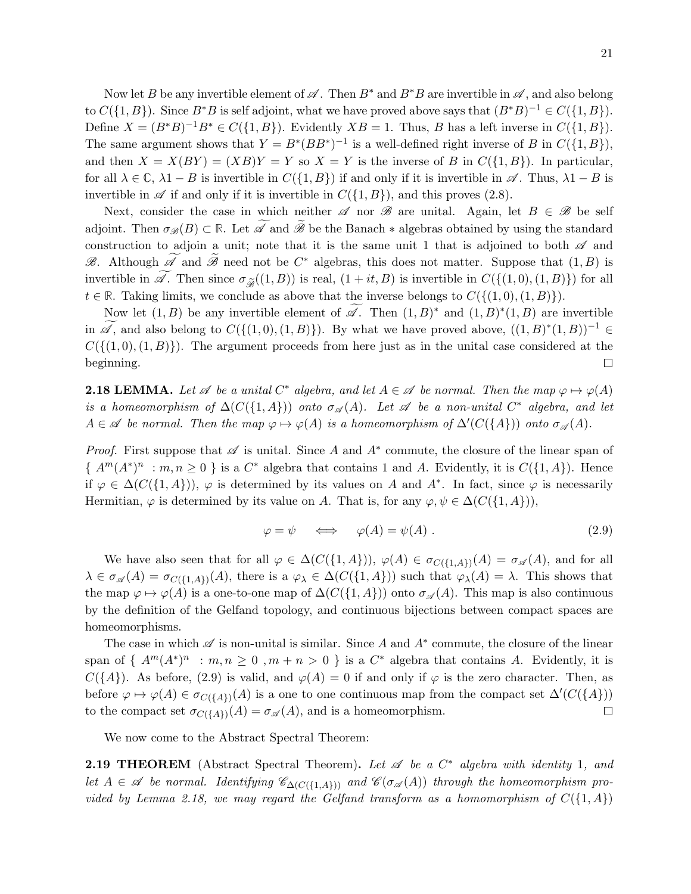Now let $B$ be any invertible element of $\mathscr{A}$. Then $B^*$ and $B^*B$ are invertible in $\mathscr{A}$, and also belong to $C(\{1,B\})$. Since $B^*B$ is self adjoint, what we have proved above says that $(B^*B)^{-1} \in C(\{1,B\})$. Define $X = (B^*B)^{-1}B^* \in C(\{1,B\})$. Evidently $XB = 1$. Thus, $B$ has a left inverse in $C(\{1,B\})$. The same argument shows that $Y = B^*(BB^*)^{-1}$ is a well-defined right inverse of $B$ in $C(\{1,B\})$, and then $X = X(BY) = (XB)Y = Y$ so $X = Y$ is the inverse of $B$ in $C(\{1,B\})$. In particular, for all $\lambda \in \mathbb{C}$, $\lambda 1 - B$ is invertible in $C(\{1,B\})$ if and only if it is invertible in $\mathscr{A}$. Thus, $\lambda 1 - B$ is invertible in $\mathscr{A}$ if and only if it is invertible in $C(\{1,B\})$, and this proves (2.8).

Next, consider the case in which neither $\mathscr{A}$ nor $\mathscr{B}$ are unital. Again, let $B \in \mathscr{B}$ be self adjoint. Then $\sigma_{\mathscr{B}}(B) \subset \mathbb{R}$. Let $\widetilde{\mathscr{A}}$ and $\widetilde{\mathscr{B}}$ be the Banach $*$ algebras obtained by using the standard construction to adjoin a unit; note that it is the same unit 1 that is adjoined to both $\mathscr{A}$ and $\mathscr{B}$. Although $\widetilde{\mathscr{A}}$ and $\widetilde{\mathscr{B}}$ need not be $C^*$ algebras, this does not matter. Suppose that $(1,B)$ is invertible in $\widetilde{\mathscr{A}}$. Then since $\sigma_{\widetilde{\mathscr{B}}}((1,B))$ is real, $(1+it,B)$ is invertible in $C(\{(1,0),(1,B)\})$ for all $t \in \mathbb{R}$. Taking limits, we conclude as above that the inverse belongs to $C(\{(1,0),(1,B)\})$.

Now let $(1,B)$ be any invertible element of $\widetilde{\mathscr{A}}$. Then $(1,B)^*$ and $(1,B)^*(1,B)$ are invertible in $\widetilde{\mathscr{A}}$, and also belong to $C(\{(1,0),(1,B)\})$. By what we have proved above, $((1,B)^*(1,B))^{-1} \in C(\{(1,0),(1,B)\})$. The argument proceeds from here just as in the unital case considered at the beginning. □

**2.18 LEMMA.** *Let $\mathscr{A}$ be a unital $C^*$ algebra, and let $A \in \mathscr{A}$ be normal. Then the map $\varphi \mapsto \varphi(A)$ is a homeomorphism of $\Delta(C(\{1,A\}))$ onto $\sigma_{\mathscr{A}}(A)$. Let $\mathscr{A}$ be a non-unital $C^*$ algebra, and let $A \in \mathscr{A}$ be normal. Then the map $\varphi \mapsto \varphi(A)$ is a homeomorphism of $\Delta'(C(\{A\}))$ onto $\sigma_{\mathscr{A}}(A)$.*

*Proof.* First suppose that $\mathscr{A}$ is unital. Since $A$ and $A^*$ commute, the closure of the linear span of $\{ A^m(A^*)^n \ : m,n \geq 0 \}$ is a $C^*$ algebra that contains 1 and $A$. Evidently, it is $C(\{1,A\})$. Hence if $\varphi \in \Delta(C(\{1,A\}))$, $\varphi$ is determined by its values on $A$ and $A^*$. In fact, since $\varphi$ is necessarily Hermitian, $\varphi$ is determined by its value on $A$. That is, for any $\varphi, \psi \in \Delta(C(\{1,A\}))$,

$$\varphi = \psi \quad \iff \quad \varphi(A) = \psi(A) \ . \tag{2.9}$$

We have also seen that for all $\varphi \in \Delta(C(\{1,A\}))$, $\varphi(A) \in \sigma_{C(\{1,A\})}(A) = \sigma_{\mathscr{A}}(A)$, and for all $\lambda \in \sigma_{\mathscr{A}}(A) = \sigma_{C(\{1,A\})}(A)$, there is a $\varphi_\lambda \in \Delta(C(\{1,A\}))$ such that $\varphi_\lambda(A) = \lambda$. This shows that the map $\varphi \mapsto \varphi(A)$ is a one-to-one map of $\Delta(C(\{1,A\}))$ onto $\sigma_{\mathscr{A}}(A)$. This map is also continuous by the definition of the Gelfand topology, and continuous bijections between compact spaces are homeomorphisms.

The case in which $\mathscr{A}$ is non-unital is similar. Since $A$ and $A^*$ commute, the closure of the linear span of $\{ A^m(A^*)^n \ : m,n \geq 0 \ , m+n > 0 \}$ is a $C^*$ algebra that contains $A$. Evidently, it is $C(\{A\})$. As before, (2.9) is valid, and $\varphi(A) = 0$ if and only if $\varphi$ is the zero character. Then, as before $\varphi \mapsto \varphi(A) \in \sigma_{C(\{A\})}(A)$ is a one to one continuous map from the compact set $\Delta'(C(\{A\}))$ to the compact set $\sigma_{C(\{A\})}(A) = \sigma_{\mathscr{A}}(A)$, and is a homeomorphism. □

We now come to the Abstract Spectral Theorem:

**2.19 THEOREM** (Abstract Spectral Theorem). *Let $\mathscr{A}$ be a $C^*$ algebra with identity 1, and let $A \in \mathscr{A}$ be normal. Identifying $\mathscr{C}_{\Delta(C(\{1,A\}))}$ and $\mathscr{C}(\sigma_{\mathscr{A}}(A))$ through the homeomorphism provided by Lemma 2.18, we may regard the Gelfand transform as a homomorphism of $C(\{1,A\})$*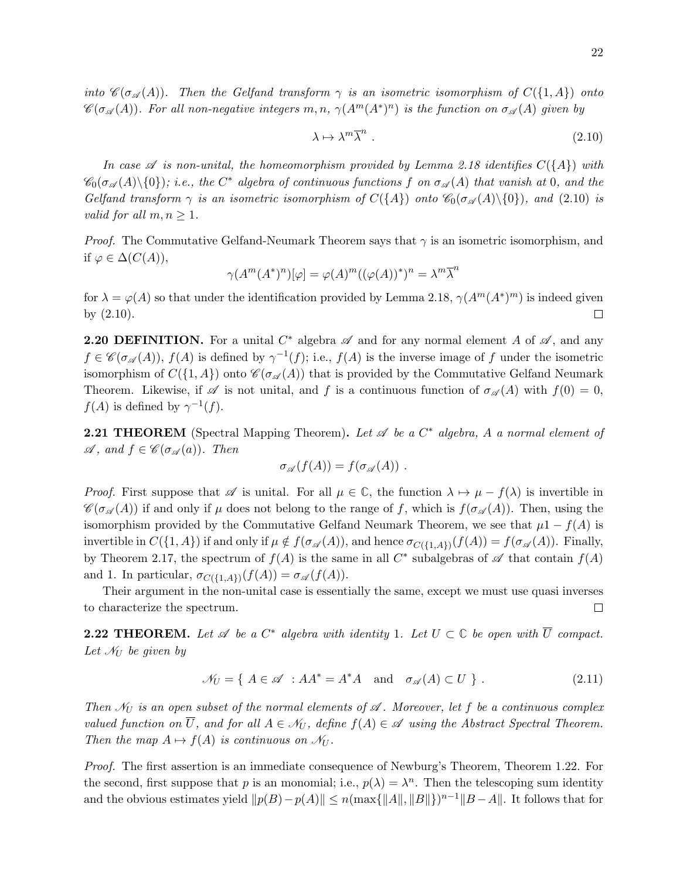*into $\mathscr{C}(\sigma_{\mathscr{A}}(A))$. Then the Gelfand transform $\gamma$ is an isometric isomorphism of $C(\{1, A\})$ onto $\mathscr{C}(\sigma_{\mathscr{A}}(A))$. For all non-negative integers $m, n$, $\gamma(A^m(A^*)^n)$ is the function on $\sigma_{\mathscr{A}}(A)$ given by*

$$\lambda \mapsto \lambda^m \overline{\lambda}^n \ . \tag{2.10}$$

*In case $\mathscr{A}$ is non-unital, the homeomorphism provided by Lemma 2.18 identifies $C(\{A\})$ with $\mathscr{C}_0(\sigma_{\mathscr{A}}(A)\backslash\{0\})$; i.e., the $C^*$ algebra of continuous functions $f$ on $\sigma_{\mathscr{A}}(A)$ that vanish at 0, and the Gelfand transform $\gamma$ is an isometric isomorphism of $C(\{A\})$ onto $\mathscr{C}_0(\sigma_{\mathscr{A}}(A)\backslash\{0\})$, and (2.10) is valid for all $m, n \geq 1$.*

*Proof.* The Commutative Gelfand-Neumark Theorem says that $\gamma$ is an isometric isomorphism, and if $\varphi \in \Delta(C(A))$,

$$\gamma(A^m(A^*)^n)[\varphi] = \varphi(A)^m((\varphi(A))^*)^n = \lambda^m \overline{\lambda}^n$$

for $\lambda = \varphi(A)$ so that under the identification provided by Lemma 2.18, $\gamma(A^m(A^*)^m)$ is indeed given by (2.10). $\square$

**2.20 DEFINITION.** For a unital $C^*$ algebra $\mathscr{A}$ and for any normal element $A$ of $\mathscr{A}$, and any $f \in \mathscr{C}(\sigma_{\mathscr{A}}(A))$, $f(A)$ is defined by $\gamma^{-1}(f)$; i.e., $f(A)$ is the inverse image of $f$ under the isometric isomorphism of $C(\{1, A\})$ onto $\mathscr{C}(\sigma_{\mathscr{A}}(A))$ that is provided by the Commutative Gelfand Neumark Theorem. Likewise, if $\mathscr{A}$ is not unital, and $f$ is a continuous function of $\sigma_{\mathscr{A}}(A)$ with $f(0) = 0$, $f(A)$ is defined by $\gamma^{-1}(f)$.

**2.21 THEOREM** (Spectral Mapping Theorem)**.** *Let $\mathscr{A}$ be a $C^*$ algebra, $A$ a normal element of $\mathscr{A}$, and $f \in \mathscr{C}(\sigma_{\mathscr{A}}(a))$. Then*

$$\sigma_{\mathscr{A}}(f(A)) = f(\sigma_{\mathscr{A}}(A)) \ .$$

*Proof.* First suppose that $\mathscr{A}$ is unital. For all $\mu \in \mathbb{C}$, the function $\lambda \mapsto \mu - f(\lambda)$ is invertible in $\mathscr{C}(\sigma_{\mathscr{A}}(A))$ if and only if $\mu$ does not belong to the range of $f$, which is $f(\sigma_{\mathscr{A}}(A))$. Then, using the isomorphism provided by the Commutative Gelfand Neumark Theorem, we see that $\mu 1 - f(A)$ is invertible in $C(\{1, A\})$ if and only if $\mu \notin f(\sigma_{\mathscr{A}}(A))$, and hence $\sigma_{C(\{1,A\})}(f(A)) = f(\sigma_{\mathscr{A}}(A))$. Finally, by Theorem 2.17, the spectrum of $f(A)$ is the same in all $C^*$ subalgebras of $\mathscr{A}$ that contain $f(A)$ and 1. In particular, $\sigma_{C(\{1,A\})}(f(A)) = \sigma_{\mathscr{A}}(f(A))$.

Their argument in the non-unital case is essentially the same, except we must use quasi inverses to characterize the spectrum. $\square$

**2.22 THEOREM.** *Let $\mathscr{A}$ be a $C^*$ algebra with identity 1. Let $U \subset \mathbb{C}$ be open with $\overline{U}$ compact. Let $\mathscr{N}_U$ be given by*

$$\mathscr{N}_U = \{ \ A \in \mathscr{A} \ : AA^* = A^*A \quad \text{and} \quad \sigma_{\mathscr{A}}(A) \subset U \ \} \ . \tag{2.11}$$

*Then $\mathscr{N}_U$ is an open subset of the normal elements of $\mathscr{A}$. Moreover, let $f$ be a continuous complex valued function on $\overline{U}$, and for all $A \in \mathscr{N}_U$, define $f(A) \in \mathscr{A}$ using the Abstract Spectral Theorem. Then the map $A \mapsto f(A)$ is continuous on $\mathscr{N}_U$.*

*Proof.* The first assertion is an immediate consequence of Newburg's Theorem, Theorem 1.22. For the second, first suppose that $p$ is an monomial; i.e., $p(\lambda) = \lambda^n$. Then the telescoping sum identity and the obvious estimates yield $\|p(B) - p(A)\| \leq n(\max\{\|A\|, \|B\|\})^{n-1}\|B - A\|$. It follows that for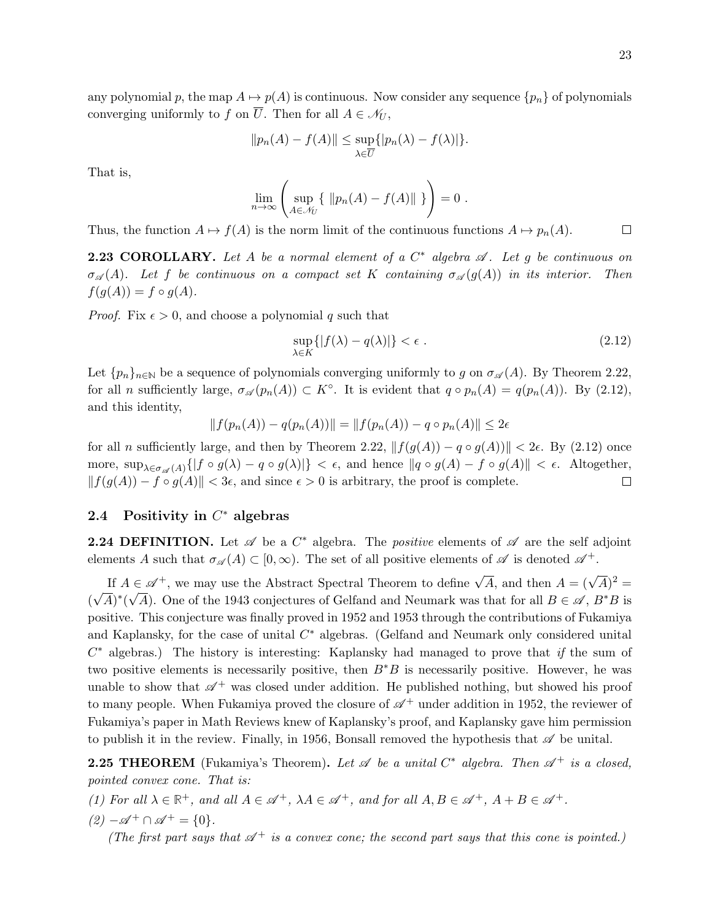any polynomial $p$, the map $A \mapsto p(A)$ is continuous. Now consider any sequence $\{p_n\}$ of polynomials converging uniformly to $f$ on $\overline{U}$. Then for all $A \in \mathscr{N}_U$,

$$\|p_n(A) - f(A)\| \leq \sup_{\lambda \in \overline{U}} \{|p_n(\lambda) - f(\lambda)|\}.$$

That is,

$$\lim_{n\to\infty} \left( \sup_{A \in \mathscr{N}_U} \{ \ \|p_n(A) - f(A)\| \ \} \right) = 0 \ .$$

Thus, the function $A \mapsto f(A)$ is the norm limit of the continuous functions $A \mapsto p_n(A)$. $\square$

**2.23 COROLLARY.** *Let $A$ be a normal element of a $C^*$ algebra $\mathscr{A}$. Let $g$ be continuous on $\sigma_{\mathscr{A}}(A)$. Let $f$ be continuous on a compact set $K$ containing $\sigma_{\mathscr{A}}(g(A))$ in its interior. Then $f(g(A)) = f \circ g(A)$.*

*Proof.* Fix $\epsilon > 0$, and choose a polynomial $q$ such that

$$\sup_{\lambda \in K} \{|f(\lambda) - q(\lambda)|\} < \epsilon \ . \tag{2.12}$$

Let $\{p_n\}_{n\in\mathbb{N}}$ be a sequence of polynomials converging uniformly to $g$ on $\sigma_{\mathscr{A}}(A)$. By Theorem 2.22, for all $n$ sufficiently large, $\sigma_{\mathscr{A}}(p_n(A)) \subset K^\circ$. It is evident that $q \circ p_n(A) = q(p_n(A))$. By (2.12), and this identity,

$$\|f(p_n(A)) - q(p_n(A))\| = \|f(p_n(A)) - q \circ p_n(A)\| \leq 2\epsilon$$

for all $n$ sufficiently large, and then by Theorem 2.22, $\|f(g(A)) - q \circ g(A))\| < 2\epsilon$. By (2.12) once more, $\sup_{\lambda \in \sigma_{\mathscr{A}}(A)}\{|f \circ g(\lambda) - q \circ g(\lambda)|\} < \epsilon$, and hence $\|q \circ g(A) - f \circ g(A)\| < \epsilon$. Altogether, $\|f(g(A)) - f \circ g(A)\| < 3\epsilon$, and since $\epsilon > 0$ is arbitrary, the proof is complete. $\square$

## 2.4 Positivity in $C^*$ algebras

**2.24 DEFINITION.** Let $\mathscr{A}$ be a $C^*$ algebra. The *positive* elements of $\mathscr{A}$ are the self adjoint elements $A$ such that $\sigma_{\mathscr{A}}(A) \subset [0, \infty)$. The set of all positive elements of $\mathscr{A}$ is denoted $\mathscr{A}^+$.

If $A \in \mathscr{A}^+$, we may use the Abstract Spectral Theorem to define $\sqrt{A}$, and then $A = (\sqrt{A})^2 = (\sqrt{A})^*(\sqrt{A})$. One of the 1943 conjectures of Gelfand and Neumark was that for all $B \in \mathscr{A}$, $B^*B$ is positive. This conjecture was finally proved in 1952 and 1953 through the contributions of Fukamiya and Kaplansky, for the case of unital $C^*$ algebras. (Gelfand and Neumark only considered unital $C^*$ algebras.) The history is interesting: Kaplansky had managed to prove that *if* the sum of two positive elements is necessarily positive, then $B^*B$ is necessarily positive. However, he was unable to show that $\mathscr{A}^+$ was closed under addition. He published nothing, but showed his proof to many people. When Fukamiya proved the closure of $\mathscr{A}^+$ under addition in 1952, the reviewer of Fukamiya's paper in Math Reviews knew of Kaplansky's proof, and Kaplansky gave him permission to publish it in the review. Finally, in 1956, Bonsall removed the hypothesis that $\mathscr{A}$ be unital.

**2.25 THEOREM** (Fukamiya's Theorem). *Let $\mathscr{A}$ be a unital $C^*$ algebra. Then $\mathscr{A}^+$ is a closed, pointed convex cone. That is:*

*(1) For all $\lambda \in \mathbb{R}^+$, and all $A \in \mathscr{A}^+$, $\lambda A \in \mathscr{A}^+$, and for all $A, B \in \mathscr{A}^+$, $A + B \in \mathscr{A}^+$.*

*(2) $-\mathscr{A}^+ \cap \mathscr{A}^+ = \{0\}$.*

*(The first part says that $\mathscr{A}^+$ is a convex cone; the second part says that this cone is pointed.)*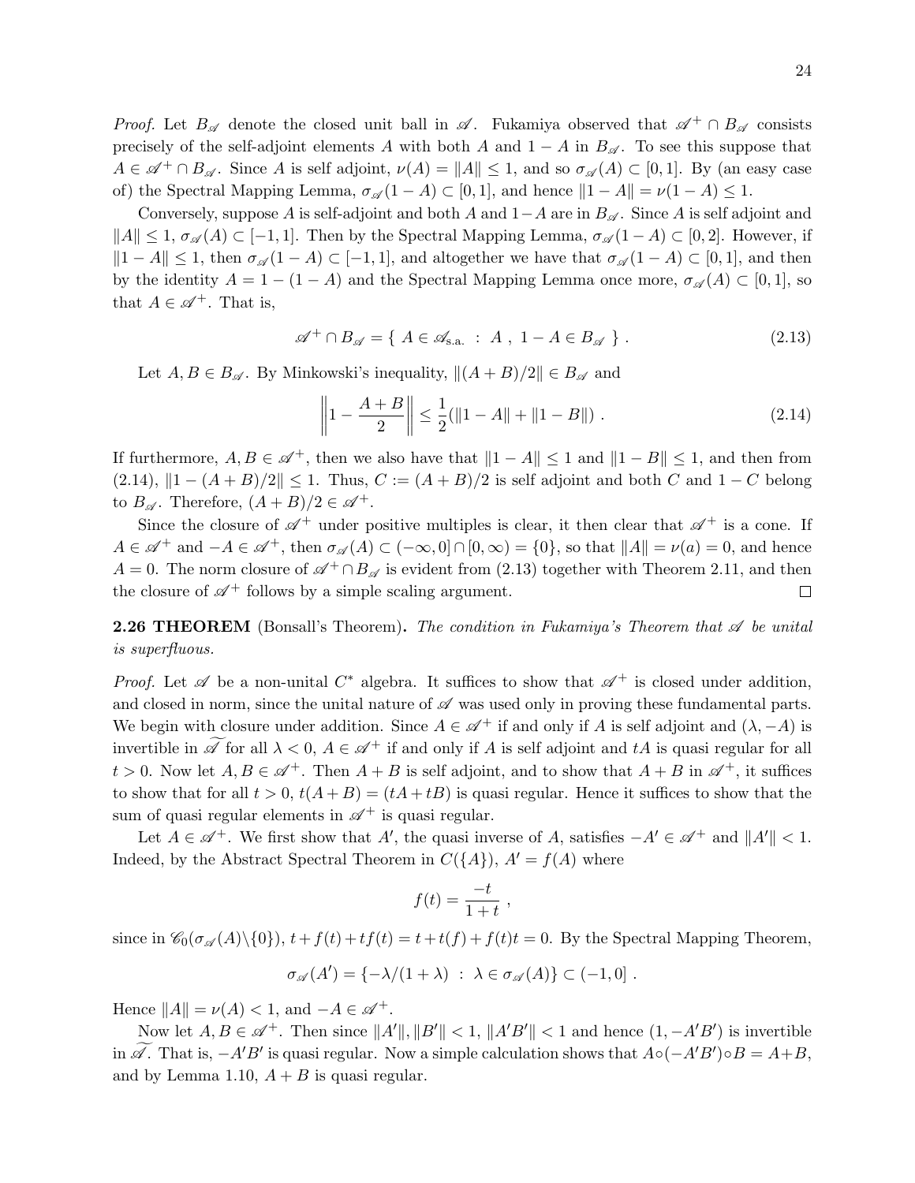*Proof.* Let $B_{\mathscr{A}}$ denote the closed unit ball in $\mathscr{A}$. Fukamiya observed that $\mathscr{A}^+ \cap B_{\mathscr{A}}$ consists precisely of the self-adjoint elements $A$ with both $A$ and $1 - A$ in $B_{\mathscr{A}}$. To see this suppose that $A \in \mathscr{A}^+ \cap B_{\mathscr{A}}$. Since $A$ is self adjoint, $\nu(A) = \|A\| \leq 1$, and so $\sigma_{\mathscr{A}}(A) \subset [0,1]$. By (an easy case of) the Spectral Mapping Lemma, $\sigma_{\mathscr{A}}(1-A) \subset [0,1]$, and hence $\|1 - A\| = \nu(1-A) \leq 1$.

Conversely, suppose $A$ is self-adjoint and both $A$ and $1-A$ are in $B_{\mathscr{A}}$. Since $A$ is self adjoint and $\|A\| \leq 1$, $\sigma_{\mathscr{A}}(A) \subset [-1,1]$. Then by the Spectral Mapping Lemma, $\sigma_{\mathscr{A}}(1-A) \subset [0,2]$. However, if $\|1-A\| \leq 1$, then $\sigma_{\mathscr{A}}(1-A) \subset [-1,1]$, and altogether we have that $\sigma_{\mathscr{A}}(1-A) \subset [0,1]$, and then by the identity $A = 1 - (1-A)$ and the Spectral Mapping Lemma once more, $\sigma_{\mathscr{A}}(A) \subset [0,1]$, so that $A \in \mathscr{A}^+$. That is,

$$\mathscr{A}^+ \cap B_{\mathscr{A}} = \{ \ A \in \mathscr{A}_{\text{s.a.}} \ : \ A \ , \ 1 - A \in B_{\mathscr{A}} \ \} \ . \tag{2.13}$$

Let $A, B \in B_{\mathscr{A}}$. By Minkowski's inequality, $\|(A+B)/2\| \in B_{\mathscr{A}}$ and

$$\left\| 1 - \frac{A+B}{2} \right\| \leq \frac{1}{2}(\|1-A\| + \|1-B\|) \ . \tag{2.14}$$

If furthermore, $A, B \in \mathscr{A}^+$, then we also have that $\|1-A\| \leq 1$ and $\|1-B\| \leq 1$, and then from (2.14), $\|1 - (A+B)/2\| \leq 1$. Thus, $C := (A+B)/2$ is self adjoint and both $C$ and $1-C$ belong to $B_{\mathscr{A}}$. Therefore, $(A+B)/2 \in \mathscr{A}^+$.

Since the closure of $\mathscr{A}^+$ under positive multiples is clear, it then clear that $\mathscr{A}^+$ is a cone. If $A \in \mathscr{A}^+$ and $-A \in \mathscr{A}^+$, then $\sigma_{\mathscr{A}}(A) \subset (-\infty, 0] \cap [0, \infty) = \{0\}$, so that $\|A\| = \nu(a) = 0$, and hence $A = 0$. The norm closure of $\mathscr{A}^+ \cap B_{\mathscr{A}}$ is evident from (2.13) together with Theorem 2.11, and then the closure of $\mathscr{A}^+$ follows by a simple scaling argument. □

**2.26 THEOREM** (Bonsall's Theorem)**.** *The condition in Fukamiya's Theorem that $\mathscr{A}$ be unital is superfluous.*

*Proof.* Let $\mathscr{A}$ be a non-unital $C^*$ algebra. It suffices to show that $\mathscr{A}^+$ is closed under addition, and closed in norm, since the unital nature of $\mathscr{A}$ was used only in proving these fundamental parts. We begin with closure under addition. Since $A \in \mathscr{A}^+$ if and only if $A$ is self adjoint and $(\lambda, -A)$ is invertible in $\widetilde{\mathscr{A}}$ for all $\lambda < 0$, $A \in \mathscr{A}^+$ if and only if $A$ is self adjoint and $tA$ is quasi regular for all $t > 0$. Now let $A, B \in \mathscr{A}^+$. Then $A+B$ is self adjoint, and to show that $A+B$ in $\mathscr{A}^+$, it suffices to show that for all $t > 0$, $t(A+B) = (tA + tB)$ is quasi regular. Hence it suffices to show that the sum of quasi regular elements in $\mathscr{A}^+$ is quasi regular.

Let $A \in \mathscr{A}^+$. We first show that $A'$, the quasi inverse of $A$, satisfies $-A' \in \mathscr{A}^+$ and $\|A'\| < 1$. Indeed, by the Abstract Spectral Theorem in $C(\{A\})$, $A' = f(A)$ where

$$f(t) = \frac{-t}{1+t} \ ,$$

since in $\mathscr{C}_0(\sigma_{\mathscr{A}}(A)\backslash\{0\})$, $t + f(t) + tf(t) = t + t(f) + f(t)t = 0$. By the Spectral Mapping Theorem,

$$\sigma_{\mathscr{A}}(A') = \{ -\lambda/(1+\lambda) \ : \ \lambda \in \sigma_{\mathscr{A}}(A) \} \subset (-1, 0] \ .$$

Hence $\|A\| = \nu(A) < 1$, and $-A \in \mathscr{A}^+$.

Now let $A, B \in \mathscr{A}^+$. Then since $\|A'\|, \|B'\| < 1$, $\|A'B'\| < 1$ and hence $(1, -A'B')$ is invertible in $\widetilde{\mathscr{A}}$. That is, $-A'B'$ is quasi regular. Now a simple calculation shows that $A \circ (-A'B') \circ B = A + B$, and by Lemma 1.10, $A+B$ is quasi regular.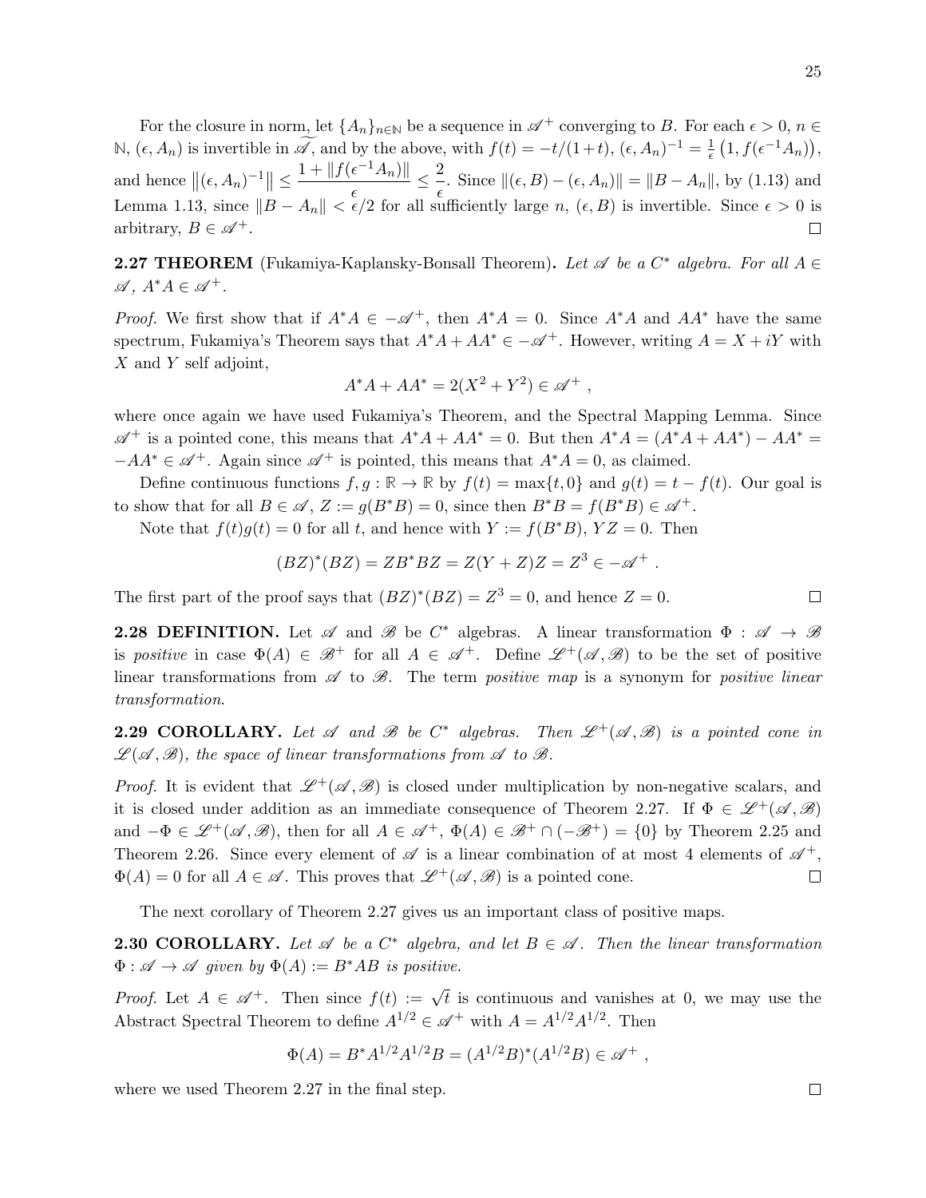For the closure in norm, let $\{A_n\}_{n\in\mathbb{N}}$ be a sequence in $\mathscr{A}^+$ converging to $B$. For each $\epsilon > 0$, $n \in \mathbb{N}$, $(\epsilon, A_n)$ is invertible in $\widetilde{\mathscr{A}}$, and by the above, with $f(t) = -t/(1+t)$, $(\epsilon, A_n)^{-1} = \frac{1}{\epsilon}\left(1, f(\epsilon^{-1}A_n)\right)$, and hence $\left\|(\epsilon, A_n)^{-1}\right\| \leq \frac{1 + \|f(\epsilon^{-1}A_n)\|}{\epsilon} \leq \frac{2}{\epsilon}$. Since $\|(\epsilon, B) - (\epsilon, A_n)\| = \|B - A_n\|$, by (1.13) and Lemma 1.13, since $\|B - A_n\| < \epsilon/2$ for all sufficiently large $n$, $(\epsilon, B)$ is invertible. Since $\epsilon > 0$ is arbitrary, $B \in \mathscr{A}^+$. ∎

**2.27 THEOREM** (Fukamiya-Kaplansky-Bonsall Theorem)**.** *Let $\mathscr{A}$ be a $C^*$ algebra. For all $A \in \mathscr{A}$, $A^*A \in \mathscr{A}^+$.*

*Proof.* We first show that if $A^*A \in -\mathscr{A}^+$, then $A^*A = 0$. Since $A^*A$ and $AA^*$ have the same spectrum, Fukamiya's Theorem says that $A^*A + AA^* \in -\mathscr{A}^+$. However, writing $A = X + iY$ with $X$ and $Y$ self adjoint,

$$A^*A + AA^* = 2(X^2 + Y^2) \in \mathscr{A}^+ \ ,$$

where once again we have used Fukamiya's Theorem, and the Spectral Mapping Lemma. Since $\mathscr{A}^+$ is a pointed cone, this means that $A^*A + AA^* = 0$. But then $A^*A = (A^*A + AA^*) - AA^* = -AA^* \in \mathscr{A}^+$. Again since $\mathscr{A}^+$ is pointed, this means that $A^*A = 0$, as claimed.

Define continuous functions $f, g : \mathbb{R} \to \mathbb{R}$ by $f(t) = \max\{t, 0\}$ and $g(t) = t - f(t)$. Our goal is to show that for all $B \in \mathscr{A}$, $Z := g(B^*B) = 0$, since then $B^*B = f(B^*B) \in \mathscr{A}^+$.

Note that $f(t)g(t) = 0$ for all $t$, and hence with $Y := f(B^*B)$, $YZ = 0$. Then

$$(BZ)^*(BZ) = ZB^*BZ = Z(Y + Z)Z = Z^3 \in -\mathscr{A}^+ \ .$$

The first part of the proof says that $(BZ)^*(BZ) = Z^3 = 0$, and hence $Z = 0$. ∎

**2.28 DEFINITION.** Let $\mathscr{A}$ and $\mathscr{B}$ be $C^*$ algebras. A linear transformation $\Phi : \mathscr{A} \to \mathscr{B}$ is *positive* in case $\Phi(A) \in \mathscr{B}^+$ for all $A \in \mathscr{A}^+$. Define $\mathscr{L}^+(\mathscr{A}, \mathscr{B})$ to be the set of positive linear transformations from $\mathscr{A}$ to $\mathscr{B}$. The term *positive map* is a synonym for *positive linear transformation*.

**2.29 COROLLARY.** *Let $\mathscr{A}$ and $\mathscr{B}$ be $C^*$ algebras. Then $\mathscr{L}^+(\mathscr{A}, \mathscr{B})$ is a pointed cone in $\mathscr{L}(\mathscr{A}, \mathscr{B})$, the space of linear transformations from $\mathscr{A}$ to $\mathscr{B}$.*

*Proof.* It is evident that $\mathscr{L}^+(\mathscr{A}, \mathscr{B})$ is closed under multiplication by non-negative scalars, and it is closed under addition as an immediate consequence of Theorem 2.27. If $\Phi \in \mathscr{L}^+(\mathscr{A}, \mathscr{B})$ and $-\Phi \in \mathscr{L}^+(\mathscr{A}, \mathscr{B})$, then for all $A \in \mathscr{A}^+$, $\Phi(A) \in \mathscr{B}^+ \cap (-\mathscr{B}^+) = \{0\}$ by Theorem 2.25 and Theorem 2.26. Since every element of $\mathscr{A}$ is a linear combination of at most 4 elements of $\mathscr{A}^+$, $\Phi(A) = 0$ for all $A \in \mathscr{A}$. This proves that $\mathscr{L}^+(\mathscr{A}, \mathscr{B})$ is a pointed cone. ∎

The next corollary of Theorem 2.27 gives us an important class of positive maps.

**2.30 COROLLARY.** *Let $\mathscr{A}$ be a $C^*$ algebra, and let $B \in \mathscr{A}$. Then the linear transformation $\Phi : \mathscr{A} \to \mathscr{A}$ given by $\Phi(A) := B^*AB$ is positive.*

*Proof.* Let $A \in \mathscr{A}^+$. Then since $f(t) := \sqrt{t}$ is continuous and vanishes at 0, we may use the Abstract Spectral Theorem to define $A^{1/2} \in \mathscr{A}^+$ with $A = A^{1/2}A^{1/2}$. Then

$$\Phi(A) = B^*A^{1/2}A^{1/2}B = (A^{1/2}B)^*(A^{1/2}B) \in \mathscr{A}^+ \ ,$$

where we used Theorem 2.27 in the final step. ∎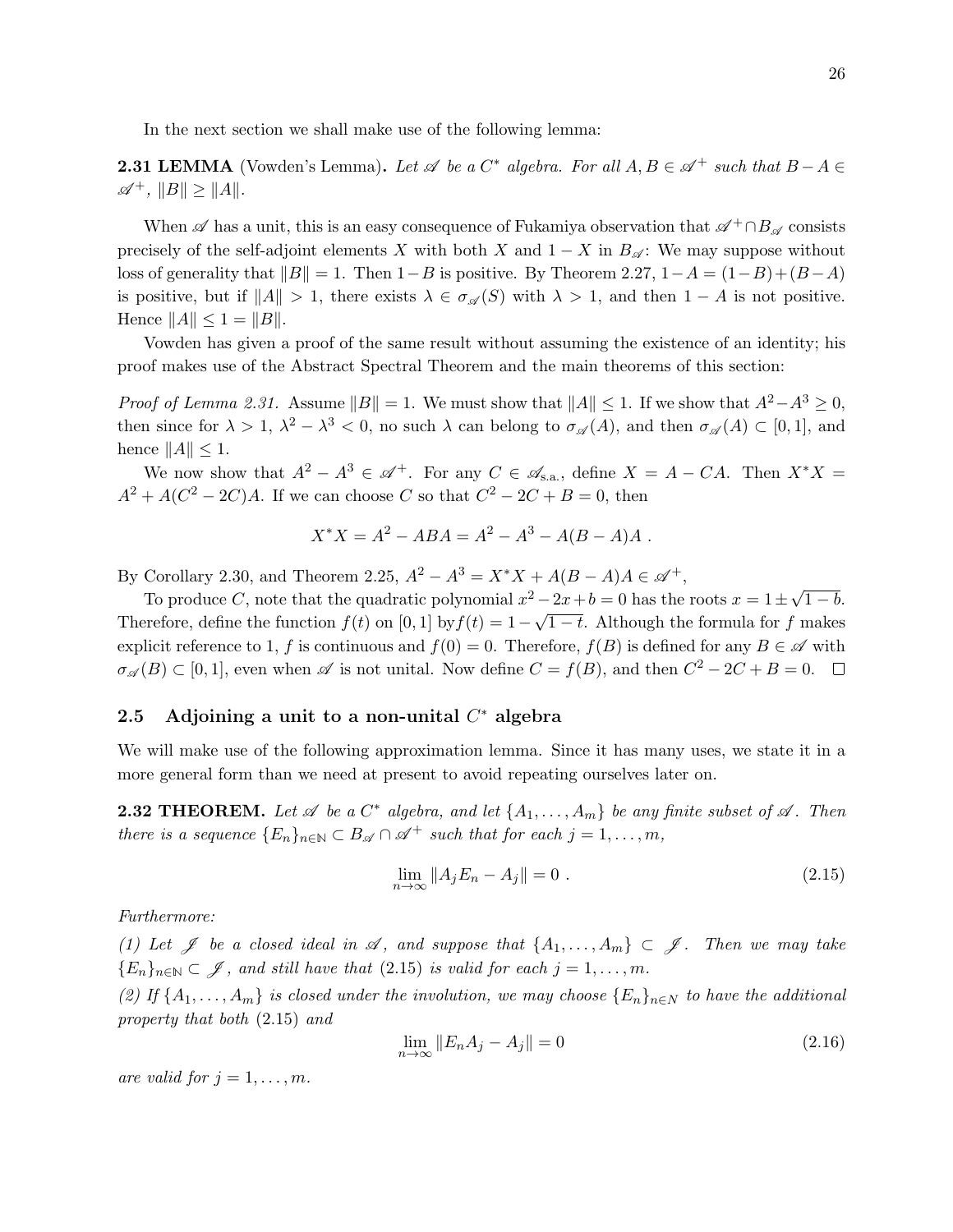In the next section we shall make use of the following lemma:

**2.31 LEMMA** (Vowden's Lemma)**.** *Let $\mathscr{A}$ be a $C^*$ algebra. For all $A, B \in \mathscr{A}^+$ such that $B - A \in \mathscr{A}^+$, $\|B\| \geq \|A\|$.*

When $\mathscr{A}$ has a unit, this is an easy consequence of Fukamiya observation that $\mathscr{A}^+ \cap B_{\mathscr{A}}$ consists precisely of the self-adjoint elements $X$ with both $X$ and $1 - X$ in $B_{\mathscr{A}}$: We may suppose without loss of generality that $\|B\| = 1$. Then $1 - B$ is positive. By Theorem 2.27, $1 - A = (1 - B) + (B - A)$ is positive, but if $\|A\| > 1$, there exists $\lambda \in \sigma_{\mathscr{A}}(S)$ with $\lambda > 1$, and then $1 - A$ is not positive. Hence $\|A\| \leq 1 = \|B\|$.

Vowden has given a proof of the same result without assuming the existence of an identity; his proof makes use of the Abstract Spectral Theorem and the main theorems of this section:

*Proof of Lemma 2.31.* Assume $\|B\| = 1$. We must show that $\|A\| \leq 1$. If we show that $A^2 - A^3 \geq 0$, then since for $\lambda > 1$, $\lambda^2 - \lambda^3 < 0$, no such $\lambda$ can belong to $\sigma_{\mathscr{A}}(A)$, and then $\sigma_{\mathscr{A}}(A) \subset [0, 1]$, and hence $\|A\| \leq 1$.

We now show that $A^2 - A^3 \in \mathscr{A}^+$. For any $C \in \mathscr{A}_{\text{s.a.}}$, define $X = A - CA$. Then $X^*X = A^2 + A(C^2 - 2C)A$. If we can choose $C$ so that $C^2 - 2C + B = 0$, then

$$X^*X = A^2 - ABA = A^2 - A^3 - A(B - A)A \ .$$

By Corollary 2.30, and Theorem 2.25, $A^2 - A^3 = X^*X + A(B - A)A \in \mathscr{A}^+$,

To produce $C$, note that the quadratic polynomial $x^2 - 2x + b = 0$ has the roots $x = 1 \pm \sqrt{1 - b}$. Therefore, define the function $f(t)$ on $[0, 1]$ by$f(t) = 1 - \sqrt{1 - t}$. Although the formula for $f$ makes explicit reference to 1, $f$ is continuous and $f(0) = 0$. Therefore, $f(B)$ is defined for any $B \in \mathscr{A}$ with $\sigma_{\mathscr{A}}(B) \subset [0, 1]$, even when $\mathscr{A}$ is not unital. Now define $C = f(B)$, and then $C^2 - 2C + B = 0$. □

## 2.5 Adjoining a unit to a non-unital $C^*$ algebra

We will make use of the following approximation lemma. Since it has many uses, we state it in a more general form than we need at present to avoid repeating ourselves later on.

**2.32 THEOREM.** *Let $\mathscr{A}$ be a $C^*$ algebra, and let $\{A_1, \ldots, A_m\}$ be any finite subset of $\mathscr{A}$. Then there is a sequence $\{E_n\}_{n \in \mathbb{N}} \subset B_{\mathscr{A}} \cap \mathscr{A}^+$ such that for each $j = 1, \ldots, m$,*

$$\lim_{n \to \infty} \|A_j E_n - A_j\| = 0 \ . \tag{2.15}$$

*Furthermore:*

*(1) Let $\mathscr{J}$ be a closed ideal in $\mathscr{A}$, and suppose that $\{A_1, \ldots, A_m\} \subset \mathscr{J}$. Then we may take $\{E_n\}_{n \in \mathbb{N}} \subset \mathscr{J}$, and still have that (2.15) is valid for each $j = 1, \ldots, m$.*

*(2) If $\{A_1, \ldots, A_m\}$ is closed under the involution, we may choose $\{E_n\}_{n \in N}$ to have the additional property that both (2.15) and*

$$\lim_{n \to \infty} \|E_n A_j - A_j\| = 0 \tag{2.16}$$

*are valid for $j = 1, \ldots, m$.*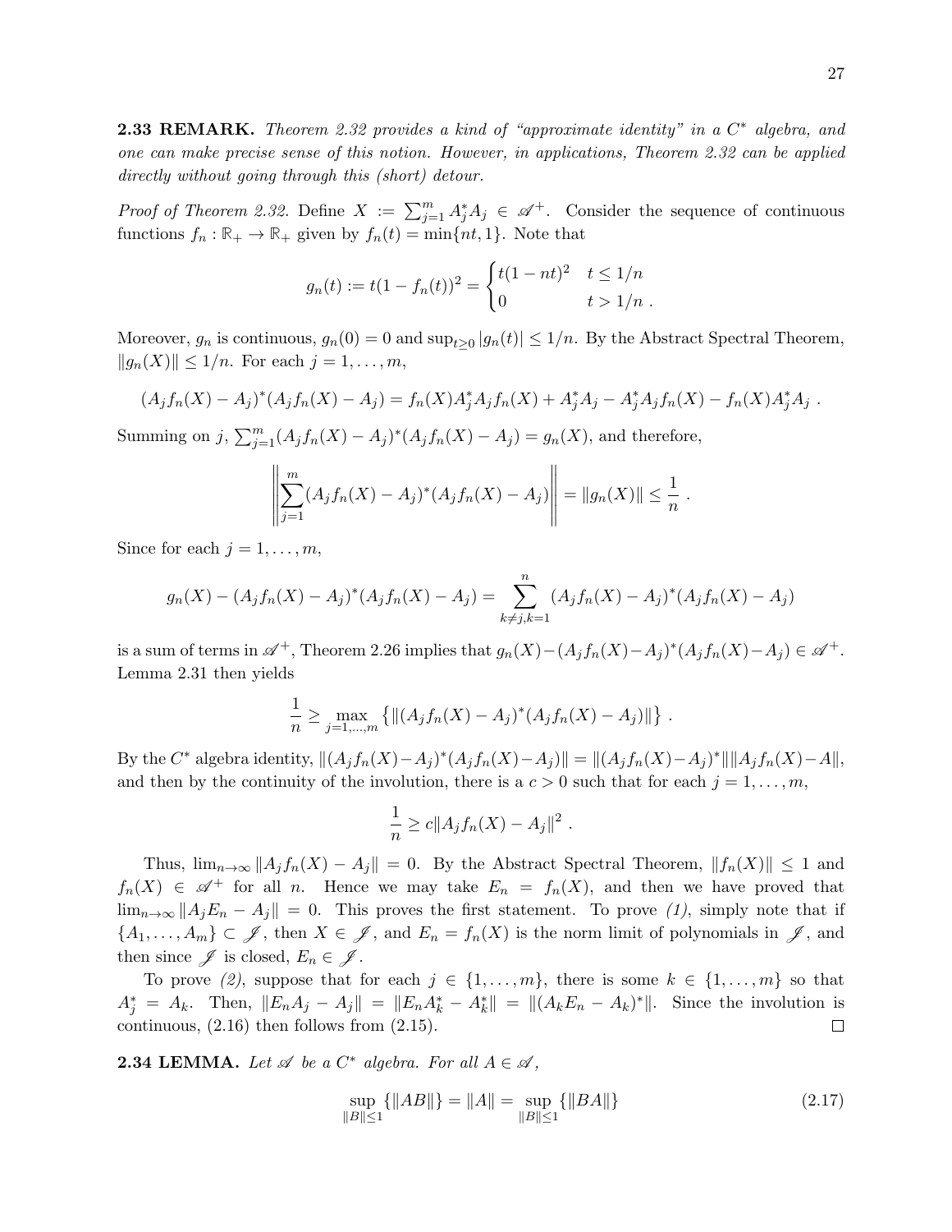**2.33 REMARK.** *Theorem 2.32 provides a kind of "approximate identity" in a $C^*$ algebra, and one can make precise sense of this notion. However, in applications, Theorem 2.32 can be applied directly without going through this (short) detour.*

*Proof of Theorem 2.32.* Define $X := \sum_{j=1}^m A_j^* A_j \in \mathscr{A}^+$. Consider the sequence of continuous functions $f_n : \mathbb{R}_+ \to \mathbb{R}_+$ given by $f_n(t) = \min\{nt, 1\}$. Note that

$$g_n(t) := t(1 - f_n(t))^2 = \begin{cases} t(1-nt)^2 & t \leq 1/n \\ 0 & t > 1/n \ . \end{cases}$$

Moreover, $g_n$ is continuous, $g_n(0) = 0$ and $\sup_{t \geq 0} |g_n(t)| \leq 1/n$. By the Abstract Spectral Theorem, $\|g_n(X)\| \leq 1/n$. For each $j = 1, \dots, m$,

$$(A_j f_n(X) - A_j)^*(A_j f_n(X) - A_j) = f_n(X) A_j^* A_j f_n(X) + A_j^* A_j - A_j^* A_j f_n(X) - f_n(X) A_j^* A_j \ .$$

Summing on $j$, $\sum_{j=1}^m (A_j f_n(X) - A_j)^*(A_j f_n(X) - A_j) = g_n(X)$, and therefore,

$$\left\| \sum_{j=1}^m (A_j f_n(X) - A_j)^*(A_j f_n(X) - A_j) \right\| = \|g_n(X)\| \leq \frac{1}{n} \ .$$

Since for each $j = 1, \dots, m$,

$$g_n(X) - (A_j f_n(X) - A_j)^*(A_j f_n(X) - A_j) = \sum_{k \neq j, k=1}^{n} (A_j f_n(X) - A_j)^*(A_j f_n(X) - A_j)$$

is a sum of terms in $\mathscr{A}^+$, Theorem 2.26 implies that $g_n(X) - (A_j f_n(X) - A_j)^*(A_j f_n(X) - A_j) \in \mathscr{A}^+$. Lemma 2.31 then yields

$$\frac{1}{n} \geq \max_{j=1,\dots,m} \left\{ \|(A_j f_n(X) - A_j)^*(A_j f_n(X) - A_j)\| \right\} \ .$$

By the $C^*$ algebra identity, $\|(A_j f_n(X) - A_j)^*(A_j f_n(X) - A_j)\| = \|(A_j f_n(X) - A_j)^*\| \|A_j f_n(X) - A\|$, and then by the continuity of the involution, there is a $c > 0$ such that for each $j = 1, \dots, m$,

$$\frac{1}{n} \geq c \|A_j f_n(X) - A_j\|^2 \ .$$

Thus, $\lim_{n \to \infty} \|A_j f_n(X) - A_j\| = 0$. By the Abstract Spectral Theorem, $\|f_n(X)\| \leq 1$ and $f_n(X) \in \mathscr{A}^+$ for all $n$. Hence we may take $E_n = f_n(X)$, and then we have proved that $\lim_{n \to \infty} \|A_j E_n - A_j\| = 0$. This proves the first statement. To prove *(1)*, simply note that if $\{A_1, \dots, A_m\} \subset \mathscr{J}$, then $X \in \mathscr{J}$, and $E_n = f_n(X)$ is the norm limit of polynomials in $\mathscr{J}$, and then since $\mathscr{J}$ is closed, $E_n \in \mathscr{J}$.

To prove *(2)*, suppose that for each $j \in \{1, \dots, m\}$, there is some $k \in \{1, \dots, m\}$ so that $A_j^* = A_k$. Then, $\|E_n A_j - A_j\| = \|E_n A_k^* - A_k^*\| = \|(A_k E_n - A_k)^*\|$. Since the involution is continuous, (2.16) then follows from (2.15). ∎

**2.34 LEMMA.** *Let $\mathscr{A}$ be a $C^*$ algebra. For all $A \in \mathscr{A}$,*

$$\sup_{\|B\| \leq 1} \{\|AB\|\} = \|A\| = \sup_{\|B\| \leq 1} \{\|BA\|\} \tag{2.17}$$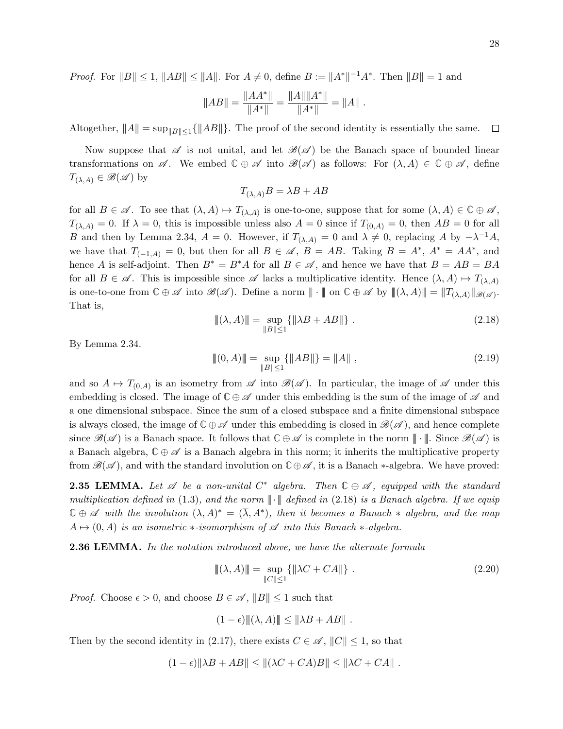*Proof.* For $\|B\| \leq 1$, $\|AB\| \leq \|A\|$. For $A \neq 0$, define $B := \|A^*\|^{-1}A^*$. Then $\|B\| = 1$ and

$$\|AB\| = \frac{\|AA^*\|}{\|A^*\|} = \frac{\|A\|\|A^*\|}{\|A^*\|} = \|A\| \ .$$

Altogether, $\|A\| = \sup_{\|B\|\leq 1}\{\|AB\|\}$. The proof of the second identity is essentially the same. $\square$

Now suppose that $\mathscr{A}$ is not unital, and let $\mathscr{B}(\mathscr{A})$ be the Banach space of bounded linear transformations on $\mathscr{A}$. We embed $\mathbb{C} \oplus \mathscr{A}$ into $\mathscr{B}(\mathscr{A})$ as follows: For $(\lambda, A) \in \mathbb{C} \oplus \mathscr{A}$, define $T_{(\lambda,A)} \in \mathscr{B}(\mathscr{A})$ by

$$T_{(\lambda,A)}B = \lambda B + AB$$

for all $B \in \mathscr{A}$. To see that $(\lambda, A) \mapsto T_{(\lambda,A)}$ is one-to-one, suppose that for some $(\lambda, A) \in \mathbb{C} \oplus \mathscr{A}$, $T_{(\lambda,A)} = 0$. If $\lambda = 0$, this is impossible unless also $A = 0$ since if $T_{(0,A)} = 0$, then $AB = 0$ for all $B$ and then by Lemma 2.34, $A = 0$. However, if $T_{(\lambda,A)} = 0$ and $\lambda \neq 0$, replacing $A$ by $-\lambda^{-1}A$, we have that $T_{(-1,A)} = 0$, but then for all $B \in \mathscr{A}$, $B = AB$. Taking $B = A^*$, $A^* = AA^*$, and hence $A$ is self-adjoint. Then $B^* = B^*A$ for all $B \in \mathscr{A}$, and hence we have that $B = AB = BA$ for all $B \in \mathscr{A}$. This is impossible since $\mathscr{A}$ lacks a multiplicative identity. Hence $(\lambda, A) \mapsto T_{(\lambda,A)}$ is one-to-one from $\mathbb{C} \oplus \mathscr{A}$ into $\mathscr{B}(\mathscr{A})$. Define a norm $\|\!|\cdot|\!\|$ on $\mathbb{C} \oplus \mathscr{A}$ by $\|\!|(\lambda, A)|\!\| = \|T_{(\lambda,A)}\|_{\mathscr{B}(\mathscr{A})}$. That is,

$$\|\!|(\lambda, A)|\!\| = \sup_{\|B\|\leq 1}\{\|\lambda B + AB\|\} \ . \tag{2.18}$$

By Lemma 2.34.

$$\|\!|(0, A)|\!\| = \sup_{\|B\|\leq 1}\{\|AB\|\} = \|A\| \ , \tag{2.19}$$

and so $A \mapsto T_{(0,A)}$ is an isometry from $\mathscr{A}$ into $\mathscr{B}(\mathscr{A})$. In particular, the image of $\mathscr{A}$ under this embedding is closed. The image of $\mathbb{C} \oplus \mathscr{A}$ under this embedding is the sum of the image of $\mathscr{A}$ and a one dimensional subspace. Since the sum of a closed subspace and a finite dimensional subspace is always closed, the image of $\mathbb{C} \oplus \mathscr{A}$ under this embedding is closed in $\mathscr{B}(\mathscr{A})$, and hence complete since $\mathscr{B}(\mathscr{A})$ is a Banach space. It follows that $\mathbb{C} \oplus \mathscr{A}$ is complete in the norm $\|\!|\cdot|\!\|$. Since $\mathscr{B}(\mathscr{A})$ is a Banach algebra, $\mathbb{C} \oplus \mathscr{A}$ is a Banach algebra in this norm; it inherits the multiplicative property from $\mathscr{B}(\mathscr{A})$, and with the standard involution on $\mathbb{C} \oplus \mathscr{A}$, it is a Banach $*$-algebra. We have proved:

**2.35 LEMMA.** *Let $\mathscr{A}$ be a non-unital $C^*$ algebra. Then $\mathbb{C} \oplus \mathscr{A}$, equipped with the standard multiplication defined in* (1.3)*, and the norm $\|\!|\cdot|\!\|$ defined in* (2.18) *is a Banach algebra. If we equip $\mathbb{C} \oplus \mathscr{A}$ with the involution $(\lambda, A)^* = (\overline{\lambda}, A^*)$, then it becomes a Banach $*$ algebra, and the map $A \mapsto (0, A)$ is an isometric $*$-isomorphism of $\mathscr{A}$ into this Banach $*$-algebra.*

**2.36 LEMMA.** *In the notation introduced above, we have the alternate formula*

$$\|\!|(\lambda, A)|\!\| = \sup_{\|C\|\leq 1}\{\|\lambda C + CA\|\} \ . \tag{2.20}$$

*Proof.* Choose $\epsilon > 0$, and choose $B \in \mathscr{A}$, $\|B\| \leq 1$ such that

$$(1 - \epsilon)\|\!|(\lambda, A)|\!\| \leq \|\lambda B + AB\| \ .$$

Then by the second identity in (2.17), there exists $C \in \mathscr{A}$, $\|C\| \leq 1$, so that

$$(1 - \epsilon)\|\lambda B + AB\| \leq \|(\lambda C + CA)B\| \leq \|\lambda C + CA\| \ .$$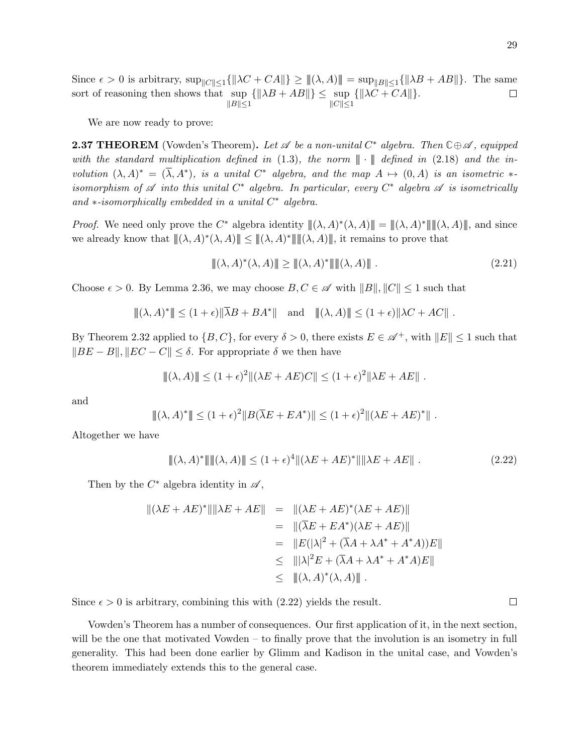Since $\epsilon > 0$ is arbitrary, $\sup_{\|C\|\le 1}\{\|\lambda C + CA\|\} \ge \|\!|(\lambda, A)|\!\| = \sup_{\|B\|\le 1}\{\|\lambda B + AB\|\}$. The same sort of reasoning then shows that $\sup_{\|B\|\le 1}\{\|\lambda B + AB\|\} \le \sup_{\|C\|\le 1}\{\|\lambda C + CA\|\}$. □

We are now ready to prove:

**2.37 THEOREM** (Vowden's Theorem). *Let $\mathscr{A}$ be a non-unital $C^*$ algebra. Then $\mathbb{C}\oplus\mathscr{A}$, equipped with the standard multiplication defined in (1.3), the norm $\|\!|\cdot|\!\|$ defined in (2.18) and the involution $(\lambda, A)^* = (\overline{\lambda}, A^*)$, is a unital $C^*$ algebra, and the map $A \mapsto (0, A)$ is an isometric $*$-isomorphism of $\mathscr{A}$ into this unital $C^*$ algebra. In particular, every $C^*$ algebra $\mathscr{A}$ is isometrically and $*$-isomorphically embedded in a unital $C^*$ algebra.*

*Proof.* We need only prove the $C^*$ algebra identity $\|\!|(\lambda, A)^*(\lambda, A)|\!\| = \|\!|(\lambda, A)^*|\!\|\|\!|(\lambda, A)|\!\|$, and since we already know that $\|\!|(\lambda, A)^*(\lambda, A)|\!\| \le \|\!|(\lambda, A)^*|\!\|\|\!|(\lambda, A)|\!\|$, it remains to prove that

$$\|\!|(\lambda, A)^*(\lambda, A)|\!\| \ge \|\!|(\lambda, A)^*|\!\|\|\!|(\lambda, A)|\!\| \ . \tag{2.21}$$

Choose $\epsilon > 0$. By Lemma 2.36, we may choose $B, C \in \mathscr{A}$ with $\|B\|, \|C\| \le 1$ such that

$$\|\!|(\lambda, A)^*|\!\| \le (1+\epsilon)\|\overline{\lambda}B + BA^*\| \quad \text{and} \quad \|\!|(\lambda, A)|\!\| \le (1+\epsilon)\|\lambda C + AC\| \ .$$

By Theorem 2.32 applied to $\{B, C\}$, for every $\delta > 0$, there exists $E \in \mathscr{A}^+$, with $\|E\| \le 1$ such that $\|BE - B\|, \|EC - C\| \le \delta$. For appropriate $\delta$ we then have

$$\|\!|(\lambda, A)|\!\| \le (1+\epsilon)^2\|(\lambda E + AE)C\| \le (1+\epsilon)^2\|\lambda E + AE\| \ .$$

and

$$\|\!|(\lambda, A)^*|\!\| \le (1+\epsilon)^2\|B(\overline{\lambda}E + EA^*)\| \le (1+\epsilon)^2\|(\lambda E + AE)^*\| \ .$$

Altogether we have

$$\|\!|(\lambda, A)^*|\!\|\|\!|(\lambda, A)|\!\| \le (1+\epsilon)^4\|(\lambda E + AE)^*\|\|\lambda E + AE\| \ . \tag{2.22}$$

Then by the $C^*$ algebra identity in $\mathscr{A}$,

$$\begin{aligned}
\|(\lambda E + AE)^*\|\|\lambda E + AE\| &= \|(\lambda E + AE)^*(\lambda E + AE)\| \\
&= \|(\overline{\lambda}E + EA^*)(\lambda E + AE)\| \\
&= \|E(|\lambda|^2 + (\overline{\lambda}A + \lambda A^* + A^*A))E\| \\
&\le \||\lambda|^2 E + (\overline{\lambda}A + \lambda A^* + A^*A)E\| \\
&\le \|\!|(\lambda, A)^*(\lambda, A)|\!\| \ .
\end{aligned}$$

Since $\epsilon > 0$ is arbitrary, combining this with (2.22) yields the result. □

Vowden's Theorem has a number of consequences. Our first application of it, in the next section, will be the one that motivated Vowden – to finally prove that the involution is an isometry in full generality. This had been done earlier by Glimm and Kadison in the unital case, and Vowden's theorem immediately extends this to the general case.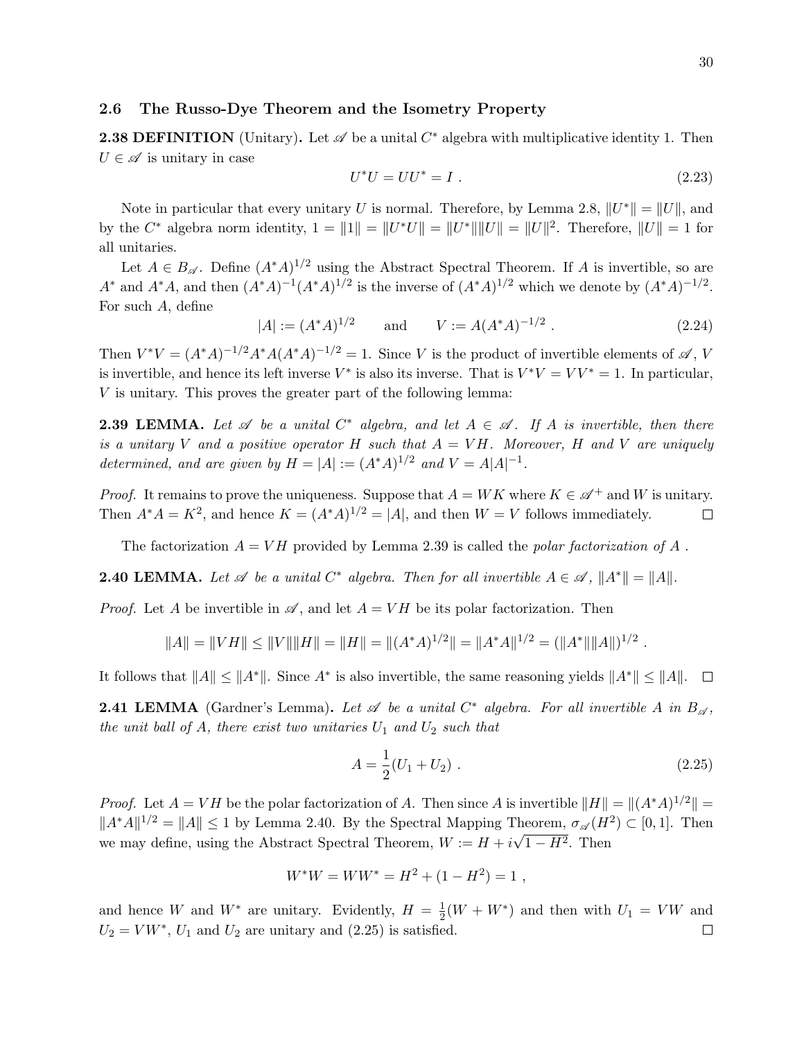## 2.6 The Russo-Dye Theorem and the Isometry Property

**2.38 DEFINITION** (Unitary)**.** Let $\mathscr{A}$ be a unital $C^*$ algebra with multiplicative identity 1. Then $U \in \mathscr{A}$ is unitary in case

$$U^*U = UU^* = I \ . \tag{2.23}$$

Note in particular that every unitary $U$ is normal. Therefore, by Lemma 2.8, $\|U^*\| = \|U\|$, and by the $C^*$ algebra norm identity, $1 = \|1\| = \|U^*U\| = \|U^*\|\|U\| = \|U\|^2$. Therefore, $\|U\| = 1$ for all unitaries.

Let $A \in B_{\mathscr{A}}$. Define $(A^*A)^{1/2}$ using the Abstract Spectral Theorem. If $A$ is invertible, so are $A^*$ and $A^*A$, and then $(A^*A)^{-1}(A^*A)^{1/2}$ is the inverse of $(A^*A)^{1/2}$ which we denote by $(A^*A)^{-1/2}$. For such $A$, define

$$|A| := (A^*A)^{1/2} \qquad \text{and} \qquad V := A(A^*A)^{-1/2} \ . \tag{2.24}$$

Then $V^*V = (A^*A)^{-1/2}A^*A(A^*A)^{-1/2} = 1$. Since $V$ is the product of invertible elements of $\mathscr{A}$, $V$ is invertible, and hence its left inverse $V^*$ is also its inverse. That is $V^*V = VV^* = 1$. In particular, $V$ is unitary. This proves the greater part of the following lemma:

**2.39 LEMMA.** *Let $\mathscr{A}$ be a unital $C^*$ algebra, and let $A \in \mathscr{A}$. If $A$ is invertible, then there is a unitary $V$ and a positive operator $H$ such that $A = VH$. Moreover, $H$ and $V$ are uniquely determined, and are given by $H = |A| := (A^*A)^{1/2}$ and $V = A|A|^{-1}$.*

*Proof.* It remains to prove the uniqueness. Suppose that $A = WK$ where $K \in \mathscr{A}^+$ and $W$ is unitary. Then $A^*A = K^2$, and hence $K = (A^*A)^{1/2} = |A|$, and then $W = V$ follows immediately. $\square$

The factorization $A = VH$ provided by Lemma 2.39 is called the *polar factorization of* $A$ .

**2.40 LEMMA.** *Let $\mathscr{A}$ be a unital $C^*$ algebra. Then for all invertible $A \in \mathscr{A}$, $\|A^*\| = \|A\|$.*

*Proof.* Let $A$ be invertible in $\mathscr{A}$, and let $A = VH$ be its polar factorization. Then

$$\|A\| = \|VH\| \leq \|V\|\|H\| = \|H\| = \|(A^*A)^{1/2}\| = \|A^*A\|^{1/2} = (\|A^*\|\|A\|)^{1/2} \ .$$

It follows that $\|A\| \leq \|A^*\|$. Since $A^*$ is also invertible, the same reasoning yields $\|A^*\| \leq \|A\|$. $\square$

**2.41 LEMMA** (Gardner's Lemma)**.** *Let $\mathscr{A}$ be a unital $C^*$ algebra. For all invertible $A$ in $B_{\mathscr{A}}$, the unit ball of $A$, there exist two unitaries $U_1$ and $U_2$ such that*

$$A = \frac{1}{2}(U_1 + U_2) \ . \tag{2.25}$$

*Proof.* Let $A = VH$ be the polar factorization of $A$. Then since $A$ is invertible $\|H\| = \|(A^*A)^{1/2}\| = \|A^*A\|^{1/2} = \|A\| \leq 1$ by Lemma 2.40. By the Spectral Mapping Theorem, $\sigma_{\mathscr{A}}(H^2) \subset [0,1]$. Then we may define, using the Abstract Spectral Theorem, $W := H + i\sqrt{1 - H^2}$. Then

$$W^*W = WW^* = H^2 + (1 - H^2) = 1 \ ,$$

and hence $W$ and $W^*$ are unitary. Evidently, $H = \frac{1}{2}(W + W^*)$ and then with $U_1 = VW$ and $U_2 = VW^*$, $U_1$ and $U_2$ are unitary and (2.25) is satisfied. $\square$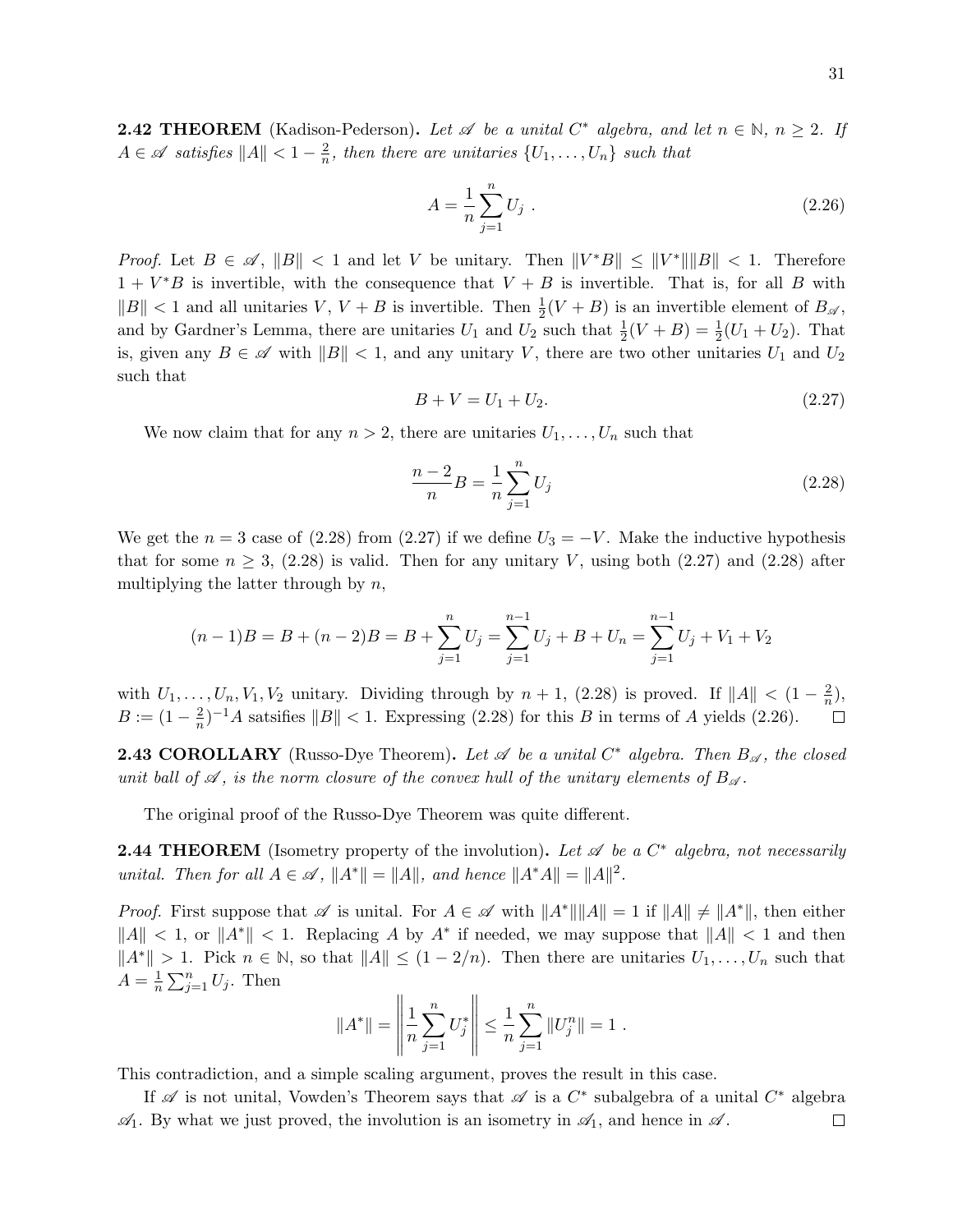**2.42 THEOREM** (Kadison-Pederson)**.** *Let $\mathscr{A}$ be a unital $C^*$ algebra, and let $n \in \mathbb{N}$, $n \geq 2$. If $A \in \mathscr{A}$ satisfies $\|A\| < 1 - \frac{2}{n}$, then there are unitaries $\{U_1, \ldots, U_n\}$ such that*

$$A = \frac{1}{n}\sum_{j=1}^{n} U_j \ . \tag{2.26}$$

*Proof.* Let $B \in \mathscr{A}$, $\|B\| < 1$ and let $V$ be unitary. Then $\|V^*B\| \leq \|V^*\|\|B\| < 1$. Therefore $1 + V^*B$ is invertible, with the consequence that $V + B$ is invertible. That is, for all $B$ with $\|B\| < 1$ and all unitaries $V$, $V + B$ is invertible. Then $\frac{1}{2}(V + B)$ is an invertible element of $B_{\mathscr{A}}$, and by Gardner's Lemma, there are unitaries $U_1$ and $U_2$ such that $\frac{1}{2}(V + B) = \frac{1}{2}(U_1 + U_2)$. That is, given any $B \in \mathscr{A}$ with $\|B\| < 1$, and any unitary $V$, there are two other unitaries $U_1$ and $U_2$ such that

$$B + V = U_1 + U_2. \tag{2.27}$$

We now claim that for any $n > 2$, there are unitaries $U_1, \ldots, U_n$ such that

$$\frac{n-2}{n}B = \frac{1}{n}\sum_{j=1}^{n} U_j \tag{2.28}$$

We get the $n = 3$ case of (2.28) from (2.27) if we define $U_3 = -V$. Make the inductive hypothesis that for some $n \geq 3$, (2.28) is valid. Then for any unitary $V$, using both (2.27) and (2.28) after multiplying the latter through by $n$,

$$(n-1)B = B + (n-2)B = B + \sum_{j=1}^{n} U_j = \sum_{j=1}^{n-1} U_j + B + U_n = \sum_{j=1}^{n-1} U_j + V_1 + V_2$$

with $U_1, \ldots, U_n, V_1, V_2$ unitary. Dividing through by $n + 1$, (2.28) is proved. If $\|A\| < (1 - \frac{2}{n})$, $B := (1 - \frac{2}{n})^{-1}A$ satsifies $\|B\| < 1$. Expressing (2.28) for this $B$ in terms of $A$ yields (2.26). □

**2.43 COROLLARY** (Russo-Dye Theorem)**.** *Let $\mathscr{A}$ be a unital $C^*$ algebra. Then $B_{\mathscr{A}}$, the closed unit ball of $\mathscr{A}$, is the norm closure of the convex hull of the unitary elements of $B_{\mathscr{A}}$.*

The original proof of the Russo-Dye Theorem was quite different.

**2.44 THEOREM** (Isometry property of the involution)**.** *Let $\mathscr{A}$ be a $C^*$ algebra, not necessarily unital. Then for all $A \in \mathscr{A}$, $\|A^*\| = \|A\|$, and hence $\|A^*A\| = \|A\|^2$.*

*Proof.* First suppose that $\mathscr{A}$ is unital. For $A \in \mathscr{A}$ with $\|A^*\|\|A\| = 1$ if $\|A\| \neq \|A^*\|$, then either $\|A\| < 1$, or $\|A^*\| < 1$. Replacing $A$ by $A^*$ if needed, we may suppose that $\|A\| < 1$ and then $\|A^*\| > 1$. Pick $n \in \mathbb{N}$, so that $\|A\| \leq (1 - 2/n)$. Then there are unitaries $U_1, \ldots, U_n$ such that $A = \frac{1}{n}\sum_{j=1}^{n} U_j$. Then

$$\|A^*\| = \left\| \frac{1}{n}\sum_{j=1}^{n} U_j^* \right\| \leq \frac{1}{n}\sum_{j=1}^{n} \|U_j^n\| = 1 \ .$$

This contradiction, and a simple scaling argument, proves the result in this case.

If $\mathscr{A}$ is not unital, Vowden's Theorem says that $\mathscr{A}$ is a $C^*$ subalgebra of a unital $C^*$ algebra $\mathscr{A}_1$. By what we just proved, the involution is an isometry in $\mathscr{A}_1$, and hence in $\mathscr{A}$. □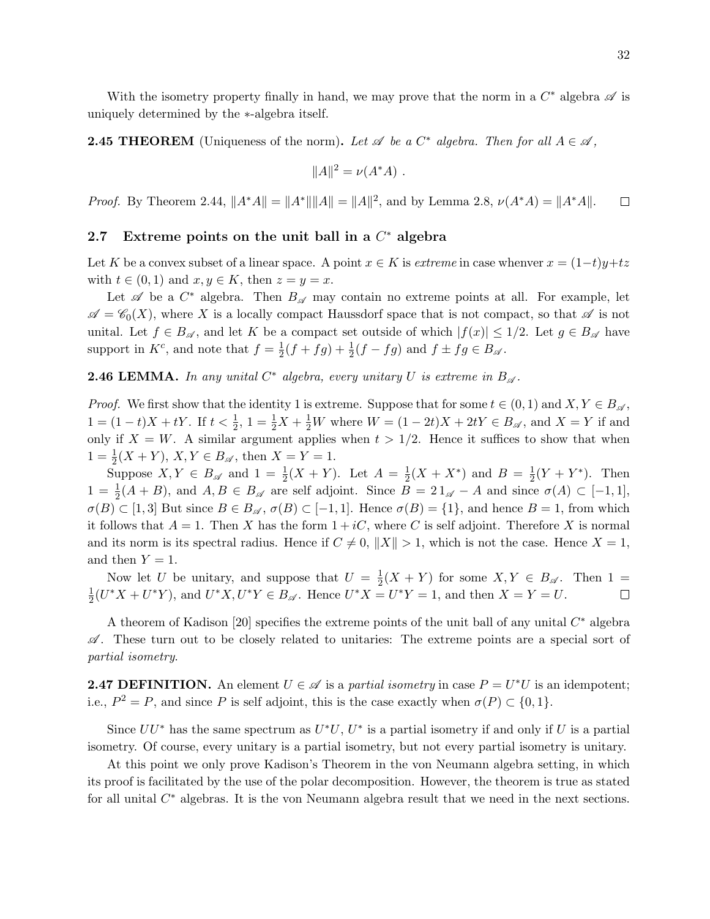With the isometry property finally in hand, we may prove that the norm in a $C^*$ algebra $\mathscr{A}$ is uniquely determined by the $*$-algebra itself.

**2.45 THEOREM** (Uniqueness of the norm)**.** *Let $\mathscr{A}$ be a $C^*$ algebra. Then for all $A \in \mathscr{A}$,*

$$\|A\|^2 = \nu(A^*A) \ .$$

*Proof.* By Theorem 2.44, $\|A^*A\| = \|A^*\|\|A\| = \|A\|^2$, and by Lemma 2.8, $\nu(A^*A) = \|A^*A\|$. $\square$

## 2.7 Extreme points on the unit ball in a $C^*$ algebra

Let $K$ be a convex subset of a linear space. A point $x \in K$ is *extreme* in case whenver $x = (1-t)y+tz$ with $t \in (0,1)$ and $x, y \in K$, then $z = y = x$.

Let $\mathscr{A}$ be a $C^*$ algebra. Then $B_{\mathscr{A}}$ may contain no extreme points at all. For example, let $\mathscr{A} = \mathscr{C}_0(X)$, where $X$ is a locally compact Haussdorf space that is not compact, so that $\mathscr{A}$ is not unital. Let $f \in B_{\mathscr{A}}$, and let $K$ be a compact set outside of which $|f(x)| \leq 1/2$. Let $g \in B_{\mathscr{A}}$ have support in $K^c$, and note that $f = \frac{1}{2}(f+fg) + \frac{1}{2}(f-fg)$ and $f \pm fg \in B_{\mathscr{A}}$.

**2.46 LEMMA.** *In any unital $C^*$ algebra, every unitary $U$ is extreme in $B_{\mathscr{A}}$.*

*Proof.* We first show that the identity 1 is extreme. Suppose that for some $t \in (0,1)$ and $X, Y \in B_{\mathscr{A}}$, $1 = (1-t)X + tY$. If $t < \frac{1}{2}$, $1 = \frac{1}{2}X + \frac{1}{2}W$ where $W = (1-2t)X + 2tY \in B_{\mathscr{A}}$, and $X = Y$ if and only if $X = W$. A similar argument applies when $t > 1/2$. Hence it suffices to show that when $1 = \frac{1}{2}(X+Y)$, $X, Y \in B_{\mathscr{A}}$, then $X = Y = 1$.

Suppose $X, Y \in B_{\mathscr{A}}$ and $1 = \frac{1}{2}(X+Y)$. Let $A = \frac{1}{2}(X+X^*)$ and $B = \frac{1}{2}(Y+Y^*)$. Then $1 = \frac{1}{2}(A+B)$, and $A, B \in B_{\mathscr{A}}$ are self adjoint. Since $B = 2\,1_{\mathscr{A}} - A$ and since $\sigma(A) \subset [-1,1]$, $\sigma(B) \subset [1,3]$ But since $B \in B_{\mathscr{A}}$, $\sigma(B) \subset [-1,1]$. Hence $\sigma(B) = \{1\}$, and hence $B = 1$, from which it follows that $A = 1$. Then $X$ has the form $1 + iC$, where $C$ is self adjoint. Therefore $X$ is normal and its norm is its spectral radius. Hence if $C \neq 0$, $\|X\| > 1$, which is not the case. Hence $X = 1$, and then $Y = 1$.

Now let $U$ be unitary, and suppose that $U = \frac{1}{2}(X+Y)$ for some $X, Y \in B_{\mathscr{A}}$. Then $1 = \frac{1}{2}(U^*X + U^*Y)$, and $U^*X, U^*Y \in B_{\mathscr{A}}$. Hence $U^*X = U^*Y = 1$, and then $X = Y = U$. $\square$

A theorem of Kadison [20] specifies the extreme points of the unit ball of any unital $C^*$ algebra $\mathscr{A}$. These turn out to be closely related to unitaries: The extreme points are a special sort of *partial isometry*.

**2.47 DEFINITION.** An element $U \in \mathscr{A}$ is a *partial isometry* in case $P = U^*U$ is an idempotent; i.e., $P^2 = P$, and since $P$ is self adjoint, this is the case exactly when $\sigma(P) \subset \{0,1\}$.

Since $UU^*$ has the same spectrum as $U^*U$, $U^*$ is a partial isometry if and only if $U$ is a partial isometry. Of course, every unitary is a partial isometry, but not every partial isometry is unitary.

At this point we only prove Kadison's Theorem in the von Neumann algebra setting, in which its proof is facilitated by the use of the polar decomposition. However, the theorem is true as stated for all unital $C^*$ algebras. It is the von Neumann algebra result that we need in the next sections.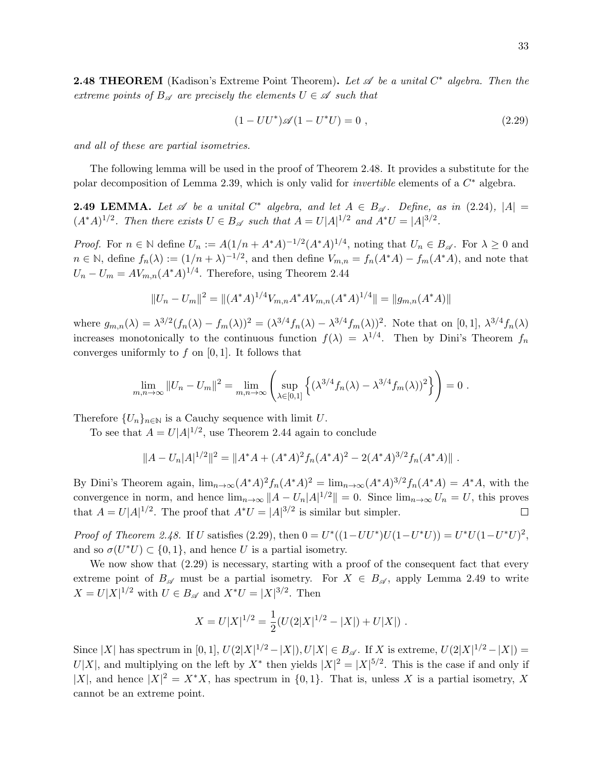**2.48 THEOREM** (Kadison's Extreme Point Theorem)**.** *Let $\mathscr{A}$ be a unital $C^*$ algebra. Then the extreme points of $B_{\mathscr{A}}$ are precisely the elements $U \in \mathscr{A}$ such that*

$$(1 - UU^*)\mathscr{A}(1 - U^*U) = 0 \ , \tag{2.29}$$

*and all of these are partial isometries.*

The following lemma will be used in the proof of Theorem 2.48. It provides a substitute for the polar decomposition of Lemma 2.39, which is only valid for *invertible* elements of a $C^*$ algebra.

**2.49 LEMMA.** *Let $\mathscr{A}$ be a unital $C^*$ algebra, and let $A \in B_{\mathscr{A}}$. Define, as in (2.24), $|A| = (A^*A)^{1/2}$. Then there exists $U \in B_{\mathscr{A}}$ such that $A = U|A|^{1/2}$ and $A^*U = |A|^{3/2}$.*

*Proof.* For $n \in \mathbb{N}$ define $U_n := A(1/n + A^*A)^{-1/2}(A^*A)^{1/4}$, noting that $U_n \in B_{\mathscr{A}}$. For $\lambda \geq 0$ and $n \in \mathbb{N}$, define $f_n(\lambda) := (1/n + \lambda)^{-1/2}$, and then define $V_{m,n} = f_n(A^*A) - f_m(A^*A)$, and note that $U_n - U_m = AV_{m,n}(A^*A)^{1/4}$. Therefore, using Theorem 2.44

$$\|U_n - U_m\|^2 = \|(A^*A)^{1/4}V_{m,n}A^*AV_{m,n}(A^*A)^{1/4}\| = \|g_{m,n}(A^*A)\|$$

where $g_{m,n}(\lambda) = \lambda^{3/2}(f_n(\lambda) - f_m(\lambda))^2 = (\lambda^{3/4}f_n(\lambda) - \lambda^{3/4}f_m(\lambda))^2$. Note that on $[0,1]$, $\lambda^{3/4}f_n(\lambda)$ increases monotonically to the continuous function $f(\lambda) = \lambda^{1/4}$. Then by Dini's Theorem $f_n$ converges uniformly to $f$ on $[0,1]$. It follows that

$$\lim_{m,n\to\infty} \|U_n - U_m\|^2 = \lim_{m,n\to\infty} \left( \sup_{\lambda\in[0,1]} \left\{ (\lambda^{3/4}f_n(\lambda) - \lambda^{3/4}f_m(\lambda))^2 \right\} \right) = 0 \ .$$

Therefore $\{U_n\}_{n\in\mathbb{N}}$ is a Cauchy sequence with limit $U$.

To see that $A = U|A|^{1/2}$, use Theorem 2.44 again to conclude

$$\|A - U_n|A|^{1/2}\|^2 = \|A^*A + (A^*A)^2 f_n(A^*A)^2 - 2(A^*A)^{3/2}f_n(A^*A)\| \ .$$

By Dini's Theorem again, $\lim_{n\to\infty}(A^*A)^2 f_n(A^*A)^2 = \lim_{n\to\infty}(A^*A)^{3/2}f_n(A^*A) = A^*A$, with the convergence in norm, and hence $\lim_{n\to\infty} \|A - U_n|A|^{1/2}\| = 0$. Since $\lim_{n\to\infty} U_n = U$, this proves that $A = U|A|^{1/2}$. The proof that $A^*U = |A|^{3/2}$ is similar but simpler. $\square$

*Proof of Theorem 2.48.* If $U$ satisfies (2.29), then $0 = U^*((1-UU^*)U(1-U^*U)) = U^*U(1-U^*U)^2$, and so $\sigma(U^*U) \subset \{0,1\}$, and hence $U$ is a partial isometry.

We now show that (2.29) is necessary, starting with a proof of the consequent fact that every extreme point of $B_{\mathscr{A}}$ must be a partial isometry. For $X \in B_{\mathscr{A}}$, apply Lemma 2.49 to write $X = U|X|^{1/2}$ with $U \in B_{\mathscr{A}}$ and $X^*U = |X|^{3/2}$. Then

$$X = U|X|^{1/2} = \frac{1}{2}(U(2|X|^{1/2} - |X|) + U|X|) \ .$$

Since $|X|$ has spectrum in $[0,1]$, $U(2|X|^{1/2} - |X|), U|X| \in B_{\mathscr{A}}$. If $X$ is extreme, $U(2|X|^{1/2} - |X|) = U|X|$, and multiplying on the left by $X^*$ then yields $|X|^2 = |X|^{5/2}$. This is the case if and only if $|X|$, and hence $|X|^2 = X^*X$, has spectrum in $\{0,1\}$. That is, unless $X$ is a partial isometry, $X$ cannot be an extreme point.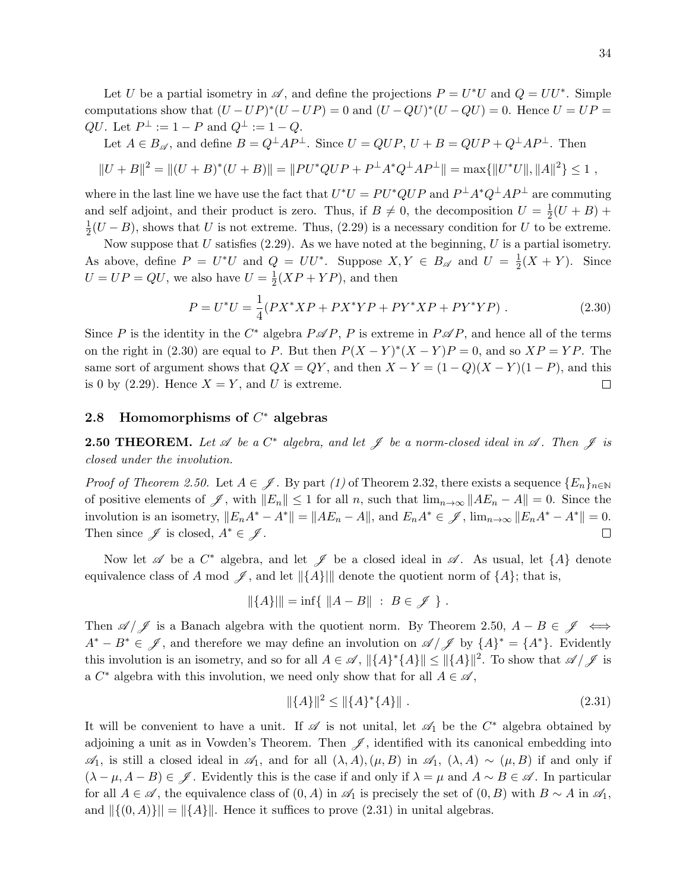Let $U$ be a partial isometry in $\mathscr{A}$, and define the projections $P = U^*U$ and $Q = UU^*$. Simple computations show that $(U - UP)^*(U - UP) = 0$ and $(U - QU)^*(U - QU) = 0$. Hence $U = UP = QU$. Let $P^\perp := 1 - P$ and $Q^\perp := 1 - Q$.

Let $A \in B_{\mathscr{A}}$, and define $B = Q^\perp A P^\perp$. Since $U = QUP$, $U + B = QUP + Q^\perp A P^\perp$. Then

$$\|U + B\|^2 = \|(U+B)^*(U+B)\| = \|PU^*QUP + P^\perp A^* Q^\perp A P^\perp\| = \max\{\|U^*U\|, \|A\|^2\} \leq 1 \ ,$$

where in the last line we have use the fact that $U^*U = PU^*QUP$ and $P^\perp A^* Q^\perp A P^\perp$ are commuting and self adjoint, and their product is zero. Thus, if $B \neq 0$, the decomposition $U = \frac{1}{2}(U + B) + \frac{1}{2}(U - B)$, shows that $U$ is not extreme. Thus, (2.29) is a necessary condition for $U$ to be extreme.

Now suppose that $U$ satisfies (2.29). As we have noted at the beginning, $U$ is a partial isometry. As above, define $P = U^*U$ and $Q = UU^*$. Suppose $X, Y \in B_{\mathscr{A}}$ and $U = \frac{1}{2}(X + Y)$. Since $U = UP = QU$, we also have $U = \frac{1}{2}(XP + YP)$, and then

$$P = U^*U = \frac{1}{4}(PX^*XP + PX^*YP + PY^*XP + PY^*YP) \ . \tag{2.30}$$

Since $P$ is the identity in the $C^*$ algebra $P\mathscr{A}P$, $P$ is extreme in $P\mathscr{A}P$, and hence all of the terms on the right in (2.30) are equal to $P$. But then $P(X - Y)^*(X - Y)P = 0$, and so $XP = YP$. The same sort of argument shows that $QX = QY$, and then $X - Y = (1 - Q)(X - Y)(1 - P)$, and this is 0 by (2.29). Hence $X = Y$, and $U$ is extreme. $\square$

## 2.8 Homomorphisms of $C^*$ algebras

**2.50 THEOREM.** *Let $\mathscr{A}$ be a $C^*$ algebra, and let $\mathscr{J}$ be a norm-closed ideal in $\mathscr{A}$. Then $\mathscr{J}$ is closed under the involution.*

*Proof of Theorem 2.50.* Let $A \in \mathscr{J}$. By part *(1)* of Theorem 2.32, there exists a sequence $\{E_n\}_{n\in\mathbb{N}}$ of positive elements of $\mathscr{J}$, with $\|E_n\| \leq 1$ for all $n$, such that $\lim_{n\to\infty} \|AE_n - A\| = 0$. Since the involution is an isometry, $\|E_n A^* - A^*\| = \|AE_n - A\|$, and $E_n A^* \in \mathscr{J}$, $\lim_{n\to\infty} \|E_n A^* - A^*\| = 0$. Then since $\mathscr{J}$ is closed, $A^* \in \mathscr{J}$. $\square$

Now let $\mathscr{A}$ be a $C^*$ algebra, and let $\mathscr{J}$ be a closed ideal in $\mathscr{A}$. As usual, let $\{A\}$ denote equivalence class of $A$ mod $\mathscr{J}$, and let $\|\{A\}|\|$ denote the quotient norm of $\{A\}$; that is,

$$\|\{A\}|\| = \inf\{ \ \|A - B\| \ : \ B \in \mathscr{J} \ \} \ .$$

Then $\mathscr{A}/\mathscr{J}$ is a Banach algebra with the quotient norm. By Theorem 2.50, $A - B \in \mathscr{J} \iff A^* - B^* \in \mathscr{J}$, and therefore we may define an involution on $\mathscr{A}/\mathscr{J}$ by $\{A\}^* = \{A^*\}$. Evidently this involution is an isometry, and so for all $A \in \mathscr{A}$, $\|\{A\}^*\{A\}\| \leq \|\{A\}\|^2$. To show that $\mathscr{A}/\mathscr{J}$ is a $C^*$ algebra with this involution, we need only show that for all $A \in \mathscr{A}$,

$$\|\{A\}\|^2 \leq \|\{A\}^*\{A\}\| \ . \tag{2.31}$$

It will be convenient to have a unit. If $\mathscr{A}$ is not unital, let $\mathscr{A}_1$ be the $C^*$ algebra obtained by adjoining a unit as in Vowden's Theorem. Then $\mathscr{J}$, identified with its canonical embedding into $\mathscr{A}_1$, is still a closed ideal in $\mathscr{A}_1$, and for all $(\lambda, A), (\mu, B)$ in $\mathscr{A}_1$, $(\lambda, A) \sim (\mu, B)$ if and only if $(\lambda - \mu, A - B) \in \mathscr{J}$. Evidently this is the case if and only if $\lambda = \mu$ and $A \sim B \in \mathscr{A}$. In particular for all $A \in \mathscr{A}$, the equivalence class of $(0, A)$ in $\mathscr{A}_1$ is precisely the set of $(0, B)$ with $B \sim A$ in $\mathscr{A}_1$, and $\|\{(0, A)\}|| = \|\{A\}\|$. Hence it suffices to prove (2.31) in unital algebras.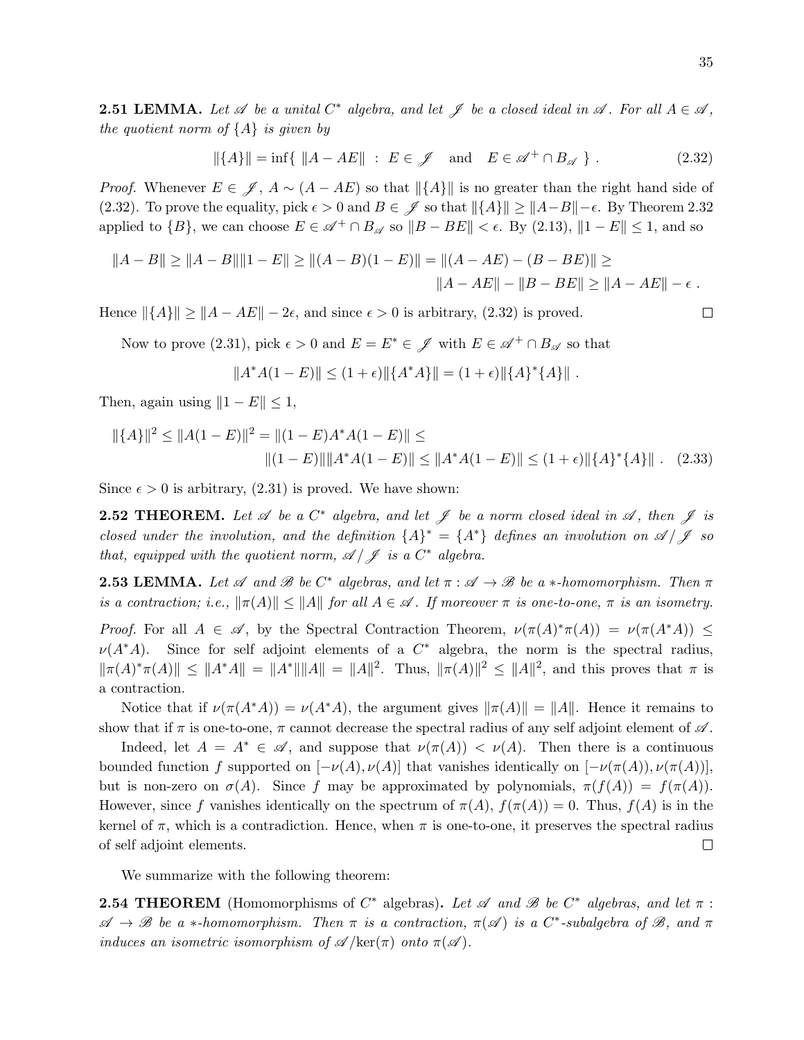**2.51 LEMMA.** *Let $\mathscr{A}$ be a unital $C^*$ algebra, and let $\mathscr{J}$ be a closed ideal in $\mathscr{A}$. For all $A \in \mathscr{A}$, the quotient norm of $\{A\}$ is given by*

$$\|\{A\}\| = \inf\{ \ \|A - AE\| \ : \ E \in \mathscr{J} \quad \text{and} \quad E \in \mathscr{A}^+ \cap B_{\mathscr{A}} \ \} \ . \tag{2.32}$$

*Proof.* Whenever $E \in \mathscr{J}$, $A \sim (A - AE)$ so that $\|\{A\}\|$ is no greater than the right hand side of (2.32). To prove the equality, pick $\epsilon > 0$ and $B \in \mathscr{J}$ so that $\|\{A\}\| \geq \|A - B\| - \epsilon$. By Theorem 2.32 applied to $\{B\}$, we can choose $E \in \mathscr{A}^+ \cap B_{\mathscr{A}}$ so $\|B - BE\| < \epsilon$. By (2.13), $\|1 - E\| \leq 1$, and so

$$\|A - B\| \geq \|A - B\|\|1 - E\| \geq \|(A - B)(1 - E)\| = \|(A - AE) - (B - BE)\| \geq \\ \|A - AE\| - \|B - BE\| \geq \|A - AE\| - \epsilon \ .$$

Hence $\|\{A\}\| \geq \|A - AE\| - 2\epsilon$, and since $\epsilon > 0$ is arbitrary, (2.32) is proved. □

Now to prove (2.31), pick $\epsilon > 0$ and $E = E^* \in \mathscr{J}$ with $E \in \mathscr{A}^+ \cap B_{\mathscr{A}}$ so that

$$\|A^*A(1 - E)\| \leq (1 + \epsilon)\|\{A^*A\}\| = (1 + \epsilon)\|\{A\}^*\{A\}\| \ .$$

Then, again using $\|1 - E\| \leq 1$,

$$\|\{A\}\|^2 \leq \|A(1 - E)\|^2 = \|(1 - E)A^*A(1 - E)\| \leq \\ \|(1 - E)\|\|A^*A(1 - E)\| \leq \|A^*A(1 - E)\| \leq (1 + \epsilon)\|\{A\}^*\{A\}\| \ . \tag{2.33}$$

Since $\epsilon > 0$ is arbitrary, (2.31) is proved. We have shown:

**2.52 THEOREM.** *Let $\mathscr{A}$ be a $C^*$ algebra, and let $\mathscr{J}$ be a norm closed ideal in $\mathscr{A}$, then $\mathscr{J}$ is closed under the involution, and the definition $\{A\}^* = \{A^*\}$ defines an involution on $\mathscr{A}/\mathscr{J}$ so that, equipped with the quotient norm, $\mathscr{A}/\mathscr{J}$ is a $C^*$ algebra.*

**2.53 LEMMA.** *Let $\mathscr{A}$ and $\mathscr{B}$ be $C^*$ algebras, and let $\pi : \mathscr{A} \to \mathscr{B}$ be a $*$-homomorphism. Then $\pi$ is a contraction; i.e., $\|\pi(A)\| \leq \|A\|$ for all $A \in \mathscr{A}$. If moreover $\pi$ is one-to-one, $\pi$ is an isometry.*

*Proof.* For all $A \in \mathscr{A}$, by the Spectral Contraction Theorem, $\nu(\pi(A)^*\pi(A)) = \nu(\pi(A^*A)) \leq \nu(A^*A)$. Since for self adjoint elements of a $C^*$ algebra, the norm is the spectral radius, $\|\pi(A)^*\pi(A)\| \leq \|A^*A\| = \|A^*\|\|A\| = \|A\|^2$. Thus, $\|\pi(A)\|^2 \leq \|A\|^2$, and this proves that $\pi$ is a contraction.

Notice that if $\nu(\pi(A^*A)) = \nu(A^*A)$, the argument gives $\|\pi(A)\| = \|A\|$. Hence it remains to show that if $\pi$ is one-to-one, $\pi$ cannot decrease the spectral radius of any self adjoint element of $\mathscr{A}$.

Indeed, let $A = A^* \in \mathscr{A}$, and suppose that $\nu(\pi(A)) < \nu(A)$. Then there is a continuous bounded function $f$ supported on $[-\nu(A), \nu(A)]$ that vanishes identically on $[-\nu(\pi(A)), \nu(\pi(A))]$, but is non-zero on $\sigma(A)$. Since $f$ may be approximated by polynomials, $\pi(f(A)) = f(\pi(A))$. However, since $f$ vanishes identically on the spectrum of $\pi(A)$, $f(\pi(A)) = 0$. Thus, $f(A)$ is in the kernel of $\pi$, which is a contradiction. Hence, when $\pi$ is one-to-one, it preserves the spectral radius of self adjoint elements. □

We summarize with the following theorem:

**2.54 THEOREM** (Homomorphisms of $C^*$ algebras)**.** *Let $\mathscr{A}$ and $\mathscr{B}$ be $C^*$ algebras, and let $\pi : \mathscr{A} \to \mathscr{B}$ be a $*$-homomorphism. Then $\pi$ is a contraction, $\pi(\mathscr{A})$ is a $C^*$-subalgebra of $\mathscr{B}$, and $\pi$ induces an isometric isomorphism of $\mathscr{A}/\ker(\pi)$ onto $\pi(\mathscr{A})$.*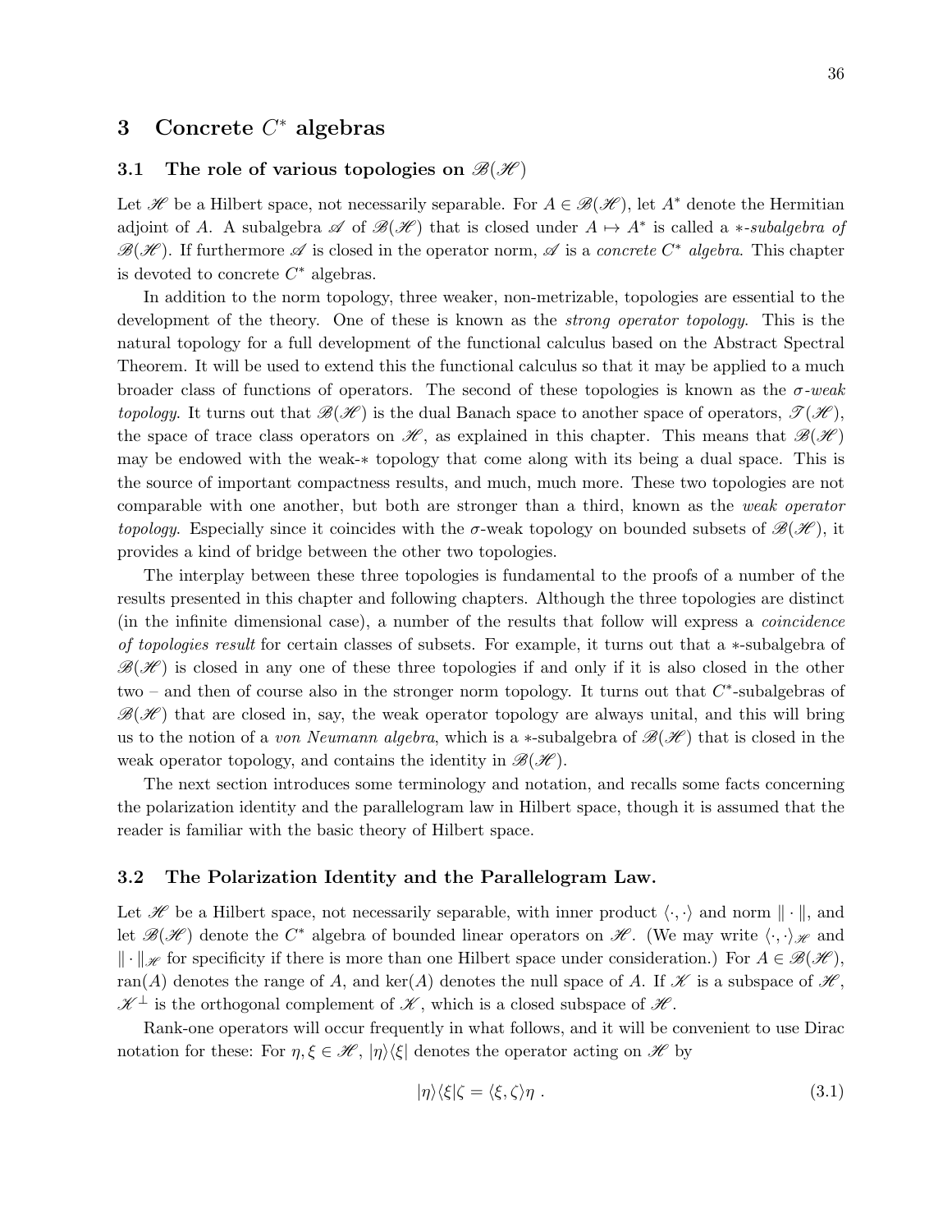# 3 Concrete $C^*$ algebras

## 3.1 The role of various topologies on $\mathscr{B}(\mathscr{H})$

Let $\mathscr{H}$ be a Hilbert space, not necessarily separable. For $A \in \mathscr{B}(\mathscr{H})$, let $A^*$ denote the Hermitian adjoint of $A$. A subalgebra $\mathscr{A}$ of $\mathscr{B}(\mathscr{H})$ that is closed under $A \mapsto A^*$ is called a *$*$-subalgebra of $\mathscr{B}(\mathscr{H})$*. If furthermore $\mathscr{A}$ is closed in the operator norm, $\mathscr{A}$ is a *concrete $C^*$ algebra*. This chapter is devoted to concrete $C^*$ algebras.

In addition to the norm topology, three weaker, non-metrizable, topologies are essential to the development of the theory. One of these is known as the *strong operator topology*. This is the natural topology for a full development of the functional calculus based on the Abstract Spectral Theorem. It will be used to extend this the functional calculus so that it may be applied to a much broader class of functions of operators. The second of these topologies is known as the *$\sigma$-weak topology*. It turns out that $\mathscr{B}(\mathscr{H})$ is the dual Banach space to another space of operators, $\mathscr{T}(\mathscr{H})$, the space of trace class operators on $\mathscr{H}$, as explained in this chapter. This means that $\mathscr{B}(\mathscr{H})$ may be endowed with the weak-$*$ topology that come along with its being a dual space. This is the source of important compactness results, and much, much more. These two topologies are not comparable with one another, but both are stronger than a third, known as the *weak operator topology*. Especially since it coincides with the $\sigma$-weak topology on bounded subsets of $\mathscr{B}(\mathscr{H})$, it provides a kind of bridge between the other two topologies.

The interplay between these three topologies is fundamental to the proofs of a number of the results presented in this chapter and following chapters. Although the three topologies are distinct (in the infinite dimensional case), a number of the results that follow will express a *coincidence of topologies result* for certain classes of subsets. For example, it turns out that a $*$-subalgebra of $\mathscr{B}(\mathscr{H})$ is closed in any one of these three topologies if and only if it is also closed in the other two – and then of course also in the stronger norm topology. It turns out that $C^*$-subalgebras of $\mathscr{B}(\mathscr{H})$ that are closed in, say, the weak operator topology are always unital, and this will bring us to the notion of a *von Neumann algebra*, which is a $*$-subalgebra of $\mathscr{B}(\mathscr{H})$ that is closed in the weak operator topology, and contains the identity in $\mathscr{B}(\mathscr{H})$.

The next section introduces some terminology and notation, and recalls some facts concerning the polarization identity and the parallelogram law in Hilbert space, though it is assumed that the reader is familiar with the basic theory of Hilbert space.

## 3.2 The Polarization Identity and the Parallelogram Law.

Let $\mathscr{H}$ be a Hilbert space, not necessarily separable, with inner product $\langle \cdot, \cdot \rangle$ and norm $\| \cdot \|$, and let $\mathscr{B}(\mathscr{H})$ denote the $C^*$ algebra of bounded linear operators on $\mathscr{H}$. (We may write $\langle \cdot, \cdot \rangle_{\mathscr{H}}$ and $\| \cdot \|_{\mathscr{H}}$ for specificity if there is more than one Hilbert space under consideration.) For $A \in \mathscr{B}(\mathscr{H})$, $\mathrm{ran}(A)$ denotes the range of $A$, and $\ker(A)$ denotes the null space of $A$. If $\mathscr{K}$ is a subspace of $\mathscr{H}$, $\mathscr{K}^\perp$ is the orthogonal complement of $\mathscr{K}$, which is a closed subspace of $\mathscr{H}$.

Rank-one operators will occur frequently in what follows, and it will be convenient to use Dirac notation for these: For $\eta, \xi \in \mathscr{H}$, $|\eta\rangle\langle\xi|$ denotes the operator acting on $\mathscr{H}$ by

$$|\eta\rangle\langle\xi|\zeta = \langle \xi, \zeta \rangle \eta \ . \tag{3.1}$$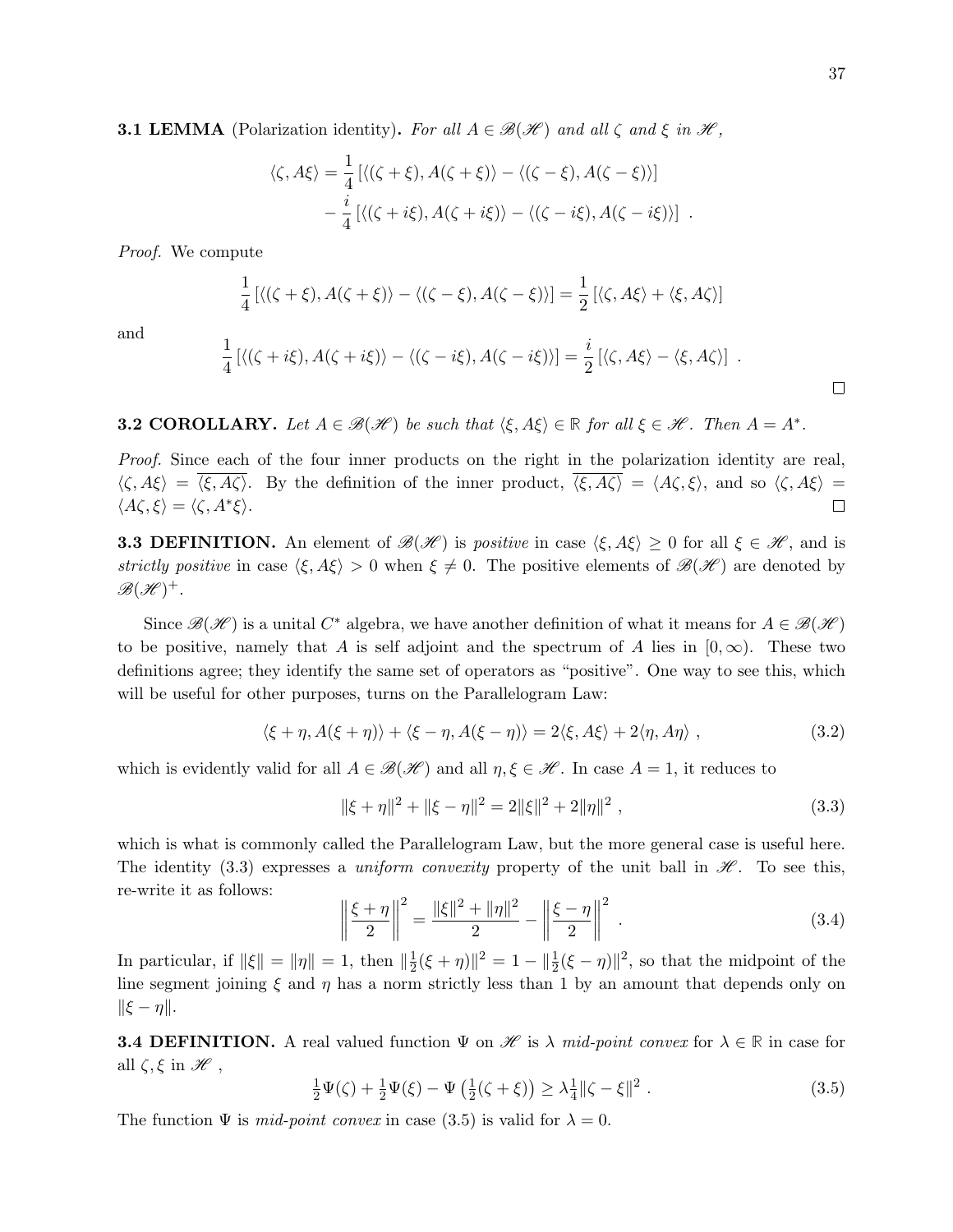**3.1 LEMMA** (Polarization identity)**.** *For all $A \in \mathscr{B}(\mathscr{H})$ and all $\zeta$ and $\xi$ in $\mathscr{H}$,*

$$\langle \zeta, A\xi \rangle = \frac{1}{4}\left[\langle (\zeta+\xi), A(\zeta+\xi)\rangle - \langle (\zeta-\xi), A(\zeta-\xi)\rangle\right] \\ - \frac{i}{4}\left[\langle (\zeta+i\xi), A(\zeta+i\xi)\rangle - \langle (\zeta-i\xi), A(\zeta-i\xi)\rangle\right] \ .$$

*Proof.* We compute

$$\frac{1}{4}\left[\langle (\zeta+\xi), A(\zeta+\xi)\rangle - \langle (\zeta-\xi), A(\zeta-\xi)\rangle\right] = \frac{1}{2}\left[\langle \zeta, A\xi\rangle + \langle \xi, A\zeta\rangle\right]$$

and

$$\frac{1}{4}\left[\langle (\zeta+i\xi), A(\zeta+i\xi)\rangle - \langle (\zeta-i\xi), A(\zeta-i\xi)\rangle\right] = \frac{i}{2}\left[\langle \zeta, A\xi\rangle - \langle \xi, A\zeta\rangle\right] \ .$$

□

**3.2 COROLLARY.** *Let $A \in \mathscr{B}(\mathscr{H})$ be such that $\langle \xi, A\xi\rangle \in \mathbb{R}$ for all $\xi \in \mathscr{H}$. Then $A = A^*$.*

*Proof.* Since each of the four inner products on the right in the polarization identity are real, $\langle \zeta, A\xi\rangle = \overline{\langle \xi, A\zeta\rangle}$. By the definition of the inner product, $\overline{\langle \xi, A\zeta\rangle} = \langle A\zeta, \xi\rangle$, and so $\langle \zeta, A\xi\rangle = \langle A\zeta, \xi\rangle = \langle \zeta, A^*\xi\rangle$. □

**3.3 DEFINITION.** An element of $\mathscr{B}(\mathscr{H})$ is *positive* in case $\langle \xi, A\xi\rangle \geq 0$ for all $\xi \in \mathscr{H}$, and is *strictly positive* in case $\langle \xi, A\xi\rangle > 0$ when $\xi \neq 0$. The positive elements of $\mathscr{B}(\mathscr{H})$ are denoted by $\mathscr{B}(\mathscr{H})^+$.

Since $\mathscr{B}(\mathscr{H})$ is a unital $C^*$ algebra, we have another definition of what it means for $A \in \mathscr{B}(\mathscr{H})$ to be positive, namely that $A$ is self adjoint and the spectrum of $A$ lies in $[0,\infty)$. These two definitions agree; they identify the same set of operators as "positive". One way to see this, which will be useful for other purposes, turns on the Parallelogram Law:

$$\langle \xi+\eta, A(\xi+\eta)\rangle + \langle \xi-\eta, A(\xi-\eta)\rangle = 2\langle \xi, A\xi\rangle + 2\langle \eta, A\eta\rangle \ , \tag{3.2}$$

which is evidently valid for all $A \in \mathscr{B}(\mathscr{H})$ and all $\eta, \xi \in \mathscr{H}$. In case $A = 1$, it reduces to

$$\|\xi+\eta\|^2 + \|\xi-\eta\|^2 = 2\|\xi\|^2 + 2\|\eta\|^2 \ , \tag{3.3}$$

which is what is commonly called the Parallelogram Law, but the more general case is useful here. The identity (3.3) expresses a *uniform convexity* property of the unit ball in $\mathscr{H}$. To see this, re-write it as follows:

$$\left\|\frac{\xi+\eta}{2}\right\|^2 = \frac{\|\xi\|^2 + \|\eta\|^2}{2} - \left\|\frac{\xi-\eta}{2}\right\|^2 \ . \tag{3.4}$$

In particular, if $\|\xi\| = \|\eta\| = 1$, then $\|\frac{1}{2}(\xi+\eta)\|^2 = 1 - \|\frac{1}{2}(\xi-\eta)\|^2$, so that the midpoint of the line segment joining $\xi$ and $\eta$ has a norm strictly less than 1 by an amount that depends only on $\|\xi-\eta\|$.

**3.4 DEFINITION.** A real valued function $\Psi$ on $\mathscr{H}$ is $\lambda$ *mid-point convex* for $\lambda \in \mathbb{R}$ in case for all $\zeta, \xi$ in $\mathscr{H}$ ,

$$\tfrac{1}{2}\Psi(\zeta) + \tfrac{1}{2}\Psi(\xi) - \Psi\left(\tfrac{1}{2}(\zeta+\xi)\right) \geq \lambda\tfrac{1}{4}\|\zeta-\xi\|^2 \ . \tag{3.5}$$

The function $\Psi$ is *mid-point convex* in case (3.5) is valid for $\lambda = 0$.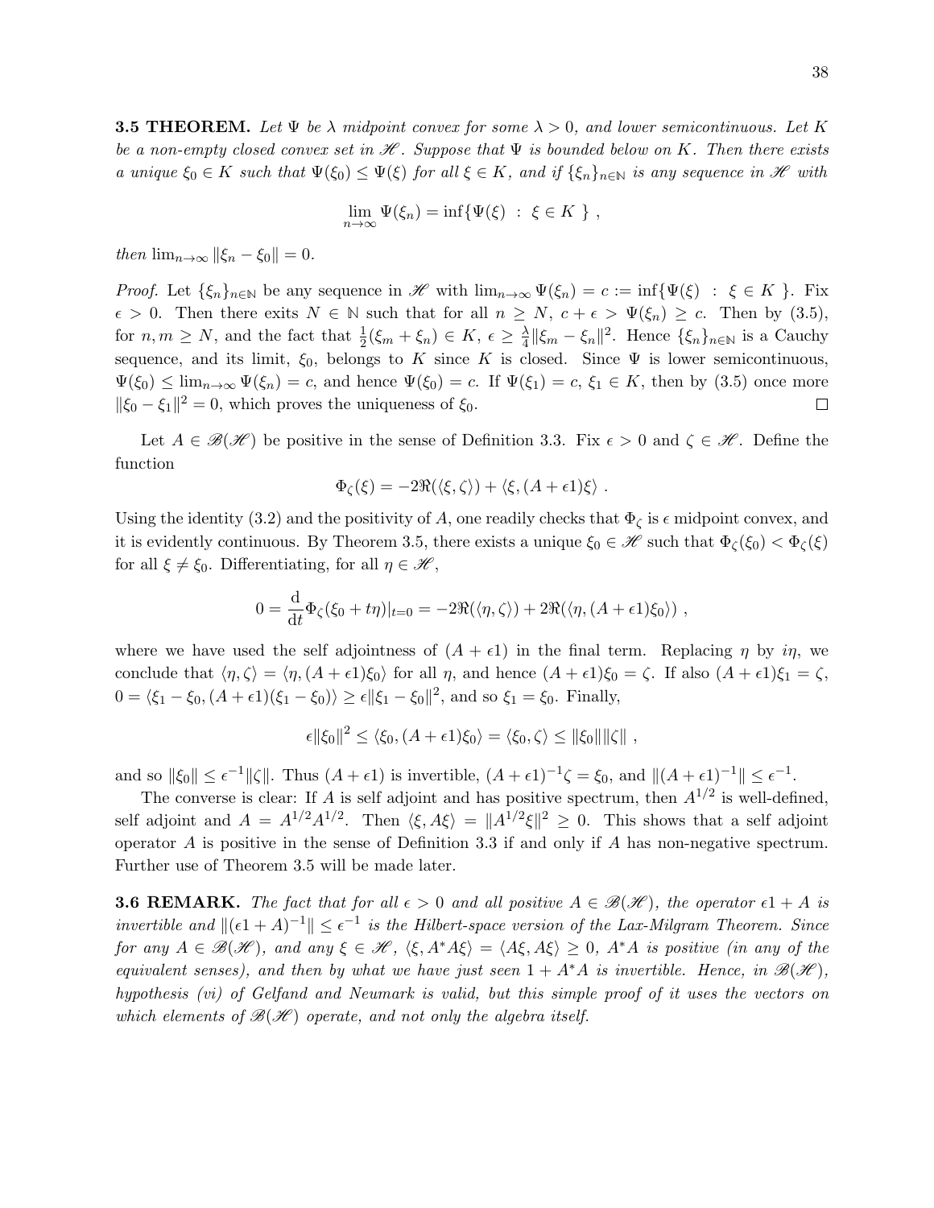**3.5 THEOREM.** *Let $\Psi$ be $\lambda$ midpoint convex for some $\lambda > 0$, and lower semicontinuous. Let $K$ be a non-empty closed convex set in $\mathscr{H}$. Suppose that $\Psi$ is bounded below on $K$. Then there exists a unique $\xi_0 \in K$ such that $\Psi(\xi_0) \leq \Psi(\xi)$ for all $\xi \in K$, and if $\{\xi_n\}_{n\in\mathbb{N}}$ is any sequence in $\mathscr{H}$ with*

$$\lim_{n\to\infty} \Psi(\xi_n) = \inf\{\Psi(\xi) \ : \ \xi \in K \ \} \ ,$$

*then $\lim_{n\to\infty} \|\xi_n - \xi_0\| = 0$.*

*Proof.* Let $\{\xi_n\}_{n\in\mathbb{N}}$ be any sequence in $\mathscr{H}$ with $\lim_{n\to\infty} \Psi(\xi_n) = c := \inf\{\Psi(\xi) \ : \ \xi \in K \ \}$. Fix $\epsilon > 0$. Then there exits $N \in \mathbb{N}$ such that for all $n \geq N$, $c + \epsilon > \Psi(\xi_n) \geq c$. Then by (3.5), for $n, m \geq N$, and the fact that $\frac{1}{2}(\xi_m + \xi_n) \in K$, $\epsilon \geq \frac{\lambda}{4}\|\xi_m - \xi_n\|^2$. Hence $\{\xi_n\}_{n\in\mathbb{N}}$ is a Cauchy sequence, and its limit, $\xi_0$, belongs to $K$ since $K$ is closed. Since $\Psi$ is lower semicontinuous, $\Psi(\xi_0) \leq \lim_{n\to\infty} \Psi(\xi_n) = c$, and hence $\Psi(\xi_0) = c$. If $\Psi(\xi_1) = c$, $\xi_1 \in K$, then by (3.5) once more $\|\xi_0 - \xi_1\|^2 = 0$, which proves the uniqueness of $\xi_0$. □

Let $A \in \mathscr{B}(\mathscr{H})$ be positive in the sense of Definition 3.3. Fix $\epsilon > 0$ and $\zeta \in \mathscr{H}$. Define the function

$$\Phi_\zeta(\xi) = -2\Re(\langle \xi, \zeta\rangle) + \langle \xi, (A + \epsilon 1)\xi\rangle \ .$$

Using the identity (3.2) and the positivity of $A$, one readily checks that $\Phi_\zeta$ is $\epsilon$ midpoint convex, and it is evidently continuous. By Theorem 3.5, there exists a unique $\xi_0 \in \mathscr{H}$ such that $\Phi_\zeta(\xi_0) < \Phi_\zeta(\xi)$ for all $\xi \neq \xi_0$. Differentiating, for all $\eta \in \mathscr{H}$,

$$0 = \frac{\mathrm{d}}{\mathrm{d}t}\Phi_\zeta(\xi_0 + t\eta)|_{t=0} = -2\Re(\langle \eta, \zeta\rangle) + 2\Re(\langle \eta, (A + \epsilon 1)\xi_0\rangle) \ ,$$

where we have used the self adjointness of $(A + \epsilon 1)$ in the final term. Replacing $\eta$ by $i\eta$, we conclude that $\langle \eta, \zeta\rangle = \langle \eta, (A + \epsilon 1)\xi_0\rangle$ for all $\eta$, and hence $(A + \epsilon 1)\xi_0 = \zeta$. If also $(A + \epsilon 1)\xi_1 = \zeta$, $0 = \langle \xi_1 - \xi_0, (A + \epsilon 1)(\xi_1 - \xi_0)\rangle \geq \epsilon\|\xi_1 - \xi_0\|^2$, and so $\xi_1 = \xi_0$. Finally,

$$\epsilon\|\xi_0\|^2 \leq \langle \xi_0, (A + \epsilon 1)\xi_0\rangle = \langle \xi_0, \zeta\rangle \leq \|\xi_0\|\|\zeta\| \ ,$$

and so $\|\xi_0\| \leq \epsilon^{-1}\|\zeta\|$. Thus $(A + \epsilon 1)$ is invertible, $(A + \epsilon 1)^{-1}\zeta = \xi_0$, and $\|(A + \epsilon 1)^{-1}\| \leq \epsilon^{-1}$.

The converse is clear: If $A$ is self adjoint and has positive spectrum, then $A^{1/2}$ is well-defined, self adjoint and $A = A^{1/2}A^{1/2}$. Then $\langle \xi, A\xi\rangle = \|A^{1/2}\xi\|^2 \geq 0$. This shows that a self adjoint operator $A$ is positive in the sense of Definition 3.3 if and only if $A$ has non-negative spectrum. Further use of Theorem 3.5 will be made later.

**3.6 REMARK.** *The fact that for all $\epsilon > 0$ and all positive $A \in \mathscr{B}(\mathscr{H})$, the operator $\epsilon 1 + A$ is invertible and $\|(\epsilon 1 + A)^{-1}\| \leq \epsilon^{-1}$ is the Hilbert-space version of the Lax-Milgram Theorem. Since for any $A \in \mathscr{B}(\mathscr{H})$, and any $\xi \in \mathscr{H}$, $\langle \xi, A^*A\xi\rangle = \langle A\xi, A\xi\rangle \geq 0$, $A^*A$ is positive (in any of the equivalent senses), and then by what we have just seen $1 + A^*A$ is invertible. Hence, in $\mathscr{B}(\mathscr{H})$, hypothesis (vi) of Gelfand and Neumark is valid, but this simple proof of it uses the vectors on which elements of $\mathscr{B}(\mathscr{H})$ operate, and not only the algebra itself.*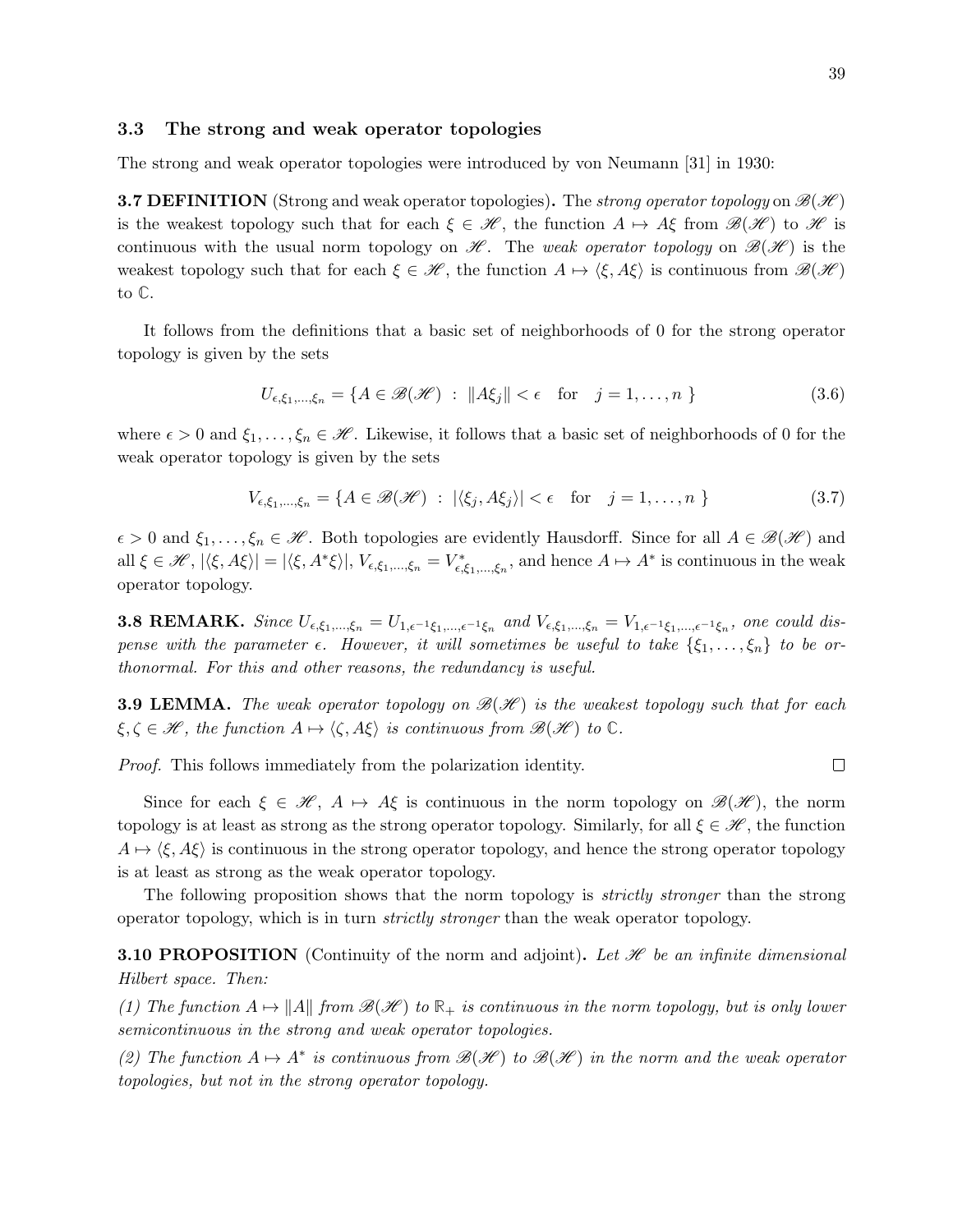### 3.3 The strong and weak operator topologies

The strong and weak operator topologies were introduced by von Neumann [31] in 1930:

**3.7 DEFINITION** (Strong and weak operator topologies)**.** The *strong operator topology* on $\mathscr{B}(\mathscr{H})$ is the weakest topology such that for each $\xi \in \mathscr{H}$, the function $A \mapsto A\xi$ from $\mathscr{B}(\mathscr{H})$ to $\mathscr{H}$ is continuous with the usual norm topology on $\mathscr{H}$. The *weak operator topology* on $\mathscr{B}(\mathscr{H})$ is the weakest topology such that for each $\xi \in \mathscr{H}$, the function $A \mapsto \langle \xi, A\xi \rangle$ is continuous from $\mathscr{B}(\mathscr{H})$ to $\mathbb{C}$.

It follows from the definitions that a basic set of neighborhoods of 0 for the strong operator topology is given by the sets

$$
U_{\epsilon,\xi_1,\dots,\xi_n} = \{ A \in \mathscr{B}(\mathscr{H}) \ : \ \|A\xi_j\| < \epsilon \quad \text{for} \quad j = 1,\dots,n \ \} \tag{3.6}
$$

where $\epsilon > 0$ and $\xi_1, \dots, \xi_n \in \mathscr{H}$. Likewise, it follows that a basic set of neighborhoods of 0 for the weak operator topology is given by the sets

$$
V_{\epsilon,\xi_1,\dots,\xi_n} = \{ A \in \mathscr{B}(\mathscr{H}) \ : \ |\langle \xi_j, A\xi_j \rangle| < \epsilon \quad \text{for} \quad j = 1,\dots,n \ \} \tag{3.7}
$$

$\epsilon > 0$ and $\xi_1, \dots, \xi_n \in \mathscr{H}$. Both topologies are evidently Hausdorff. Since for all $A \in \mathscr{B}(\mathscr{H})$ and all $\xi \in \mathscr{H}$, $|\langle \xi, A\xi \rangle| = |\langle \xi, A^*\xi \rangle|$, $V_{\epsilon,\xi_1,\dots,\xi_n} = V^*_{\epsilon,\xi_1,\dots,\xi_n}$, and hence $A \mapsto A^*$ is continuous in the weak operator topology.

**3.8 REMARK.** *Since $U_{\epsilon,\xi_1,\dots,\xi_n} = U_{1,\epsilon^{-1}\xi_1,\dots,\epsilon^{-1}\xi_n}$ and $V_{\epsilon,\xi_1,\dots,\xi_n} = V_{1,\epsilon^{-1}\xi_1,\dots,\epsilon^{-1}\xi_n}$, one could dispense with the parameter $\epsilon$. However, it will sometimes be useful to take $\{\xi_1, \dots, \xi_n\}$ to be orthonormal. For this and other reasons, the redundancy is useful.*

**3.9 LEMMA.** *The weak operator topology on $\mathscr{B}(\mathscr{H})$ is the weakest topology such that for each $\xi, \zeta \in \mathscr{H}$, the function $A \mapsto \langle \zeta, A\xi \rangle$ is continuous from $\mathscr{B}(\mathscr{H})$ to $\mathbb{C}$.*

*Proof.* This follows immediately from the polarization identity. □

Since for each $\xi \in \mathscr{H}$, $A \mapsto A\xi$ is continuous in the norm topology on $\mathscr{B}(\mathscr{H})$, the norm topology is at least as strong as the strong operator topology. Similarly, for all $\xi \in \mathscr{H}$, the function $A \mapsto \langle \xi, A\xi \rangle$ is continuous in the strong operator topology, and hence the strong operator topology is at least as strong as the weak operator topology.

The following proposition shows that the norm topology is *strictly stronger* than the strong operator topology, which is in turn *strictly stronger* than the weak operator topology.

**3.10 PROPOSITION** (Continuity of the norm and adjoint)**.** *Let $\mathscr{H}$ be an infinite dimensional Hilbert space. Then:*

*(1) The function $A \mapsto \|A\|$ from $\mathscr{B}(\mathscr{H})$ to $\mathbb{R}_+$ is continuous in the norm topology, but is only lower semicontinuous in the strong and weak operator topologies.*

*(2) The function $A \mapsto A^*$ is continuous from $\mathscr{B}(\mathscr{H})$ to $\mathscr{B}(\mathscr{H})$ in the norm and the weak operator topologies, but not in the strong operator topology.*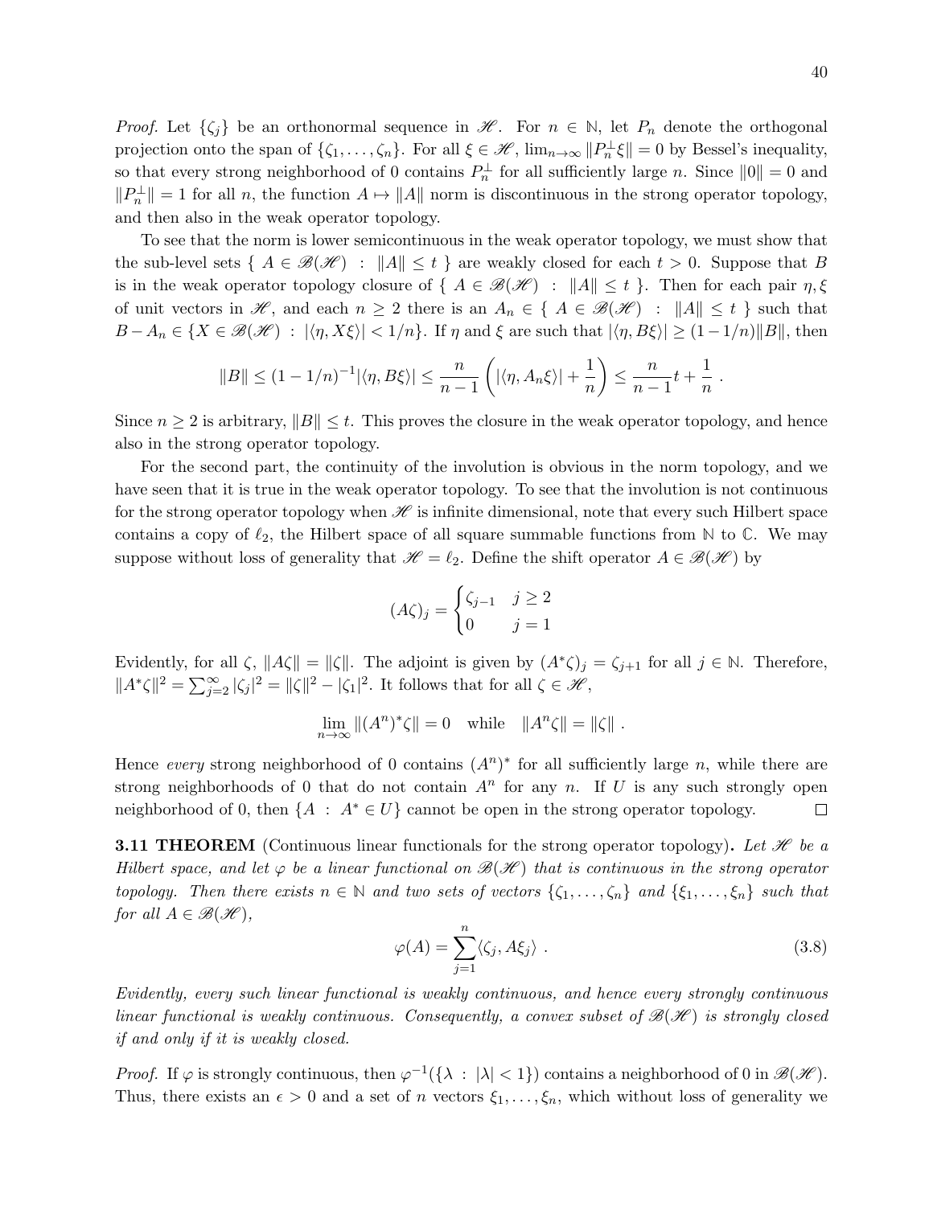*Proof.* Let $\{\zeta_j\}$ be an orthonormal sequence in $\mathscr{H}$. For $n \in \mathbb{N}$, let $P_n$ denote the orthogonal projection onto the span of $\{\zeta_1, \dots, \zeta_n\}$. For all $\xi \in \mathscr{H}$, $\lim_{n\to\infty} \|P_n^\perp \xi\| = 0$ by Bessel's inequality, so that every strong neighborhood of 0 contains $P_n^\perp$ for all sufficiently large $n$. Since $\|0\| = 0$ and $\|P_n^\perp\| = 1$ for all $n$, the function $A \mapsto \|A\|$ norm is discontinuous in the strong operator topology, and then also in the weak operator topology.

To see that the norm is lower semicontinuous in the weak operator topology, we must show that the sub-level sets $\{ A \in \mathscr{B}(\mathscr{H}) \ :\ \|A\| \leq t \}$ are weakly closed for each $t > 0$. Suppose that $B$ is in the weak operator topology closure of $\{ A \in \mathscr{B}(\mathscr{H}) \ :\ \|A\| \leq t \}$. Then for each pair $\eta, \xi$ of unit vectors in $\mathscr{H}$, and each $n \geq 2$ there is an $A_n \in \{ A \in \mathscr{B}(\mathscr{H}) \ :\ \|A\| \leq t \}$ such that $B - A_n \in \{X \in \mathscr{B}(\mathscr{H}) \ :\ |\langle \eta, X\xi\rangle| < 1/n\}$. If $\eta$ and $\xi$ are such that $|\langle \eta, B\xi\rangle| \geq (1-1/n)\|B\|$, then

$$\|B\| \leq (1-1/n)^{-1}|\langle \eta, B\xi\rangle| \leq \frac{n}{n-1}\left(|\langle \eta, A_n\xi\rangle| + \frac{1}{n}\right) \leq \frac{n}{n-1}t + \frac{1}{n}\ .$$

Since $n \geq 2$ is arbitrary, $\|B\| \leq t$. This proves the closure in the weak operator topology, and hence also in the strong operator topology.

For the second part, the continuity of the involution is obvious in the norm topology, and we have seen that it is true in the weak operator topology. To see that the involution is not continuous for the strong operator topology when $\mathscr{H}$ is infinite dimensional, note that every such Hilbert space contains a copy of $\ell_2$, the Hilbert space of all square summable functions from $\mathbb{N}$ to $\mathbb{C}$. We may suppose without loss of generality that $\mathscr{H} = \ell_2$. Define the shift operator $A \in \mathscr{B}(\mathscr{H})$ by

$$(A\zeta)_j = \begin{cases} \zeta_{j-1} & j \geq 2 \\ 0 & j = 1 \end{cases}$$

Evidently, for all $\zeta$, $\|A\zeta\| = \|\zeta\|$. The adjoint is given by $(A^*\zeta)_j = \zeta_{j+1}$ for all $j \in \mathbb{N}$. Therefore, $\|A^*\zeta\|^2 = \sum_{j=2}^\infty |\zeta_j|^2 = \|\zeta\|^2 - |\zeta_1|^2$. It follows that for all $\zeta \in \mathscr{H}$,

$$\lim_{n\to\infty} \|(A^n)^*\zeta\| = 0 \quad \text{while} \quad \|A^n\zeta\| = \|\zeta\|\ .$$

Hence *every* strong neighborhood of 0 contains $(A^n)^*$ for all sufficiently large $n$, while there are strong neighborhoods of 0 that do not contain $A^n$ for any $n$. If $U$ is any such strongly open neighborhood of 0, then $\{A \ :\ A^* \in U\}$ cannot be open in the strong operator topology. □

**3.11 THEOREM** (Continuous linear functionals for the strong operator topology)**.** *Let $\mathscr{H}$ be a Hilbert space, and let $\varphi$ be a linear functional on $\mathscr{B}(\mathscr{H})$ that is continuous in the strong operator topology. Then there exists $n \in \mathbb{N}$ and two sets of vectors $\{\zeta_1, \dots, \zeta_n\}$ and $\{\xi_1, \dots, \xi_n\}$ such that for all $A \in \mathscr{B}(\mathscr{H})$,*

$$\varphi(A) = \sum_{j=1}^n \langle \zeta_j, A\xi_j\rangle\ . \tag{3.8}$$

*Evidently, every such linear functional is weakly continuous, and hence every strongly continuous linear functional is weakly continuous. Consequently, a convex subset of $\mathscr{B}(\mathscr{H})$ is strongly closed if and only if it is weakly closed.*

*Proof.* If $\varphi$ is strongly continuous, then $\varphi^{-1}(\{\lambda \ :\ |\lambda| < 1\})$ contains a neighborhood of 0 in $\mathscr{B}(\mathscr{H})$. Thus, there exists an $\epsilon > 0$ and a set of $n$ vectors $\xi_1, \dots, \xi_n$, which without loss of generality we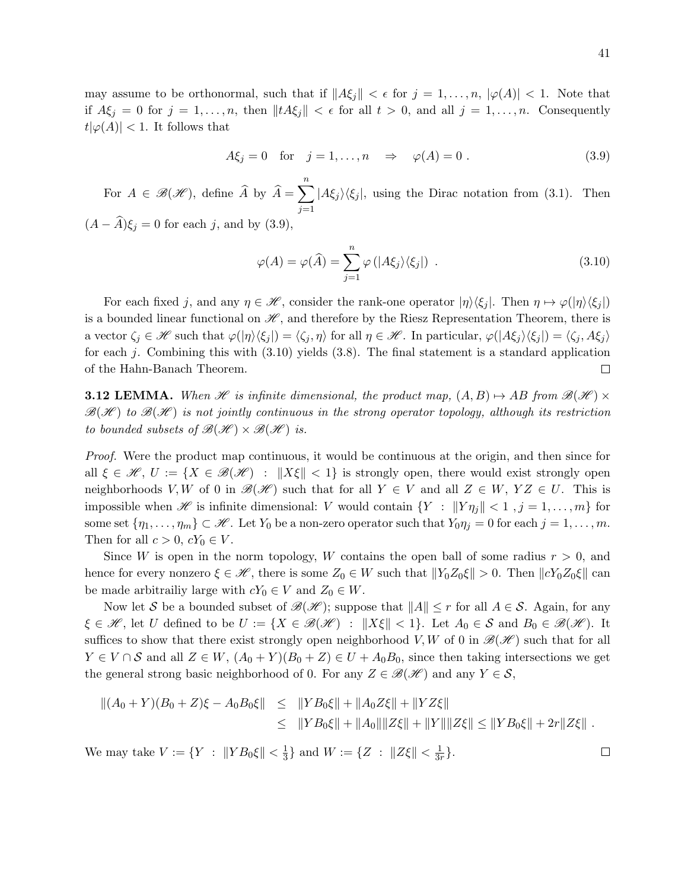may assume to be orthonormal, such that if $\|A\xi_j\| < \epsilon$ for $j = 1, \ldots, n$, $|\varphi(A)| < 1$. Note that if $A\xi_j = 0$ for $j = 1, \ldots, n$, then $\|tA\xi_j\| < \epsilon$ for all $t > 0$, and all $j = 1, \ldots, n$. Consequently $t|\varphi(A)| < 1$. It follows that

$$
A\xi_j = 0 \quad \text{for} \quad j = 1, \ldots, n \quad \Rightarrow \quad \varphi(A) = 0 \ . \tag{3.9}
$$

For $A \in \mathscr{B}(\mathscr{H})$, define $\widehat{A}$ by $\widehat{A} = \sum_{j=1}^{n} |A\xi_j\rangle\langle\xi_j|$, using the Dirac notation from (3.1). Then $(A - \widehat{A})\xi_j = 0$ for each $j$, and by (3.9),

$$
\varphi(A) = \varphi(\widehat{A}) = \sum_{j=1}^{n} \varphi\left(|A\xi_j\rangle\langle\xi_j|\right) \ . \tag{3.10}
$$

For each fixed $j$, and any $\eta \in \mathscr{H}$, consider the rank-one operator $|\eta\rangle\langle\xi_j|$. Then $\eta \mapsto \varphi(|\eta\rangle\langle\xi_j|)$ is a bounded linear functional on $\mathscr{H}$, and therefore by the Riesz Representation Theorem, there is a vector $\zeta_j \in \mathscr{H}$ such that $\varphi(|\eta\rangle\langle\xi_j|) = \langle\zeta_j, \eta\rangle$ for all $\eta \in \mathscr{H}$. In particular, $\varphi(|A\xi_j\rangle\langle\xi_j|) = \langle\zeta_j, A\xi_j\rangle$ for each $j$. Combining this with (3.10) yields (3.8). The final statement is a standard application of the Hahn-Banach Theorem. □

**3.12 LEMMA.** *When $\mathscr{H}$ is infinite dimensional, the product map, $(A, B) \mapsto AB$ from $\mathscr{B}(\mathscr{H}) \times \mathscr{B}(\mathscr{H})$ to $\mathscr{B}(\mathscr{H})$ is not jointly continuous in the strong operator topology, although its restriction to bounded subsets of $\mathscr{B}(\mathscr{H}) \times \mathscr{B}(\mathscr{H})$ is.*

*Proof.* Were the product map continuous, it would be continuous at the origin, and then since for all $\xi \in \mathscr{H}$, $U := \{X \in \mathscr{B}(\mathscr{H}) \ : \ \|X\xi\| < 1\}$ is strongly open, there would exist strongly open neighborhoods $V, W$ of 0 in $\mathscr{B}(\mathscr{H})$ such that for all $Y \in V$ and all $Z \in W$, $YZ \in U$. This is impossible when $\mathscr{H}$ is infinite dimensional: $V$ would contain $\{Y \ : \ \|Y\eta_j\| < 1 \ , j = 1, \ldots, m\}$ for some set $\{\eta_1, \ldots, \eta_m\} \subset \mathscr{H}$. Let $Y_0$ be a non-zero operator such that $Y_0\eta_j = 0$ for each $j = 1, \ldots, m$. Then for all $c > 0$, $cY_0 \in V$.

Since $W$ is open in the norm topology, $W$ contains the open ball of some radius $r > 0$, and hence for every nonzero $\xi \in \mathscr{H}$, there is some $Z_0 \in W$ such that $\|Y_0 Z_0 \xi\| > 0$. Then $\|cY_0 Z_0 \xi\|$ can be made arbitrailiy large with $cY_0 \in V$ and $Z_0 \in W$.

Now let $\mathcal{S}$ be a bounded subset of $\mathscr{B}(\mathscr{H})$; suppose that $\|A\| \leq r$ for all $A \in \mathcal{S}$. Again, for any $\xi \in \mathscr{H}$, let $U$ defined to be $U := \{X \in \mathscr{B}(\mathscr{H}) \ : \ \|X\xi\| < 1\}$. Let $A_0 \in \mathcal{S}$ and $B_0 \in \mathscr{B}(\mathscr{H})$. It suffices to show that there exist strongly open neighborhood $V, W$ of 0 in $\mathscr{B}(\mathscr{H})$ such that for all $Y \in V \cap \mathcal{S}$ and all $Z \in W$, $(A_0 + Y)(B_0 + Z) \in U + A_0 B_0$, since then taking intersections we get the general strong basic neighborhood of 0. For any $Z \in \mathscr{B}(\mathscr{H})$ and any $Y \in \mathcal{S}$,

$$
\begin{aligned}
\|(A_0 + Y)(B_0 + Z)\xi - A_0 B_0 \xi\| &\leq \|YB_0\xi\| + \|A_0 Z\xi\| + \|YZ\xi\| \\
&\leq \|YB_0\xi\| + \|A_0\|\|Z\xi\| + \|Y\|\|Z\xi\| \leq \|YB_0\xi\| + 2r\|Z\xi\| \ .
\end{aligned}
$$

We may take $V := \{Y \ : \ \|YB_0\xi\| < \frac{1}{3}\}$ and $W := \{Z \ : \ \|Z\xi\| < \frac{1}{3r}\}$. □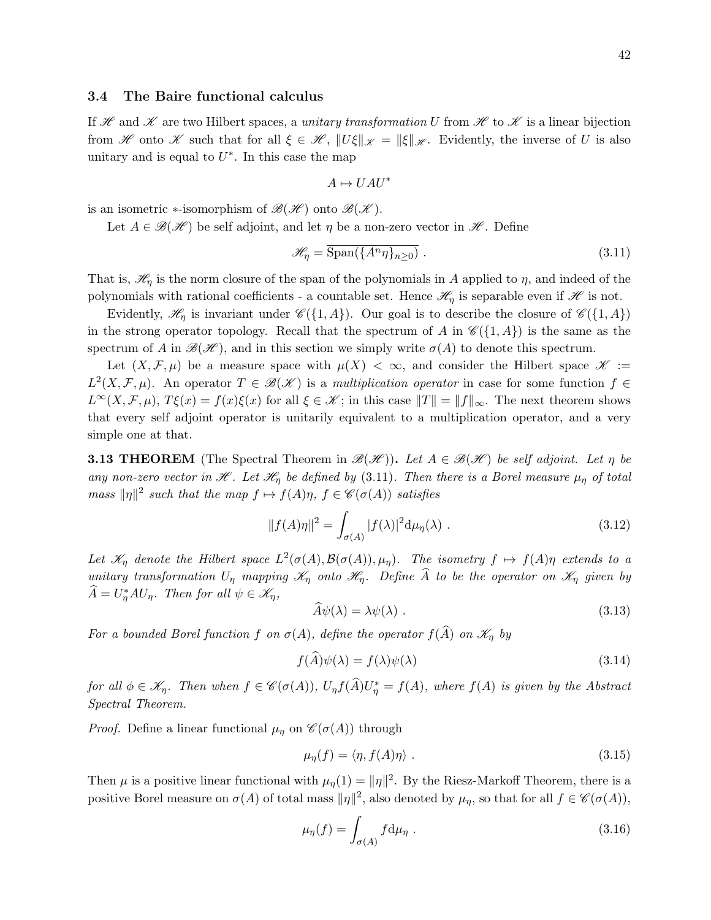### 3.4 The Baire functional calculus

If $\mathscr{H}$ and $\mathscr{K}$ are two Hilbert spaces, a *unitary transformation* $U$ from $\mathscr{H}$ to $\mathscr{K}$ is a linear bijection from $\mathscr{H}$ onto $\mathscr{K}$ such that for all $\xi \in \mathscr{H}$, $\|U\xi\|_{\mathscr{K}} = \|\xi\|_{\mathscr{H}}$. Evidently, the inverse of $U$ is also unitary and is equal to $U^*$. In this case the map

$$A \mapsto UAU^*$$

is an isometric $*$-isomorphism of $\mathscr{B}(\mathscr{H})$ onto $\mathscr{B}(\mathscr{K})$.

Let $A \in \mathscr{B}(\mathscr{H})$ be self adjoint, and let $\eta$ be a non-zero vector in $\mathscr{H}$. Define

$$\mathscr{H}_\eta = \overline{\mathrm{Span}(\{A^n\eta\}_{n\geq 0})} \ . \tag{3.11}$$

That is, $\mathscr{H}_\eta$ is the norm closure of the span of the polynomials in $A$ applied to $\eta$, and indeed of the polynomials with rational coefficients - a countable set. Hence $\mathscr{H}_\eta$ is separable even if $\mathscr{H}$ is not.

Evidently, $\mathscr{H}_\eta$ is invariant under $\mathscr{C}(\{1, A\})$. Our goal is to describe the closure of $\mathscr{C}(\{1, A\})$ in the strong operator topology. Recall that the spectrum of $A$ in $\mathscr{C}(\{1, A\})$ is the same as the spectrum of $A$ in $\mathscr{B}(\mathscr{H})$, and in this section we simply write $\sigma(A)$ to denote this spectrum.

Let $(X, \mathcal{F}, \mu)$ be a measure space with $\mu(X) < \infty$, and consider the Hilbert space $\mathscr{K} := L^2(X, \mathcal{F}, \mu)$. An operator $T \in \mathscr{B}(\mathscr{K})$ is a *multiplication operator* in case for some function $f \in L^\infty(X, \mathcal{F}, \mu)$, $T\xi(x) = f(x)\xi(x)$ for all $\xi \in \mathscr{K}$; in this case $\|T\| = \|f\|_\infty$. The next theorem shows that every self adjoint operator is unitarily equivalent to a multiplication operator, and a very simple one at that.

**3.13 THEOREM** (The Spectral Theorem in $\mathscr{B}(\mathscr{H})$)**.** *Let $A \in \mathscr{B}(\mathscr{H})$ be self adjoint. Let $\eta$ be any non-zero vector in $\mathscr{H}$. Let $\mathscr{H}_\eta$ be defined by (3.11). Then there is a Borel measure $\mu_\eta$ of total mass $\|\eta\|^2$ such that the map $f \mapsto f(A)\eta$, $f \in \mathscr{C}(\sigma(A))$ satisfies*

$$\|f(A)\eta\|^2 = \int_{\sigma(A)} |f(\lambda)|^2 \mathrm{d}\mu_\eta(\lambda) \ . \tag{3.12}$$

*Let $\mathscr{K}_\eta$ denote the Hilbert space $L^2(\sigma(A), \mathcal{B}(\sigma(A)), \mu_\eta)$. The isometry $f \mapsto f(A)\eta$ extends to a unitary transformation $U_\eta$ mapping $\mathscr{K}_\eta$ onto $\mathscr{H}_\eta$. Define $\widehat{A}$ to be the operator on $\mathscr{K}_\eta$ given by $\widehat{A} = U_\eta^* A U_\eta$. Then for all $\psi \in \mathscr{K}_\eta$,*

$$\widehat{A}\psi(\lambda) = \lambda\psi(\lambda) \ . \tag{3.13}$$

*For a bounded Borel function $f$ on $\sigma(A)$, define the operator $f(\widehat{A})$ on $\mathscr{K}_\eta$ by*

$$f(\widehat{A})\psi(\lambda) = f(\lambda)\psi(\lambda) \tag{3.14}$$

*for all $\phi \in \mathscr{K}_\eta$. Then when $f \in \mathscr{C}(\sigma(A))$, $U_\eta f(\widehat{A}) U_\eta^* = f(A)$, where $f(A)$ is given by the Abstract Spectral Theorem.*

*Proof.* Define a linear functional $\mu_\eta$ on $\mathscr{C}(\sigma(A))$ through

$$\mu_\eta(f) = \langle \eta, f(A)\eta \rangle \ . \tag{3.15}$$

Then $\mu$ is a positive linear functional with $\mu_\eta(1) = \|\eta\|^2$. By the Riesz-Markoff Theorem, there is a positive Borel measure on $\sigma(A)$ of total mass $\|\eta\|^2$, also denoted by $\mu_\eta$, so that for all $f \in \mathscr{C}(\sigma(A))$,

$$\mu_\eta(f) = \int_{\sigma(A)} f \mathrm{d}\mu_\eta \ . \tag{3.16}$$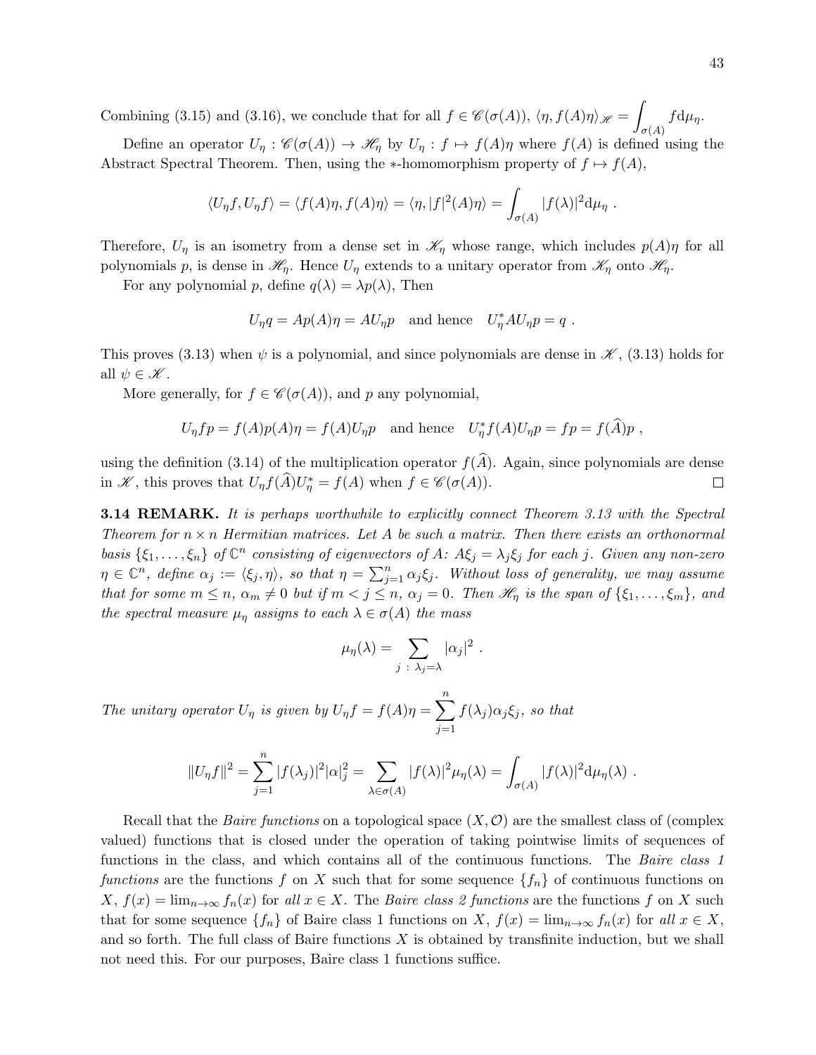Combining (3.15) and (3.16), we conclude that for all $f \in \mathscr{C}(\sigma(A))$, $\langle \eta, f(A)\eta \rangle_{\mathscr{H}} = \displaystyle\int_{\sigma(A)} f \mathrm{d}\mu_\eta$.

Define an operator $U_\eta : \mathscr{C}(\sigma(A)) \to \mathscr{H}_\eta$ by $U_\eta : f \mapsto f(A)\eta$ where $f(A)$ is defined using the Abstract Spectral Theorem. Then, using the $*$-homomorphism property of $f \mapsto f(A)$,

$$
\langle U_\eta f, U_\eta f \rangle = \langle f(A)\eta, f(A)\eta \rangle = \langle \eta, |f|^2(A)\eta \rangle = \int_{\sigma(A)} |f(\lambda)|^2 \mathrm{d}\mu_\eta \ .
$$

Therefore, $U_\eta$ is an isometry from a dense set in $\mathscr{K}_\eta$ whose range, which includes $p(A)\eta$ for all polynomials $p$, is dense in $\mathscr{H}_\eta$. Hence $U_\eta$ extends to a unitary operator from $\mathscr{K}_\eta$ onto $\mathscr{H}_\eta$.

For any polynomial $p$, define $q(\lambda) = \lambda p(\lambda)$, Then

$$
U_\eta q = A p(A)\eta = A U_\eta p \quad \text{and hence} \quad U_\eta^* A U_\eta p = q \ .
$$

This proves (3.13) when $\psi$ is a polynomial, and since polynomials are dense in $\mathscr{K}$, (3.13) holds for all $\psi \in \mathscr{K}$.

More generally, for $f \in \mathscr{C}(\sigma(A))$, and $p$ any polynomial,

$$
U_\eta f p = f(A)p(A)\eta = f(A)U_\eta p \quad \text{and hence} \quad U_\eta^* f(A) U_\eta p = fp = f(\widehat{A})p \ ,
$$

using the definition (3.14) of the multiplication operator $f(\widehat{A})$. Again, since polynomials are dense in $\mathscr{K}$, this proves that $U_\eta f(\widehat{A}) U_\eta^* = f(A)$ when $f \in \mathscr{C}(\sigma(A))$. $\square$

**3.14 REMARK.** *It is perhaps worthwhile to explicitly connect Theorem 3.13 with the Spectral Theorem for $n \times n$ Hermitian matrices. Let $A$ be such a matrix. Then there exists an orthonormal basis $\{\xi_1, \dots, \xi_n\}$ of $\mathbb{C}^n$ consisting of eigenvectors of $A$: $A\xi_j = \lambda_j \xi_j$ for each $j$. Given any non-zero $\eta \in \mathbb{C}^n$, define $\alpha_j := \langle \xi_j, \eta \rangle$, so that $\eta = \sum_{j=1}^n \alpha_j \xi_j$. Without loss of generality, we may assume that for some $m \leq n$, $\alpha_m \neq 0$ but if $m < j \leq n$, $\alpha_j = 0$. Then $\mathscr{H}_\eta$ is the span of $\{\xi_1, \dots, \xi_m\}$, and the spectral measure $\mu_\eta$ assigns to each $\lambda \in \sigma(A)$ the mass*

$$
\mu_\eta(\lambda) = \sum_{j \ : \ \lambda_j = \lambda} |\alpha_j|^2 \ .
$$

*The unitary operator $U_\eta$ is given by $U_\eta f = f(A)\eta = \displaystyle\sum_{j=1}^n f(\lambda_j)\alpha_j \xi_j$, so that*

$$
\|U_\eta f\|^2 = \sum_{j=1}^n |f(\lambda_j)|^2 |\alpha|_j^2 = \sum_{\lambda \in \sigma(A)} |f(\lambda)|^2 \mu_\eta(\lambda) = \int_{\sigma(A)} |f(\lambda)|^2 \mathrm{d}\mu_\eta(\lambda) \ .
$$

Recall that the *Baire functions* on a topological space $(X, \mathcal{O})$ are the smallest class of (complex valued) functions that is closed under the operation of taking pointwise limits of sequences of functions in the class, and which contains all of the continuous functions. The *Baire class 1 functions* are the functions $f$ on $X$ such that for some sequence $\{f_n\}$ of continuous functions on $X$, $f(x) = \lim_{n\to\infty} f_n(x)$ for *all* $x \in X$. The *Baire class 2 functions* are the functions $f$ on $X$ such that for some sequence $\{f_n\}$ of Baire class 1 functions on $X$, $f(x) = \lim_{n\to\infty} f_n(x)$ for *all* $x \in X$, and so forth. The full class of Baire functions $X$ is obtained by transfinite induction, but we shall not need this. For our purposes, Baire class 1 functions suffice.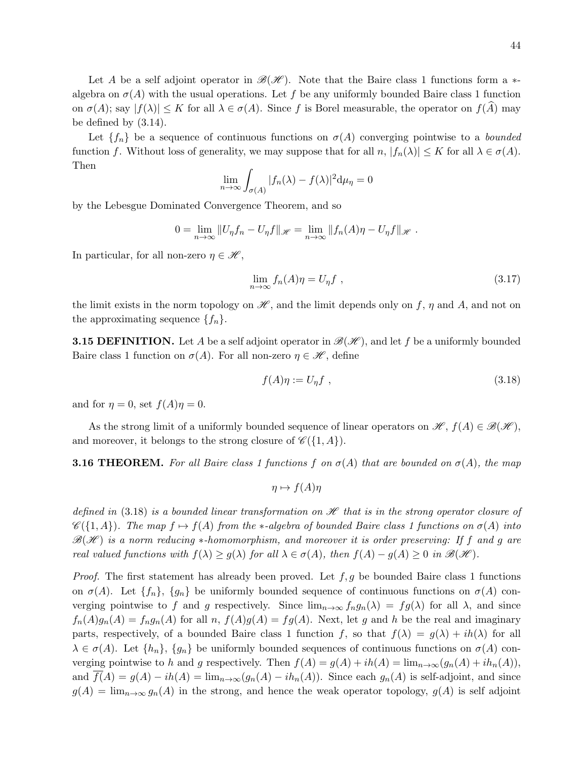Let $A$ be a self adjoint operator in $\mathscr{B}(\mathscr{H})$. Note that the Baire class 1 functions form a $*$-algebra on $\sigma(A)$ with the usual operations. Let $f$ be any uniformly bounded Baire class 1 function on $\sigma(A)$; say $|f(\lambda)| \leq K$ for all $\lambda \in \sigma(A)$. Since $f$ is Borel measurable, the operator on $f(\widehat{A})$ may be defined by (3.14).

Let $\{f_n\}$ be a sequence of continuous functions on $\sigma(A)$ converging pointwise to a *bounded* function $f$. Without loss of generality, we may suppose that for all $n$, $|f_n(\lambda)| \leq K$ for all $\lambda \in \sigma(A)$. Then

$$\lim_{n\to\infty} \int_{\sigma(A)} |f_n(\lambda) - f(\lambda)|^2 \mathrm{d}\mu_\eta = 0$$

by the Lebesgue Dominated Convergence Theorem, and so

$$0 = \lim_{n\to\infty} \|U_\eta f_n - U_\eta f\|_{\mathscr{H}} = \lim_{n\to\infty} \|f_n(A)\eta - U_\eta f\|_{\mathscr{H}} \ .$$

In particular, for all non-zero $\eta \in \mathscr{H}$,

$$\lim_{n\to\infty} f_n(A)\eta = U_\eta f \ , \tag{3.17}$$

the limit exists in the norm topology on $\mathscr{H}$, and the limit depends only on $f$, $\eta$ and $A$, and not on the approximating sequence $\{f_n\}$.

**3.15 DEFINITION.** Let $A$ be a self adjoint operator in $\mathscr{B}(\mathscr{H})$, and let $f$ be a uniformly bounded Baire class 1 function on $\sigma(A)$. For all non-zero $\eta \in \mathscr{H}$, define

$$f(A)\eta := U_\eta f \ , \tag{3.18}$$

and for $\eta = 0$, set $f(A)\eta = 0$.

As the strong limit of a uniformly bounded sequence of linear operators on $\mathscr{H}$, $f(A) \in \mathscr{B}(\mathscr{H})$, and moreover, it belongs to the strong closure of $\mathscr{C}(\{1, A\})$.

**3.16 THEOREM.** *For all Baire class 1 functions $f$ on $\sigma(A)$ that are bounded on $\sigma(A)$, the map*

$$\eta \mapsto f(A)\eta$$

*defined in* (3.18) *is a bounded linear transformation on $\mathscr{H}$ that is in the strong operator closure of $\mathscr{C}(\{1, A\})$. The map $f \mapsto f(A)$ from the $*$-algebra of bounded Baire class 1 functions on $\sigma(A)$ into $\mathscr{B}(\mathscr{H})$ is a norm reducing $*$-homomorphism, and moreover it is order preserving: If $f$ and $g$ are real valued functions with $f(\lambda) \geq g(\lambda)$ for all $\lambda \in \sigma(A)$, then $f(A) - g(A) \geq 0$ in $\mathscr{B}(\mathscr{H})$.*

*Proof.* The first statement has already been proved. Let $f, g$ be bounded Baire class 1 functions on $\sigma(A)$. Let $\{f_n\}$, $\{g_n\}$ be uniformly bounded sequence of continuous functions on $\sigma(A)$ converging pointwise to $f$ and $g$ respectively. Since $\lim_{n\to\infty} f_n g_n(\lambda) = fg(\lambda)$ for all $\lambda$, and since $f_n(A)g_n(A) = f_n g_n(A)$ for all $n$, $f(A)g(A) = fg(A)$. Next, let $g$ and $h$ be the real and imaginary parts, respectively, of a bounded Baire class 1 function $f$, so that $f(\lambda) = g(\lambda) + ih(\lambda)$ for all $\lambda \in \sigma(A)$. Let $\{h_n\}$, $\{g_n\}$ be uniformly bounded sequences of continuous functions on $\sigma(A)$ converging pointwise to $h$ and $g$ respectively. Then $f(A) = g(A) + ih(A) = \lim_{n\to\infty}(g_n(A) + ih_n(A))$, and $\overline{f}(A) = g(A) - ih(A) = \lim_{n\to\infty}(g_n(A) - ih_n(A))$. Since each $g_n(A)$ is self-adjoint, and since $g(A) = \lim_{n\to\infty} g_n(A)$ in the strong, and hence the weak operator topology, $g(A)$ is self adjoint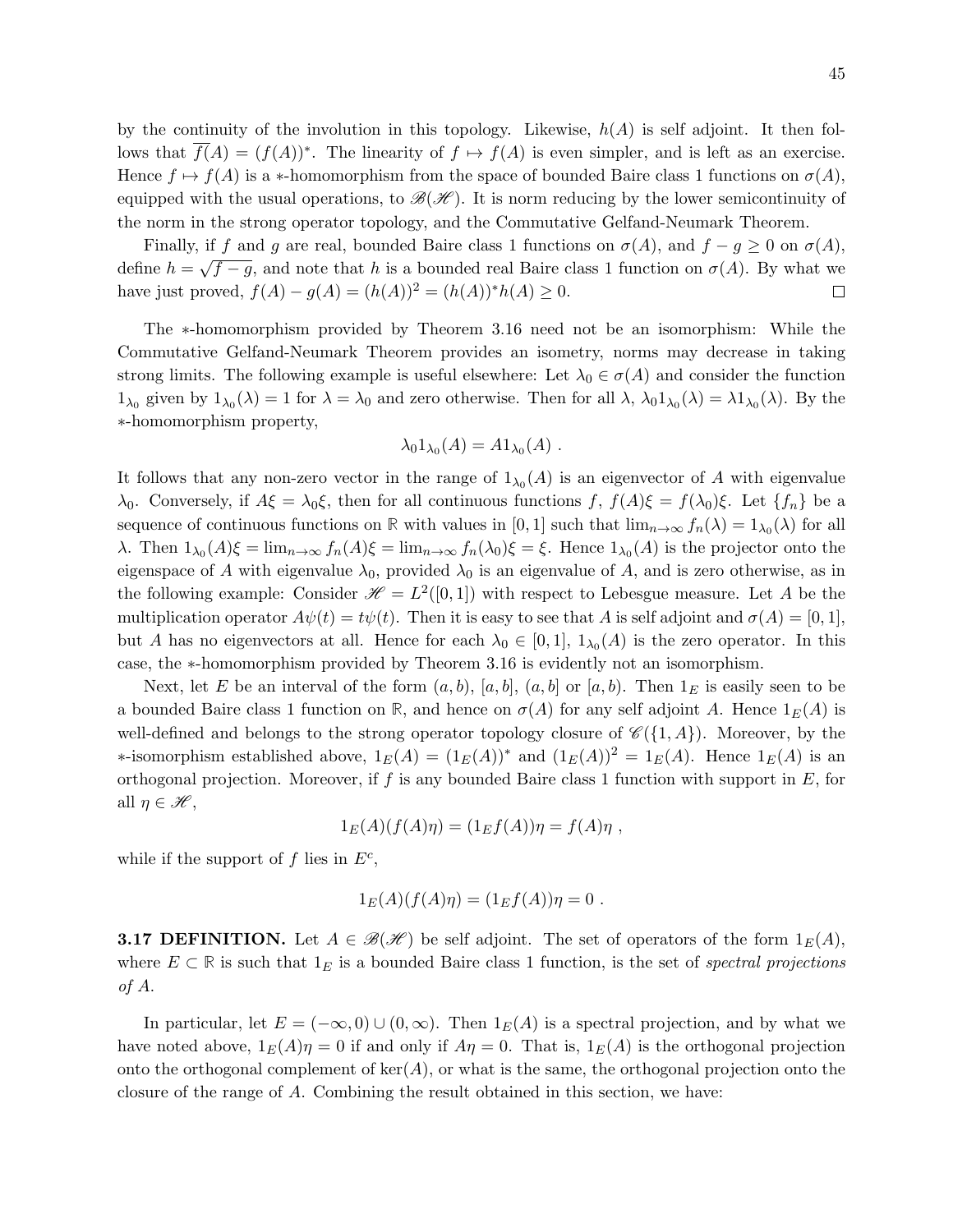by the continuity of the involution in this topology. Likewise, $h(A)$ is self adjoint. It then follows that $\overline{f}(A) = (f(A))^*$. The linearity of $f \mapsto f(A)$ is even simpler, and is left as an exercise. Hence $f \mapsto f(A)$ is a $*$-homomorphism from the space of bounded Baire class 1 functions on $\sigma(A)$, equipped with the usual operations, to $\mathscr{B}(\mathscr{H})$. It is norm reducing by the lower semicontinuity of the norm in the strong operator topology, and the Commutative Gelfand-Neumark Theorem.

Finally, if $f$ and $g$ are real, bounded Baire class 1 functions on $\sigma(A)$, and $f - g \geq 0$ on $\sigma(A)$, define $h = \sqrt{f-g}$, and note that $h$ is a bounded real Baire class 1 function on $\sigma(A)$. By what we have just proved, $f(A) - g(A) = (h(A))^2 = (h(A))^* h(A) \geq 0$. $\square$

The $*$-homomorphism provided by Theorem 3.16 need not be an isomorphism: While the Commutative Gelfand-Neumark Theorem provides an isometry, norms may decrease in taking strong limits. The following example is useful elsewhere: Let $\lambda_0 \in \sigma(A)$ and consider the function $1_{\lambda_0}$ given by $1_{\lambda_0}(\lambda) = 1$ for $\lambda = \lambda_0$ and zero otherwise. Then for all $\lambda$, $\lambda_0 1_{\lambda_0}(\lambda) = \lambda 1_{\lambda_0}(\lambda)$. By the $*$-homomorphism property,

$$\lambda_0 1_{\lambda_0}(A) = A 1_{\lambda_0}(A) \ .$$

It follows that any non-zero vector in the range of $1_{\lambda_0}(A)$ is an eigenvector of $A$ with eigenvalue $\lambda_0$. Conversely, if $A\xi = \lambda_0 \xi$, then for all continuous functions $f$, $f(A)\xi = f(\lambda_0)\xi$. Let $\{f_n\}$ be a sequence of continuous functions on $\mathbb{R}$ with values in $[0,1]$ such that $\lim_{n\to\infty} f_n(\lambda) = 1_{\lambda_0}(\lambda)$ for all $\lambda$. Then $1_{\lambda_0}(A)\xi = \lim_{n\to\infty} f_n(A)\xi = \lim_{n\to\infty} f_n(\lambda_0)\xi = \xi$. Hence $1_{\lambda_0}(A)$ is the projector onto the eigenspace of $A$ with eigenvalue $\lambda_0$, provided $\lambda_0$ is an eigenvalue of $A$, and is zero otherwise, as in the following example: Consider $\mathscr{H} = L^2([0,1])$ with respect to Lebesgue measure. Let $A$ be the multiplication operator $A\psi(t) = t\psi(t)$. Then it is easy to see that $A$ is self adjoint and $\sigma(A) = [0,1]$, but $A$ has no eigenvectors at all. Hence for each $\lambda_0 \in [0,1]$, $1_{\lambda_0}(A)$ is the zero operator. In this case, the $*$-homomorphism provided by Theorem 3.16 is evidently not an isomorphism.

Next, let $E$ be an interval of the form $(a,b)$, $[a,b]$, $(a,b]$ or $[a,b)$. Then $1_E$ is easily seen to be a bounded Baire class 1 function on $\mathbb{R}$, and hence on $\sigma(A)$ for any self adjoint $A$. Hence $1_E(A)$ is well-defined and belongs to the strong operator topology closure of $\mathscr{C}(\{1, A\})$. Moreover, by the $*$-isomorphism established above, $1_E(A) = (1_E(A))^*$ and $(1_E(A))^2 = 1_E(A)$. Hence $1_E(A)$ is an orthogonal projection. Moreover, if $f$ is any bounded Baire class 1 function with support in $E$, for all $\eta \in \mathscr{H}$,

$$1_E(A)(f(A)\eta) = (1_E f(A))\eta = f(A)\eta \ ,$$

while if the support of $f$ lies in $E^c$,

$$1_E(A)(f(A)\eta) = (1_E f(A))\eta = 0 \ .$$

**3.17 DEFINITION.** Let $A \in \mathscr{B}(\mathscr{H})$ be self adjoint. The set of operators of the form $1_E(A)$, where $E \subset \mathbb{R}$ is such that $1_E$ is a bounded Baire class 1 function, is the set of *spectral projections of A*.

In particular, let $E = (-\infty, 0) \cup (0, \infty)$. Then $1_E(A)$ is a spectral projection, and by what we have noted above, $1_E(A)\eta = 0$ if and only if $A\eta = 0$. That is, $1_E(A)$ is the orthogonal projection onto the orthogonal complement of $\ker(A)$, or what is the same, the orthogonal projection onto the closure of the range of $A$. Combining the result obtained in this section, we have: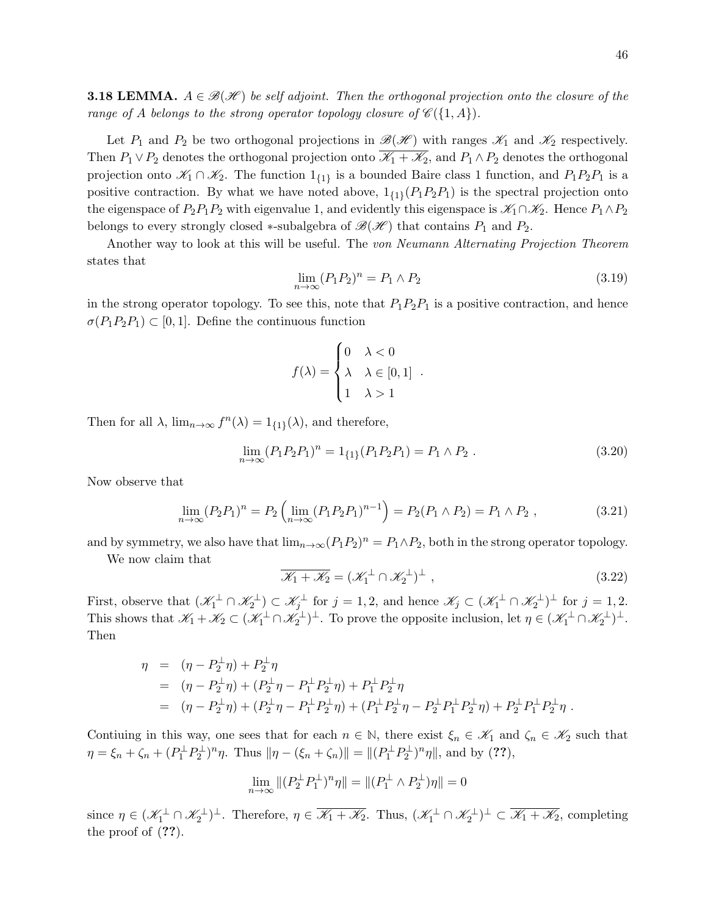**3.18 LEMMA.** *$A \in \mathscr{B}(\mathscr{H})$ be self adjoint. Then the orthogonal projection onto the closure of the range of $A$ belongs to the strong operator topology closure of $\mathscr{C}(\{1, A\})$.*

Let $P_1$ and $P_2$ be two orthogonal projections in $\mathscr{B}(\mathscr{H})$ with ranges $\mathscr{K}_1$ and $\mathscr{K}_2$ respectively. Then $P_1 \vee P_2$ denotes the orthogonal projection onto $\overline{\mathscr{K}_1 + \mathscr{K}_2}$, and $P_1 \wedge P_2$ denotes the orthogonal projection onto $\mathscr{K}_1 \cap \mathscr{K}_2$. The function $1_{\{1\}}$ is a bounded Baire class 1 function, and $P_1 P_2 P_1$ is a positive contraction. By what we have noted above, $1_{\{1\}}(P_1 P_2 P_1)$ is the spectral projection onto the eigenspace of $P_2 P_1 P_2$ with eigenvalue 1, and evidently this eigenspace is $\mathscr{K}_1 \cap \mathscr{K}_2$. Hence $P_1 \wedge P_2$ belongs to every strongly closed $*$-subalgebra of $\mathscr{B}(\mathscr{H})$ that contains $P_1$ and $P_2$.

Another way to look at this will be useful. The *von Neumann Alternating Projection Theorem* states that

$$\lim_{n\to\infty} (P_1 P_2)^n = P_1 \wedge P_2 \tag{3.19}$$

in the strong operator topology. To see this, note that $P_1 P_2 P_1$ is a positive contraction, and hence $\sigma(P_1 P_2 P_1) \subset [0, 1]$. Define the continuous function

$$f(\lambda) = \begin{cases} 0 & \lambda < 0 \\ \lambda & \lambda \in [0, 1] \\ 1 & \lambda > 1 \end{cases} .$$

Then for all $\lambda$, $\lim_{n\to\infty} f^n(\lambda) = 1_{\{1\}}(\lambda)$, and therefore,

$$\lim_{n\to\infty} (P_1 P_2 P_1)^n = 1_{\{1\}}(P_1 P_2 P_1) = P_1 \wedge P_2 \ . \tag{3.20}$$

Now observe that

$$\lim_{n\to\infty} (P_2 P_1)^n = P_2 \left( \lim_{n\to\infty} (P_1 P_2 P_1)^{n-1} \right) = P_2 (P_1 \wedge P_2) = P_1 \wedge P_2 \ , \tag{3.21}$$

and by symmetry, we also have that $\lim_{n\to\infty} (P_1 P_2)^n = P_1 \wedge P_2$, both in the strong operator topology.

We now claim that

$$\overline{\mathscr{K}_1 + \mathscr{K}_2} = (\mathscr{K}_1^{\perp} \cap \mathscr{K}_2^{\perp})^{\perp} \ , \tag{3.22}$$

First, observe that $(\mathscr{K}_1^{\perp} \cap \mathscr{K}_2^{\perp}) \subset \mathscr{K}_j^{\perp}$ for $j = 1, 2$, and hence $\mathscr{K}_j \subset (\mathscr{K}_1^{\perp} \cap \mathscr{K}_2^{\perp})^{\perp}$ for $j = 1, 2$. This shows that $\mathscr{K}_1 + \mathscr{K}_2 \subset (\mathscr{K}_1^{\perp} \cap \mathscr{K}_2^{\perp})^{\perp}$. To prove the opposite inclusion, let $\eta \in (\mathscr{K}_1^{\perp} \cap \mathscr{K}_2^{\perp})^{\perp}$. Then

$$\begin{aligned} \eta &= (\eta - P_2^{\perp}\eta) + P_2^{\perp}\eta \\ &= (\eta - P_2^{\perp}\eta) + (P_2^{\perp}\eta - P_1^{\perp}P_2^{\perp}\eta) + P_1^{\perp}P_2^{\perp}\eta \\ &= (\eta - P_2^{\perp}\eta) + (P_2^{\perp}\eta - P_1^{\perp}P_2^{\perp}\eta) + (P_1^{\perp}P_2^{\perp}\eta - P_2^{\perp}P_1^{\perp}P_2^{\perp}\eta) + P_2^{\perp}P_1^{\perp}P_2^{\perp}\eta \ . \end{aligned}$$

Contiuing in this way, one sees that for each $n \in \mathbb{N}$, there exist $\xi_n \in \mathscr{K}_1$ and $\zeta_n \in \mathscr{K}_2$ such that $\eta = \xi_n + \zeta_n + (P_1^{\perp}P_2^{\perp})^n\eta$. Thus $\|\eta - (\xi_n + \zeta_n)\| = \|(P_1^{\perp}P_2^{\perp})^n\eta\|$, and by (**??**),

$$\lim_{n\to\infty} \|(P_2^{\perp}P_1^{\perp})^n\eta\| = \|(P_1^{\perp} \wedge P_2^{\perp})\eta\| = 0$$

since $\eta \in (\mathscr{K}_1^{\perp} \cap \mathscr{K}_2^{\perp})^{\perp}$. Therefore, $\eta \in \overline{\mathscr{K}_1 + \mathscr{K}_2}$. Thus, $(\mathscr{K}_1^{\perp} \cap \mathscr{K}_2^{\perp})^{\perp} \subset \overline{\mathscr{K}_1 + \mathscr{K}_2}$, completing the proof of (**??**).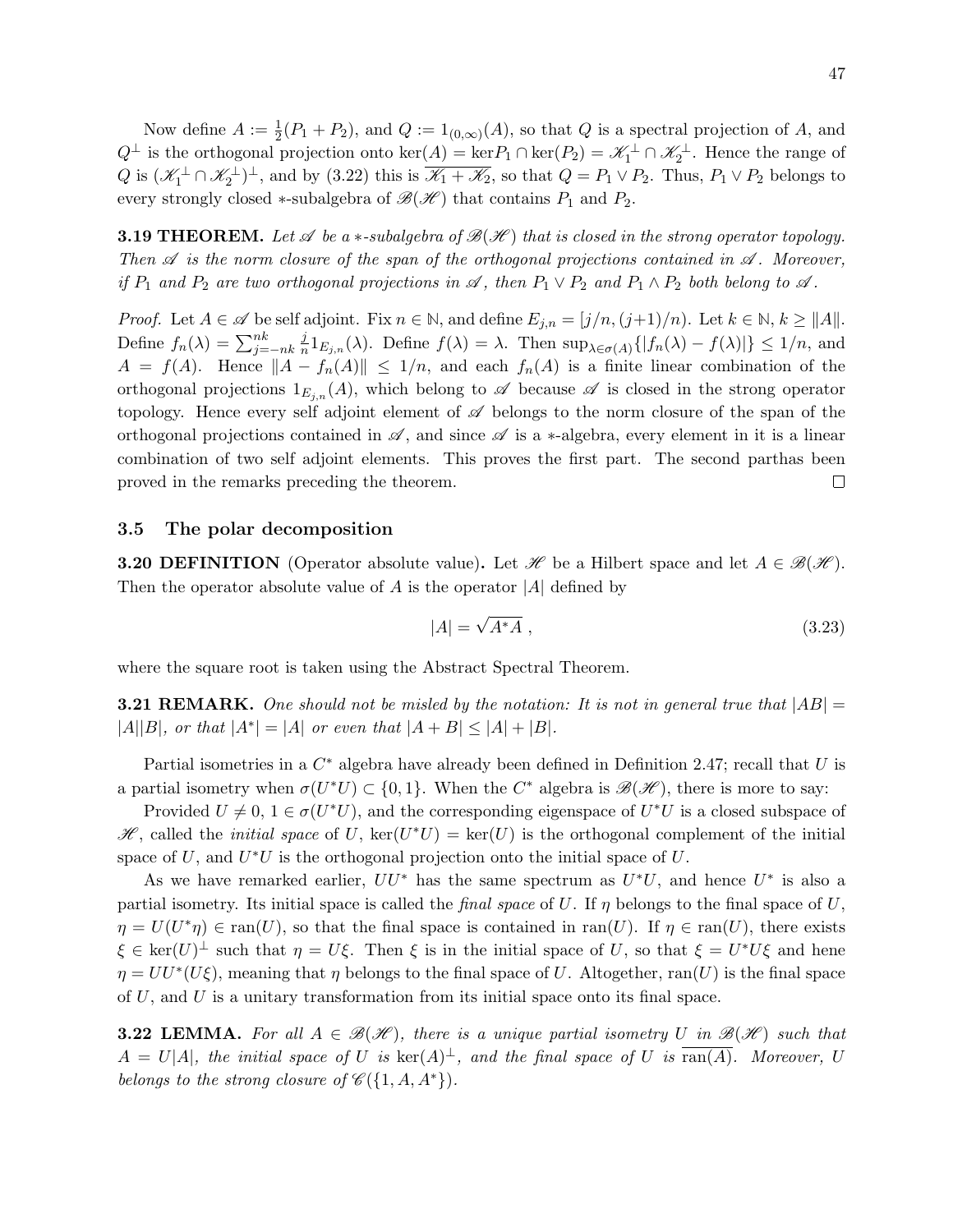Now define $A := \frac{1}{2}(P_1 + P_2)$, and $Q := 1_{(0,\infty)}(A)$, so that $Q$ is a spectral projection of $A$, and $Q^\perp$ is the orthogonal projection onto $\ker(A) = \ker P_1 \cap \ker(P_2) = \mathscr{K}_1^\perp \cap \mathscr{K}_2^\perp$. Hence the range of $Q$ is $(\mathscr{K}_1^\perp \cap \mathscr{K}_2^\perp)^\perp$, and by (3.22) this is $\overline{\mathscr{K}_1 + \mathscr{K}_2}$, so that $Q = P_1 \vee P_2$. Thus, $P_1 \vee P_2$ belongs to every strongly closed $*$-subalgebra of $\mathscr{B}(\mathscr{H})$ that contains $P_1$ and $P_2$.

**3.19 THEOREM.** *Let $\mathscr{A}$ be a $*$-subalgebra of $\mathscr{B}(\mathscr{H})$ that is closed in the strong operator topology. Then $\mathscr{A}$ is the norm closure of the span of the orthogonal projections contained in $\mathscr{A}$. Moreover, if $P_1$ and $P_2$ are two orthogonal projections in $\mathscr{A}$, then $P_1 \vee P_2$ and $P_1 \wedge P_2$ both belong to $\mathscr{A}$.*

*Proof.* Let $A \in \mathscr{A}$ be self adjoint. Fix $n \in \mathbb{N}$, and define $E_{j,n} = [j/n, (j+1)/n)$. Let $k \in \mathbb{N}$, $k \geq \|A\|$. Define $f_n(\lambda) = \sum_{j=-nk}^{nk} \frac{j}{n} 1_{E_{j,n}}(\lambda)$. Define $f(\lambda) = \lambda$. Then $\sup_{\lambda \in \sigma(A)}\{|f_n(\lambda) - f(\lambda)|\} \leq 1/n$, and $A = f(A)$. Hence $\|A - f_n(A)\| \leq 1/n$, and each $f_n(A)$ is a finite linear combination of the orthogonal projections $1_{E_{j,n}}(A)$, which belong to $\mathscr{A}$ because $\mathscr{A}$ is closed in the strong operator topology. Hence every self adjoint element of $\mathscr{A}$ belongs to the norm closure of the span of the orthogonal projections contained in $\mathscr{A}$, and since $\mathscr{A}$ is a $*$-algebra, every element in it is a linear combination of two self adjoint elements. This proves the first part. The second parthas been proved in the remarks preceding the theorem. $\square$

### 3.5 The polar decomposition

**3.20 DEFINITION** (Operator absolute value)**.** Let $\mathscr{H}$ be a Hilbert space and let $A \in \mathscr{B}(\mathscr{H})$. Then the operator absolute value of $A$ is the operator $|A|$ defined by

$$|A| = \sqrt{A^*A}\ , \tag{3.23}$$

where the square root is taken using the Abstract Spectral Theorem.

**3.21 REMARK.** *One should not be misled by the notation: It is not in general true that $|AB| = |A||B|$, or that $|A^*| = |A|$ or even that $|A + B| \leq |A| + |B|$.*

Partial isometries in a $C^*$ algebra have already been defined in Definition 2.47; recall that $U$ is a partial isometry when $\sigma(U^*U) \subset \{0, 1\}$. When the $C^*$ algebra is $\mathscr{B}(\mathscr{H})$, there is more to say:

Provided $U \neq 0$, $1 \in \sigma(U^*U)$, and the corresponding eigenspace of $U^*U$ is a closed subspace of $\mathscr{H}$, called the *initial space* of $U$, $\ker(U^*U) = \ker(U)$ is the orthogonal complement of the initial space of $U$, and $U^*U$ is the orthogonal projection onto the initial space of $U$.

As we have remarked earlier, $UU^*$ has the same spectrum as $U^*U$, and hence $U^*$ is also a partial isometry. Its initial space is called the *final space* of $U$. If $\eta$ belongs to the final space of $U$, $\eta = U(U^*\eta) \in \text{ran}(U)$, so that the final space is contained in $\text{ran}(U)$. If $\eta \in \text{ran}(U)$, there exists $\xi \in \ker(U)^\perp$ such that $\eta = U\xi$. Then $\xi$ is in the initial space of $U$, so that $\xi = U^*U\xi$ and hene $\eta = UU^*(U\xi)$, meaning that $\eta$ belongs to the final space of $U$. Altogether, $\text{ran}(U)$ is the final space of $U$, and $U$ is a unitary transformation from its initial space onto its final space.

**3.22 LEMMA.** *For all $A \in \mathscr{B}(\mathscr{H})$, there is a unique partial isometry $U$ in $\mathscr{B}(\mathscr{H})$ such that $A = U|A|$, the initial space of $U$ is $\ker(A)^\perp$, and the final space of $U$ is $\overline{\text{ran}(A)}$. Moreover, $U$ belongs to the strong closure of $\mathscr{C}(\{1, A, A^*\})$.*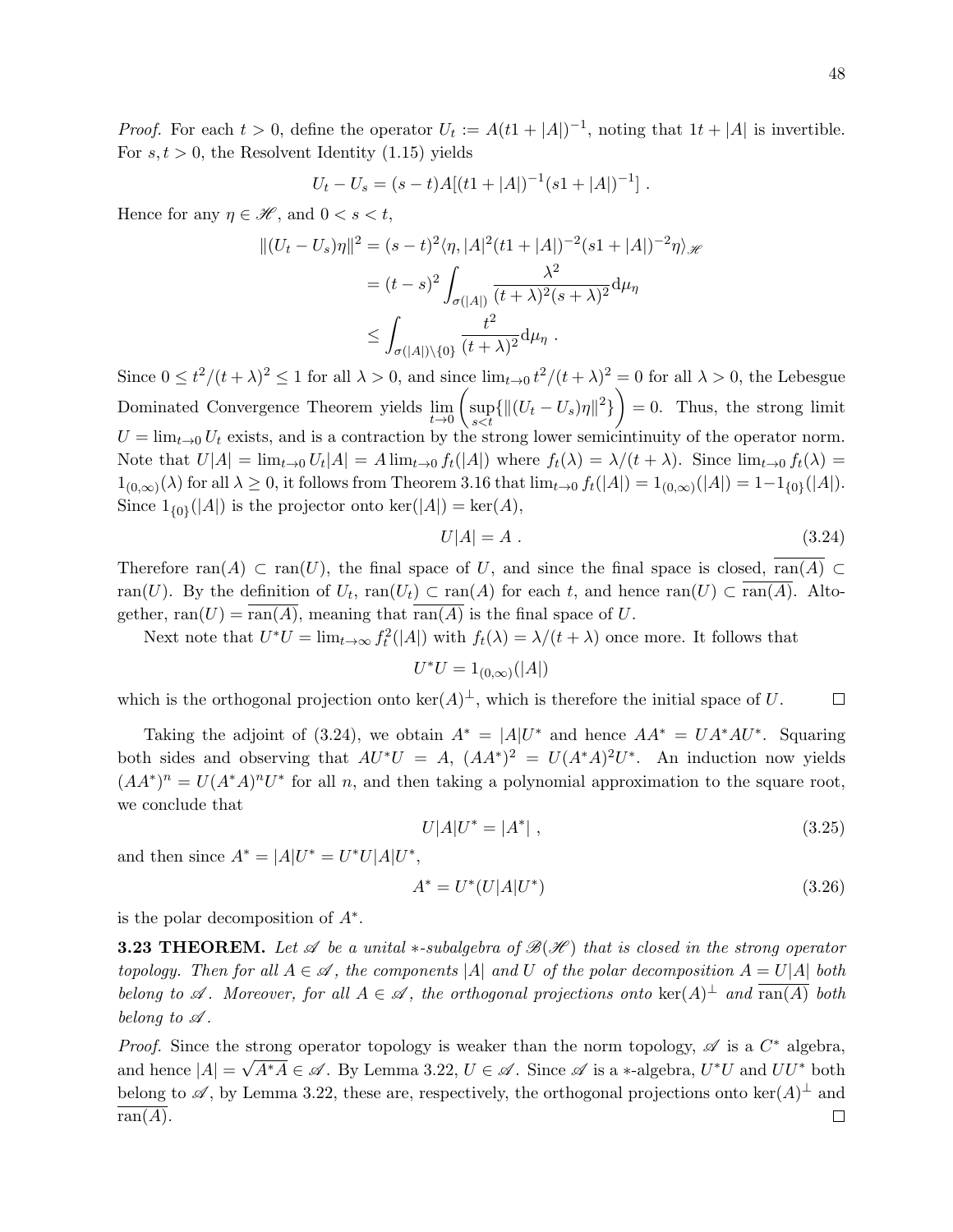*Proof.* For each $t > 0$, define the operator $U_t := A(t1 + |A|)^{-1}$, noting that $1t + |A|$ is invertible. For $s, t > 0$, the Resolvent Identity (1.15) yields

$$U_t - U_s = (s - t)A[(t1 + |A|)^{-1}(s1 + |A|)^{-1}] \ .$$

Hence for any $\eta \in \mathscr{H}$, and $0 < s < t$,

$$\begin{aligned}
\|(U_t - U_s)\eta\|^2 &= (s-t)^2 \langle \eta, |A|^2 (t1 + |A|)^{-2}(s1 + |A|)^{-2}\eta\rangle_{\mathscr{H}} \\
&= (t-s)^2 \int_{\sigma(|A|)} \frac{\lambda^2}{(t+\lambda)^2(s+\lambda)^2} \mathrm{d}\mu_\eta \\
&\leq \int_{\sigma(|A|)\backslash\{0\}} \frac{t^2}{(t+\lambda)^2} \mathrm{d}\mu_\eta \ .
\end{aligned}$$

Since $0 \leq t^2/(t+\lambda)^2 \leq 1$ for all $\lambda > 0$, and since $\lim_{t\to 0} t^2/(t+\lambda)^2 = 0$ for all $\lambda > 0$, the Lebesgue Dominated Convergence Theorem yields $\lim_{t\to 0}\left(\sup_{s<t}\{\|(U_t - U_s)\eta\|^2\}\right) = 0$. Thus, the strong limit $U = \lim_{t\to 0} U_t$ exists, and is a contraction by the strong lower semicintinuity of the operator norm. Note that $U|A| = \lim_{t\to 0} U_t|A| = A \lim_{t\to 0} f_t(|A|)$ where $f_t(\lambda) = \lambda/(t+\lambda)$. Since $\lim_{t\to 0} f_t(\lambda) = 1_{(0,\infty)}(\lambda)$ for all $\lambda \geq 0$, it follows from Theorem 3.16 that $\lim_{t\to 0} f_t(|A|) = 1_{(0,\infty)}(|A|) = 1 - 1_{\{0\}}(|A|)$. Since $1_{\{0\}}(|A|)$ is the projector onto $\ker(|A|) = \ker(A)$,

$$U|A| = A \ . \tag{3.24}$$

Therefore $\mathrm{ran}(A) \subset \mathrm{ran}(U)$, the final space of $U$, and since the final space is closed, $\overline{\mathrm{ran}(A)} \subset \mathrm{ran}(U)$. By the definition of $U_t$, $\mathrm{ran}(U_t) \subset \mathrm{ran}(A)$ for each $t$, and hence $\mathrm{ran}(U) \subset \overline{\mathrm{ran}(A)}$. Altogether, $\mathrm{ran}(U) = \overline{\mathrm{ran}(A)}$, meaning that $\overline{\mathrm{ran}(A)}$ is the final space of $U$.

Next note that $U^*U = \lim_{t\to\infty} f_t^2(|A|)$ with $f_t(\lambda) = \lambda/(t+\lambda)$ once more. It follows that

$$U^*U = 1_{(0,\infty)}(|A|)$$

which is the orthogonal projection onto $\ker(A)^\perp$, which is therefore the initial space of $U$. □

Taking the adjoint of (3.24), we obtain $A^* = |A|U^*$ and hence $AA^* = UA^*AU^*$. Squaring both sides and observing that $AU^*U = A$, $(AA^*)^2 = U(A^*A)^2U^*$. An induction now yields $(AA^*)^n = U(A^*A)^nU^*$ for all $n$, and then taking a polynomial approximation to the square root, we conclude that

$$U|A|U^* = |A^*| \ , \tag{3.25}$$

and then since $A^* = |A|U^* = U^*U|A|U^*$,

$$A^* = U^*(U|A|U^*) \tag{3.26}$$

is the polar decomposition of $A^*$.

**3.23 THEOREM.** *Let $\mathscr{A}$ be a unital $*$-subalgebra of $\mathscr{B}(\mathscr{H})$ that is closed in the strong operator topology. Then for all $A \in \mathscr{A}$, the components $|A|$ and $U$ of the polar decomposition $A = U|A|$ both belong to $\mathscr{A}$. Moreover, for all $A \in \mathscr{A}$, the orthogonal projections onto $\ker(A)^\perp$ and $\overline{\mathrm{ran}(A)}$ both belong to $\mathscr{A}$.*

*Proof.* Since the strong operator topology is weaker than the norm topology, $\mathscr{A}$ is a $C^*$ algebra, and hence $|A| = \sqrt{A^*A} \in \mathscr{A}$. By Lemma 3.22, $U \in \mathscr{A}$. Since $\mathscr{A}$ is a $*$-algebra, $U^*U$ and $UU^*$ both belong to $\mathscr{A}$, by Lemma 3.22, these are, respectively, the orthogonal projections onto $\ker(A)^\perp$ and $\overline{\mathrm{ran}(A)}$. □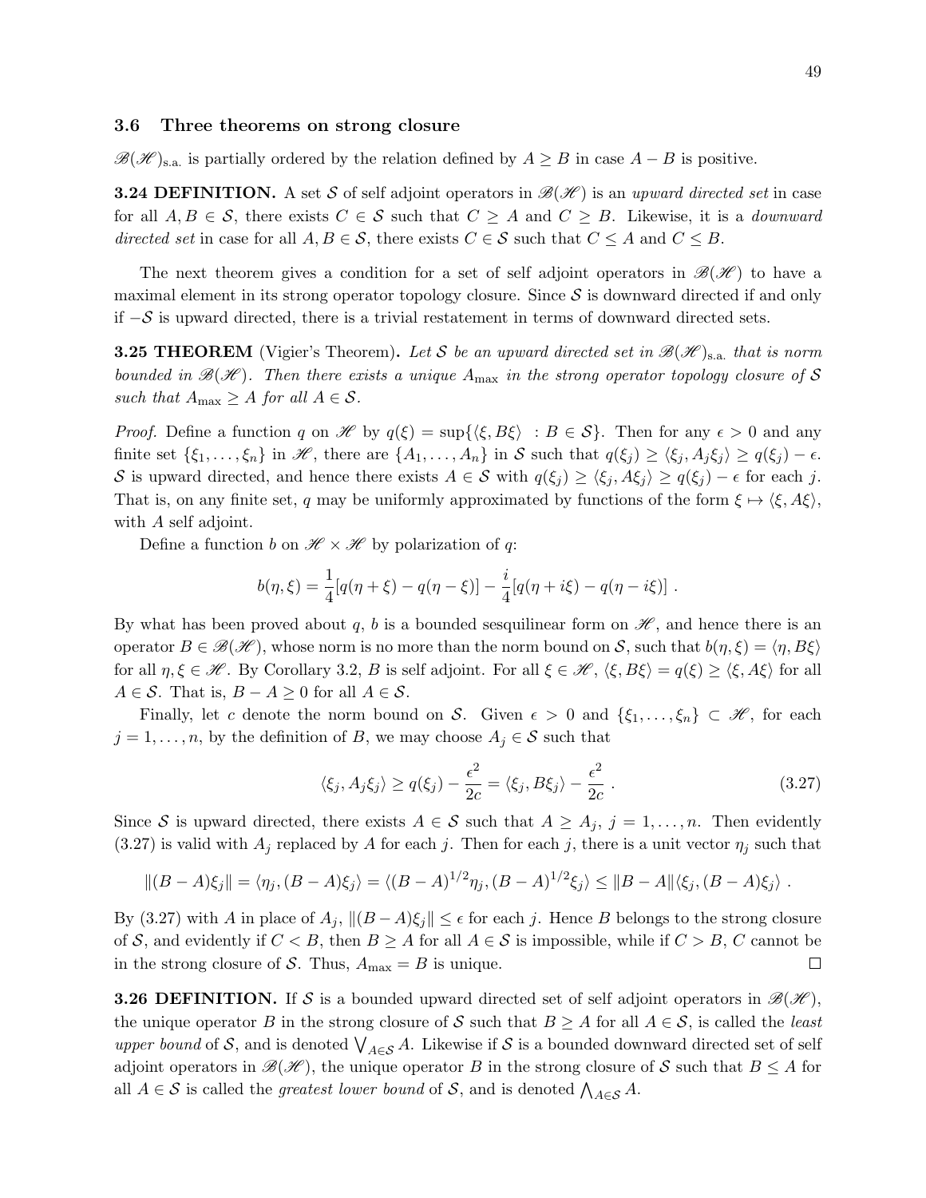### 3.6 Three theorems on strong closure

$\mathscr{B}(\mathscr{H})_{\text{s.a.}}$ is partially ordered by the relation defined by $A \geq B$ in case $A - B$ is positive.

**3.24 DEFINITION.** A set $\mathcal{S}$ of self adjoint operators in $\mathscr{B}(\mathscr{H})$ is an *upward directed set* in case for all $A, B \in \mathcal{S}$, there exists $C \in \mathcal{S}$ such that $C \geq A$ and $C \geq B$. Likewise, it is a *downward directed set* in case for all $A, B \in \mathcal{S}$, there exists $C \in \mathcal{S}$ such that $C \leq A$ and $C \leq B$.

The next theorem gives a condition for a set of self adjoint operators in $\mathscr{B}(\mathscr{H})$ to have a maximal element in its strong operator topology closure. Since $\mathcal{S}$ is downward directed if and only if $-\mathcal{S}$ is upward directed, there is a trivial restatement in terms of downward directed sets.

**3.25 THEOREM** (Vigier's Theorem)**.** *Let $\mathcal{S}$ be an upward directed set in $\mathscr{B}(\mathscr{H})_{\text{s.a.}}$ that is norm bounded in $\mathscr{B}(\mathscr{H})$. Then there exists a unique $A_{\max}$ in the strong operator topology closure of $\mathcal{S}$ such that $A_{\max} \geq A$ for all $A \in \mathcal{S}$.*

*Proof.* Define a function $q$ on $\mathscr{H}$ by $q(\xi) = \sup\{\langle \xi, B\xi\rangle \ : B \in \mathcal{S}\}$. Then for any $\epsilon > 0$ and any finite set $\{\xi_1, \dots, \xi_n\}$ in $\mathscr{H}$, there are $\{A_1, \dots, A_n\}$ in $\mathcal{S}$ such that $q(\xi_j) \geq \langle \xi_j, A_j\xi_j\rangle \geq q(\xi_j) - \epsilon$. $\mathcal{S}$ is upward directed, and hence there exists $A \in \mathcal{S}$ with $q(\xi_j) \geq \langle \xi_j, A\xi_j\rangle \geq q(\xi_j) - \epsilon$ for each $j$. That is, on any finite set, $q$ may be uniformly approximated by functions of the form $\xi \mapsto \langle \xi, A\xi\rangle$, with $A$ self adjoint.

Define a function $b$ on $\mathscr{H} \times \mathscr{H}$ by polarization of $q$:

$$b(\eta, \xi) = \frac{1}{4}[q(\eta + \xi) - q(\eta - \xi)] - \frac{i}{4}[q(\eta + i\xi) - q(\eta - i\xi)] \ .$$

By what has been proved about $q$, $b$ is a bounded sesquilinear form on $\mathscr{H}$, and hence there is an operator $B \in \mathscr{B}(\mathscr{H})$, whose norm is no more than the norm bound on $\mathcal{S}$, such that $b(\eta, \xi) = \langle \eta, B\xi\rangle$ for all $\eta, \xi \in \mathscr{H}$. By Corollary 3.2, $B$ is self adjoint. For all $\xi \in \mathscr{H}$, $\langle \xi, B\xi\rangle = q(\xi) \geq \langle \xi, A\xi\rangle$ for all $A \in \mathcal{S}$. That is, $B - A \geq 0$ for all $A \in \mathcal{S}$.

Finally, let $c$ denote the norm bound on $\mathcal{S}$. Given $\epsilon > 0$ and $\{\xi_1, \dots, \xi_n\} \subset \mathscr{H}$, for each $j = 1, \dots, n$, by the definition of $B$, we may choose $A_j \in \mathcal{S}$ such that

$$\langle \xi_j, A_j\xi_j\rangle \geq q(\xi_j) - \frac{\epsilon^2}{2c} = \langle \xi_j, B\xi_j\rangle - \frac{\epsilon^2}{2c} \ . \tag{3.27}$$

Since $\mathcal{S}$ is upward directed, there exists $A \in \mathcal{S}$ such that $A \geq A_j$, $j = 1, \dots, n$. Then evidently (3.27) is valid with $A_j$ replaced by $A$ for each $j$. Then for each $j$, there is a unit vector $\eta_j$ such that

$$\|(B - A)\xi_j\| = \langle \eta_j, (B - A)\xi_j\rangle = \langle (B - A)^{1/2}\eta_j, (B - A)^{1/2}\xi_j\rangle \leq \|B - A\|\langle \xi_j, (B - A)\xi_j\rangle \ .$$

By (3.27) with $A$ in place of $A_j$, $\|(B - A)\xi_j\| \leq \epsilon$ for each $j$. Hence $B$ belongs to the strong closure of $\mathcal{S}$, and evidently if $C < B$, then $B \geq A$ for all $A \in \mathcal{S}$ is impossible, while if $C > B$, $C$ cannot be in the strong closure of $\mathcal{S}$. Thus, $A_{\max} = B$ is unique. $\square$

**3.26 DEFINITION.** If $\mathcal{S}$ is a bounded upward directed set of self adjoint operators in $\mathscr{B}(\mathscr{H})$, the unique operator $B$ in the strong closure of $\mathcal{S}$ such that $B \geq A$ for all $A \in \mathcal{S}$, is called the *least upper bound* of $\mathcal{S}$, and is denoted $\bigvee_{A\in\mathcal{S}} A$. Likewise if $\mathcal{S}$ is a bounded downward directed set of self adjoint operators in $\mathscr{B}(\mathscr{H})$, the unique operator $B$ in the strong closure of $\mathcal{S}$ such that $B \leq A$ for all $A \in \mathcal{S}$ is called the *greatest lower bound* of $\mathcal{S}$, and is denoted $\bigwedge_{A\in\mathcal{S}} A$.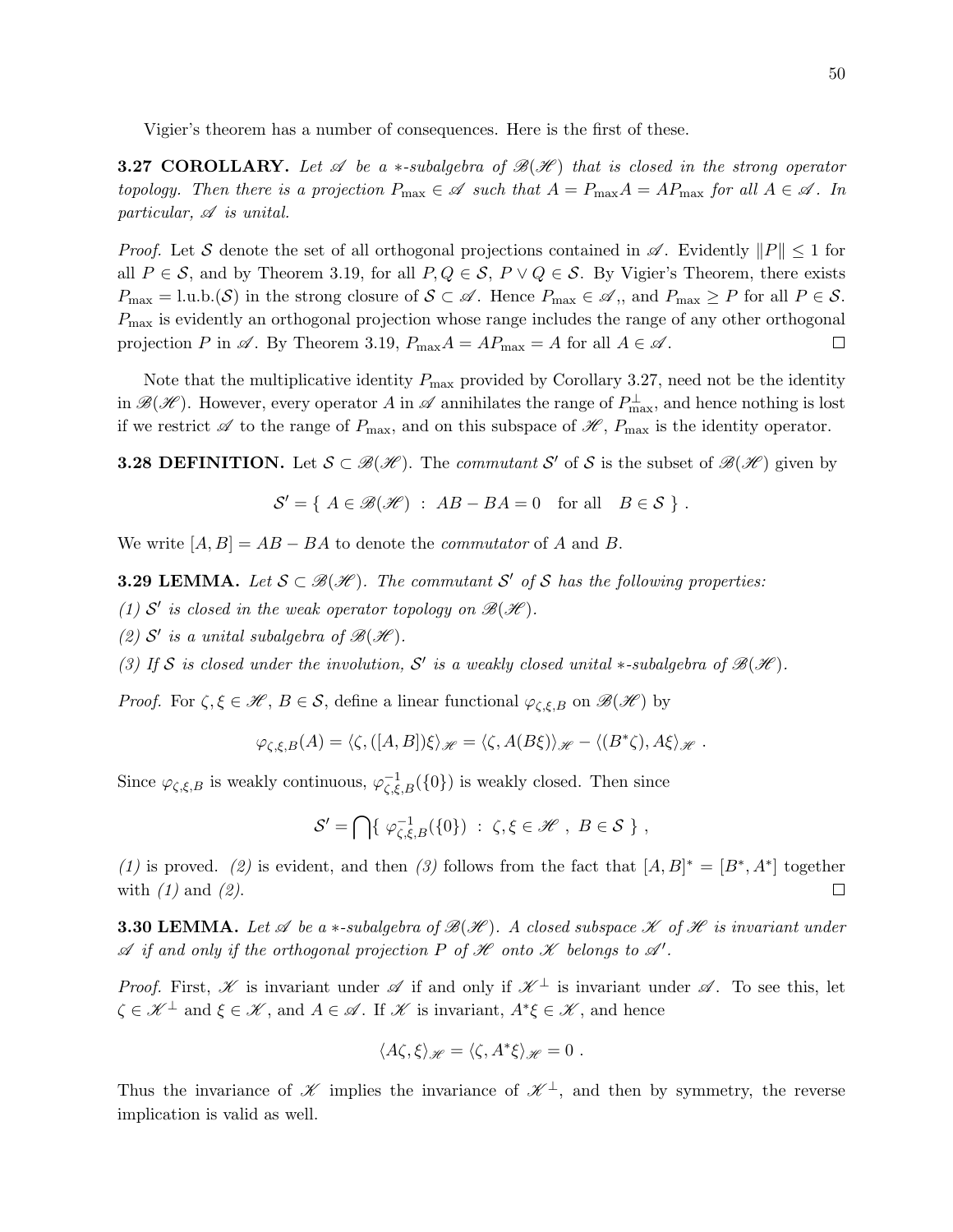Vigier's theorem has a number of consequences. Here is the first of these.

**3.27 COROLLARY.** *Let $\mathscr{A}$ be a $*$-subalgebra of $\mathscr{B}(\mathscr{H})$ that is closed in the strong operator topology. Then there is a projection $P_{\max} \in \mathscr{A}$ such that $A = P_{\max}A = AP_{\max}$ for all $A \in \mathscr{A}$. In particular, $\mathscr{A}$ is unital.*

*Proof.* Let $\mathcal{S}$ denote the set of all orthogonal projections contained in $\mathscr{A}$. Evidently $\|P\| \leq 1$ for all $P \in \mathcal{S}$, and by Theorem 3.19, for all $P, Q \in \mathcal{S}$, $P \vee Q \in \mathcal{S}$. By Vigier's Theorem, there exists $P_{\max} = \text{l.u.b.}(\mathcal{S})$ in the strong closure of $\mathcal{S} \subset \mathscr{A}$. Hence $P_{\max} \in \mathscr{A}$,, and $P_{\max} \geq P$ for all $P \in \mathcal{S}$. $P_{\max}$ is evidently an orthogonal projection whose range includes the range of any other orthogonal projection $P$ in $\mathscr{A}$. By Theorem 3.19, $P_{\max}A = AP_{\max} = A$ for all $A \in \mathscr{A}$. □

Note that the multiplicative identity $P_{\max}$ provided by Corollary 3.27, need not be the identity in $\mathscr{B}(\mathscr{H})$. However, every operator $A$ in $\mathscr{A}$ annihilates the range of $P_{\max}^{\perp}$, and hence nothing is lost if we restrict $\mathscr{A}$ to the range of $P_{\max}$, and on this subspace of $\mathscr{H}$, $P_{\max}$ is the identity operator.

**3.28 DEFINITION.** Let $\mathcal{S} \subset \mathscr{B}(\mathscr{H})$. The *commutant* $\mathcal{S}'$ of $\mathcal{S}$ is the subset of $\mathscr{B}(\mathscr{H})$ given by

$$\mathcal{S}' = \{\ A \in \mathscr{B}(\mathscr{H})\ :\ AB - BA = 0 \quad \text{for all} \quad B \in \mathcal{S}\ \}\ .$$

We write $[A, B] = AB - BA$ to denote the *commutator* of $A$ and $B$.

**3.29 LEMMA.** *Let $\mathcal{S} \subset \mathscr{B}(\mathscr{H})$. The commutant $\mathcal{S}'$ of $\mathcal{S}$ has the following properties:*

*(1) $\mathcal{S}'$ is closed in the weak operator topology on $\mathscr{B}(\mathscr{H})$.*

*(2) $\mathcal{S}'$ is a unital subalgebra of $\mathscr{B}(\mathscr{H})$.*

*(3) If $\mathcal{S}$ is closed under the involution, $\mathcal{S}'$ is a weakly closed unital $*$-subalgebra of $\mathscr{B}(\mathscr{H})$.*

*Proof.* For $\zeta, \xi \in \mathscr{H}$, $B \in \mathcal{S}$, define a linear functional $\varphi_{\zeta,\xi,B}$ on $\mathscr{B}(\mathscr{H})$ by

$$\varphi_{\zeta,\xi,B}(A) = \langle \zeta, ([A, B])\xi\rangle_{\mathscr{H}} = \langle \zeta, A(B\xi)\rangle_{\mathscr{H}} - \langle (B^*\zeta), A\xi\rangle_{\mathscr{H}}\ .$$

Since $\varphi_{\zeta,\xi,B}$ is weakly continuous, $\varphi_{\zeta,\xi,B}^{-1}(\{0\})$ is weakly closed. Then since

$$\mathcal{S}' = \bigcap \{\ \varphi_{\zeta,\xi,B}^{-1}(\{0\})\ :\ \zeta, \xi \in \mathscr{H}\ ,\ B \in \mathcal{S}\ \}\ ,$$

*(1)* is proved. *(2)* is evident, and then *(3)* follows from the fact that $[A, B]^* = [B^*, A^*]$ together with *(1)* and *(2)*. □

**3.30 LEMMA.** *Let $\mathscr{A}$ be a $*$-subalgebra of $\mathscr{B}(\mathscr{H})$. A closed subspace $\mathscr{K}$ of $\mathscr{H}$ is invariant under $\mathscr{A}$ if and only if the orthogonal projection $P$ of $\mathscr{H}$ onto $\mathscr{K}$ belongs to $\mathscr{A}'$.*

*Proof.* First, $\mathscr{K}$ is invariant under $\mathscr{A}$ if and only if $\mathscr{K}^{\perp}$ is invariant under $\mathscr{A}$. To see this, let $\zeta \in \mathscr{K}^{\perp}$ and $\xi \in \mathscr{K}$, and $A \in \mathscr{A}$. If $\mathscr{K}$ is invariant, $A^*\xi \in \mathscr{K}$, and hence

$$\langle A\zeta, \xi\rangle_{\mathscr{H}} = \langle \zeta, A^*\xi\rangle_{\mathscr{H}} = 0\ .$$

Thus the invariance of $\mathscr{K}$ implies the invariance of $\mathscr{K}^{\perp}$, and then by symmetry, the reverse implication is valid as well.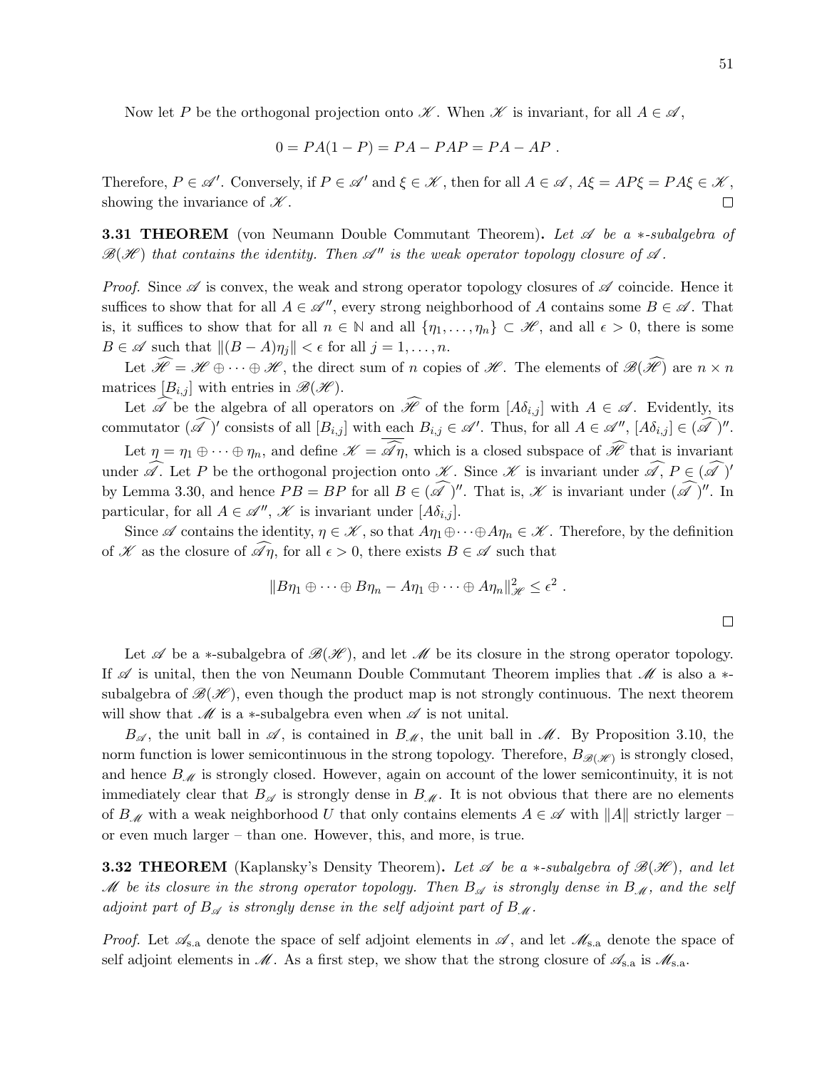Now let $P$ be the orthogonal projection onto $\mathscr{K}$. When $\mathscr{K}$ is invariant, for all $A \in \mathscr{A}$,

$$0 = PA(1-P) = PA - PAP = PA - AP \ .$$

Therefore, $P \in \mathscr{A}'$. Conversely, if $P \in \mathscr{A}'$ and $\xi \in \mathscr{K}$, then for all $A \in \mathscr{A}$, $A\xi = AP\xi = PA\xi \in \mathscr{K}$, showing the invariance of $\mathscr{K}$. $\square$

**3.31 THEOREM** (von Neumann Double Commutant Theorem). *Let $\mathscr{A}$ be a $*$-subalgebra of $\mathscr{B}(\mathscr{H})$ that contains the identity. Then $\mathscr{A}''$ is the weak operator topology closure of $\mathscr{A}$.*

*Proof.* Since $\mathscr{A}$ is convex, the weak and strong operator topology closures of $\mathscr{A}$ coincide. Hence it suffices to show that for all $A \in \mathscr{A}''$, every strong neighborhood of $A$ contains some $B \in \mathscr{A}$. That is, it suffices to show that for all $n \in \mathbb{N}$ and all $\{\eta_1, \dots, \eta_n\} \subset \mathscr{H}$, and all $\epsilon > 0$, there is some $B \in \mathscr{A}$ such that $\|(B - A)\eta_j\| < \epsilon$ for all $j = 1, \dots, n$.

Let $\widehat{\mathscr{H}} = \mathscr{H} \oplus \cdots \oplus \mathscr{H}$, the direct sum of $n$ copies of $\mathscr{H}$. The elements of $\mathscr{B}(\widehat{\mathscr{H}})$ are $n \times n$ matrices $[B_{i,j}]$ with entries in $\mathscr{B}(\mathscr{H})$.

Let $\widehat{\mathscr{A}}$ be the algebra of all operators on $\widehat{\mathscr{H}}$ of the form $[A\delta_{i,j}]$ with $A \in \mathscr{A}$. Evidently, its commutator $(\widehat{\mathscr{A}})'$ consists of all $[B_{i,j}]$ with each $B_{i,j} \in \mathscr{A}'$. Thus, for all $A \in \mathscr{A}''$, $[A\delta_{i,j}] \in (\widehat{\mathscr{A}})''$.

Let $\eta = \eta_1 \oplus \cdots \oplus \eta_n$, and define $\mathscr{K} = \overline{\widehat{\mathscr{A}}\eta}$, which is a closed subspace of $\widehat{\mathscr{H}}$ that is invariant under $\widehat{\mathscr{A}}$. Let $P$ be the orthogonal projection onto $\mathscr{K}$. Since $\mathscr{K}$ is invariant under $\widehat{\mathscr{A}}$, $P \in (\widehat{\mathscr{A}})'$ by Lemma 3.30, and hence $PB = BP$ for all $B \in (\widehat{\mathscr{A}})''$. That is, $\mathscr{K}$ is invariant under $(\widehat{\mathscr{A}})''$. In particular, for all $A \in \mathscr{A}''$, $\mathscr{K}$ is invariant under $[A\delta_{i,j}]$.

Since $\mathscr{A}$ contains the identity, $\eta \in \mathscr{K}$, so that $A\eta_1 \oplus \cdots \oplus A\eta_n \in \mathscr{K}$. Therefore, by the definition of $\mathscr{K}$ as the closure of $\widehat{\mathscr{A}}\eta$, for all $\epsilon > 0$, there exists $B \in \mathscr{A}$ such that

$$\|B\eta_1 \oplus \cdots \oplus B\eta_n - A\eta_1 \oplus \cdots \oplus A\eta_n\|_{\mathscr{H}}^2 \leq \epsilon^2 \ .$$

$\square$

Let $\mathscr{A}$ be a $*$-subalgebra of $\mathscr{B}(\mathscr{H})$, and let $\mathscr{M}$ be its closure in the strong operator topology. If $\mathscr{A}$ is unital, then the von Neumann Double Commutant Theorem implies that $\mathscr{M}$ is also a $*$-subalgebra of $\mathscr{B}(\mathscr{H})$, even though the product map is not strongly continuous. The next theorem will show that $\mathscr{M}$ is a $*$-subalgebra even when $\mathscr{A}$ is not unital.

$B_{\mathscr{A}}$, the unit ball in $\mathscr{A}$, is contained in $B_{\mathscr{M}}$, the unit ball in $\mathscr{M}$. By Proposition 3.10, the norm function is lower semicontinuous in the strong topology. Therefore, $B_{\mathscr{B}(\mathscr{H})}$ is strongly closed, and hence $B_{\mathscr{M}}$ is strongly closed. However, again on account of the lower semicontinuity, it is not immediately clear that $B_{\mathscr{A}}$ is strongly dense in $B_{\mathscr{M}}$. It is not obvious that there are no elements of $B_{\mathscr{M}}$ with a weak neighborhood $U$ that only contains elements $A \in \mathscr{A}$ with $\|A\|$ strictly larger – or even much larger – than one. However, this, and more, is true.

**3.32 THEOREM** (Kaplansky's Density Theorem). *Let $\mathscr{A}$ be a $*$-subalgebra of $\mathscr{B}(\mathscr{H})$, and let $\mathscr{M}$ be its closure in the strong operator topology. Then $B_{\mathscr{A}}$ is strongly dense in $B_{\mathscr{M}}$, and the self adjoint part of $B_{\mathscr{A}}$ is strongly dense in the self adjoint part of $B_{\mathscr{M}}$.*

*Proof.* Let $\mathscr{A}_{\text{s.a}}$ denote the space of self adjoint elements in $\mathscr{A}$, and let $\mathscr{M}_{\text{s.a}}$ denote the space of self adjoint elements in $\mathscr{M}$. As a first step, we show that the strong closure of $\mathscr{A}_{\text{s.a}}$ is $\mathscr{M}_{\text{s.a}}$.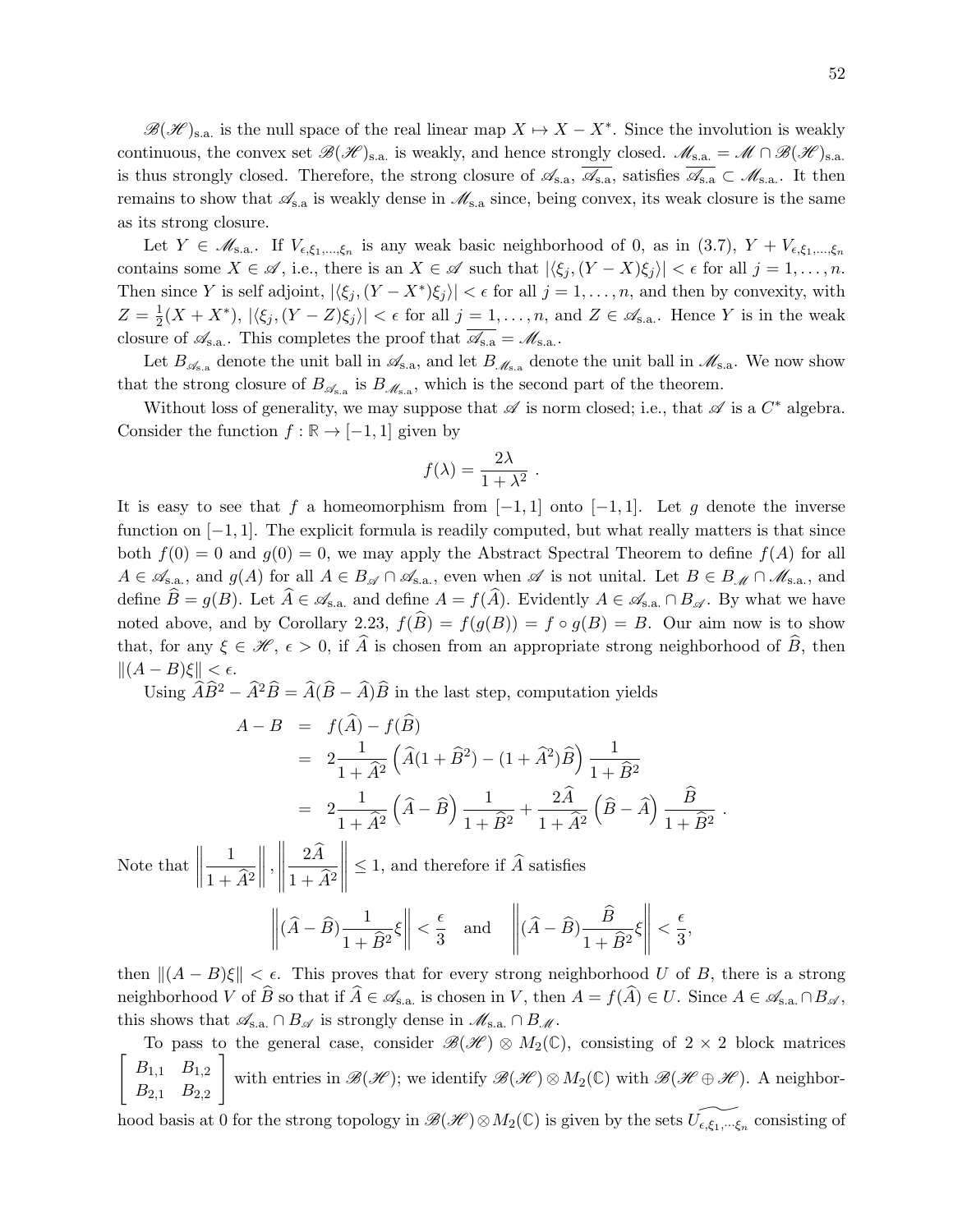$\mathscr{B}(\mathscr{H})_{\text{s.a.}}$ is the null space of the real linear map $X \mapsto X - X^*$. Since the involution is weakly continuous, the convex set $\mathscr{B}(\mathscr{H})_{\text{s.a.}}$ is weakly, and hence strongly closed. $\mathscr{M}_{\text{s.a.}} = \mathscr{M} \cap \mathscr{B}(\mathscr{H})_{\text{s.a.}}$ is thus strongly closed. Therefore, the strong closure of $\mathscr{A}_{\text{s.a}}$, $\overline{\mathscr{A}_{\text{s.a}}}$, satisfies $\overline{\mathscr{A}_{\text{s.a}}} \subset \mathscr{M}_{\text{s.a.}}$. It then remains to show that $\mathscr{A}_{\text{s.a}}$ is weakly dense in $\mathscr{M}_{\text{s.a}}$ since, being convex, its weak closure is the same as its strong closure.

Let $Y \in \mathscr{M}_{\text{s.a.}}$. If $V_{\epsilon,\xi_1,\dots,\xi_n}$ is any weak basic neighborhood of 0, as in (3.7), $Y + V_{\epsilon,\xi_1,\dots,\xi_n}$ contains some $X \in \mathscr{A}$, i.e., there is an $X \in \mathscr{A}$ such that $|\langle \xi_j, (Y - X)\xi_j\rangle| < \epsilon$ for all $j = 1, \dots, n$. Then since $Y$ is self adjoint, $|\langle \xi_j, (Y - X^*)\xi_j\rangle| < \epsilon$ for all $j = 1, \dots, n$, and then by convexity, with $Z = \frac{1}{2}(X + X^*)$, $|\langle \xi_j, (Y - Z)\xi_j\rangle| < \epsilon$ for all $j = 1, \dots, n$, and $Z \in \mathscr{A}_{\text{s.a.}}$. Hence $Y$ is in the weak closure of $\mathscr{A}_{\text{s.a.}}$. This completes the proof that $\overline{\mathscr{A}_{\text{s.a}}} = \mathscr{M}_{\text{s.a.}}$.

Let $B_{\mathscr{A}_{\text{s.a}}}$ denote the unit ball in $\mathscr{A}_{\text{s.a}}$, and let $B_{\mathscr{M}_{\text{s.a}}}$ denote the unit ball in $\mathscr{M}_{\text{s.a}}$. We now show that the strong closure of $B_{\mathscr{A}_{\text{s.a}}}$ is $B_{\mathscr{M}_{\text{s.a}}}$, which is the second part of the theorem.

Without loss of generality, we may suppose that $\mathscr{A}$ is norm closed; i.e., that $\mathscr{A}$ is a $C^*$ algebra. Consider the function $f : \mathbb{R} \to [-1, 1]$ given by

$$f(\lambda) = \frac{2\lambda}{1 + \lambda^2} \ .$$

It is easy to see that $f$ a homeomorphism from $[-1, 1]$ onto $[-1, 1]$. Let $g$ denote the inverse function on $[-1, 1]$. The explicit formula is readily computed, but what really matters is that since both $f(0) = 0$ and $g(0) = 0$, we may apply the Abstract Spectral Theorem to define $f(A)$ for all $A \in \mathscr{A}_{\text{s.a.}}$, and $g(A)$ for all $A \in B_{\mathscr{A}} \cap \mathscr{A}_{\text{s.a.}}$, even when $\mathscr{A}$ is not unital. Let $B \in B_{\mathscr{M}} \cap \mathscr{M}_{\text{s.a.}}$, and define $\widehat{B} = g(B)$. Let $\widehat{A} \in \mathscr{A}_{\text{s.a.}}$ and define $A = f(\widehat{A})$. Evidently $A \in \mathscr{A}_{\text{s.a.}} \cap B_{\mathscr{A}}$. By what we have noted above, and by Corollary 2.23, $f(\widehat{B}) = f(g(B)) = f \circ g(B) = B$. Our aim now is to show that, for any $\xi \in \mathscr{H}$, $\epsilon > 0$, if $\widehat{A}$ is chosen from an appropriate strong neighborhood of $\widehat{B}$, then $\|(A - B)\xi\| < \epsilon$.

Using $\widehat{A}\widehat{B}^2 - \widehat{A}^2\widehat{B} = \widehat{A}(\widehat{B} - \widehat{A})\widehat{B}$ in the last step, computation yields

$$\begin{aligned}
A - B &= f(\widehat{A}) - f(\widehat{B}) \\
&= 2\frac{1}{1 + \widehat{A}^2}\left(\widehat{A}(1 + \widehat{B}^2) - (1 + \widehat{A}^2)\widehat{B}\right)\frac{1}{1 + \widehat{B}^2} \\
&= 2\frac{1}{1 + \widehat{A}^2}\left(\widehat{A} - \widehat{B}\right)\frac{1}{1 + \widehat{B}^2} + \frac{2\widehat{A}}{1 + \widehat{A}^2}\left(\widehat{B} - \widehat{A}\right)\frac{\widehat{B}}{1 + \widehat{B}^2} \ .
\end{aligned}$$

Note that $\left\|\dfrac{1}{1 + \widehat{A}^2}\right\|, \left\|\dfrac{2\widehat{A}}{1 + \widehat{A}^2}\right\| \leq 1$, and therefore if $\widehat{A}$ satisfies

$$\left\|(\widehat{A} - \widehat{B})\frac{1}{1 + \widehat{B}^2}\xi\right\| < \frac{\epsilon}{3} \quad \text{and} \quad \left\|(\widehat{A} - \widehat{B})\frac{\widehat{B}}{1 + \widehat{B}^2}\xi\right\| < \frac{\epsilon}{3},$$

then $\|(A - B)\xi\| < \epsilon$. This proves that for every strong neighborhood $U$ of $B$, there is a strong neighborhood $V$ of $\widehat{B}$ so that if $\widehat{A} \in \mathscr{A}_{\text{s.a.}}$ is chosen in $V$, then $A = f(\widehat{A}) \in U$. Since $A \in \mathscr{A}_{\text{s.a.}} \cap B_{\mathscr{A}}$, this shows that $\mathscr{A}_{\text{s.a.}} \cap B_{\mathscr{A}}$ is strongly dense in $\mathscr{M}_{\text{s.a.}} \cap B_{\mathscr{M}}$.

To pass to the general case, consider $\mathscr{B}(\mathscr{H}) \otimes M_2(\mathbb{C})$, consisting of $2 \times 2$ block matrices $\begin{bmatrix} B_{1,1} & B_{1,2} \\ B_{2,1} & B_{2,2} \end{bmatrix}$ with entries in $\mathscr{B}(\mathscr{H})$; we identify $\mathscr{B}(\mathscr{H}) \otimes M_2(\mathbb{C})$ with $\mathscr{B}(\mathscr{H} \oplus \mathscr{H})$. A neighborhood basis at 0 for the strong topology in $\mathscr{B}(\mathscr{H}) \otimes M_2(\mathbb{C})$ is given by the sets $\widetilde{U_{\epsilon,\xi_1,\cdots\xi_n}}$ consisting of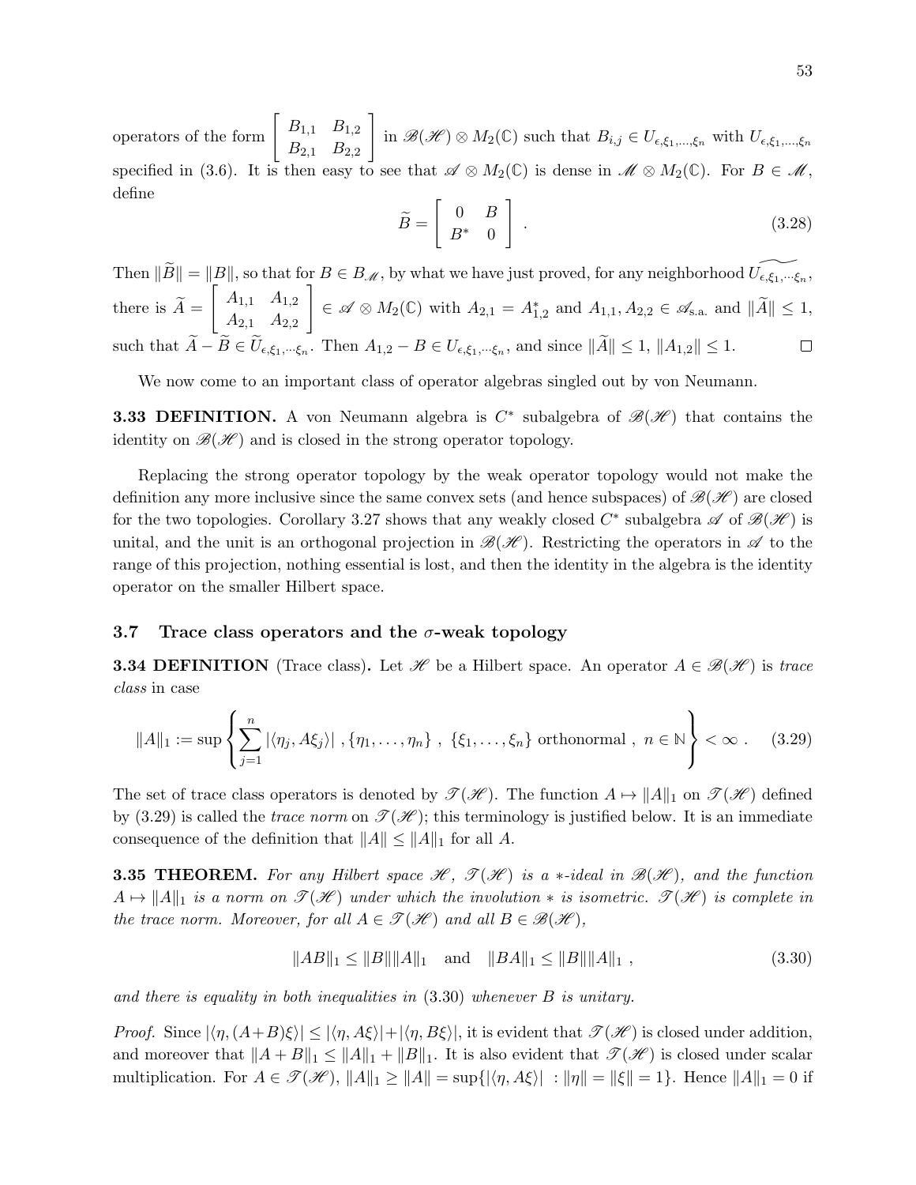operators of the form $\begin{bmatrix} B_{1,1} & B_{1,2} \\ B_{2,1} & B_{2,2} \end{bmatrix}$ in $\mathscr{B}(\mathscr{H}) \otimes M_2(\mathbb{C})$ such that $B_{i,j} \in U_{\epsilon,\xi_1,\dots,\xi_n}$ with $U_{\epsilon,\xi_1,\dots,\xi_n}$ specified in (3.6). It is then easy to see that $\mathscr{A} \otimes M_2(\mathbb{C})$ is dense in $\mathscr{M} \otimes M_2(\mathbb{C})$. For $B \in \mathscr{M}$, define

$$
\widetilde{B} = \begin{bmatrix} 0 & B \\ B^* & 0 \end{bmatrix} . \tag{3.28}
$$

Then $\|\widetilde{B}\| = \|B\|$, so that for $B \in B_{\mathscr{M}}$, by what we have just proved, for any neighborhood $\widetilde{U_{\epsilon,\xi_1,\cdots\xi_n}}$, there is $\widetilde{A} = \begin{bmatrix} A_{1,1} & A_{1,2} \\ A_{2,1} & A_{2,2} \end{bmatrix} \in \mathscr{A} \otimes M_2(\mathbb{C})$ with $A_{2,1} = A_{1,2}^*$ and $A_{1,1}, A_{2,2} \in \mathscr{A}_{\text{s.a.}}$ and $\|\widetilde{A}\| \leq 1$, such that $\widetilde{A} - \widetilde{B} \in \widetilde{U}_{\epsilon,\xi_1,\cdots\xi_n}$. Then $A_{1,2} - B \in U_{\epsilon,\xi_1,\cdots\xi_n}$, and since $\|\widetilde{A}\| \leq 1$, $\|A_{1,2}\| \leq 1$. □

We now come to an important class of operator algebras singled out by von Neumann.

**3.33 DEFINITION.** A von Neumann algebra is $C^*$ subalgebra of $\mathscr{B}(\mathscr{H})$ that contains the identity on $\mathscr{B}(\mathscr{H})$ and is closed in the strong operator topology.

Replacing the strong operator topology by the weak operator topology would not make the definition any more inclusive since the same convex sets (and hence subspaces) of $\mathscr{B}(\mathscr{H})$ are closed for the two topologies. Corollary 3.27 shows that any weakly closed $C^*$ subalgebra $\mathscr{A}$ of $\mathscr{B}(\mathscr{H})$ is unital, and the unit is an orthogonal projection in $\mathscr{B}(\mathscr{H})$. Restricting the operators in $\mathscr{A}$ to the range of this projection, nothing essential is lost, and then the identity in the algebra is the identity operator on the smaller Hilbert space.

### 3.7 Trace class operators and the $\sigma$-weak topology

**3.34 DEFINITION** (Trace class)**.** Let $\mathscr{H}$ be a Hilbert space. An operator $A \in \mathscr{B}(\mathscr{H})$ is *trace class* in case

$$
\|A\|_1 := \sup\left\{ \sum_{j=1}^n |\langle \eta_j, A\xi_j\rangle| \ , \{\eta_1,\dots,\eta_n\} \ , \ \{\xi_1,\dots,\xi_n\} \text{ orthonormal} \ , \ n \in \mathbb{N} \right\} < \infty \ . \tag{3.29}
$$

The set of trace class operators is denoted by $\mathscr{T}(\mathscr{H})$. The function $A \mapsto \|A\|_1$ on $\mathscr{T}(\mathscr{H})$ defined by (3.29) is called the *trace norm* on $\mathscr{T}(\mathscr{H})$; this terminology is justified below. It is an immediate consequence of the definition that $\|A\| \leq \|A\|_1$ for all $A$.

**3.35 THEOREM.** *For any Hilbert space $\mathscr{H}$, $\mathscr{T}(\mathscr{H})$ is a $*$-ideal in $\mathscr{B}(\mathscr{H})$, and the function $A \mapsto \|A\|_1$ is a norm on $\mathscr{T}(\mathscr{H})$ under which the involution $*$ is isometric. $\mathscr{T}(\mathscr{H})$ is complete in the trace norm. Moreover, for all $A \in \mathscr{T}(\mathscr{H})$ and all $B \in \mathscr{B}(\mathscr{H})$,*

$$
\|AB\|_1 \leq \|B\|\|A\|_1 \quad \text{and} \quad \|BA\|_1 \leq \|B\|\|A\|_1 \ , \tag{3.30}
$$

*and there is equality in both inequalities in* (3.30) *whenever $B$ is unitary.*

*Proof.* Since $|\langle \eta, (A+B)\xi\rangle| \leq |\langle \eta, A\xi\rangle| + |\langle \eta, B\xi\rangle|$, it is evident that $\mathscr{T}(\mathscr{H})$ is closed under addition, and moreover that $\|A+B\|_1 \leq \|A\|_1 + \|B\|_1$. It is also evident that $\mathscr{T}(\mathscr{H})$ is closed under scalar multiplication. For $A \in \mathscr{T}(\mathscr{H})$, $\|A\|_1 \geq \|A\| = \sup\{|\langle \eta, A\xi\rangle| \ : \|\eta\| = \|\xi\| = 1\}$. Hence $\|A\|_1 = 0$ if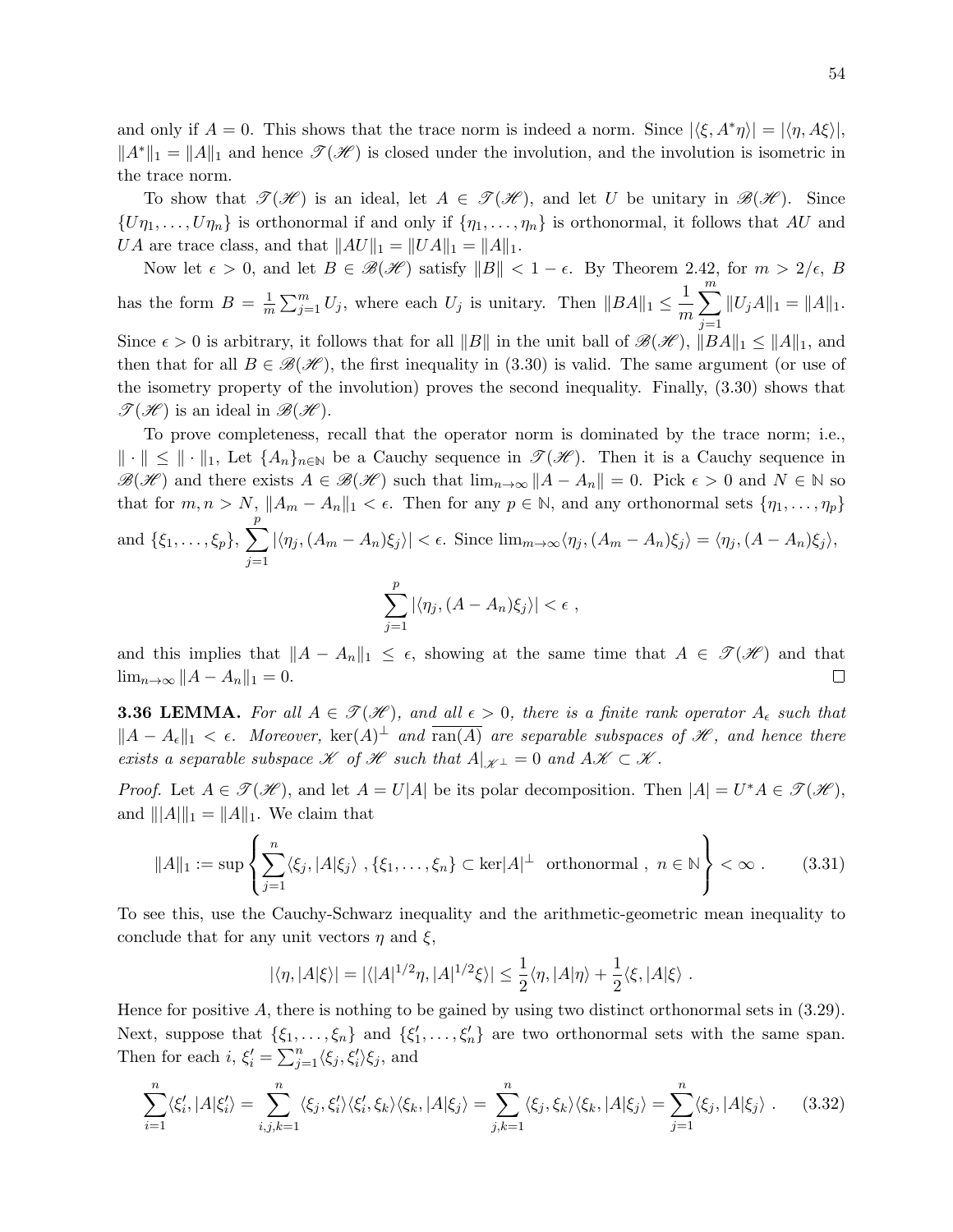and only if $A = 0$. This shows that the trace norm is indeed a norm. Since $|\langle \xi, A^*\eta\rangle| = |\langle \eta, A\xi\rangle|$, $\|A^*\|_1 = \|A\|_1$ and hence $\mathscr{T}(\mathscr{H})$ is closed under the involution, and the involution is isometric in the trace norm.

To show that $\mathscr{T}(\mathscr{H})$ is an ideal, let $A \in \mathscr{T}(\mathscr{H})$, and let $U$ be unitary in $\mathscr{B}(\mathscr{H})$. Since $\{U\eta_1, \dots, U\eta_n\}$ is orthonormal if and only if $\{\eta_1, \dots, \eta_n\}$ is orthonormal, it follows that $AU$ and $UA$ are trace class, and that $\|AU\|_1 = \|UA\|_1 = \|A\|_1$.

Now let $\epsilon > 0$, and let $B \in \mathscr{B}(\mathscr{H})$ satisfy $\|B\| < 1 - \epsilon$. By Theorem 2.42, for $m > 2/\epsilon$, $B$ has the form $B = \frac{1}{m}\sum_{j=1}^m U_j$, where each $U_j$ is unitary. Then $\|BA\|_1 \leq \dfrac{1}{m}\displaystyle\sum_{j=1}^m \|U_jA\|_1 = \|A\|_1$. Since $\epsilon > 0$ is arbitrary, it follows that for all $\|B\|$ in the unit ball of $\mathscr{B}(\mathscr{H})$, $\|BA\|_1 \leq \|A\|_1$, and then that for all $B \in \mathscr{B}(\mathscr{H})$, the first inequality in (3.30) is valid. The same argument (or use of the isometry property of the involution) proves the second inequality. Finally, (3.30) shows that $\mathscr{T}(\mathscr{H})$ is an ideal in $\mathscr{B}(\mathscr{H})$.

To prove completeness, recall that the operator norm is dominated by the trace norm; i.e., $\|\cdot\| \leq \|\cdot\|_1$, Let $\{A_n\}_{n\in\mathbb{N}}$ be a Cauchy sequence in $\mathscr{T}(\mathscr{H})$. Then it is a Cauchy sequence in $\mathscr{B}(\mathscr{H})$ and there exists $A \in \mathscr{B}(\mathscr{H})$ such that $\lim_{n\to\infty}\|A - A_n\| = 0$. Pick $\epsilon > 0$ and $N \in \mathbb{N}$ so that for $m, n > N$, $\|A_m - A_n\|_1 < \epsilon$. Then for any $p \in \mathbb{N}$, and any orthonormal sets $\{\eta_1, \dots, \eta_p\}$ and $\{\xi_1, \dots, \xi_p\}$, $\displaystyle\sum_{j=1}^p |\langle \eta_j, (A_m - A_n)\xi_j\rangle| < \epsilon$. Since $\lim_{m\to\infty}\langle \eta_j, (A_m - A_n)\xi_j\rangle = \langle \eta_j, (A - A_n)\xi_j\rangle$,

$$\sum_{j=1}^p |\langle \eta_j, (A - A_n)\xi_j\rangle| < \epsilon \ ,$$

and this implies that $\|A - A_n\|_1 \leq \epsilon$, showing at the same time that $A \in \mathscr{T}(\mathscr{H})$ and that $\lim_{n\to\infty}\|A - A_n\|_1 = 0$. □

**3.36 LEMMA.** *For all $A \in \mathscr{T}(\mathscr{H})$, and all $\epsilon > 0$, there is a finite rank operator $A_\epsilon$ such that $\|A - A_\epsilon\|_1 < \epsilon$. Moreover, $\ker(A)^\perp$ and $\overline{\mathrm{ran}(A)}$ are separable subspaces of $\mathscr{H}$, and hence there exists a separable subspace $\mathscr{K}$ of $\mathscr{H}$ such that $A|_{\mathscr{K}^\perp} = 0$ and $A\mathscr{K} \subset \mathscr{K}$.*

*Proof.* Let $A \in \mathscr{T}(\mathscr{H})$, and let $A = U|A|$ be its polar decomposition. Then $|A| = U^*A \in \mathscr{T}(\mathscr{H})$, and $\||A|\|_1 = \|A\|_1$. We claim that

$$\|A\|_1 := \sup\left\{\sum_{j=1}^n \langle \xi_j, |A|\xi_j\rangle \ , \{\xi_1, \dots, \xi_n\} \subset \ker|A|^\perp \ \text{ orthonormal} \ , \ n \in \mathbb{N}\right\} < \infty \ . \qquad (3.31)$$

To see this, use the Cauchy-Schwarz inequality and the arithmetic-geometric mean inequality to conclude that for any unit vectors $\eta$ and $\xi$,

$$|\langle \eta, |A|\xi\rangle| = |\langle |A|^{1/2}\eta, |A|^{1/2}\xi\rangle| \leq \frac{1}{2}\langle \eta, |A|\eta\rangle + \frac{1}{2}\langle \xi, |A|\xi\rangle \ .$$

Hence for positive $A$, there is nothing to be gained by using two distinct orthonormal sets in (3.29). Next, suppose that $\{\xi_1, \dots, \xi_n\}$ and $\{\xi'_1, \dots, \xi'_n\}$ are two orthonormal sets with the same span. Then for each $i$, $\xi'_i = \sum_{j=1}^n \langle \xi_j, \xi'_i\rangle \xi_j$, and

$$\sum_{i=1}^n \langle \xi'_i, |A|\xi'_i\rangle = \sum_{i,j,k=1}^n \langle \xi_j, \xi'_i\rangle\langle \xi'_i, \xi_k\rangle\langle \xi_k, |A|\xi_j\rangle = \sum_{j,k=1}^n \langle \xi_j, \xi_k\rangle\langle \xi_k, |A|\xi_j\rangle = \sum_{j=1}^n \langle \xi_j, |A|\xi_j\rangle \ . \qquad (3.32)$$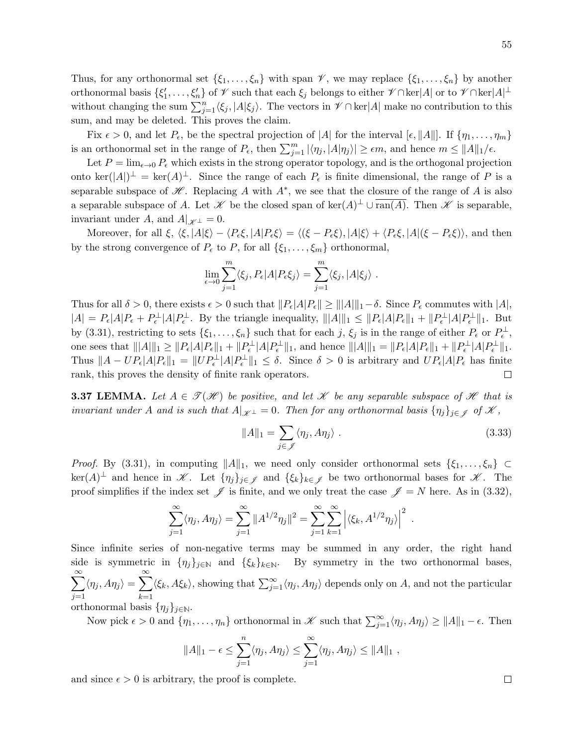Thus, for any orthonormal set $\{\xi_1, \ldots, \xi_n\}$ with span $\mathscr{V}$, we may replace $\{\xi_1, \ldots, \xi_n\}$ by another orthonormal basis $\{\xi_1', \ldots, \xi_n'\}$ of $\mathscr{V}$ such that each $\xi_j$ belongs to either $\mathscr{V} \cap \ker|A|$ or to $\mathscr{V} \cap \ker|A|^\perp$ without changing the sum $\sum_{j=1}^n \langle \xi_j, |A|\xi_j\rangle$. The vectors in $\mathscr{V} \cap \ker|A|$ make no contribution to this sum, and may be deleted. This proves the claim.

Fix $\epsilon > 0$, and let $P_\epsilon$, be the spectral projection of $|A|$ for the interval $[\epsilon, \|A\|]$. If $\{\eta_1, \ldots, \eta_m\}$ is an orthonormal set in the range of $P_\epsilon$, then $\sum_{j=1}^m |\langle \eta_j, |A|\eta_j\rangle| \geq \epsilon m$, and hence $m \leq \|A\|_1/\epsilon$.

Let $P = \lim_{\epsilon \to 0} P_\epsilon$ which exists in the strong operator topology, and is the orthogonal projection onto $\ker(|A|)^\perp = \ker(A)^\perp$. Since the range of each $P_\epsilon$ is finite dimensional, the range of $P$ is a separable subspace of $\mathscr{H}$. Replacing $A$ with $A^*$, we see that the closure of the range of $A$ is also a separable subspace of $A$. Let $\mathscr{K}$ be the closed span of $\ker(A)^\perp \cup \overline{\mathrm{ran}(A)}$. Then $\mathscr{K}$ is separable, invariant under $A$, and $A|_{\mathscr{K}^\perp} = 0$.

Moreover, for all $\xi$, $\langle \xi, |A|\xi\rangle - \langle P_\epsilon \xi, |A| P_\epsilon \xi\rangle = \langle (\xi - P_\epsilon \xi), |A|\xi\rangle + \langle P_\epsilon \xi, |A|(\xi - P_\epsilon \xi)\rangle$, and then by the strong convergence of $P_\epsilon$ to $P$, for all $\{\xi_1, \ldots, \xi_m\}$ orthonormal,

$$\lim_{\epsilon \to 0} \sum_{j=1}^m \langle \xi_j, P_\epsilon |A| P_\epsilon \xi_j\rangle = \sum_{j=1}^m \langle \xi_j, |A|\xi_j\rangle \ .$$

Thus for all $\delta > 0$, there exists $\epsilon > 0$ such that $\|P_\epsilon |A| P_\epsilon\| \geq \||A|\|_1 - \delta$. Since $P_\epsilon$ commutes with $|A|$, $|A| = P_\epsilon |A| P_\epsilon + P_\epsilon^\perp |A| P_\epsilon^\perp$. By the triangle inequality, $\||A|\|_1 \leq \|P_\epsilon |A| P_\epsilon\|_1 + \|P_\epsilon^\perp |A| P_\epsilon^\perp\|_1$. But by (3.31), restricting to sets $\{\xi_1, \ldots, \xi_n\}$ such that for each $j$, $\xi_j$ is in the range of either $P_\epsilon$ or $P_\epsilon^\perp$, one sees that $\||A|\|_1 \geq \|P_\epsilon |A| P_\epsilon\|_1 + \|P_\epsilon^\perp |A| P_\epsilon^\perp\|_1$, and hence $\||A|\|_1 = \|P_\epsilon |A| P_\epsilon\|_1 + \|P_\epsilon^\perp |A| P_\epsilon^\perp\|_1$. Thus $\|A - UP_\epsilon |A| P_\epsilon\|_1 = \|UP_\epsilon^\perp |A| P_\epsilon^\perp\|_1 \leq \delta$. Since $\delta > 0$ is arbitrary and $UP_\epsilon |A| P_\epsilon$ has finite rank, this proves the density of finite rank operators. ∎

**3.37 LEMMA.** *Let $A \in \mathscr{T}(\mathscr{H})$ be positive, and let $\mathscr{K}$ be any separable subspace of $\mathscr{H}$ that is invariant under $A$ and is such that $A|_{\mathscr{K}^\perp} = 0$. Then for any orthonormal basis $\{\eta_j\}_{j \in \mathscr{J}}$ of $\mathscr{K}$,*

$$\|A\|_1 = \sum_{j \in \mathscr{J}} \langle \eta_j, A\eta_j\rangle \ . \tag{3.33}$$

*Proof.* By (3.31), in computing $\|A\|_1$, we need only consider orthonormal sets $\{\xi_1, \ldots, \xi_n\} \subset \ker(A)^\perp$ and hence in $\mathscr{K}$. Let $\{\eta_j\}_{j \in \mathscr{J}}$ and $\{\xi_k\}_{k \in \mathscr{J}}$ be two orthonormal bases for $\mathscr{K}$. The proof simplifies if the index set $\mathscr{J}$ is finite, and we only treat the case $\mathscr{J} = N$ here. As in (3.32),

$$\sum_{j=1}^\infty \langle \eta_j, A\eta_j\rangle = \sum_{j=1}^\infty \|A^{1/2}\eta_j\|^2 = \sum_{j=1}^\infty \sum_{k=1}^\infty \left|\langle \xi_k, A^{1/2}\eta_j\rangle\right|^2 \ .$$

Since infinite series of non-negative terms may be summed in any order, the right hand side is symmetric in $\{\eta_j\}_{j \in \mathbb{N}}$ and $\{\xi_k\}_{k \in \mathbb{N}}$. By symmetry in the two orthonormal bases, $\sum_{j=1}^\infty \langle \eta_j, A\eta_j\rangle = \sum_{k=1}^\infty \langle \xi_k, A\xi_k\rangle$, showing that $\sum_{j=1}^\infty \langle \eta_j, A\eta_j\rangle$ depends only on $A$, and not the particular orthonormal basis $\{\eta_j\}_{j \in \mathbb{N}}$.

Now pick $\epsilon > 0$ and $\{\eta_1, \ldots, \eta_n\}$ orthonormal in $\mathscr{K}$ such that $\sum_{j=1}^\infty \langle \eta_j, A\eta_j\rangle \geq \|A\|_1 - \epsilon$. Then

$$\|A\|_1 - \epsilon \leq \sum_{j=1}^n \langle \eta_j, A\eta_j\rangle \leq \sum_{j=1}^\infty \langle \eta_j, A\eta_j\rangle \leq \|A\|_1 \ ,$$

and since $\epsilon > 0$ is arbitrary, the proof is complete. ∎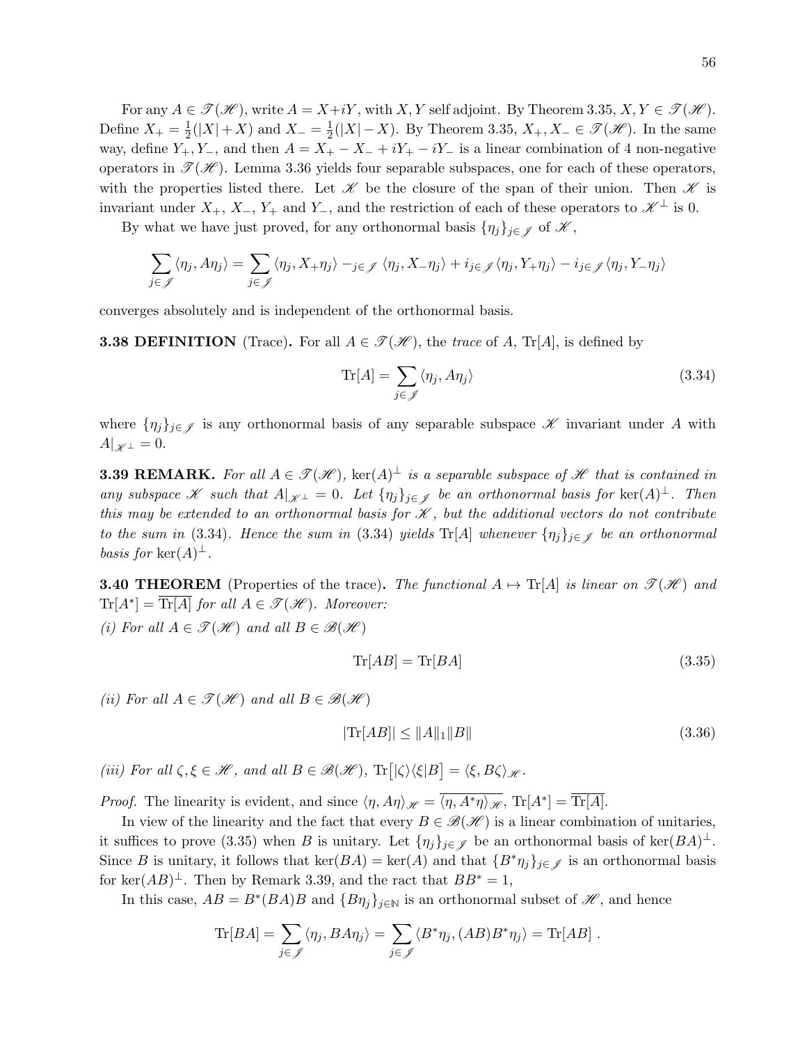For any $A \in \mathscr{T}(\mathscr{H})$, write $A = X+iY$, with $X, Y$ self adjoint. By Theorem 3.35, $X, Y \in \mathscr{T}(\mathscr{H})$. Define $X_+ = \frac{1}{2}(|X|+X)$ and $X_- = \frac{1}{2}(|X|-X)$. By Theorem 3.35, $X_+, X_- \in \mathscr{T}(\mathscr{H})$. In the same way, define $Y_+, Y_-$, and then $A = X_+ - X_- + iY_+ - iY_-$ is a linear combination of 4 non-negative operators in $\mathscr{T}(\mathscr{H})$. Lemma 3.36 yields four separable subspaces, one for each of these operators, with the properties listed there. Let $\mathscr{K}$ be the closure of the span of their union. Then $\mathscr{K}$ is invariant under $X_+$, $X_-$, $Y_+$ and $Y_-$, and the restriction of each of these operators to $\mathscr{K}^\perp$ is 0.

By what we have just proved, for any orthonormal basis $\{\eta_j\}_{j\in\mathscr{J}}$ of $\mathscr{K}$,

$$\sum_{j\in\mathscr{J}} \langle \eta_j, A\eta_j\rangle = \sum_{j\in\mathscr{J}} \langle \eta_j, X_+\eta_j\rangle -_{j\in\mathscr{J}} \langle \eta_j, X_-\eta_j\rangle + i_{j\in\mathscr{J}} \langle \eta_j, Y_+\eta_j\rangle - i_{j\in\mathscr{J}} \langle \eta_j, Y_-\eta_j\rangle$$

converges absolutely and is independent of the orthonormal basis.

**3.38 DEFINITION** (Trace)**.** For all $A \in \mathscr{T}(\mathscr{H})$, the *trace* of $A$, $\mathrm{Tr}[A]$, is defined by

$$\mathrm{Tr}[A] = \sum_{j\in\mathscr{J}} \langle \eta_j, A\eta_j\rangle \tag{3.34}$$

where $\{\eta_j\}_{j\in\mathscr{J}}$ is any orthonormal basis of any separable subspace $\mathscr{K}$ invariant under $A$ with $A|_{\mathscr{K}^\perp} = 0$.

**3.39 REMARK.** *For all $A \in \mathscr{T}(\mathscr{H})$, $\ker(A)^\perp$ is a separable subspace of $\mathscr{H}$ that is contained in any subspace $\mathscr{K}$ such that $A|_{\mathscr{K}^\perp} = 0$. Let $\{\eta_j\}_{j\in\mathscr{J}}$ be an orthonormal basis for $\ker(A)^\perp$. Then this may be extended to an orthonormal basis for $\mathscr{K}$, but the additional vectors do not contribute to the sum in* (3.34)*. Hence the sum in* (3.34) *yields $\mathrm{Tr}[A]$ whenever $\{\eta_j\}_{j\in\mathscr{J}}$ be an orthonormal basis for $\ker(A)^\perp$.*

**3.40 THEOREM** (Properties of the trace)**.** *The functional $A \mapsto \mathrm{Tr}[A]$ is linear on $\mathscr{T}(\mathscr{H})$ and $\mathrm{Tr}[A^*] = \overline{\mathrm{Tr}[A]}$ for all $A \in \mathscr{T}(\mathscr{H})$. Moreover:*

*(i) For all $A \in \mathscr{T}(\mathscr{H})$ and all $B \in \mathscr{B}(\mathscr{H})$*

$$\mathrm{Tr}[AB] = \mathrm{Tr}[BA] \tag{3.35}$$

*(ii) For all $A \in \mathscr{T}(\mathscr{H})$ and all $B \in \mathscr{B}(\mathscr{H})$*

$$|\mathrm{Tr}[AB]| \leq \|A\|_1 \|B\| \tag{3.36}$$

*(iii) For all $\zeta, \xi \in \mathscr{H}$, and all $B \in \mathscr{B}(\mathscr{H})$, $\mathrm{Tr}\big[|\zeta\rangle\langle\xi|B\big] = \langle \xi, B\zeta\rangle_{\mathscr{H}}$.*

*Proof.* The linearity is evident, and since $\langle \eta, A\eta\rangle_{\mathscr{H}} = \overline{\langle \eta, A^*\eta\rangle_{\mathscr{H}}}$, $\mathrm{Tr}[A^*] = \overline{\mathrm{Tr}[A]}$.

In view of the linearity and the fact that every $B \in \mathscr{B}(\mathscr{H})$ is a linear combination of unitaries, it suffices to prove (3.35) when $B$ is unitary. Let $\{\eta_j\}_{j\in\mathscr{J}}$ be an orthonormal basis of $\ker(BA)^\perp$. Since $B$ is unitary, it follows that $\ker(BA) = \ker(A)$ and that $\{B^*\eta_j\}_{j\in\mathscr{J}}$ is an orthonormal basis for $\ker(AB)^\perp$. Then by Remark 3.39, and the ract that $BB^* = 1$,

In this case, $AB = B^*(BA)B$ and $\{B\eta_j\}_{j\in\mathbb{N}}$ is an orthonormal subset of $\mathscr{H}$, and hence

$$\mathrm{Tr}[BA] = \sum_{j\in\mathscr{J}} \langle \eta_j, BA\eta_j\rangle = \sum_{j\in\mathscr{J}} \langle B^*\eta_j, (AB)B^*\eta_j\rangle = \mathrm{Tr}[AB]\ .$$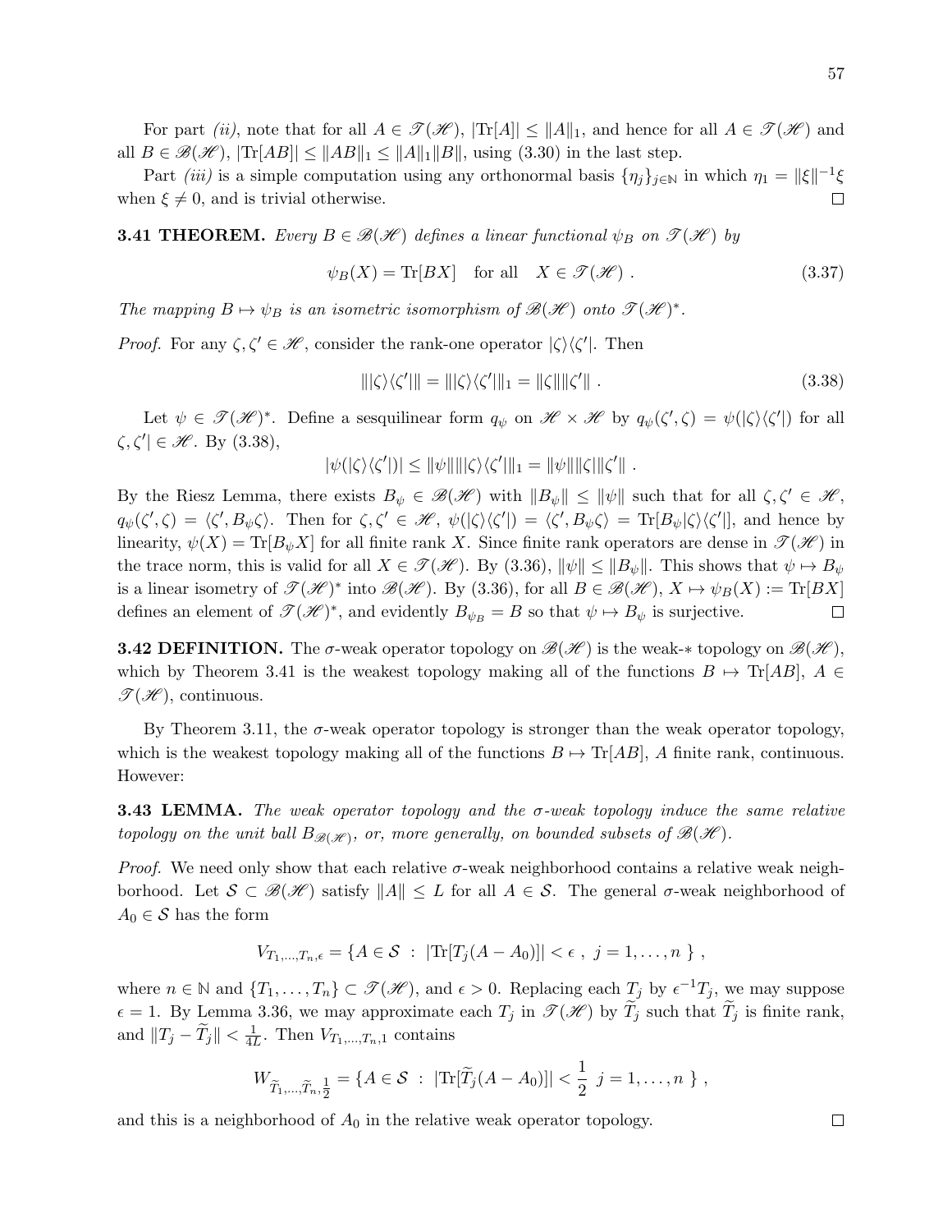For part *(ii)*, note that for all $A \in \mathscr{T}(\mathscr{H})$, $|\mathrm{Tr}[A]| \leq \|A\|_1$, and hence for all $A \in \mathscr{T}(\mathscr{H})$ and all $B \in \mathscr{B}(\mathscr{H})$, $|\mathrm{Tr}[AB]| \leq \|AB\|_1 \leq \|A\|_1\|B\|$, using (3.30) in the last step.

Part *(iii)* is a simple computation using any orthonormal basis $\{\eta_j\}_{j\in\mathbb{N}}$ in which $\eta_1 = \|\xi\|^{-1}\xi$ when $\xi \neq 0$, and is trivial otherwise. □

**3.41 THEOREM.** *Every $B \in \mathscr{B}(\mathscr{H})$ defines a linear functional $\psi_B$ on $\mathscr{T}(\mathscr{H})$ by*

$$\psi_B(X) = \mathrm{Tr}[BX] \quad \text{for all} \quad X \in \mathscr{T}(\mathscr{H}) \ . \tag{3.37}$$

*The mapping $B \mapsto \psi_B$ is an isometric isomorphism of $\mathscr{B}(\mathscr{H})$ onto $\mathscr{T}(\mathscr{H})^*$.*

*Proof.* For any $\zeta, \zeta' \in \mathscr{H}$, consider the rank-one operator $|\zeta\rangle\langle\zeta'|$. Then

$$\||\zeta\rangle\langle\zeta'|\| = \||\zeta\rangle\langle\zeta'|\|_1 = \|\zeta\|\|\zeta'\| \ . \tag{3.38}$$

Let $\psi \in \mathscr{T}(\mathscr{H})^*$. Define a sesquilinear form $q_\psi$ on $\mathscr{H} \times \mathscr{H}$ by $q_\psi(\zeta', \zeta) = \psi(|\zeta\rangle\langle\zeta'|)$ for all $\zeta, \zeta'| \in \mathscr{H}$. By (3.38),

$$|\psi(|\zeta\rangle\langle\zeta'|)| \leq \|\psi\|\||\zeta\rangle\langle\zeta'|\|_1 = \|\psi\|\|\zeta\|\|\zeta'\| \ .$$

By the Riesz Lemma, there exists $B_\psi \in \mathscr{B}(\mathscr{H})$ with $\|B_\psi\| \leq \|\psi\|$ such that for all $\zeta, \zeta' \in \mathscr{H}$, $q_\psi(\zeta', \zeta) = \langle\zeta', B_\psi\zeta\rangle$. Then for $\zeta, \zeta' \in \mathscr{H}$, $\psi(|\zeta\rangle\langle\zeta'|) = \langle\zeta', B_\psi\zeta\rangle = \mathrm{Tr}[B_\psi|\zeta\rangle\langle\zeta'|]$, and hence by linearity, $\psi(X) = \mathrm{Tr}[B_\psi X]$ for all finite rank $X$. Since finite rank operators are dense in $\mathscr{T}(\mathscr{H})$ in the trace norm, this is valid for all $X \in \mathscr{T}(\mathscr{H})$. By (3.36), $\|\psi\| \leq \|B_\psi\|$. This shows that $\psi \mapsto B_\psi$ is a linear isometry of $\mathscr{T}(\mathscr{H})^*$ into $\mathscr{B}(\mathscr{H})$. By (3.36), for all $B \in \mathscr{B}(\mathscr{H})$, $X \mapsto \psi_B(X) := \mathrm{Tr}[BX]$ defines an element of $\mathscr{T}(\mathscr{H})^*$, and evidently $B_{\psi_B} = B$ so that $\psi \mapsto B_\psi$ is surjective. □

**3.42 DEFINITION.** The $\sigma$-weak operator topology on $\mathscr{B}(\mathscr{H})$ is the weak-$*$ topology on $\mathscr{B}(\mathscr{H})$, which by Theorem 3.41 is the weakest topology making all of the functions $B \mapsto \mathrm{Tr}[AB]$, $A \in \mathscr{T}(\mathscr{H})$, continuous.

By Theorem 3.11, the $\sigma$-weak operator topology is stronger than the weak operator topology, which is the weakest topology making all of the functions $B \mapsto \mathrm{Tr}[AB]$, $A$ finite rank, continuous. However:

**3.43 LEMMA.** *The weak operator topology and the $\sigma$-weak topology induce the same relative topology on the unit ball $B_{\mathscr{B}(\mathscr{H})}$, or, more generally, on bounded subsets of $\mathscr{B}(\mathscr{H})$.*

*Proof.* We need only show that each relative $\sigma$-weak neighborhood contains a relative weak neighborhood. Let $\mathcal{S} \subset \mathscr{B}(\mathscr{H})$ satisfy $\|A\| \leq L$ for all $A \in \mathcal{S}$. The general $\sigma$-weak neighborhood of $A_0 \in \mathcal{S}$ has the form

$$V_{T_1,\dots,T_n,\epsilon} = \{A \in \mathcal{S} \ : \ |\mathrm{Tr}[T_j(A - A_0)]| < \epsilon \ , \ j = 1, \dots, n \ \} \ ,$$

where $n \in \mathbb{N}$ and $\{T_1, \dots, T_n\} \subset \mathscr{T}(\mathscr{H})$, and $\epsilon > 0$. Replacing each $T_j$ by $\epsilon^{-1}T_j$, we may suppose $\epsilon = 1$. By Lemma 3.36, we may approximate each $T_j$ in $\mathscr{T}(\mathscr{H})$ by $\widetilde{T}_j$ such that $\widetilde{T}_j$ is finite rank, and $\|T_j - \widetilde{T}_j\| < \frac{1}{4L}$. Then $V_{T_1,\dots,T_n,1}$ contains

$$W_{\widetilde{T}_1,\dots,\widetilde{T}_n,\frac{1}{2}} = \{A \in \mathcal{S} \ : \ |\mathrm{Tr}[\widetilde{T}_j(A - A_0)]| < \frac{1}{2} \ j = 1, \dots, n \ \} \ ,$$

and this is a neighborhood of $A_0$ in the relative weak operator topology. □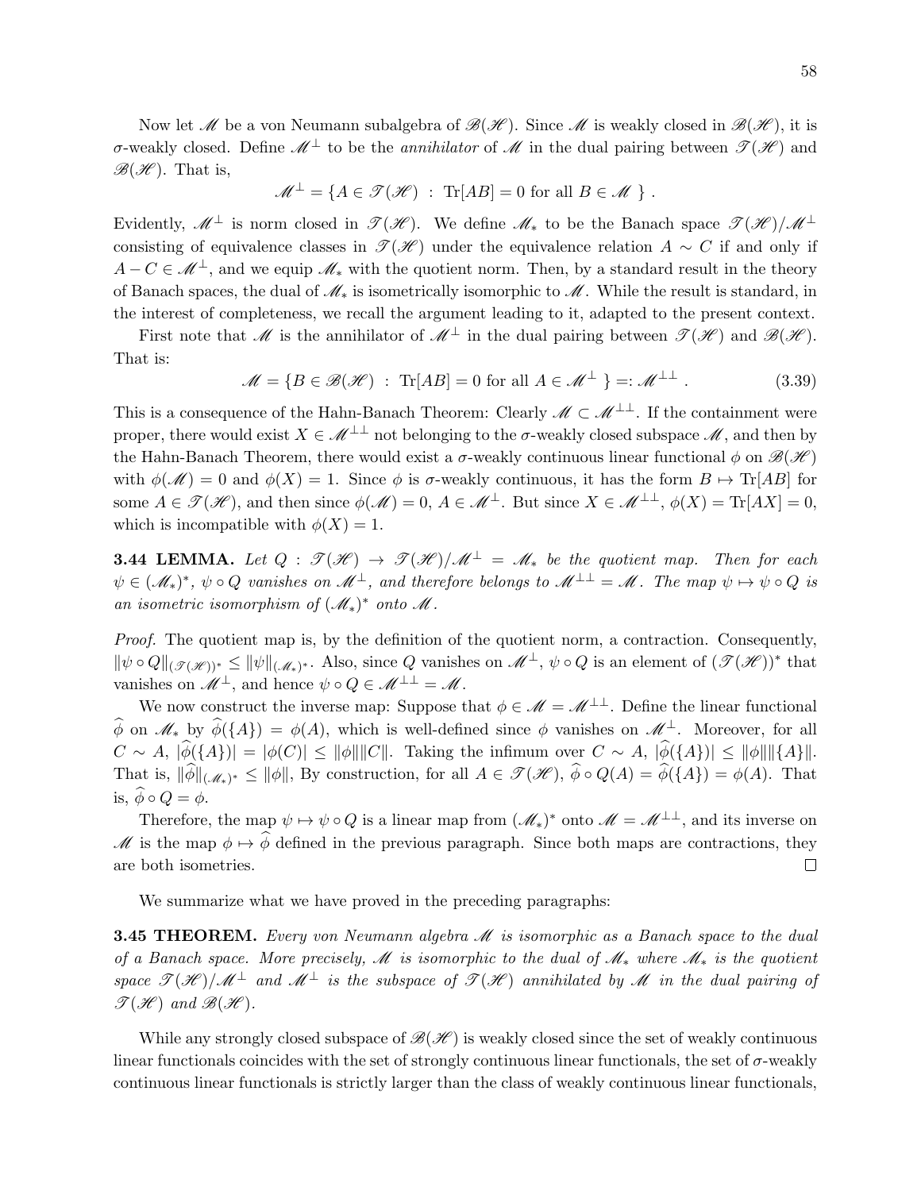Now let $\mathscr{M}$ be a von Neumann subalgebra of $\mathscr{B}(\mathscr{H})$. Since $\mathscr{M}$ is weakly closed in $\mathscr{B}(\mathscr{H})$, it is $\sigma$-weakly closed. Define $\mathscr{M}^\perp$ to be the *annihilator* of $\mathscr{M}$ in the dual pairing between $\mathscr{T}(\mathscr{H})$ and $\mathscr{B}(\mathscr{H})$. That is,

$$\mathscr{M}^\perp = \{A \in \mathscr{T}(\mathscr{H}) \ : \ \mathrm{Tr}[AB] = 0 \text{ for all } B \in \mathscr{M} \ \} \ .$$

Evidently, $\mathscr{M}^\perp$ is norm closed in $\mathscr{T}(\mathscr{H})$. We define $\mathscr{M}_*$ to be the Banach space $\mathscr{T}(\mathscr{H})/\mathscr{M}^\perp$ consisting of equivalence classes in $\mathscr{T}(\mathscr{H})$ under the equivalence relation $A \sim C$ if and only if $A - C \in \mathscr{M}^\perp$, and we equip $\mathscr{M}_*$ with the quotient norm. Then, by a standard result in the theory of Banach spaces, the dual of $\mathscr{M}_*$ is isometrically isomorphic to $\mathscr{M}$. While the result is standard, in the interest of completeness, we recall the argument leading to it, adapted to the present context.

First note that $\mathscr{M}$ is the annihilator of $\mathscr{M}^\perp$ in the dual pairing between $\mathscr{T}(\mathscr{H})$ and $\mathscr{B}(\mathscr{H})$. That is:

$$\mathscr{M} = \{B \in \mathscr{B}(\mathscr{H}) \ : \ \mathrm{Tr}[AB] = 0 \text{ for all } A \in \mathscr{M}^\perp \ \} =: \mathscr{M}^{\perp\perp} \ . \tag{3.39}$$

This is a consequence of the Hahn-Banach Theorem: Clearly $\mathscr{M} \subset \mathscr{M}^{\perp\perp}$. If the containment were proper, there would exist $X \in \mathscr{M}^{\perp\perp}$ not belonging to the $\sigma$-weakly closed subspace $\mathscr{M}$, and then by the Hahn-Banach Theorem, there would exist a $\sigma$-weakly continuous linear functional $\phi$ on $\mathscr{B}(\mathscr{H})$ with $\phi(\mathscr{M}) = 0$ and $\phi(X) = 1$. Since $\phi$ is $\sigma$-weakly continuous, it has the form $B \mapsto \mathrm{Tr}[AB]$ for some $A \in \mathscr{T}(\mathscr{H})$, and then since $\phi(\mathscr{M}) = 0$, $A \in \mathscr{M}^\perp$. But since $X \in \mathscr{M}^{\perp\perp}$, $\phi(X) = \mathrm{Tr}[AX] = 0$, which is incompatible with $\phi(X) = 1$.

**3.44 LEMMA.** *Let $Q : \mathscr{T}(\mathscr{H}) \to \mathscr{T}(\mathscr{H})/\mathscr{M}^\perp = \mathscr{M}_*$ be the quotient map. Then for each $\psi \in (\mathscr{M}_*)^*$, $\psi \circ Q$ vanishes on $\mathscr{M}^\perp$, and therefore belongs to $\mathscr{M}^{\perp\perp} = \mathscr{M}$. The map $\psi \mapsto \psi \circ Q$ is an isometric isomorphism of $(\mathscr{M}_*)^*$ onto $\mathscr{M}$.*

*Proof.* The quotient map is, by the definition of the quotient norm, a contraction. Consequently, $\|\psi \circ Q\|_{(\mathscr{T}(\mathscr{H}))^*} \le \|\psi\|_{(\mathscr{M}_*)^*}$. Also, since $Q$ vanishes on $\mathscr{M}^\perp$, $\psi \circ Q$ is an element of $(\mathscr{T}(\mathscr{H}))^*$ that vanishes on $\mathscr{M}^\perp$, and hence $\psi \circ Q \in \mathscr{M}^{\perp\perp} = \mathscr{M}$.

We now construct the inverse map: Suppose that $\phi \in \mathscr{M} = \mathscr{M}^{\perp\perp}$. Define the linear functional $\widehat{\phi}$ on $\mathscr{M}_*$ by $\widehat{\phi}(\{A\}) = \phi(A)$, which is well-defined since $\phi$ vanishes on $\mathscr{M}^\perp$. Moreover, for all $C \sim A$, $|\widehat{\phi}(\{A\})| = |\phi(C)| \le \|\phi\|\|C\|$. Taking the infimum over $C \sim A$, $|\widehat{\phi}(\{A\})| \le \|\phi\|\|\{A\}\|$. That is, $\|\widehat{\phi}\|_{(\mathscr{M}_*)^*} \le \|\phi\|$, By construction, for all $A \in \mathscr{T}(\mathscr{H})$, $\widehat{\phi} \circ Q(A) = \widehat{\phi}(\{A\}) = \phi(A)$. That is, $\widehat{\phi} \circ Q = \phi$.

Therefore, the map $\psi \mapsto \psi \circ Q$ is a linear map from $(\mathscr{M}_*)^*$ onto $\mathscr{M} = \mathscr{M}^{\perp\perp}$, and its inverse on $\mathscr{M}$ is the map $\phi \mapsto \widehat{\phi}$ defined in the previous paragraph. Since both maps are contractions, they are both isometries. $\square$

We summarize what we have proved in the preceding paragraphs:

**3.45 THEOREM.** *Every von Neumann algebra $\mathscr{M}$ is isomorphic as a Banach space to the dual of a Banach space. More precisely, $\mathscr{M}$ is isomorphic to the dual of $\mathscr{M}_*$ where $\mathscr{M}_*$ is the quotient space $\mathscr{T}(\mathscr{H})/\mathscr{M}^\perp$ and $\mathscr{M}^\perp$ is the subspace of $\mathscr{T}(\mathscr{H})$ annihilated by $\mathscr{M}$ in the dual pairing of $\mathscr{T}(\mathscr{H})$ and $\mathscr{B}(\mathscr{H})$.*

While any strongly closed subspace of $\mathscr{B}(\mathscr{H})$ is weakly closed since the set of weakly continuous linear functionals coincides with the set of strongly continuous linear functionals, the set of $\sigma$-weakly continuous linear functionals is strictly larger than the class of weakly continuous linear functionals,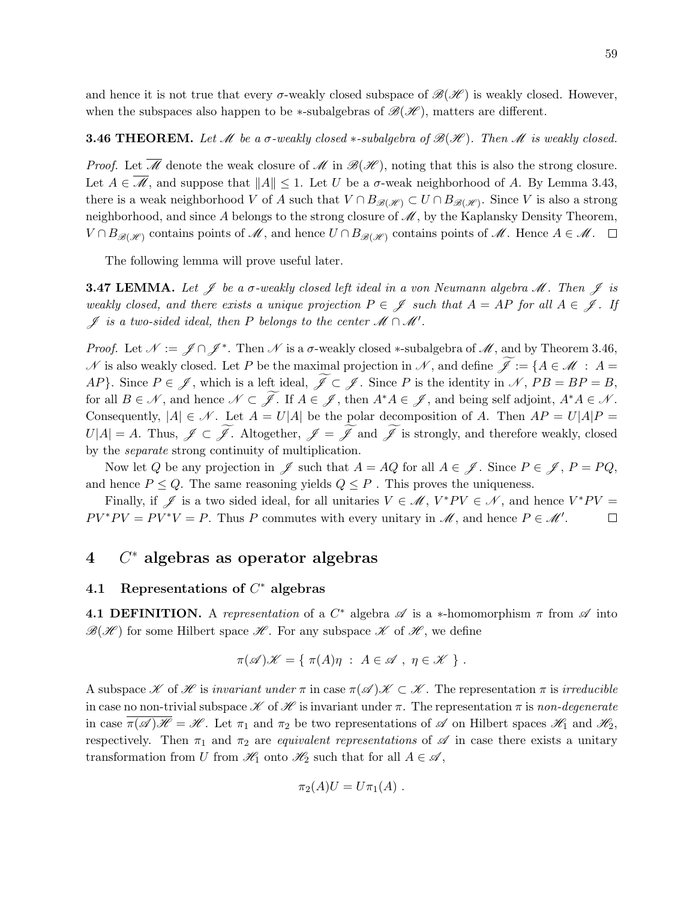and hence it is not true that every $\sigma$-weakly closed subspace of $\mathscr{B}(\mathscr{H})$ is weakly closed. However, when the subspaces also happen to be $*$-subalgebras of $\mathscr{B}(\mathscr{H})$, matters are different.

**3.46 THEOREM.** *Let $\mathscr{M}$ be a $\sigma$-weakly closed $*$-subalgebra of $\mathscr{B}(\mathscr{H})$. Then $\mathscr{M}$ is weakly closed.*

*Proof.* Let $\overline{\mathscr{M}}$ denote the weak closure of $\mathscr{M}$ in $\mathscr{B}(\mathscr{H})$, noting that this is also the strong closure. Let $A \in \overline{\mathscr{M}}$, and suppose that $\|A\| \leq 1$. Let $U$ be a $\sigma$-weak neighborhood of $A$. By Lemma 3.43, there is a weak neighborhood $V$ of $A$ such that $V \cap B_{\mathscr{B}(\mathscr{H})} \subset U \cap B_{\mathscr{B}(\mathscr{H})}$. Since $V$ is also a strong neighborhood, and since $A$ belongs to the strong closure of $\mathscr{M}$, by the Kaplansky Density Theorem, $V \cap B_{\mathscr{B}(\mathscr{H})}$ contains points of $\mathscr{M}$, and hence $U \cap B_{\mathscr{B}(\mathscr{H})}$ contains points of $\mathscr{M}$. Hence $A \in \mathscr{M}$. $\square$

The following lemma will prove useful later.

**3.47 LEMMA.** *Let $\mathscr{J}$ be a $\sigma$-weakly closed left ideal in a von Neumann algebra $\mathscr{M}$. Then $\mathscr{J}$ is weakly closed, and there exists a unique projection $P \in \mathscr{J}$ such that $A = AP$ for all $A \in \mathscr{J}$. If $\mathscr{J}$ is a two-sided ideal, then $P$ belongs to the center $\mathscr{M} \cap \mathscr{M}'$.*

*Proof.* Let $\mathscr{N} := \mathscr{J} \cap \mathscr{J}^*$. Then $\mathscr{N}$ is a $\sigma$-weakly closed $*$-subalgebra of $\mathscr{M}$, and by Theorem 3.46, $\mathscr{N}$ is also weakly closed. Let $P$ be the maximal projection in $\mathscr{N}$, and define $\widetilde{\mathscr{J}} := \{A \in \mathscr{M} \ : \ A = AP\}$. Since $P \in \mathscr{J}$, which is a left ideal, $\widetilde{\mathscr{J}} \subset \mathscr{J}$. Since $P$ is the identity in $\mathscr{N}$, $PB = BP = B$, for all $B \in \mathscr{N}$, and hence $\mathscr{N} \subset \widetilde{\mathscr{J}}$. If $A \in \mathscr{J}$, then $A^*A \in \mathscr{J}$, and being self adjoint, $A^*A \in \mathscr{N}$. Consequently, $|A| \in \mathscr{N}$. Let $A = U|A|$ be the polar decomposition of $A$. Then $AP = U|A|P = U|A| = A$. Thus, $\mathscr{J} \subset \widetilde{\mathscr{J}}$. Altogether, $\mathscr{J} = \widetilde{\mathscr{J}}$ and $\widetilde{\mathscr{J}}$ is strongly, and therefore weakly, closed by the *separate* strong continuity of multiplication.

Now let $Q$ be any projection in $\mathscr{J}$ such that $A = AQ$ for all $A \in \mathscr{J}$. Since $P \in \mathscr{J}$, $P = PQ$, and hence $P \leq Q$. The same reasoning yields $Q \leq P$ . This proves the uniqueness.

Finally, if $\mathscr{J}$ is a two sided ideal, for all unitaries $V \in \mathscr{M}$, $V^*PV \in \mathscr{N}$, and hence $V^*PV = PV^*PV = PV^*V = P$. Thus $P$ commutes with every unitary in $\mathscr{M}$, and hence $P \in \mathscr{M}'$. $\square$

# 4 $C^*$ algebras as operator algebras

## 4.1 Representations of $C^*$ algebras

**4.1 DEFINITION.** A *representation* of a $C^*$ algebra $\mathscr{A}$ is a $*$-homomorphism $\pi$ from $\mathscr{A}$ into $\mathscr{B}(\mathscr{H})$ for some Hilbert space $\mathscr{H}$. For any subspace $\mathscr{K}$ of $\mathscr{H}$, we define

$$\pi(\mathscr{A})\mathscr{K} = \{ \ \pi(A)\eta \ : \ A \in \mathscr{A} \ , \ \eta \in \mathscr{K} \ \} \ .$$

A subspace $\mathscr{K}$ of $\mathscr{H}$ is *invariant under* $\pi$ in case $\pi(\mathscr{A})\mathscr{K} \subset \mathscr{K}$. The representation $\pi$ is *irreducible* in case no non-trivial subspace $\mathscr{K}$ of $\mathscr{H}$ is invariant under $\pi$. The representation $\pi$ is *non-degenerate* in case $\overline{\pi(\mathscr{A})\mathscr{H}} = \mathscr{H}$. Let $\pi_1$ and $\pi_2$ be two representations of $\mathscr{A}$ on Hilbert spaces $\mathscr{H}_1$ and $\mathscr{H}_2$, respectively. Then $\pi_1$ and $\pi_2$ are *equivalent representations* of $\mathscr{A}$ in case there exists a unitary transformation from $U$ from $\mathscr{H}_1$ onto $\mathscr{H}_2$ such that for all $A \in \mathscr{A}$,

$$\pi_2(A)U = U\pi_1(A) \ .$$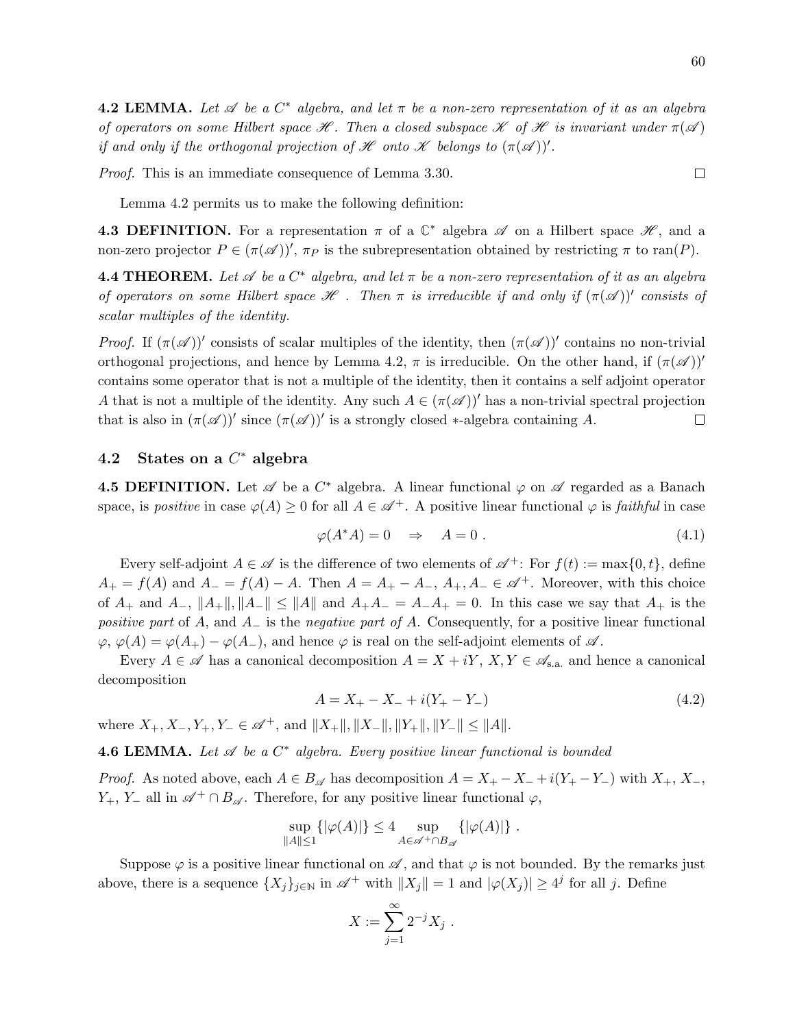**4.2 LEMMA.** *Let $\mathscr{A}$ be a $C^*$ algebra, and let $\pi$ be a non-zero representation of it as an algebra of operators on some Hilbert space $\mathscr{H}$. Then a closed subspace $\mathscr{K}$ of $\mathscr{H}$ is invariant under $\pi(\mathscr{A})$ if and only if the orthogonal projection of $\mathscr{H}$ onto $\mathscr{K}$ belongs to $(\pi(\mathscr{A}))'$.*

*Proof.* This is an immediate consequence of Lemma 3.30. $\square$

Lemma 4.2 permits us to make the following definition:

**4.3 DEFINITION.** For a representation $\pi$ of a $\mathbb{C}^*$ algebra $\mathscr{A}$ on a Hilbert space $\mathscr{H}$, and a non-zero projector $P \in (\pi(\mathscr{A}))'$, $\pi_P$ is the subrepresentation obtained by restricting $\pi$ to $\text{ran}(P)$.

**4.4 THEOREM.** *Let $\mathscr{A}$ be a $C^*$ algebra, and let $\pi$ be a non-zero representation of it as an algebra of operators on some Hilbert space $\mathscr{H}$ . Then $\pi$ is irreducible if and only if $(\pi(\mathscr{A}))'$ consists of scalar multiples of the identity.*

*Proof.* If $(\pi(\mathscr{A}))'$ consists of scalar multiples of the identity, then $(\pi(\mathscr{A}))'$ contains no non-trivial orthogonal projections, and hence by Lemma 4.2, $\pi$ is irreducible. On the other hand, if $(\pi(\mathscr{A}))'$ contains some operator that is not a multiple of the identity, then it contains a self adjoint operator $A$ that is not a multiple of the identity. Any such $A \in (\pi(\mathscr{A}))'$ has a non-trivial spectral projection that is also in $(\pi(\mathscr{A}))'$ since $(\pi(\mathscr{A}))'$ is a strongly closed $*$-algebra containing $A$. $\square$

## 4.2 States on a $C^*$ algebra

**4.5 DEFINITION.** Let $\mathscr{A}$ be a $C^*$ algebra. A linear functional $\varphi$ on $\mathscr{A}$ regarded as a Banach space, is *positive* in case $\varphi(A) \geq 0$ for all $A \in \mathscr{A}^+$. A positive linear functional $\varphi$ is *faithful* in case

$$\varphi(A^*A) = 0 \quad \Rightarrow \quad A = 0 \ . \tag{4.1}$$

Every self-adjoint $A \in \mathscr{A}$ is the difference of two elements of $\mathscr{A}^+$: For $f(t) := \max\{0, t\}$, define $A_+ = f(A)$ and $A_- = f(A) - A$. Then $A = A_+ - A_-$, $A_+, A_- \in \mathscr{A}^+$. Moreover, with this choice of $A_+$ and $A_-$, $\|A_+\|, \|A_-\| \leq \|A\|$ and $A_+A_- = A_-A_+ = 0$. In this case we say that $A_+$ is the *positive part* of $A$, and $A_-$ is the *negative part of* $A$. Consequently, for a positive linear functional $\varphi$, $\varphi(A) = \varphi(A_+) - \varphi(A_-)$, and hence $\varphi$ is real on the self-adjoint elements of $\mathscr{A}$.

Every $A \in \mathscr{A}$ has a canonical decomposition $A = X + iY$, $X, Y \in \mathscr{A}_{\text{s.a.}}$ and hence a canonical decomposition

$$A = X_+ - X_- + i(Y_+ - Y_-) \tag{4.2}$$

where $X_+, X_-, Y_+, Y_- \in \mathscr{A}^+$, and $\|X_+\|, \|X_-\|, \|Y_+\|, \|Y_-\| \leq \|A\|$.

**4.6 LEMMA.** *Let $\mathscr{A}$ be a $C^*$ algebra. Every positive linear functional is bounded*

*Proof.* As noted above, each $A \in B_{\mathscr{A}}$ has decomposition $A = X_+ - X_- + i(Y_+ - Y_-)$ with $X_+$, $X_-$, $Y_+$, $Y_-$ all in $\mathscr{A}^+ \cap B_{\mathscr{A}}$. Therefore, for any positive linear functional $\varphi$,

$$\sup_{\|A\| \leq 1} \{|\varphi(A)|\} \leq 4 \sup_{A \in \mathscr{A}^+ \cap B_{\mathscr{A}}} \{|\varphi(A)|\} \ .$$

Suppose $\varphi$ is a positive linear functional on $\mathscr{A}$, and that $\varphi$ is not bounded. By the remarks just above, there is a sequence $\{X_j\}_{j \in \mathbb{N}}$ in $\mathscr{A}^+$ with $\|X_j\| = 1$ and $|\varphi(X_j)| \geq 4^j$ for all $j$. Define

$$X := \sum_{j=1}^{\infty} 2^{-j} X_j \ .$$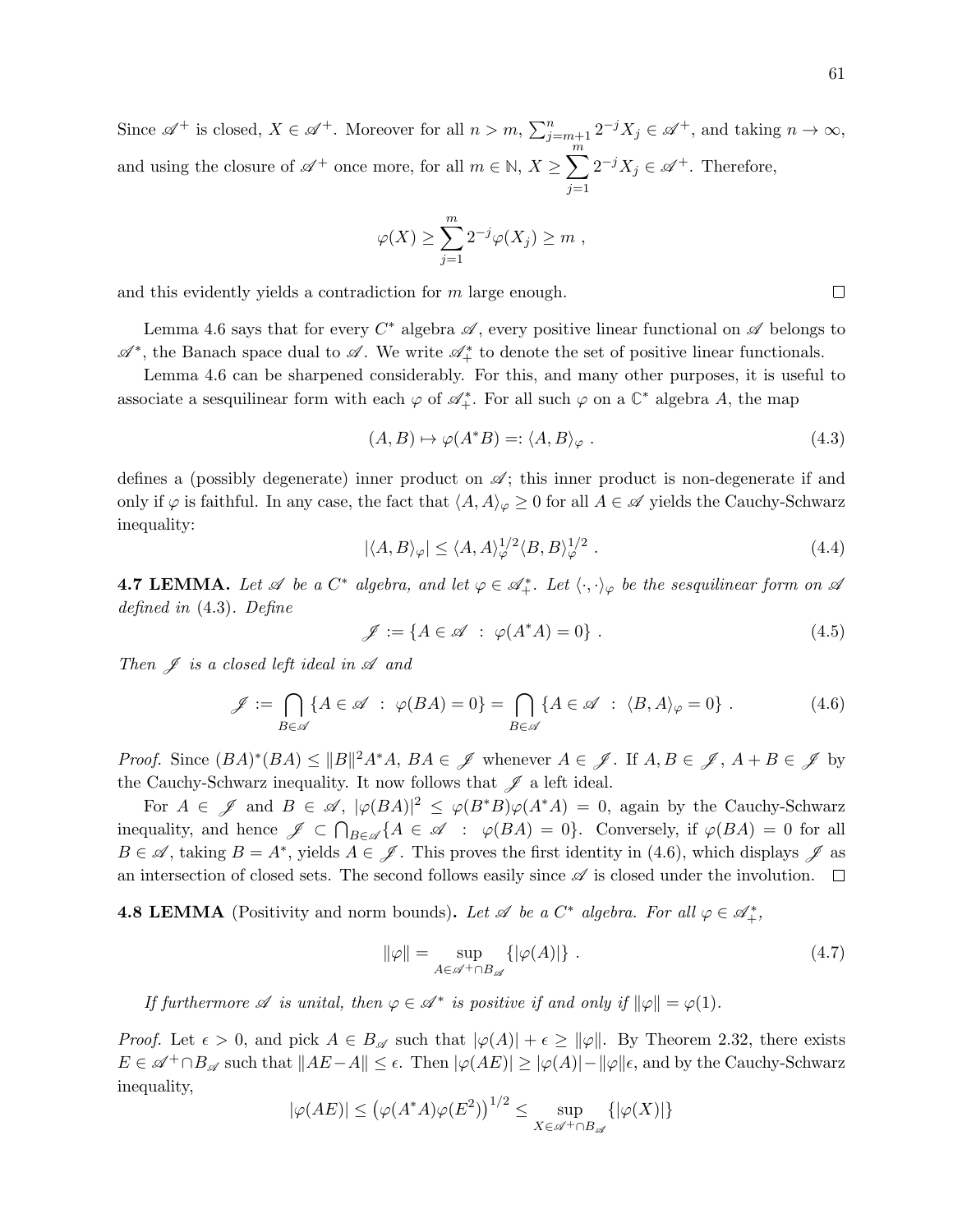Since $\mathscr{A}^+$ is closed, $X \in \mathscr{A}^+$. Moreover for all $n > m$, $\sum_{j=m+1}^{n} 2^{-j} X_j \in \mathscr{A}^+$, and taking $n \to \infty$, and using the closure of $\mathscr{A}^+$ once more, for all $m \in \mathbb{N}$, $X \geq \sum_{j=1}^{m} 2^{-j} X_j \in \mathscr{A}^+$. Therefore,

$$\varphi(X) \geq \sum_{j=1}^{m} 2^{-j} \varphi(X_j) \geq m \ ,$$

and this evidently yields a contradiction for $m$ large enough. □

Lemma 4.6 says that for every $C^*$ algebra $\mathscr{A}$, every positive linear functional on $\mathscr{A}$ belongs to $\mathscr{A}^*$, the Banach space dual to $\mathscr{A}$. We write $\mathscr{A}^*_+$ to denote the set of positive linear functionals.

Lemma 4.6 can be sharpened considerably. For this, and many other purposes, it is useful to associate a sesquilinear form with each $\varphi$ of $\mathscr{A}^*_+$. For all such $\varphi$ on a $\mathbb{C}^*$ algebra $A$, the map

$$(A, B) \mapsto \varphi(A^*B) =: \langle A, B \rangle_\varphi \ . \tag{4.3}$$

defines a (possibly degenerate) inner product on $\mathscr{A}$; this inner product is non-degenerate if and only if $\varphi$ is faithful. In any case, the fact that $\langle A, A \rangle_\varphi \geq 0$ for all $A \in \mathscr{A}$ yields the Cauchy-Schwarz inequality:

$$|\langle A, B \rangle_\varphi| \leq \langle A, A \rangle_\varphi^{1/2} \langle B, B \rangle_\varphi^{1/2} \ . \tag{4.4}$$

**4.7 LEMMA.** *Let $\mathscr{A}$ be a $C^*$ algebra, and let $\varphi \in \mathscr{A}^*_+$. Let $\langle \cdot, \cdot \rangle_\varphi$ be the sesquilinear form on $\mathscr{A}$ defined in* (4.3)*. Define*

$$\mathscr{J} := \{A \in \mathscr{A} \ : \ \varphi(A^*A) = 0\} \ . \tag{4.5}$$

*Then $\mathscr{J}$ is a closed left ideal in $\mathscr{A}$ and*

$$\mathscr{J} := \bigcap_{B \in \mathscr{A}} \{A \in \mathscr{A} \ : \ \varphi(BA) = 0\} = \bigcap_{B \in \mathscr{A}} \{A \in \mathscr{A} \ : \ \langle B, A \rangle_\varphi = 0\} \ . \tag{4.6}$$

*Proof.* Since $(BA)^*(BA) \leq \|B\|^2 A^*A$, $BA \in \mathscr{J}$ whenever $A \in \mathscr{J}$. If $A, B \in \mathscr{J}$, $A + B \in \mathscr{J}$ by the Cauchy-Schwarz inequality. It now follows that $\mathscr{J}$ a left ideal.

For $A \in \mathscr{J}$ and $B \in \mathscr{A}$, $|\varphi(BA)|^2 \leq \varphi(B^*B)\varphi(A^*A) = 0$, again by the Cauchy-Schwarz inequality, and hence $\mathscr{J} \subset \bigcap_{B \in \mathscr{A}} \{A \in \mathscr{A} \ : \ \varphi(BA) = 0\}$. Conversely, if $\varphi(BA) = 0$ for all $B \in \mathscr{A}$, taking $B = A^*$, yields $A \in \mathscr{J}$. This proves the first identity in (4.6), which displays $\mathscr{J}$ as an intersection of closed sets. The second follows easily since $\mathscr{A}$ is closed under the involution. □

**4.8 LEMMA** (Positivity and norm bounds)**.** *Let $\mathscr{A}$ be a $C^*$ algebra. For all $\varphi \in \mathscr{A}^*_+$,*

$$\|\varphi\| = \sup_{A \in \mathscr{A}^+ \cap B_{\mathscr{A}}} \{|\varphi(A)|\} \ . \tag{4.7}$$

*If furthermore $\mathscr{A}$ is unital, then $\varphi \in \mathscr{A}^*$ is positive if and only if $\|\varphi\| = \varphi(1)$.*

*Proof.* Let $\epsilon > 0$, and pick $A \in B_{\mathscr{A}}$ such that $|\varphi(A)| + \epsilon \geq \|\varphi\|$. By Theorem 2.32, there exists $E \in \mathscr{A}^+ \cap B_{\mathscr{A}}$ such that $\|AE - A\| \leq \epsilon$. Then $|\varphi(AE)| \geq |\varphi(A)| - \|\varphi\|\epsilon$, and by the Cauchy-Schwarz inequality,

$$|\varphi(AE)| \leq \left(\varphi(A^*A)\varphi(E^2)\right)^{1/2} \leq \sup_{X \in \mathscr{A}^+ \cap B_{\mathscr{A}}} \{|\varphi(X)|\}$$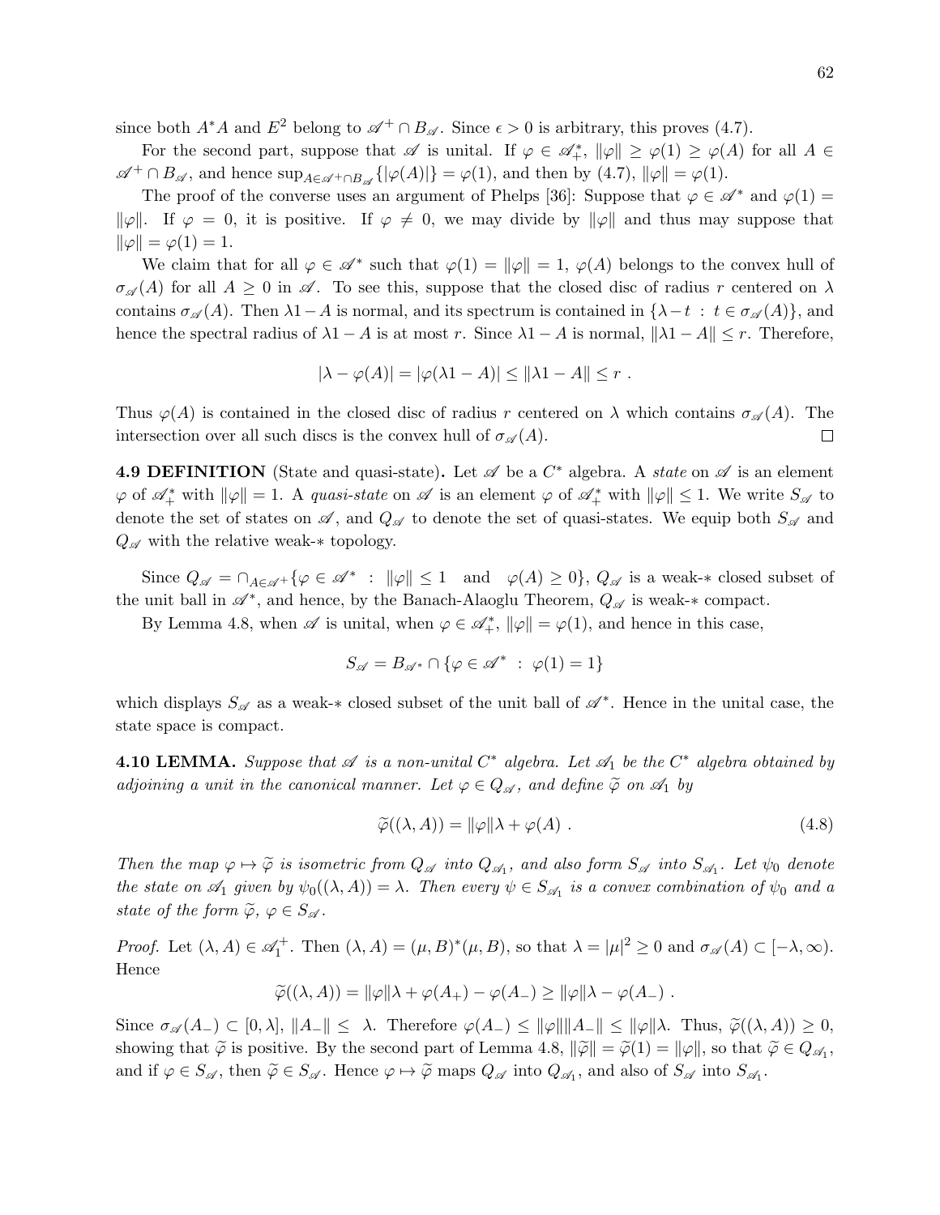since both $A^*A$ and $E^2$ belong to $\mathscr{A}^+ \cap B_{\mathscr{A}}$. Since $\epsilon > 0$ is arbitrary, this proves (4.7).

For the second part, suppose that $\mathscr{A}$ is unital. If $\varphi \in \mathscr{A}^*_+$, $\|\varphi\| \geq \varphi(1) \geq \varphi(A)$ for all $A \in \mathscr{A}^+ \cap B_{\mathscr{A}}$, and hence $\sup_{A \in \mathscr{A}^+ \cap B_{\mathscr{A}}}\{|\varphi(A)|\} = \varphi(1)$, and then by (4.7), $\|\varphi\| = \varphi(1)$.

The proof of the converse uses an argument of Phelps [36]: Suppose that $\varphi \in \mathscr{A}^*$ and $\varphi(1) = \|\varphi\|$. If $\varphi = 0$, it is positive. If $\varphi \neq 0$, we may divide by $\|\varphi\|$ and thus may suppose that $\|\varphi\| = \varphi(1) = 1$.

We claim that for all $\varphi \in \mathscr{A}^*$ such that $\varphi(1) = \|\varphi\| = 1$, $\varphi(A)$ belongs to the convex hull of $\sigma_{\mathscr{A}}(A)$ for all $A \geq 0$ in $\mathscr{A}$. To see this, suppose that the closed disc of radius $r$ centered on $\lambda$ contains $\sigma_{\mathscr{A}}(A)$. Then $\lambda 1 - A$ is normal, and its spectrum is contained in $\{\lambda - t \ : \ t \in \sigma_{\mathscr{A}}(A)\}$, and hence the spectral radius of $\lambda 1 - A$ is at most $r$. Since $\lambda 1 - A$ is normal, $\|\lambda 1 - A\| \leq r$. Therefore,

$$|\lambda - \varphi(A)| = |\varphi(\lambda 1 - A)| \leq \|\lambda 1 - A\| \leq r \ .$$

Thus $\varphi(A)$ is contained in the closed disc of radius $r$ centered on $\lambda$ which contains $\sigma_{\mathscr{A}}(A)$. The intersection over all such discs is the convex hull of $\sigma_{\mathscr{A}}(A)$. □

**4.9 DEFINITION** (State and quasi-state)**.** Let $\mathscr{A}$ be a $C^*$ algebra. A *state* on $\mathscr{A}$ is an element $\varphi$ of $\mathscr{A}^*_+$ with $\|\varphi\| = 1$. A *quasi-state* on $\mathscr{A}$ is an element $\varphi$ of $\mathscr{A}^*_+$ with $\|\varphi\| \leq 1$. We write $S_{\mathscr{A}}$ to denote the set of states on $\mathscr{A}$, and $Q_{\mathscr{A}}$ to denote the set of quasi-states. We equip both $S_{\mathscr{A}}$ and $Q_{\mathscr{A}}$ with the relative weak-$*$ topology.

Since $Q_{\mathscr{A}} = \cap_{A \in \mathscr{A}^+}\{\varphi \in \mathscr{A}^* \ : \ \|\varphi\| \leq 1 \quad \text{and} \quad \varphi(A) \geq 0\}$, $Q_{\mathscr{A}}$ is a weak-$*$ closed subset of the unit ball in $\mathscr{A}^*$, and hence, by the Banach-Alaoglu Theorem, $Q_{\mathscr{A}}$ is weak-$*$ compact.

By Lemma 4.8, when $\mathscr{A}$ is unital, when $\varphi \in \mathscr{A}^*_+$, $\|\varphi\| = \varphi(1)$, and hence in this case,

$$S_{\mathscr{A}} = B_{\mathscr{A}^*} \cap \{\varphi \in \mathscr{A}^* \ : \ \varphi(1) = 1\}$$

which displays $S_{\mathscr{A}}$ as a weak-$*$ closed subset of the unit ball of $\mathscr{A}^*$. Hence in the unital case, the state space is compact.

**4.10 LEMMA.** *Suppose that $\mathscr{A}$ is a non-unital $C^*$ algebra. Let $\mathscr{A}_1$ be the $C^*$ algebra obtained by adjoining a unit in the canonical manner. Let $\varphi \in Q_{\mathscr{A}}$, and define $\widetilde{\varphi}$ on $\mathscr{A}_1$ by*

$$\widetilde{\varphi}((\lambda, A)) = \|\varphi\|\lambda + \varphi(A) \ . \tag{4.8}$$

*Then the map $\varphi \mapsto \widetilde{\varphi}$ is isometric from $Q_{\mathscr{A}}$ into $Q_{\mathscr{A}_1}$, and also form $S_{\mathscr{A}}$ into $S_{\mathscr{A}_1}$. Let $\psi_0$ denote the state on $\mathscr{A}_1$ given by $\psi_0((\lambda, A)) = \lambda$. Then every $\psi \in S_{\mathscr{A}_1}$ is a convex combination of $\psi_0$ and a state of the form $\widetilde{\varphi}$, $\varphi \in S_{\mathscr{A}}$.*

*Proof.* Let $(\lambda, A) \in \mathscr{A}_1^+$. Then $(\lambda, A) = (\mu, B)^*(\mu, B)$, so that $\lambda = |\mu|^2 \geq 0$ and $\sigma_{\mathscr{A}}(A) \subset [-\lambda, \infty)$. Hence

$$\widetilde{\varphi}((\lambda, A)) = \|\varphi\|\lambda + \varphi(A_+) - \varphi(A_-) \geq \|\varphi\|\lambda - \varphi(A_-) \ .$$

Since $\sigma_{\mathscr{A}}(A_-) \subset [0, \lambda]$, $\|A_-\| \leq \lambda$. Therefore $\varphi(A_-) \leq \|\varphi\|\|A_-\| \leq \|\varphi\|\lambda$. Thus, $\widetilde{\varphi}((\lambda, A)) \geq 0$, showing that $\widetilde{\varphi}$ is positive. By the second part of Lemma 4.8, $\|\widetilde{\varphi}\| = \widetilde{\varphi}(1) = \|\varphi\|$, so that $\widetilde{\varphi} \in Q_{\mathscr{A}_1}$, and if $\varphi \in S_{\mathscr{A}}$, then $\widetilde{\varphi} \in S_{\mathscr{A}}$. Hence $\varphi \mapsto \widetilde{\varphi}$ maps $Q_{\mathscr{A}}$ into $Q_{\mathscr{A}_1}$, and also of $S_{\mathscr{A}}$ into $S_{\mathscr{A}_1}$.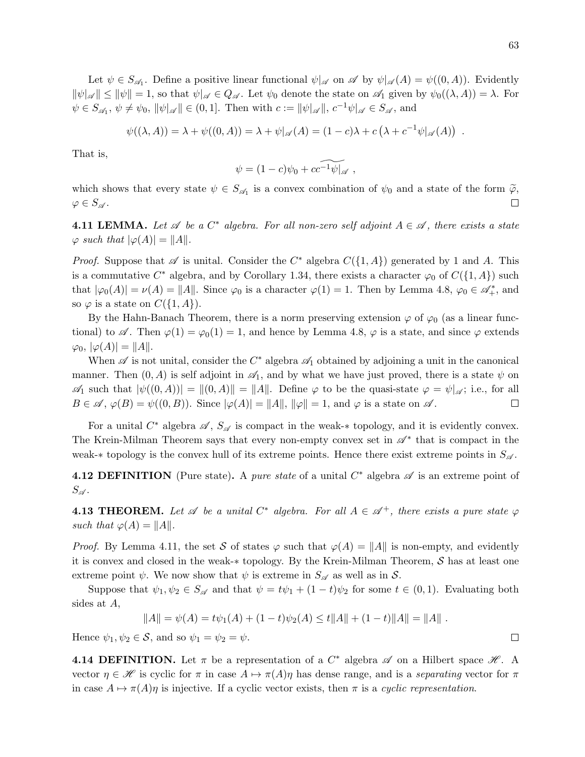Let $\psi \in S_{\mathscr{A}_1}$. Define a positive linear functional $\psi|_{\mathscr{A}}$ on $\mathscr{A}$ by $\psi|_{\mathscr{A}}(A) = \psi((0, A))$. Evidently $\|\psi|_{\mathscr{A}}\| \leq \|\psi\| = 1$, so that $\psi|_{\mathscr{A}} \in Q_{\mathscr{A}}$. Let $\psi_0$ denote the state on $\mathscr{A}_1$ given by $\psi_0((\lambda, A)) = \lambda$. For $\psi \in S_{\mathscr{A}_1}$, $\psi \neq \psi_0$, $\|\psi|_{\mathscr{A}}\| \in (0, 1]$. Then with $c := \|\psi|_{\mathscr{A}}\|$, $c^{-1}\psi|_{\mathscr{A}} \in S_{\mathscr{A}}$, and

$$\psi((\lambda, A)) = \lambda + \psi((0, A)) = \lambda + \psi|_{\mathscr{A}}(A) = (1 - c)\lambda + c\left(\lambda + c^{-1}\psi|_{\mathscr{A}}(A)\right) \ .$$

That is,

$$\psi = (1 - c)\psi_0 + c\widetilde{c^{-1}\psi|_{\mathscr{A}}} \ ,$$

which shows that every state $\psi \in S_{\mathscr{A}_1}$ is a convex combination of $\psi_0$ and a state of the form $\widetilde{\varphi}$, $\varphi \in S_{\mathscr{A}}$. □

**4.11 LEMMA.** *Let $\mathscr{A}$ be a $C^*$ algebra. For all non-zero self adjoint $A \in \mathscr{A}$, there exists a state $\varphi$ such that $|\varphi(A)| = \|A\|$.*

*Proof.* Suppose that $\mathscr{A}$ is unital. Consider the $C^*$ algebra $C(\{1, A\})$ generated by 1 and $A$. This is a commutative $C^*$ algebra, and by Corollary 1.34, there exists a character $\varphi_0$ of $C(\{1, A\})$ such that $|\varphi_0(A)| = \nu(A) = \|A\|$. Since $\varphi_0$ is a character $\varphi(1) = 1$. Then by Lemma 4.8, $\varphi_0 \in \mathscr{A}^*_+$, and so $\varphi$ is a state on $C(\{1, A\})$.

By the Hahn-Banach Theorem, there is a norm preserving extension $\varphi$ of $\varphi_0$ (as a linear functional) to $\mathscr{A}$. Then $\varphi(1) = \varphi_0(1) = 1$, and hence by Lemma 4.8, $\varphi$ is a state, and since $\varphi$ extends $\varphi_0$, $|\varphi(A)| = \|A\|$.

When $\mathscr{A}$ is not unital, consider the $C^*$ algebra $\mathscr{A}_1$ obtained by adjoining a unit in the canonical manner. Then $(0, A)$ is self adjoint in $\mathscr{A}_1$, and by what we have just proved, there is a state $\psi$ on $\mathscr{A}_1$ such that $|\psi((0, A))| = \|(0, A)\| = \|A\|$. Define $\varphi$ to be the quasi-state $\varphi = \psi|_{\mathscr{A}}$; i.e., for all $B \in \mathscr{A}$, $\varphi(B) = \psi((0, B))$. Since $|\varphi(A)| = \|A\|$, $\|\varphi\| = 1$, and $\varphi$ is a state on $\mathscr{A}$. □

For a unital $C^*$ algebra $\mathscr{A}$, $S_{\mathscr{A}}$ is compact in the weak-$*$ topology, and it is evidently convex. The Krein-Milman Theorem says that every non-empty convex set in $\mathscr{A}^*$ that is compact in the weak-$*$ topology is the convex hull of its extreme points. Hence there exist extreme points in $S_{\mathscr{A}}$.

**4.12 DEFINITION** (Pure state)**.** A *pure state* of a unital $C^*$ algebra $\mathscr{A}$ is an extreme point of $S_{\mathscr{A}}$.

**4.13 THEOREM.** *Let $\mathscr{A}$ be a unital $C^*$ algebra. For all $A \in \mathscr{A}^+$, there exists a pure state $\varphi$ such that $\varphi(A) = \|A\|$.*

*Proof.* By Lemma 4.11, the set $\mathcal{S}$ of states $\varphi$ such that $\varphi(A) = \|A\|$ is non-empty, and evidently it is convex and closed in the weak-$*$ topology. By the Krein-Milman Theorem, $\mathcal{S}$ has at least one extreme point $\psi$. We now show that $\psi$ is extreme in $S_{\mathscr{A}}$ as well as in $\mathcal{S}$.

Suppose that $\psi_1, \psi_2 \in S_{\mathscr{A}}$ and that $\psi = t\psi_1 + (1 - t)\psi_2$ for some $t \in (0, 1)$. Evaluating both sides at $A$,

$$\|A\| = \psi(A) = t\psi_1(A) + (1 - t)\psi_2(A) \leq t\|A\| + (1 - t)\|A\| = \|A\| \ .$$

Hence $\psi_1, \psi_2 \in \mathcal{S}$, and so $\psi_1 = \psi_2 = \psi$. □

**4.14 DEFINITION.** Let $\pi$ be a representation of a $C^*$ algebra $\mathscr{A}$ on a Hilbert space $\mathscr{H}$. A vector $\eta \in \mathscr{H}$ is cyclic for $\pi$ in case $A \mapsto \pi(A)\eta$ has dense range, and is a *separating* vector for $\pi$ in case $A \mapsto \pi(A)\eta$ is injective. If a cyclic vector exists, then $\pi$ is a *cyclic representation*.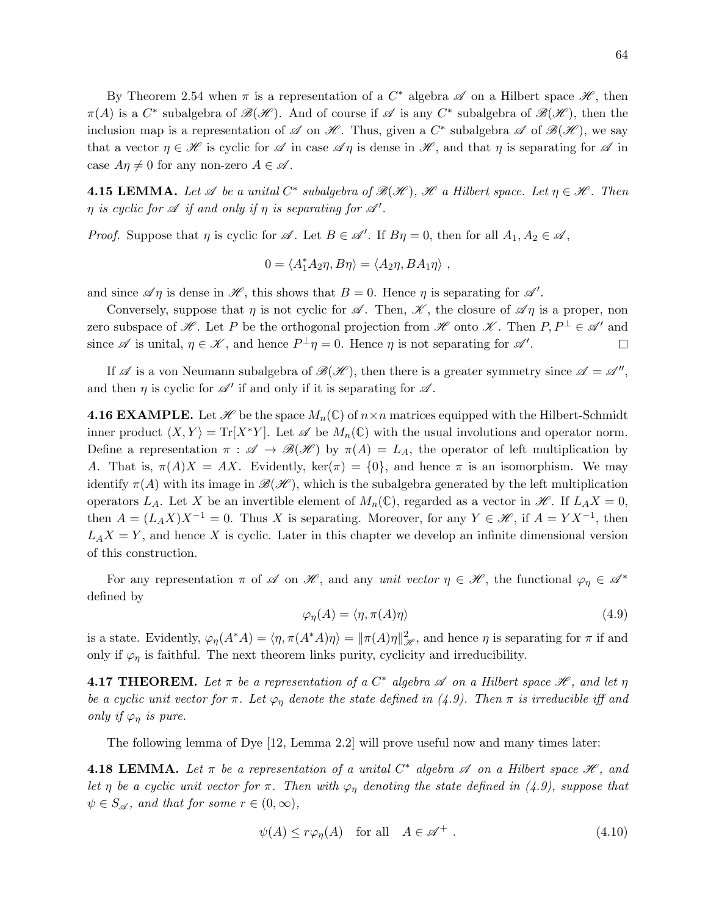By Theorem 2.54 when $\pi$ is a representation of a $C^*$ algebra $\mathscr{A}$ on a Hilbert space $\mathscr{H}$, then $\pi(A)$ is a $C^*$ subalgebra of $\mathscr{B}(\mathscr{H})$. And of course if $\mathscr{A}$ is any $C^*$ subalgebra of $\mathscr{B}(\mathscr{H})$, then the inclusion map is a representation of $\mathscr{A}$ on $\mathscr{H}$. Thus, given a $C^*$ subalgebra $\mathscr{A}$ of $\mathscr{B}(\mathscr{H})$, we say that a vector $\eta \in \mathscr{H}$ is cyclic for $\mathscr{A}$ in case $\mathscr{A}\eta$ is dense in $\mathscr{H}$, and that $\eta$ is separating for $\mathscr{A}$ in case $A\eta \neq 0$ for any non-zero $A \in \mathscr{A}$.

**4.15 LEMMA.** *Let $\mathscr{A}$ be a unital $C^*$ subalgebra of $\mathscr{B}(\mathscr{H})$, $\mathscr{H}$ a Hilbert space. Let $\eta \in \mathscr{H}$. Then $\eta$ is cyclic for $\mathscr{A}$ if and only if $\eta$ is separating for $\mathscr{A}'$.*

*Proof.* Suppose that $\eta$ is cyclic for $\mathscr{A}$. Let $B \in \mathscr{A}'$. If $B\eta = 0$, then for all $A_1, A_2 \in \mathscr{A}$,

$$0 = \langle A_1^* A_2 \eta, B\eta \rangle = \langle A_2 \eta, BA_1 \eta \rangle \ ,$$

and since $\mathscr{A}\eta$ is dense in $\mathscr{H}$, this shows that $B = 0$. Hence $\eta$ is separating for $\mathscr{A}'$.

Conversely, suppose that $\eta$ is not cyclic for $\mathscr{A}$. Then, $\mathscr{K}$, the closure of $\mathscr{A}\eta$ is a proper, non zero subspace of $\mathscr{H}$. Let $P$ be the orthogonal projection from $\mathscr{H}$ onto $\mathscr{K}$. Then $P, P^\perp \in \mathscr{A}'$ and since $\mathscr{A}$ is unital, $\eta \in \mathscr{K}$, and hence $P^\perp \eta = 0$. Hence $\eta$ is not separating for $\mathscr{A}'$. □

If $\mathscr{A}$ is a von Neumann subalgebra of $\mathscr{B}(\mathscr{H})$, then there is a greater symmetry since $\mathscr{A} = \mathscr{A}''$, and then $\eta$ is cyclic for $\mathscr{A}'$ if and only if it is separating for $\mathscr{A}$.

**4.16 EXAMPLE.** Let $\mathscr{H}$ be the space $M_n(\mathbb{C})$ of $n \times n$ matrices equipped with the Hilbert-Schmidt inner product $\langle X, Y \rangle = \mathrm{Tr}[X^*Y]$. Let $\mathscr{A}$ be $M_n(\mathbb{C})$ with the usual involutions and operator norm. Define a representation $\pi : \mathscr{A} \to \mathscr{B}(\mathscr{H})$ by $\pi(A) = L_A$, the operator of left multiplication by $A$. That is, $\pi(A)X = AX$. Evidently, $\ker(\pi) = \{0\}$, and hence $\pi$ is an isomorphism. We may identify $\pi(A)$ with its image in $\mathscr{B}(\mathscr{H})$, which is the subalgebra generated by the left multiplication operators $L_A$. Let $X$ be an invertible element of $M_n(\mathbb{C})$, regarded as a vector in $\mathscr{H}$. If $L_A X = 0$, then $A = (L_A X)X^{-1} = 0$. Thus $X$ is separating. Moreover, for any $Y \in \mathscr{H}$, if $A = YX^{-1}$, then $L_A X = Y$, and hence $X$ is cyclic. Later in this chapter we develop an infinite dimensional version of this construction.

For any representation $\pi$ of $\mathscr{A}$ on $\mathscr{H}$, and any *unit vector* $\eta \in \mathscr{H}$, the functional $\varphi_\eta \in \mathscr{A}^*$ defined by

$$\varphi_\eta(A) = \langle \eta, \pi(A)\eta \rangle \tag{4.9}$$

is a state. Evidently, $\varphi_\eta(A^*A) = \langle \eta, \pi(A^*A)\eta \rangle = \|\pi(A)\eta\|_{\mathscr{H}}^2$, and hence $\eta$ is separating for $\pi$ if and only if $\varphi_\eta$ is faithful. The next theorem links purity, cyclicity and irreducibility.

**4.17 THEOREM.** *Let $\pi$ be a representation of a $C^*$ algebra $\mathscr{A}$ on a Hilbert space $\mathscr{H}$, and let $\eta$ be a cyclic unit vector for $\pi$. Let $\varphi_\eta$ denote the state defined in (4.9). Then $\pi$ is irreducible iff and only if $\varphi_\eta$ is pure.*

The following lemma of Dye [12, Lemma 2.2] will prove useful now and many times later:

**4.18 LEMMA.** *Let $\pi$ be a representation of a unital $C^*$ algebra $\mathscr{A}$ on a Hilbert space $\mathscr{H}$, and let $\eta$ be a cyclic unit vector for $\pi$. Then with $\varphi_\eta$ denoting the state defined in (4.9), suppose that $\psi \in S_{\mathscr{A}}$, and that for some $r \in (0, \infty)$,*

$$\psi(A) \leq r\varphi_\eta(A) \quad \text{for all} \quad A \in \mathscr{A}^+ \ . \tag{4.10}$$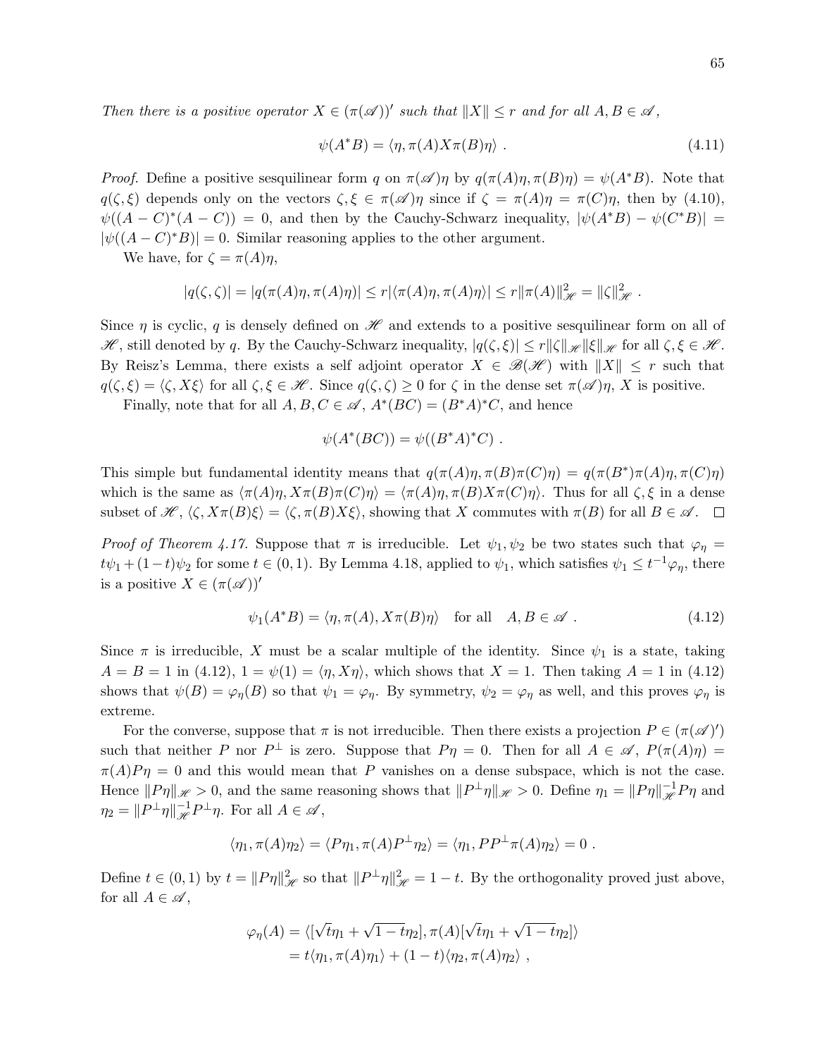*Then there is a positive operator $X \in (\pi(\mathscr{A}))'$ such that $\|X\| \le r$ and for all $A, B \in \mathscr{A}$,*

$$\psi(A^*B) = \langle \eta, \pi(A)X\pi(B)\eta\rangle \ . \tag{4.11}$$

*Proof.* Define a positive sesquilinear form $q$ on $\pi(\mathscr{A})\eta$ by $q(\pi(A)\eta, \pi(B)\eta) = \psi(A^*B)$. Note that $q(\zeta, \xi)$ depends only on the vectors $\zeta, \xi \in \pi(\mathscr{A})\eta$ since if $\zeta = \pi(A)\eta = \pi(C)\eta$, then by (4.10), $\psi((A-C)^*(A-C)) = 0$, and then by the Cauchy-Schwarz inequality, $|\psi(A^*B) - \psi(C^*B)| = |\psi((A-C)^*B)| = 0$. Similar reasoning applies to the other argument.

We have, for $\zeta = \pi(A)\eta$,

$$|q(\zeta,\zeta)| = |q(\pi(A)\eta, \pi(A)\eta)| \le r|\langle \pi(A)\eta, \pi(A)\eta\rangle| \le r\|\pi(A)\|^2_{\mathscr{H}} = \|\zeta\|^2_{\mathscr{H}} \ .$$

Since $\eta$ is cyclic, $q$ is densely defined on $\mathscr{H}$ and extends to a positive sesquilinear form on all of $\mathscr{H}$, still denoted by $q$. By the Cauchy-Schwarz inequality, $|q(\zeta,\xi)| \le r\|\zeta\|_{\mathscr{H}}\|\xi\|_{\mathscr{H}}$ for all $\zeta, \xi \in \mathscr{H}$. By Reisz's Lemma, there exists a self adjoint operator $X \in \mathscr{B}(\mathscr{H})$ with $\|X\| \le r$ such that $q(\zeta,\xi) = \langle \zeta, X\xi\rangle$ for all $\zeta, \xi \in \mathscr{H}$. Since $q(\zeta,\zeta) \ge 0$ for $\zeta$ in the dense set $\pi(\mathscr{A})\eta$, $X$ is positive.

Finally, note that for all $A, B, C \in \mathscr{A}$, $A^*(BC) = (B^*A)^*C$, and hence

$$\psi(A^*(BC)) = \psi((B^*A)^*C) \ .$$

This simple but fundamental identity means that $q(\pi(A)\eta, \pi(B)\pi(C)\eta) = q(\pi(B^*)\pi(A)\eta, \pi(C)\eta)$ which is the same as $\langle \pi(A)\eta, X\pi(B)\pi(C)\eta\rangle = \langle \pi(A)\eta, \pi(B)X\pi(C)\eta\rangle$. Thus for all $\zeta, \xi$ in a dense subset of $\mathscr{H}$, $\langle \zeta, X\pi(B)\xi\rangle = \langle \zeta, \pi(B)X\xi\rangle$, showing that $X$ commutes with $\pi(B)$ for all $B \in \mathscr{A}$. □

*Proof of Theorem 4.17.* Suppose that $\pi$ is irreducible. Let $\psi_1, \psi_2$ be two states such that $\varphi_\eta = t\psi_1 + (1-t)\psi_2$ for some $t \in (0,1)$. By Lemma 4.18, applied to $\psi_1$, which satisfies $\psi_1 \le t^{-1}\varphi_\eta$, there is a positive $X \in (\pi(\mathscr{A}))'$

$$\psi_1(A^*B) = \langle \eta, \pi(A), X\pi(B)\eta\rangle \quad \text{for all} \quad A, B \in \mathscr{A} \ . \tag{4.12}$$

Since $\pi$ is irreducible, $X$ must be a scalar multiple of the identity. Since $\psi_1$ is a state, taking $A = B = 1$ in (4.12), $1 = \psi(1) = \langle \eta, X\eta\rangle$, which shows that $X = 1$. Then taking $A = 1$ in (4.12) shows that $\psi(B) = \varphi_\eta(B)$ so that $\psi_1 = \varphi_\eta$. By symmetry, $\psi_2 = \varphi_\eta$ as well, and this proves $\varphi_\eta$ is extreme.

For the converse, suppose that $\pi$ is not irreducible. Then there exists a projection $P \in (\pi(\mathscr{A})')$ such that neither $P$ nor $P^\perp$ is zero. Suppose that $P\eta = 0$. Then for all $A \in \mathscr{A}$, $P(\pi(A)\eta) = \pi(A)P\eta = 0$ and this would mean that $P$ vanishes on a dense subspace, which is not the case. Hence $\|P\eta\|_{\mathscr{H}} > 0$, and the same reasoning shows that $\|P^\perp\eta\|_{\mathscr{H}} > 0$. Define $\eta_1 = \|P\eta\|^{-1}_{\mathscr{H}}P\eta$ and $\eta_2 = \|P^\perp\eta\|^{-1}_{\mathscr{H}}P^\perp\eta$. For all $A \in \mathscr{A}$,

$$\langle \eta_1, \pi(A)\eta_2\rangle = \langle P\eta_1, \pi(A)P^\perp\eta_2\rangle = \langle \eta_1, PP^\perp\pi(A)\eta_2\rangle = 0 \ .$$

Define $t \in (0,1)$ by $t = \|P\eta\|^2_{\mathscr{H}}$ so that $\|P^\perp\eta\|^2_{\mathscr{H}} = 1-t$. By the orthogonality proved just above, for all $A \in \mathscr{A}$,

$$\begin{aligned}
\varphi_\eta(A) &= \langle [\sqrt{t}\eta_1 + \sqrt{1-t}\eta_2], \pi(A)[\sqrt{t}\eta_1 + \sqrt{1-t}\eta_2]\rangle \\
&= t\langle \eta_1, \pi(A)\eta_1\rangle + (1-t)\langle \eta_2, \pi(A)\eta_2\rangle \ ,
\end{aligned}$$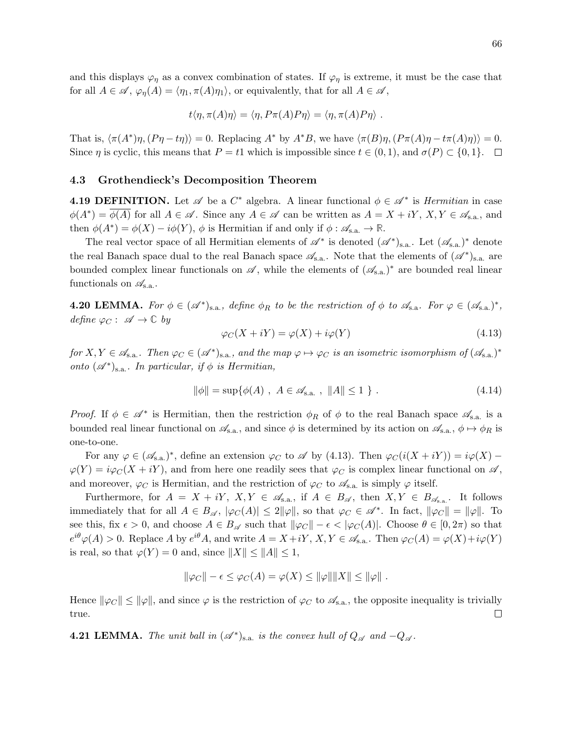and this displays $\varphi_\eta$ as a convex combination of states. If $\varphi_\eta$ is extreme, it must be the case that for all $A \in \mathscr{A}$, $\varphi_\eta(A) = \langle \eta_1, \pi(A)\eta_1 \rangle$, or equivalently, that for all $A \in \mathscr{A}$,

$$t\langle \eta, \pi(A)\eta \rangle = \langle \eta, P\pi(A)P\eta \rangle = \langle \eta, \pi(A)P\eta \rangle \ .$$

That is, $\langle \pi(A^*)\eta, (P\eta - t\eta) \rangle = 0$. Replacing $A^*$ by $A^*B$, we have $\langle \pi(B)\eta, (P\pi(A)\eta - t\pi(A)\eta) \rangle = 0$. Since $\eta$ is cyclic, this means that $P = t1$ which is impossible since $t \in (0,1)$, and $\sigma(P) \subset \{0,1\}$. □

### 4.3 Grothendieck's Decomposition Theorem

**4.19 DEFINITION.** Let $\mathscr{A}$ be a $C^*$ algebra. A linear functional $\phi \in \mathscr{A}^*$ is *Hermitian* in case $\phi(A^*) = \overline{\phi(A)}$ for all $A \in \mathscr{A}$. Since any $A \in \mathscr{A}$ can be written as $A = X + iY$, $X, Y \in \mathscr{A}_{\text{s.a.}}$, and then $\phi(A^*) = \phi(X) - i\phi(Y)$, $\phi$ is Hermitian if and only if $\phi : \mathscr{A}_{\text{s.a.}} \to \mathbb{R}$.

The real vector space of all Hermitian elements of $\mathscr{A}^*$ is denoted $(\mathscr{A}^*)_{\text{s.a.}}$. Let $(\mathscr{A}_{\text{s.a.}})^*$ denote the real Banach space dual to the real Banach space $\mathscr{A}_{\text{s.a.}}$. Note that the elements of $(\mathscr{A}^*)_{\text{s.a.}}$ are bounded complex linear functionals on $\mathscr{A}$, while the elements of $(\mathscr{A}_{\text{s.a.}})^*$ are bounded real linear functionals on $\mathscr{A}_{\text{s.a.}}$.

**4.20 LEMMA.** *For $\phi \in (\mathscr{A}^*)_{\text{s.a.}}$, define $\phi_R$ to be the restriction of $\phi$ to $\mathscr{A}_{\text{s.a}}$. For $\varphi \in (\mathscr{A}_{\text{s.a.}})^*$, define $\varphi_C : \mathscr{A} \to \mathbb{C}$ by*

$$\varphi_C(X + iY) = \varphi(X) + i\varphi(Y) \tag{4.13}$$

*for $X, Y \in \mathscr{A}_{\text{s.a.}}$. Then $\varphi_C \in (\mathscr{A}^*)_{\text{s.a.}}$, and the map $\varphi \mapsto \varphi_C$ is an isometric isomorphism of $(\mathscr{A}_{\text{s.a.}})^*$ onto $(\mathscr{A}^*)_{\text{s.a.}}$. In particular, if $\phi$ is Hermitian,*

$$\|\phi\| = \sup\{\phi(A) \ , \ A \in \mathscr{A}_{\text{s.a.}} \ , \ \|A\| \leq 1 \ \} \ . \tag{4.14}$$

*Proof.* If $\phi \in \mathscr{A}^*$ is Hermitian, then the restriction $\phi_R$ of $\phi$ to the real Banach space $\mathscr{A}_{\text{s.a.}}$ is a bounded real linear functional on $\mathscr{A}_{\text{s.a.}}$, and since $\phi$ is determined by its action on $\mathscr{A}_{\text{s.a.}}$, $\phi \mapsto \phi_R$ is one-to-one.

For any $\varphi \in (\mathscr{A}_{\text{s.a.}})^*$, define an extension $\varphi_C$ to $\mathscr{A}$ by (4.13). Then $\varphi_C(i(X + iY)) = i\varphi(X) - \varphi(Y) = i\varphi_C(X + iY)$, and from here one readily sees that $\varphi_C$ is complex linear functional on $\mathscr{A}$, and moreover, $\varphi_C$ is Hermitian, and the restriction of $\varphi_C$ to $\mathscr{A}_{\text{s.a.}}$ is simply $\varphi$ itself.

Furthermore, for $A = X + iY$, $X, Y \in \mathscr{A}_{\text{s.a.}}$, if $A \in B_{\mathscr{A}}$, then $X, Y \in B_{\mathscr{A}_{\text{s.a.}}}$. It follows immediately that for all $A \in B_{\mathscr{A}}$, $|\varphi_C(A)| \leq 2\|\varphi\|$, so that $\varphi_C \in \mathscr{A}^*$. In fact, $\|\varphi_C\| = \|\varphi\|$. To see this, fix $\epsilon > 0$, and choose $A \in B_{\mathscr{A}}$ such that $\|\varphi_C\| - \epsilon < |\varphi_C(A)|$. Choose $\theta \in [0, 2\pi)$ so that $e^{i\theta}\varphi(A) > 0$. Replace $A$ by $e^{i\theta}A$, and write $A = X + iY$, $X, Y \in \mathscr{A}_{\text{s.a.}}$. Then $\varphi_C(A) = \varphi(X) + i\varphi(Y)$ is real, so that $\varphi(Y) = 0$ and, since $\|X\| \leq \|A\| \leq 1$,

$$\|\varphi_C\| - \epsilon \leq \varphi_C(A) = \varphi(X) \leq \|\varphi\|\|X\| \leq \|\varphi\| \ .$$

Hence $\|\varphi_C\| \leq \|\varphi\|$, and since $\varphi$ is the restriction of $\varphi_C$ to $\mathscr{A}_{\text{s.a.}}$, the opposite inequality is trivially true. □

**4.21 LEMMA.** *The unit ball in $(\mathscr{A}^*)_{\text{s.a.}}$ is the convex hull of $Q_{\mathscr{A}}$ and $-Q_{\mathscr{A}}$.*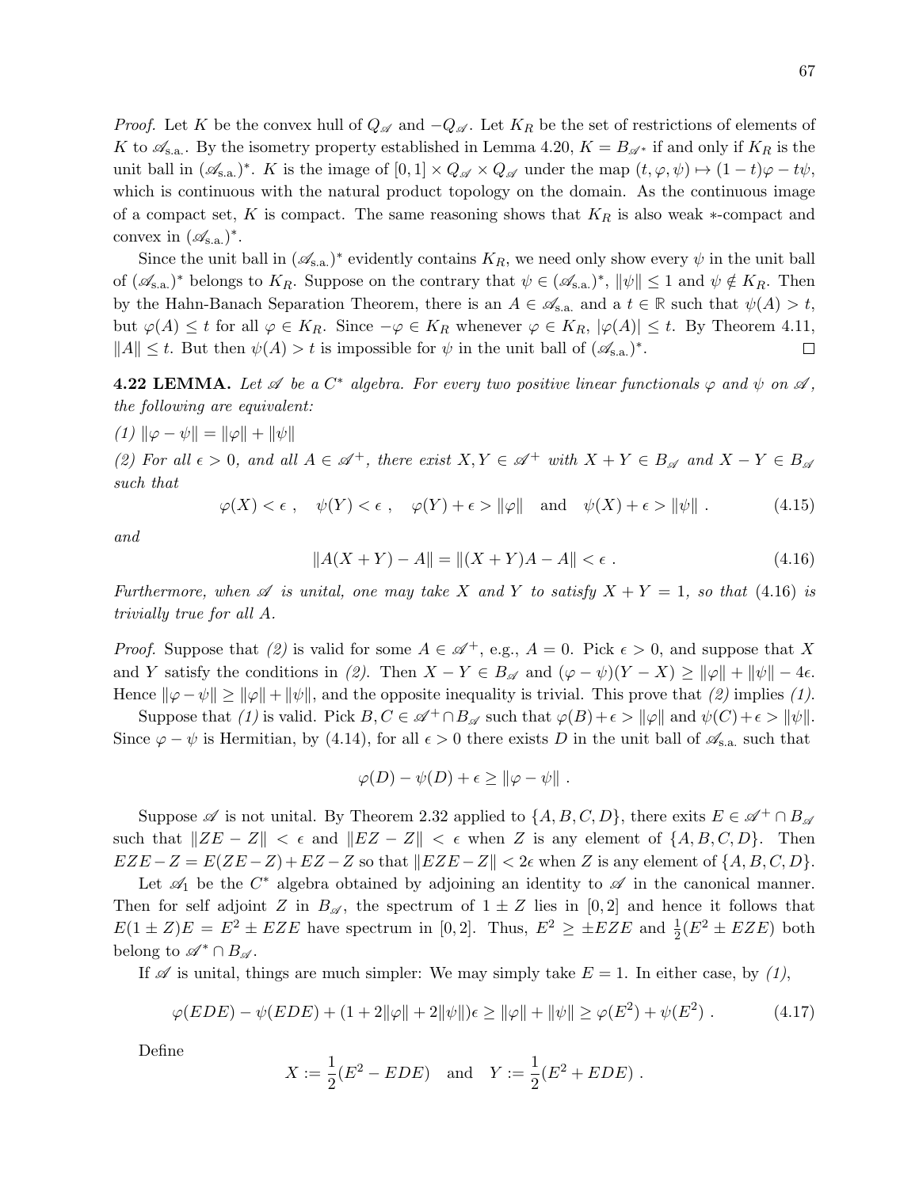*Proof.* Let $K$ be the convex hull of $Q_{\mathscr{A}}$ and $-Q_{\mathscr{A}}$. Let $K_R$ be the set of restrictions of elements of $K$ to $\mathscr{A}_{\text{s.a.}}$. By the isometry property established in Lemma 4.20, $K = B_{\mathscr{A}^*}$ if and only if $K_R$ is the unit ball in $(\mathscr{A}_{\text{s.a.}})^*$. $K$ is the image of $[0,1] \times Q_{\mathscr{A}} \times Q_{\mathscr{A}}$ under the map $(t, \varphi, \psi) \mapsto (1-t)\varphi - t\psi$, which is continuous with the natural product topology on the domain. As the continuous image of a compact set, $K$ is compact. The same reasoning shows that $K_R$ is also weak $*$-compact and convex in $(\mathscr{A}_{\text{s.a.}})^*$.

Since the unit ball in $(\mathscr{A}_{\text{s.a.}})^*$ evidently contains $K_R$, we need only show every $\psi$ in the unit ball of $(\mathscr{A}_{\text{s.a.}})^*$ belongs to $K_R$. Suppose on the contrary that $\psi \in (\mathscr{A}_{\text{s.a.}})^*$, $\|\psi\| \leq 1$ and $\psi \notin K_R$. Then by the Hahn-Banach Separation Theorem, there is an $A \in \mathscr{A}_{\text{s.a.}}$ and a $t \in \mathbb{R}$ such that $\psi(A) > t$, but $\varphi(A) \leq t$ for all $\varphi \in K_R$. Since $-\varphi \in K_R$ whenever $\varphi \in K_R$, $|\varphi(A)| \leq t$. By Theorem 4.11, $\|A\| \leq t$. But then $\psi(A) > t$ is impossible for $\psi$ in the unit ball of $(\mathscr{A}_{\text{s.a.}})^*$. □

**4.22 LEMMA.** *Let $\mathscr{A}$ be a $C^*$ algebra. For every two positive linear functionals $\varphi$ and $\psi$ on $\mathscr{A}$, the following are equivalent:*

*(1) $\|\varphi - \psi\| = \|\varphi\| + \|\psi\|$*

*(2) For all $\epsilon > 0$, and all $A \in \mathscr{A}^+$, there exist $X, Y \in \mathscr{A}^+$ with $X + Y \in B_{\mathscr{A}}$ and $X - Y \in B_{\mathscr{A}}$ such that*

$$\varphi(X) < \epsilon\ , \quad \psi(Y) < \epsilon\ , \quad \varphi(Y) + \epsilon > \|\varphi\| \quad \text{and} \quad \psi(X) + \epsilon > \|\psi\|\ . \tag{4.15}$$

*and*

$$\|A(X+Y) - A\| = \|(X+Y)A - A\| < \epsilon\ . \tag{4.16}$$

*Furthermore, when $\mathscr{A}$ is unital, one may take $X$ and $Y$ to satisfy $X + Y = 1$, so that (4.16) is trivially true for all $A$.*

*Proof.* Suppose that *(2)* is valid for some $A \in \mathscr{A}^+$, e.g., $A = 0$. Pick $\epsilon > 0$, and suppose that $X$ and $Y$ satisfy the conditions in *(2)*. Then $X - Y \in B_{\mathscr{A}}$ and $(\varphi - \psi)(Y - X) \geq \|\varphi\| + \|\psi\| - 4\epsilon$. Hence $\|\varphi - \psi\| \geq \|\varphi\| + \|\psi\|$, and the opposite inequality is trivial. This prove that *(2)* implies *(1)*.

Suppose that *(1)* is valid. Pick $B, C \in \mathscr{A}^+ \cap B_{\mathscr{A}}$ such that $\varphi(B) + \epsilon > \|\varphi\|$ and $\psi(C) + \epsilon > \|\psi\|$. Since $\varphi - \psi$ is Hermitian, by (4.14), for all $\epsilon > 0$ there exists $D$ in the unit ball of $\mathscr{A}_{\text{s.a.}}$ such that

$$\varphi(D) - \psi(D) + \epsilon \geq \|\varphi - \psi\|\ .$$

Suppose $\mathscr{A}$ is not unital. By Theorem 2.32 applied to $\{A, B, C, D\}$, there exits $E \in \mathscr{A}^+ \cap B_{\mathscr{A}}$ such that $\|ZE - Z\| < \epsilon$ and $\|EZ - Z\| < \epsilon$ when $Z$ is any element of $\{A, B, C, D\}$. Then $EZE - Z = E(ZE - Z) + EZ - Z$ so that $\|EZE - Z\| < 2\epsilon$ when $Z$ is any element of $\{A, B, C, D\}$.

Let $\mathscr{A}_1$ be the $C^*$ algebra obtained by adjoining an identity to $\mathscr{A}$ in the canonical manner. Then for self adjoint $Z$ in $B_{\mathscr{A}}$, the spectrum of $1 \pm Z$ lies in $[0,2]$ and hence it follows that $E(1 \pm Z)E = E^2 \pm EZE$ have spectrum in $[0,2]$. Thus, $E^2 \geq \pm EZE$ and $\frac{1}{2}(E^2 \pm EZE)$ both belong to $\mathscr{A}^* \cap B_{\mathscr{A}}$.

If $\mathscr{A}$ is unital, things are much simpler: We may simply take $E = 1$. In either case, by *(1)*,

$$\varphi(EDE) - \psi(EDE) + (1 + 2\|\varphi\| + 2\|\psi\|)\epsilon \geq \|\varphi\| + \|\psi\| \geq \varphi(E^2) + \psi(E^2)\ . \tag{4.17}$$

Define

$$X := \frac{1}{2}(E^2 - EDE) \quad \text{and} \quad Y := \frac{1}{2}(E^2 + EDE)\ .$$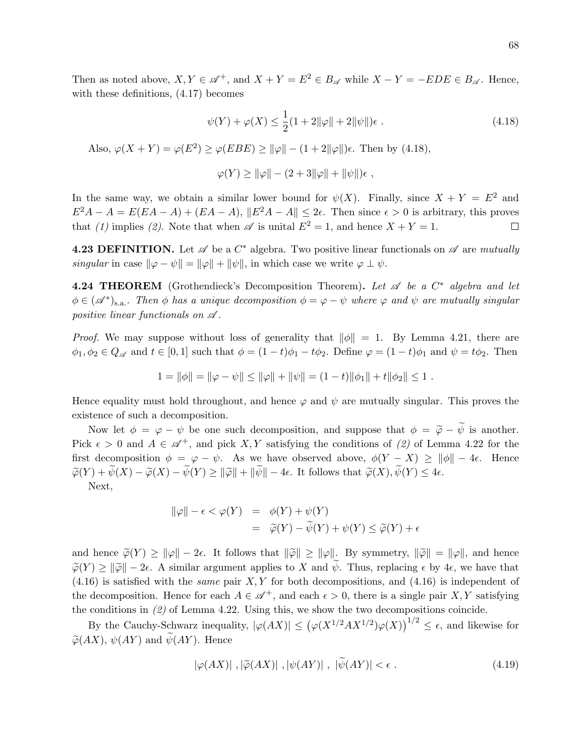Then as noted above, $X, Y \in \mathscr{A}^+$, and $X + Y = E^2 \in B_{\mathscr{A}}$ while $X - Y = -EDE \in B_{\mathscr{A}}$. Hence, with these definitions, (4.17) becomes

$$\psi(Y) + \varphi(X) \leq \frac{1}{2}(1 + 2\|\varphi\| + 2\|\psi\|)\epsilon \ . \tag{4.18}$$

Also, $\varphi(X + Y) = \varphi(E^2) \geq \varphi(EBE) \geq \|\varphi\| - (1 + 2\|\varphi\|)\epsilon$. Then by (4.18),

$$\varphi(Y) \geq \|\varphi\| - (2 + 3\|\varphi\| + \|\psi\|)\epsilon \ ,$$

In the same way, we obtain a similar lower bound for $\psi(X)$. Finally, since $X + Y = E^2$ and $E^2A - A = E(EA - A) + (EA - A)$, $\|E^2A - A\| \leq 2\epsilon$. Then since $\epsilon > 0$ is arbitrary, this proves that *(1)* implies *(2)*. Note that when $\mathscr{A}$ is unital $E^2 = 1$, and hence $X + Y = 1$. □

**4.23 DEFINITION.** Let $\mathscr{A}$ be a $C^*$ algebra. Two positive linear functionals on $\mathscr{A}$ are *mutually singular* in case $\|\varphi - \psi\| = \|\varphi\| + \|\psi\|$, in which case we write $\varphi \perp \psi$.

**4.24 THEOREM** (Grothendieck's Decomposition Theorem)**.** *Let $\mathscr{A}$ be a $C^*$ algebra and let $\phi \in (\mathscr{A}^*)_{\text{s.a.}}$. Then $\phi$ has a unique decomposition $\phi = \varphi - \psi$ where $\varphi$ and $\psi$ are mutually singular positive linear functionals on $\mathscr{A}$.*

*Proof.* We may suppose without loss of generality that $\|\phi\| = 1$. By Lemma 4.21, there are $\phi_1, \phi_2 \in Q_{\mathscr{A}}$ and $t \in [0, 1]$ such that $\phi = (1 - t)\phi_1 - t\phi_2$. Define $\varphi = (1 - t)\phi_1$ and $\psi = t\phi_2$. Then

$$1 = \|\phi\| = \|\varphi - \psi\| \leq \|\varphi\| + \|\psi\| = (1 - t)\|\phi_1\| + t\|\phi_2\| \leq 1 \ .$$

Hence equality must hold throughout, and hence $\varphi$ and $\psi$ are mutually singular. This proves the existence of such a decomposition.

Now let $\phi = \varphi - \psi$ be one such decomposition, and suppose that $\phi = \widetilde{\varphi} - \widetilde{\psi}$ is another. Pick $\epsilon > 0$ and $A \in \mathscr{A}^+$, and pick $X, Y$ satisfying the conditions of *(2)* of Lemma 4.22 for the first decomposition $\phi = \varphi - \psi$. As we have observed above, $\phi(Y - X) \geq \|\phi\| - 4\epsilon$. Hence $\widetilde{\varphi}(Y) + \widetilde{\psi}(X) - \widetilde{\varphi}(X) - \widetilde{\psi}(Y) \geq \|\widetilde{\varphi}\| + \|\widetilde{\psi}\| - 4\epsilon$. It follows that $\widetilde{\varphi}(X), \widetilde{\psi}(Y) \leq 4\epsilon$.

Next,

$$\begin{aligned} \|\varphi\| - \epsilon < \varphi(Y) &= \phi(Y) + \psi(Y) \\ &= \widetilde{\varphi}(Y) - \widetilde{\psi}(Y) + \psi(Y) \leq \widetilde{\varphi}(Y) + \epsilon \end{aligned}$$

and hence $\widetilde{\varphi}(Y) \geq \|\varphi\| - 2\epsilon$. It follows that $\|\widetilde{\varphi}\| \geq \|\varphi\|$. By symmetry, $\|\widetilde{\varphi}\| = \|\varphi\|$, and hence $\widetilde{\varphi}(Y) \geq \|\widetilde{\varphi}\| - 2\epsilon$. A similar argument applies to $X$ and $\widetilde{\psi}$. Thus, replacing $\epsilon$ by $4\epsilon$, we have that (4.16) is satisfied with the *same* pair $X, Y$ for both decompositions, and (4.16) is independent of the decomposition. Hence for each $A \in \mathscr{A}^+$, and each $\epsilon > 0$, there is a single pair $X, Y$ satisfying the conditions in *(2)* of Lemma 4.22. Using this, we show the two decompositions coincide.

By the Cauchy-Schwarz inequality, $|\varphi(AX)| \leq \left(\varphi(X^{1/2}AX^{1/2})\varphi(X)\right)^{1/2} \leq \epsilon$, and likewise for $\widetilde{\varphi}(AX)$, $\psi(AY)$ and $\widetilde{\psi}(AY)$. Hence

$$|\varphi(AX)| \ , |\widetilde{\varphi}(AX)| \ , |\psi(AY)| \ , \ |\widetilde{\psi}(AY)| < \epsilon \ . \tag{4.19}$$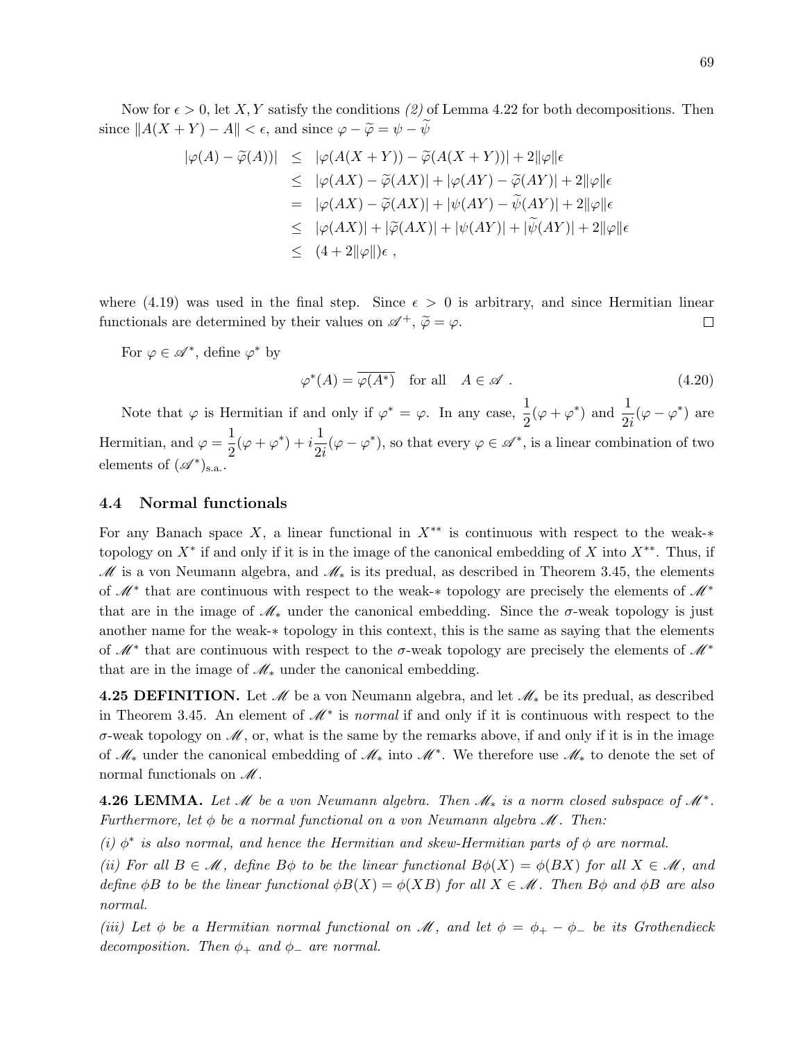Now for $\epsilon > 0$, let $X, Y$ satisfy the conditions *(2)* of Lemma 4.22 for both decompositions. Then since $\|A(X+Y) - A\| < \epsilon$, and since $\varphi - \widetilde{\varphi} = \psi - \widetilde{\psi}$

$$
\begin{aligned}
|\varphi(A) - \widetilde{\varphi}(A))| &\leq |\varphi(A(X+Y)) - \widetilde{\varphi}(A(X+Y))| + 2\|\varphi\|\epsilon \\
&\leq |\varphi(AX) - \widetilde{\varphi}(AX)| + |\varphi(AY) - \widetilde{\varphi}(AY)| + 2\|\varphi\|\epsilon \\
&= |\varphi(AX) - \widetilde{\varphi}(AX)| + |\psi(AY) - \widetilde{\psi}(AY)| + 2\|\varphi\|\epsilon \\
&\leq |\varphi(AX)| + |\widetilde{\varphi}(AX)| + |\psi(AY)| + |\widetilde{\psi}(AY)| + 2\|\varphi\|\epsilon \\
&\leq (4 + 2\|\varphi\|)\epsilon \ ,
\end{aligned}
$$

where (4.19) was used in the final step. Since $\epsilon > 0$ is arbitrary, and since Hermitian linear functionals are determined by their values on $\mathscr{A}^+$, $\widetilde{\varphi} = \varphi$. □

For $\varphi \in \mathscr{A}^*$, define $\varphi^*$ by

$$
\varphi^*(A) = \overline{\varphi(A^*)} \quad \text{for all} \quad A \in \mathscr{A} \ . \tag{4.20}
$$

Note that $\varphi$ is Hermitian if and only if $\varphi^* = \varphi$. In any case, $\dfrac{1}{2}(\varphi + \varphi^*)$ and $\dfrac{1}{2i}(\varphi - \varphi^*)$ are Hermitian, and $\varphi = \dfrac{1}{2}(\varphi + \varphi^*) + i\dfrac{1}{2i}(\varphi - \varphi^*)$, so that every $\varphi \in \mathscr{A}^*$, is a linear combination of two elements of $(\mathscr{A}^*)_{\text{s.a.}}$.

## 4.4 Normal functionals

For any Banach space $X$, a linear functional in $X^{**}$ is continuous with respect to the weak-$*$ topology on $X^*$ if and only if it is in the image of the canonical embedding of $X$ into $X^{**}$. Thus, if $\mathscr{M}$ is a von Neumann algebra, and $\mathscr{M}_*$ is its predual, as described in Theorem 3.45, the elements of $\mathscr{M}^*$ that are continuous with respect to the weak-$*$ topology are precisely the elements of $\mathscr{M}^*$ that are in the image of $\mathscr{M}_*$ under the canonical embedding. Since the $\sigma$-weak topology is just another name for the weak-$*$ topology in this context, this is the same as saying that the elements of $\mathscr{M}^*$ that are continuous with respect to the $\sigma$-weak topology are precisely the elements of $\mathscr{M}^*$ that are in the image of $\mathscr{M}_*$ under the canonical embedding.

**4.25 DEFINITION.** Let $\mathscr{M}$ be a von Neumann algebra, and let $\mathscr{M}_*$ be its predual, as described in Theorem 3.45. An element of $\mathscr{M}^*$ is *normal* if and only if it is continuous with respect to the $\sigma$-weak topology on $\mathscr{M}$, or, what is the same by the remarks above, if and only if it is in the image of $\mathscr{M}_*$ under the canonical embedding of $\mathscr{M}_*$ into $\mathscr{M}^*$. We therefore use $\mathscr{M}_*$ to denote the set of normal functionals on $\mathscr{M}$.

**4.26 LEMMA.** *Let $\mathscr{M}$ be a von Neumann algebra. Then $\mathscr{M}_*$ is a norm closed subspace of $\mathscr{M}^*$. Furthermore, let $\phi$ be a normal functional on a von Neumann algebra $\mathscr{M}$. Then:*

*(i) $\phi^*$ is also normal, and hence the Hermitian and skew-Hermitian parts of $\phi$ are normal.*

*(ii) For all $B \in \mathscr{M}$, define $B\phi$ to be the linear functional $B\phi(X) = \phi(BX)$ for all $X \in \mathscr{M}$, and define $\phi B$ to be the linear functional $\phi B(X) = \phi(XB)$ for all $X \in \mathscr{M}$. Then $B\phi$ and $\phi B$ are also normal.*

*(iii) Let $\phi$ be a Hermitian normal functional on $\mathscr{M}$, and let $\phi = \phi_+ - \phi_-$ be its Grothendieck decomposition. Then $\phi_+$ and $\phi_-$ are normal.*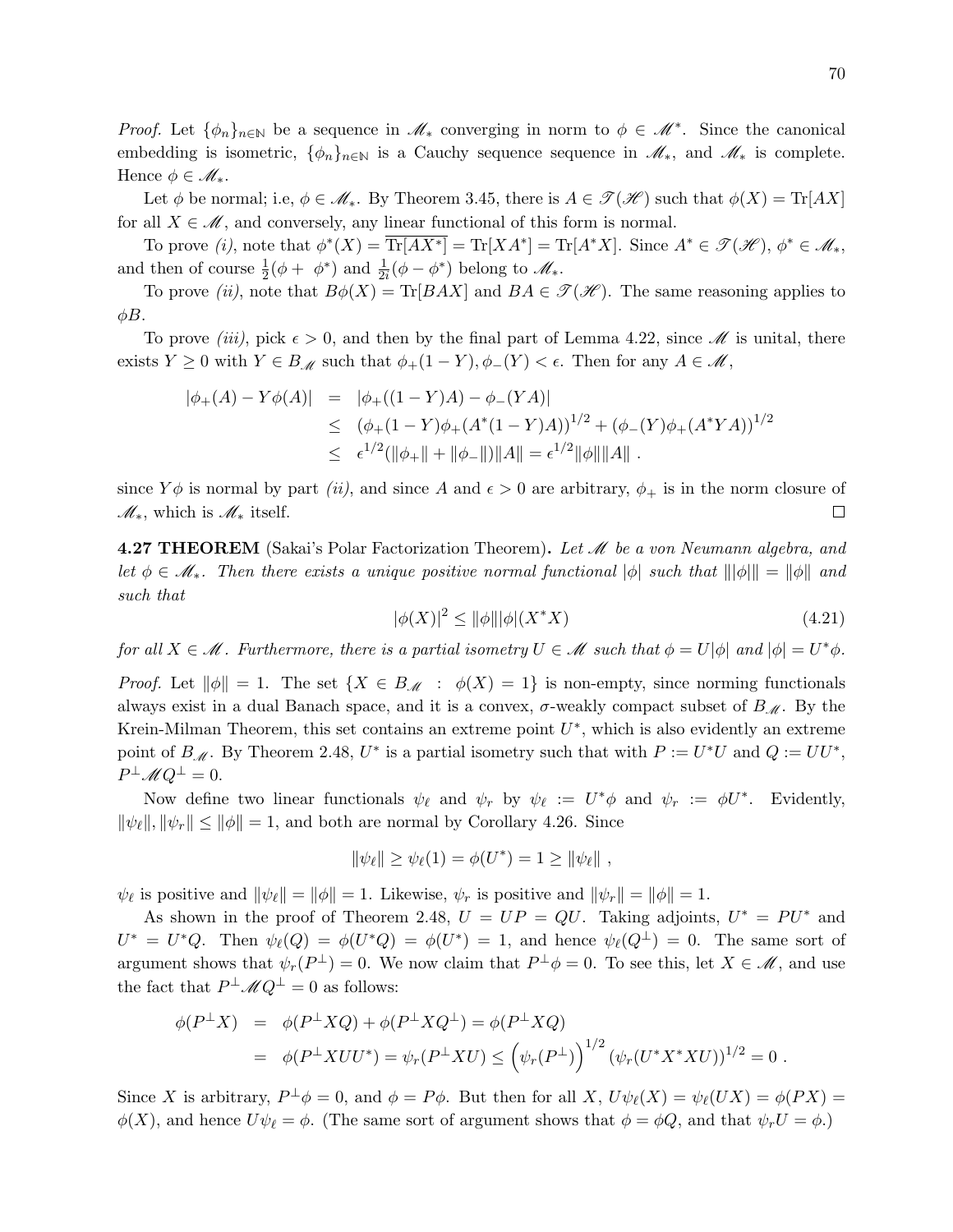*Proof.* Let $\{\phi_n\}_{n\in\mathbb{N}}$ be a sequence in $\mathscr{M}_*$ converging in norm to $\phi \in \mathscr{M}^*$. Since the canonical embedding is isometric, $\{\phi_n\}_{n\in\mathbb{N}}$ is a Cauchy sequence sequence in $\mathscr{M}_*$, and $\mathscr{M}_*$ is complete. Hence $\phi \in \mathscr{M}_*$.

Let $\phi$ be normal; i.e, $\phi \in \mathscr{M}_*$. By Theorem 3.45, there is $A \in \mathscr{T}(\mathscr{H})$ such that $\phi(X) = \mathrm{Tr}[AX]$ for all $X \in \mathscr{M}$, and conversely, any linear functional of this form is normal.

To prove *(i)*, note that $\phi^*(X) = \overline{\mathrm{Tr}[AX^*]} = \mathrm{Tr}[XA^*] = \mathrm{Tr}[A^*X]$. Since $A^* \in \mathscr{T}(\mathscr{H})$, $\phi^* \in \mathscr{M}_*$, and then of course $\frac{1}{2}(\phi + \phi^*)$ and $\frac{1}{2i}(\phi - \phi^*)$ belong to $\mathscr{M}_*$.

To prove *(ii)*, note that $B\phi(X) = \mathrm{Tr}[BAX]$ and $BA \in \mathscr{T}(\mathscr{H})$. The same reasoning applies to $\phi B$.

To prove *(iii)*, pick $\epsilon > 0$, and then by the final part of Lemma 4.22, since $\mathscr{M}$ is unital, there exists $Y \geq 0$ with $Y \in B_{\mathscr{M}}$ such that $\phi_+(1-Y), \phi_-(Y) < \epsilon$. Then for any $A \in \mathscr{M}$,

$$
\begin{aligned}
|\phi_+(A) - Y\phi(A)| &= |\phi_+((1-Y)A) - \phi_-(YA)| \\
&\leq (\phi_+(1-Y)\phi_+(A^*(1-Y)A))^{1/2} + (\phi_-(Y)\phi_+(A^*YA))^{1/2} \\
&\leq \epsilon^{1/2}(\|\phi_+\| + \|\phi_-\|)\|A\| = \epsilon^{1/2}\|\phi\|\|A\| \ .
\end{aligned}
$$

since $Y\phi$ is normal by part *(ii)*, and since $A$ and $\epsilon > 0$ are arbitrary, $\phi_+$ is in the norm closure of $\mathscr{M}_*$, which is $\mathscr{M}_*$ itself. □

**4.27 THEOREM** (Sakai's Polar Factorization Theorem)**.** *Let $\mathscr{M}$ be a von Neumann algebra, and let $\phi \in \mathscr{M}_*$. Then there exists a unique positive normal functional $|\phi|$ such that $\||\phi|\| = \|\phi\|$ and such that*

$$
|\phi(X)|^2 \leq \|\phi\||\phi|(X^*X) \tag{4.21}
$$

*for all $X \in \mathscr{M}$. Furthermore, there is a partial isometry $U \in \mathscr{M}$ such that $\phi = U|\phi|$ and $|\phi| = U^*\phi$.*

*Proof.* Let $\|\phi\| = 1$. The set $\{X \in B_{\mathscr{M}} \ : \ \phi(X) = 1\}$ is non-empty, since norming functionals always exist in a dual Banach space, and it is a convex, $\sigma$-weakly compact subset of $B_{\mathscr{M}}$. By the Krein-Milman Theorem, this set contains an extreme point $U^*$, which is also evidently an extreme point of $B_{\mathscr{M}}$. By Theorem 2.48, $U^*$ is a partial isometry such that with $P := U^*U$ and $Q := UU^*$, $P^\perp \mathscr{M} Q^\perp = 0$.

Now define two linear functionals $\psi_\ell$ and $\psi_r$ by $\psi_\ell := U^*\phi$ and $\psi_r := \phi U^*$. Evidently, $\|\psi_\ell\|, \|\psi_r\| \leq \|\phi\| = 1$, and both are normal by Corollary 4.26. Since

$$
\|\psi_\ell\| \geq \psi_\ell(1) = \phi(U^*) = 1 \geq \|\psi_\ell\| \ ,
$$

$\psi_\ell$ is positive and $\|\psi_\ell\| = \|\phi\| = 1$. Likewise, $\psi_r$ is positive and $\|\psi_r\| = \|\phi\| = 1$.

As shown in the proof of Theorem 2.48, $U = UP = QU$. Taking adjoints, $U^* = PU^*$ and $U^* = U^*Q$. Then $\psi_\ell(Q) = \phi(U^*Q) = \phi(U^*) = 1$, and hence $\psi_\ell(Q^\perp) = 0$. The same sort of argument shows that $\psi_r(P^\perp) = 0$. We now claim that $P^\perp\phi = 0$. To see this, let $X \in \mathscr{M}$, and use the fact that $P^\perp \mathscr{M} Q^\perp = 0$ as follows:

$$
\begin{aligned}
\phi(P^\perp X) &= \phi(P^\perp XQ) + \phi(P^\perp XQ^\perp) = \phi(P^\perp XQ) \\
&= \phi(P^\perp XUU^*) = \psi_r(P^\perp XU) \leq \left(\psi_r(P^\perp)\right)^{1/2}(\psi_r(U^*X^*XU))^{1/2} = 0 \ .
\end{aligned}
$$

Since $X$ is arbitrary, $P^\perp\phi = 0$, and $\phi = P\phi$. But then for all $X$, $U\psi_\ell(X) = \psi_\ell(UX) = \phi(PX) = \phi(X)$, and hence $U\psi_\ell = \phi$. (The same sort of argument shows that $\phi = \phi Q$, and that $\psi_r U = \phi$.)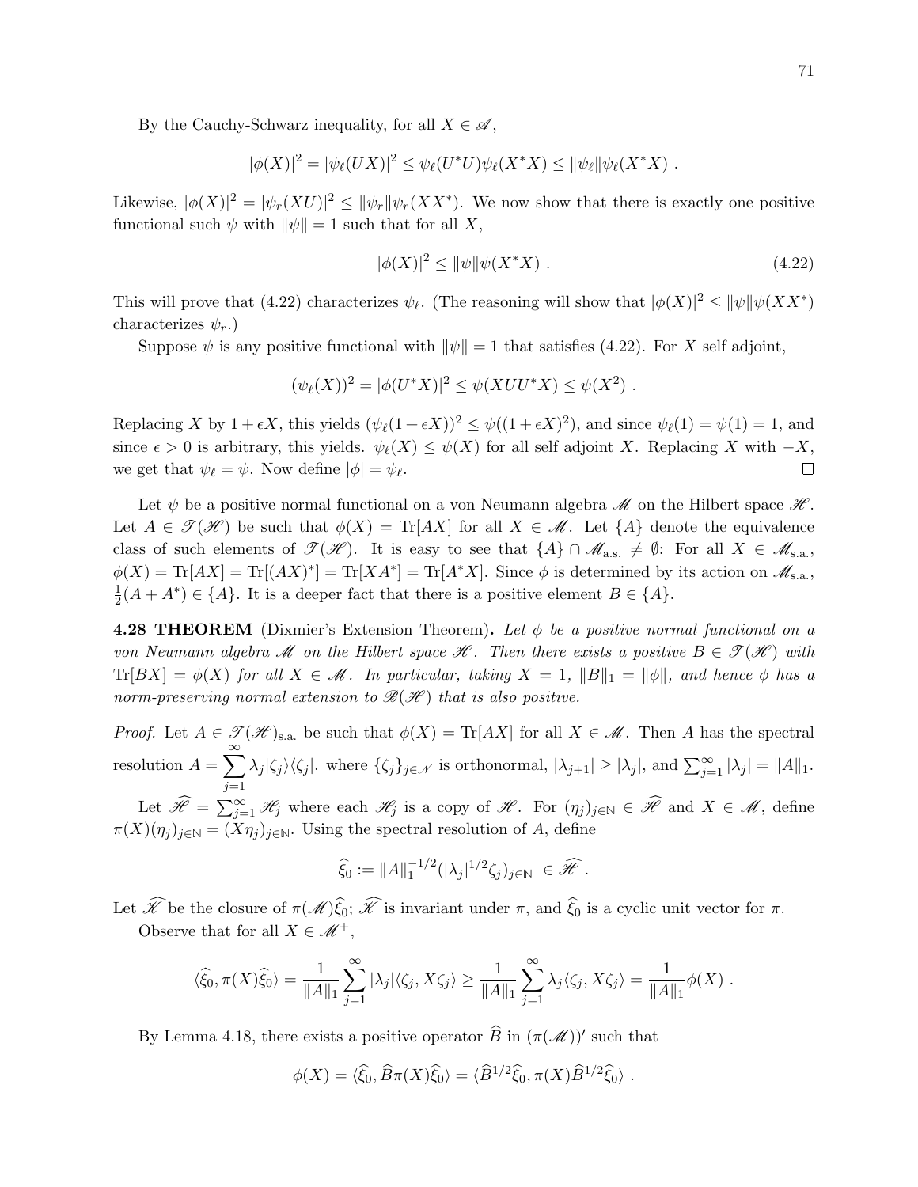By the Cauchy-Schwarz inequality, for all $X \in \mathscr{A}$,

$$|\phi(X)|^2 = |\psi_\ell(UX)|^2 \le \psi_\ell(U^*U)\psi_\ell(X^*X) \le \|\psi_\ell\|\psi_\ell(X^*X) .$$

Likewise, $|\phi(X)|^2 = |\psi_r(XU)|^2 \le \|\psi_r\|\psi_r(XX^*)$. We now show that there is exactly one positive functional such $\psi$ with $\|\psi\| = 1$ such that for all $X$,

$$|\phi(X)|^2 \le \|\psi\|\psi(X^*X) . \tag{4.22}$$

This will prove that (4.22) characterizes $\psi_\ell$. (The reasoning will show that $|\phi(X)|^2 \le \|\psi\|\psi(XX^*)$ characterizes $\psi_r$.)

Suppose $\psi$ is any positive functional with $\|\psi\| = 1$ that satisfies (4.22). For $X$ self adjoint,

$$(\psi_\ell(X))^2 = |\phi(U^*X)|^2 \le \psi(XUU^*X) \le \psi(X^2) .$$

Replacing $X$ by $1 + \epsilon X$, this yields $(\psi_\ell(1+\epsilon X))^2 \le \psi((1+\epsilon X)^2)$, and since $\psi_\ell(1) = \psi(1) = 1$, and since $\epsilon > 0$ is arbitrary, this yields. $\psi_\ell(X) \le \psi(X)$ for all self adjoint $X$. Replacing $X$ with $-X$, we get that $\psi_\ell = \psi$. Now define $|\phi| = \psi_\ell$. □

Let $\psi$ be a positive normal functional on a von Neumann algebra $\mathscr{M}$ on the Hilbert space $\mathscr{H}$. Let $A \in \mathscr{T}(\mathscr{H})$ be such that $\phi(X) = \mathrm{Tr}[AX]$ for all $X \in \mathscr{M}$. Let $\{A\}$ denote the equivalence class of such elements of $\mathscr{T}(\mathscr{H})$. It is easy to see that $\{A\} \cap \mathscr{M}_{\text{a.s.}} \neq \emptyset$: For all $X \in \mathscr{M}_{\text{s.a.}}$, $\phi(X) = \mathrm{Tr}[AX] = \mathrm{Tr}[(AX)^*] = \mathrm{Tr}[XA^*] = \mathrm{Tr}[A^*X]$. Since $\phi$ is determined by its action on $\mathscr{M}_{\text{s.a.}}$, $\frac{1}{2}(A + A^*) \in \{A\}$. It is a deeper fact that there is a positive element $B \in \{A\}$.

**4.28 THEOREM** (Dixmier's Extension Theorem)**.** *Let $\phi$ be a positive normal functional on a von Neumann algebra $\mathscr{M}$ on the Hilbert space $\mathscr{H}$. Then there exists a positive $B \in \mathscr{T}(\mathscr{H})$ with $\mathrm{Tr}[BX] = \phi(X)$ for all $X \in \mathscr{M}$. In particular, taking $X = 1$, $\|B\|_1 = \|\phi\|$, and hence $\phi$ has a norm-preserving normal extension to $\mathscr{B}(\mathscr{H})$ that is also positive.*

*Proof.* Let $A \in \mathscr{T}(\mathscr{H})_{\text{s.a.}}$ be such that $\phi(X) = \mathrm{Tr}[AX]$ for all $X \in \mathscr{M}$. Then $A$ has the spectral resolution $A = \displaystyle\sum_{j=1}^{\infty} \lambda_j |\zeta_j\rangle\langle\zeta_j|$. where $\{\zeta_j\}_{j\in\mathscr{N}}$ is orthonormal, $|\lambda_{j+1}| \ge |\lambda_j|$, and $\sum_{j=1}^{\infty} |\lambda_j| = \|A\|_1$.

Let $\widehat{\mathscr{H}} = \sum_{j=1}^{\infty} \mathscr{H}_j$ where each $\mathscr{H}_j$ is a copy of $\mathscr{H}$. For $(\eta_j)_{j\in\mathbb{N}} \in \widehat{\mathscr{H}}$ and $X \in \mathscr{M}$, define $\pi(X)(\eta_j)_{j\in\mathbb{N}} = (X\eta_j)_{j\in\mathbb{N}}$. Using the spectral resolution of $A$, define

$$\widehat{\xi}_0 := \|A\|_1^{-1/2}(|\lambda_j|^{1/2}\zeta_j)_{j\in\mathbb{N}} \in \widehat{\mathscr{H}} .$$

Let $\widehat{\mathscr{K}}$ be the closure of $\pi(\mathscr{M})\widehat{\xi}_0$; $\widehat{\mathscr{K}}$ is invariant under $\pi$, and $\widehat{\xi}_0$ is a cyclic unit vector for $\pi$.

Observe that for all $X \in \mathscr{M}^+$,

$$\langle\widehat{\xi}_0, \pi(X)\widehat{\xi}_0\rangle = \frac{1}{\|A\|_1}\sum_{j=1}^{\infty}|\lambda_j|\langle\zeta_j, X\zeta_j\rangle \ge \frac{1}{\|A\|_1}\sum_{j=1}^{\infty}\lambda_j\langle\zeta_j, X\zeta_j\rangle = \frac{1}{\|A\|_1}\phi(X) .$$

By Lemma 4.18, there exists a positive operator $\widehat{B}$ in $(\pi(\mathscr{M}))'$ such that

$$\phi(X) = \langle\widehat{\xi}_0, \widehat{B}\pi(X)\widehat{\xi}_0\rangle = \langle\widehat{B}^{1/2}\widehat{\xi}_0, \pi(X)\widehat{B}^{1/2}\widehat{\xi}_0\rangle .$$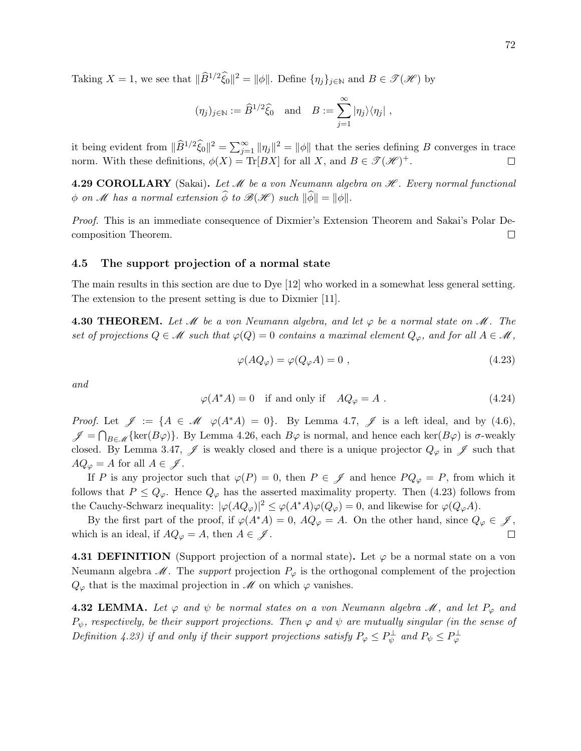Taking $X = 1$, we see that $\|\widehat{B}^{1/2}\widehat{\xi}_0\|^2 = \|\phi\|$. Define $\{\eta_j\}_{j\in\mathbb{N}}$ and $B \in \mathscr{T}(\mathscr{H})$ by

$$(\eta_j)_{j\in\mathbb{N}} := \widehat{B}^{1/2}\widehat{\xi}_0 \quad \text{and} \quad B := \sum_{j=1}^{\infty} |\eta_j\rangle\langle\eta_j| \ ,$$

it being evident from $\|\widehat{B}^{1/2}\widehat{\xi}_0\|^2 = \sum_{j=1}^{\infty}\|\eta_j\|^2 = \|\phi\|$ that the series defining $B$ converges in trace norm. With these definitions, $\phi(X) = \mathrm{Tr}[BX]$ for all $X$, and $B \in \mathscr{T}(\mathscr{H})^+$. $\square$

**4.29 COROLLARY** (Sakai). *Let $\mathscr{M}$ be a von Neumann algebra on $\mathscr{H}$. Every normal functional $\phi$ on $\mathscr{M}$ has a normal extension $\widehat{\phi}$ to $\mathscr{B}(\mathscr{H})$ such $\|\widehat{\phi}\| = \|\phi\|$.*

*Proof.* This is an immediate consequence of Dixmier's Extension Theorem and Sakai's Polar Decomposition Theorem. $\square$

### 4.5 The support projection of a normal state

The main results in this section are due to Dye [12] who worked in a somewhat less general setting. The extension to the present setting is due to Dixmier [11].

**4.30 THEOREM.** *Let $\mathscr{M}$ be a von Neumann algebra, and let $\varphi$ be a normal state on $\mathscr{M}$. The set of projections $Q \in \mathscr{M}$ such that $\varphi(Q) = 0$ contains a maximal element $Q_\varphi$, and for all $A \in \mathscr{M}$,*

$$\varphi(AQ_\varphi) = \varphi(Q_\varphi A) = 0 \ , \tag{4.23}$$

*and*

$$\varphi(A^*A) = 0 \quad \text{if and only if} \quad AQ_\varphi = A \ . \tag{4.24}$$

*Proof.* Let $\mathscr{J} := \{A \in \mathscr{M} \ \ \varphi(A^*A) = 0\}$. By Lemma 4.7, $\mathscr{J}$ is a left ideal, and by (4.6), $\mathscr{J} = \bigcap_{B\in\mathscr{M}}\{\ker(B\varphi)\}$. By Lemma 4.26, each $B\varphi$ is normal, and hence each $\ker(B\varphi)$ is $\sigma$-weakly closed. By Lemma 3.47, $\mathscr{J}$ is weakly closed and there is a unique projector $Q_\varphi$ in $\mathscr{J}$ such that $AQ_\varphi = A$ for all $A \in \mathscr{J}$.

If $P$ is any projector such that $\varphi(P) = 0$, then $P \in \mathscr{J}$ and hence $PQ_\varphi = P$, from which it follows that $P \le Q_\varphi$. Hence $Q_\varphi$ has the asserted maximality property. Then (4.23) follows from the Cauchy-Schwarz inequality: $|\varphi(AQ_\varphi)|^2 \le \varphi(A^*A)\varphi(Q_\varphi) = 0$, and likewise for $\varphi(Q_\varphi A)$.

By the first part of the proof, if $\varphi(A^*A) = 0$, $AQ_\varphi = A$. On the other hand, since $Q_\varphi \in \mathscr{J}$, which is an ideal, if $AQ_\varphi = A$, then $A \in \mathscr{J}$. $\square$

**4.31 DEFINITION** (Support projection of a normal state). Let $\varphi$ be a normal state on a von Neumann algebra $\mathscr{M}$. The *support* projection $P_\varphi$ is the orthogonal complement of the projection $Q_\varphi$ that is the maximal projection in $\mathscr{M}$ on which $\varphi$ vanishes.

**4.32 LEMMA.** *Let $\varphi$ and $\psi$ be normal states on a von Neumann algebra $\mathscr{M}$, and let $P_\varphi$ and $P_\psi$, respectively, be their support projections. Then $\varphi$ and $\psi$ are mutually singular (in the sense of Definition 4.23) if and only if their support projections satisfy $P_\varphi \le P_\psi^\perp$ and $P_\psi \le P_\varphi^\perp$*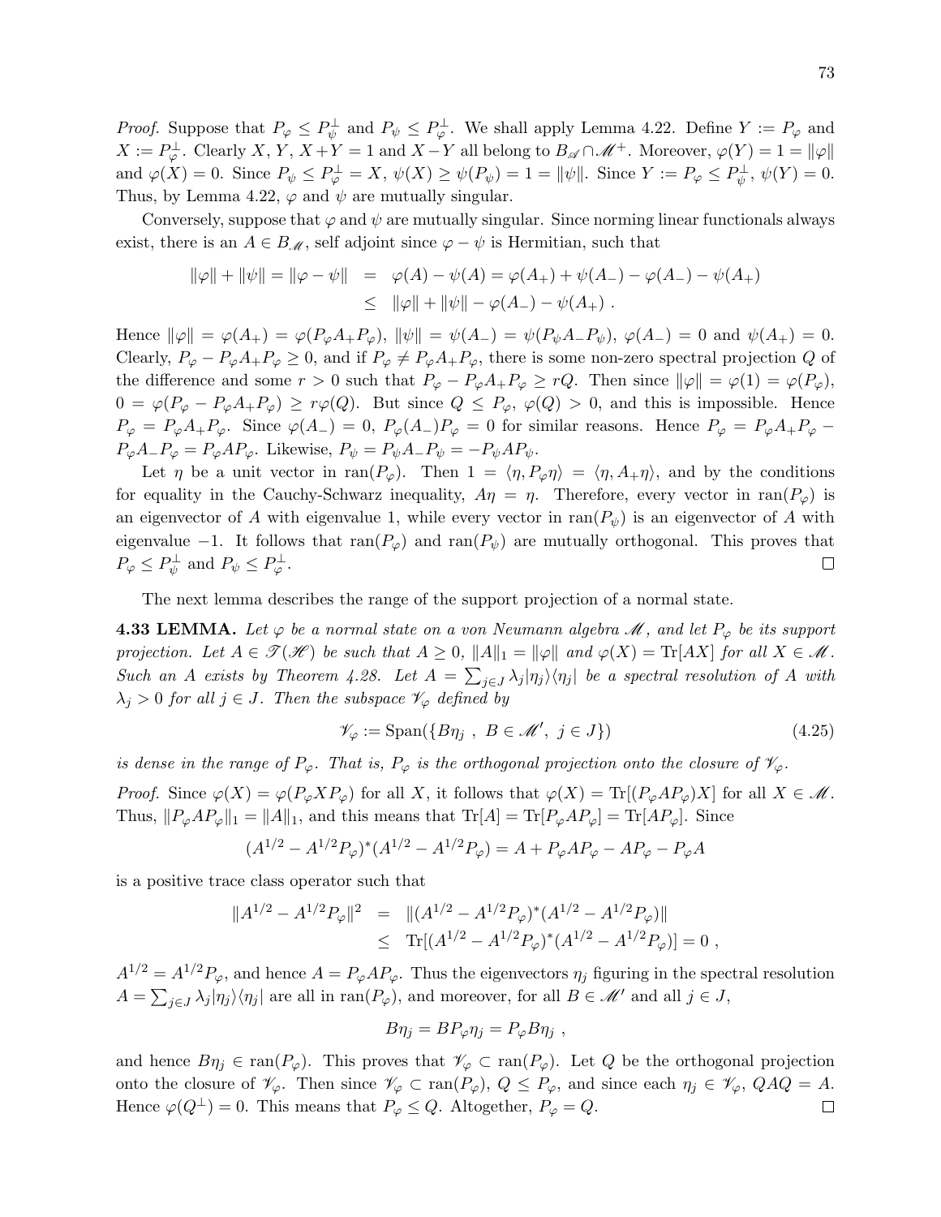*Proof.* Suppose that $P_\varphi \leq P_\psi^\perp$ and $P_\psi \leq P_\varphi^\perp$. We shall apply Lemma 4.22. Define $Y := P_\varphi$ and $X := P_\varphi^\perp$. Clearly $X$, $Y$, $X+Y = 1$ and $X - Y$ all belong to $B_{\mathscr{A}} \cap \mathscr{M}^+$. Moreover, $\varphi(Y) = 1 = \|\varphi\|$ and $\varphi(X) = 0$. Since $P_\psi \leq P_\varphi^\perp = X$, $\psi(X) \geq \psi(P_\psi) = 1 = \|\psi\|$. Since $Y := P_\varphi \leq P_\psi^\perp$, $\psi(Y) = 0$. Thus, by Lemma 4.22, $\varphi$ and $\psi$ are mutually singular.

Conversely, suppose that $\varphi$ and $\psi$ are mutually singular. Since norming linear functionals always exist, there is an $A \in B_{\mathscr{M}}$, self adjoint since $\varphi - \psi$ is Hermitian, such that

$$
\begin{aligned}
\|\varphi\| + \|\psi\| = \|\varphi - \psi\| &= \varphi(A) - \psi(A) = \varphi(A_+) + \psi(A_-) - \varphi(A_-) - \psi(A_+) \\
&\leq \|\varphi\| + \|\psi\| - \varphi(A_-) - \psi(A_+) \ .
\end{aligned}
$$

Hence $\|\varphi\| = \varphi(A_+) = \varphi(P_\varphi A_+ P_\varphi)$, $\|\psi\| = \psi(A_-) = \psi(P_\psi A_- P_\psi)$, $\varphi(A_-) = 0$ and $\psi(A_+) = 0$. Clearly, $P_\varphi - P_\varphi A_+ P_\varphi \geq 0$, and if $P_\varphi \neq P_\varphi A_+ P_\varphi$, there is some non-zero spectral projection $Q$ of the difference and some $r > 0$ such that $P_\varphi - P_\varphi A_+ P_\varphi \geq rQ$. Then since $\|\varphi\| = \varphi(1) = \varphi(P_\varphi)$, $0 = \varphi(P_\varphi - P_\varphi A_+ P_\varphi) \geq r\varphi(Q)$. But since $Q \leq P_\varphi$, $\varphi(Q) > 0$, and this is impossible. Hence $P_\varphi = P_\varphi A_+ P_\varphi$. Since $\varphi(A_-) = 0$, $P_\varphi(A_-)P_\varphi = 0$ for similar reasons. Hence $P_\varphi = P_\varphi A_+ P_\varphi - P_\varphi A_- P_\varphi = P_\varphi A P_\varphi$. Likewise, $P_\psi = P_\psi A_- P_\psi = -P_\psi A P_\psi$.

Let $\eta$ be a unit vector in $\mathrm{ran}(P_\varphi)$. Then $1 = \langle \eta, P_\varphi \eta \rangle = \langle \eta, A_+ \eta \rangle$, and by the conditions for equality in the Cauchy-Schwarz inequality, $A\eta = \eta$. Therefore, every vector in $\mathrm{ran}(P_\varphi)$ is an eigenvector of $A$ with eigenvalue 1, while every vector in $\mathrm{ran}(P_\psi)$ is an eigenvector of $A$ with eigenvalue $-1$. It follows that $\mathrm{ran}(P_\varphi)$ and $\mathrm{ran}(P_\psi)$ are mutually orthogonal. This proves that $P_\varphi \leq P_\psi^\perp$ and $P_\psi \leq P_\varphi^\perp$. □

The next lemma describes the range of the support projection of a normal state.

**4.33 LEMMA.** *Let $\varphi$ be a normal state on a von Neumann algebra $\mathscr{M}$, and let $P_\varphi$ be its support projection. Let $A \in \mathscr{T}(\mathscr{H})$ be such that $A \geq 0$, $\|A\|_1 = \|\varphi\|$ and $\varphi(X) = \mathrm{Tr}[AX]$ for all $X \in \mathscr{M}$. Such an $A$ exists by Theorem 4.28. Let $A = \sum_{j\in J} \lambda_j |\eta_j\rangle\langle\eta_j|$ be a spectral resolution of $A$ with $\lambda_j > 0$ for all $j \in J$. Then the subspace $\mathscr{V}_\varphi$ defined by*

$$
\mathscr{V}_\varphi := \mathrm{Span}(\{B\eta_j \ , \ B \in \mathscr{M}' , \ j \in J\}) \tag{4.25}
$$

*is dense in the range of $P_\varphi$. That is, $P_\varphi$ is the orthogonal projection onto the closure of $\mathscr{V}_\varphi$.*

*Proof.* Since $\varphi(X) = \varphi(P_\varphi X P_\varphi)$ for all $X$, it follows that $\varphi(X) = \mathrm{Tr}[(P_\varphi A P_\varphi)X]$ for all $X \in \mathscr{M}$. Thus, $\|P_\varphi A P_\varphi\|_1 = \|A\|_1$, and this means that $\mathrm{Tr}[A] = \mathrm{Tr}[P_\varphi A P_\varphi] = \mathrm{Tr}[AP_\varphi]$. Since

$$
(A^{1/2} - A^{1/2}P_\varphi)^*(A^{1/2} - A^{1/2}P_\varphi) = A + P_\varphi A P_\varphi - AP_\varphi - P_\varphi A
$$

is a positive trace class operator such that

$$
\begin{aligned}
\|A^{1/2} - A^{1/2}P_\varphi\|^2 &= \|(A^{1/2} - A^{1/2}P_\varphi)^*(A^{1/2} - A^{1/2}P_\varphi)\| \\
&\leq \mathrm{Tr}[(A^{1/2} - A^{1/2}P_\varphi)^*(A^{1/2} - A^{1/2}P_\varphi)] = 0 \ ,
\end{aligned}
$$

$A^{1/2} = A^{1/2}P_\varphi$, and hence $A = P_\varphi A P_\varphi$. Thus the eigenvectors $\eta_j$ figuring in the spectral resolution $A = \sum_{j\in J} \lambda_j |\eta_j\rangle\langle\eta_j|$ are all in $\mathrm{ran}(P_\varphi)$, and moreover, for all $B \in \mathscr{M}'$ and all $j \in J$,

$$
B\eta_j = BP_\varphi \eta_j = P_\varphi B \eta_j \ ,
$$

and hence $B\eta_j \in \mathrm{ran}(P_\varphi)$. This proves that $\mathscr{V}_\varphi \subset \mathrm{ran}(P_\varphi)$. Let $Q$ be the orthogonal projection onto the closure of $\mathscr{V}_\varphi$. Then since $\mathscr{V}_\varphi \subset \mathrm{ran}(P_\varphi)$, $Q \leq P_\varphi$, and since each $\eta_j \in \mathscr{V}_\varphi$, $QAQ = A$. Hence $\varphi(Q^\perp) = 0$. This means that $P_\varphi \leq Q$. Altogether, $P_\varphi = Q$. □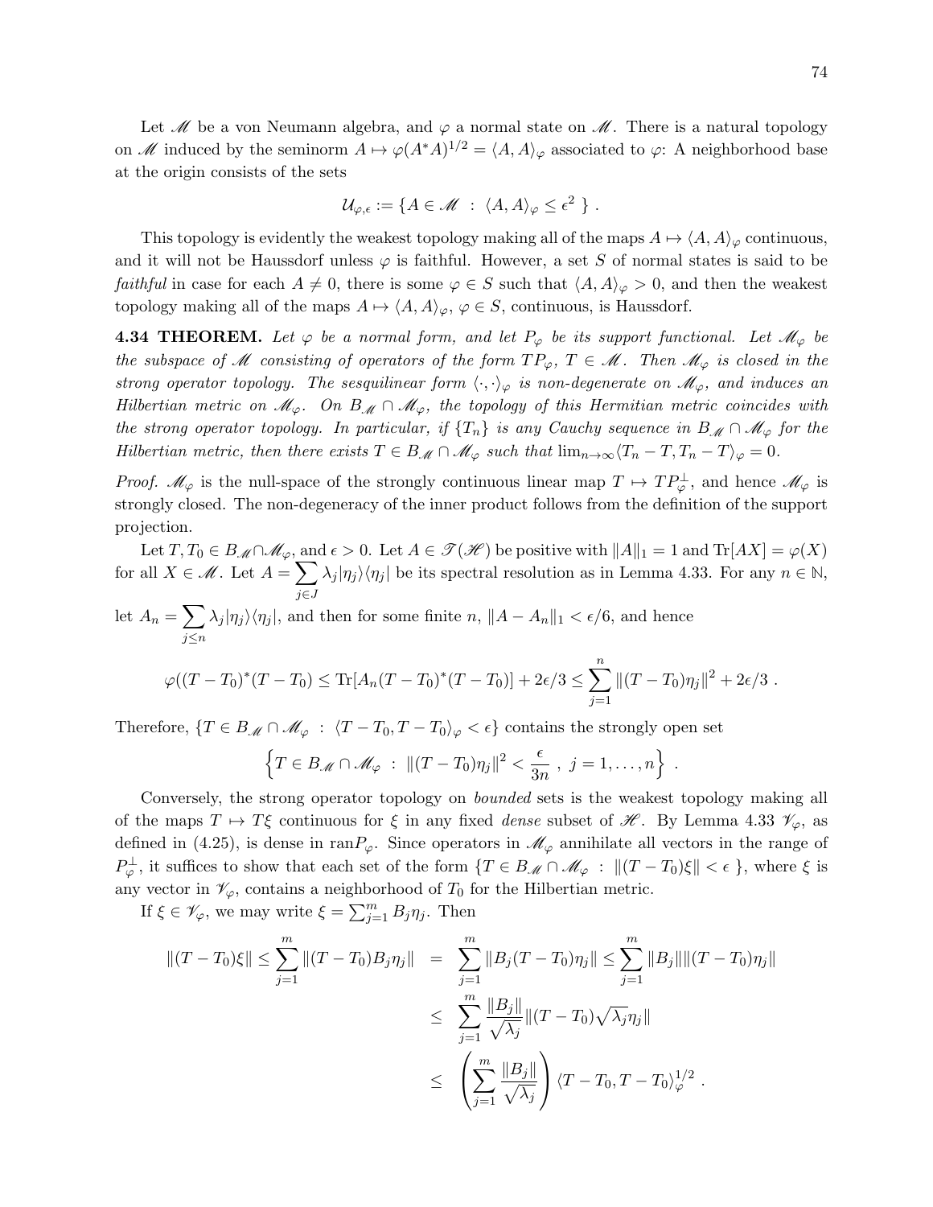Let $\mathscr{M}$ be a von Neumann algebra, and $\varphi$ a normal state on $\mathscr{M}$. There is a natural topology on $\mathscr{M}$ induced by the seminorm $A \mapsto \varphi(A^*A)^{1/2} = \langle A, A \rangle_\varphi$ associated to $\varphi$: A neighborhood base at the origin consists of the sets

$$\mathcal{U}_{\varphi,\epsilon} := \{ A \in \mathscr{M} \ : \ \langle A, A \rangle_\varphi \leq \epsilon^2 \ \} \ .$$

This topology is evidently the weakest topology making all of the maps $A \mapsto \langle A, A \rangle_\varphi$ continuous, and it will not be Haussdorf unless $\varphi$ is faithful. However, a set $S$ of normal states is said to be *faithful* in case for each $A \neq 0$, there is some $\varphi \in S$ such that $\langle A, A \rangle_\varphi > 0$, and then the weakest topology making all of the maps $A \mapsto \langle A, A \rangle_\varphi$, $\varphi \in S$, continuous, is Haussdorf.

**4.34 THEOREM.** *Let $\varphi$ be a normal form, and let $P_\varphi$ be its support functional. Let $\mathscr{M}_\varphi$ be the subspace of $\mathscr{M}$ consisting of operators of the form $TP_\varphi$, $T \in \mathscr{M}$. Then $\mathscr{M}_\varphi$ is closed in the strong operator topology. The sesquilinear form $\langle \cdot, \cdot \rangle_\varphi$ is non-degenerate on $\mathscr{M}_\varphi$, and induces an Hilbertian metric on $\mathscr{M}_\varphi$. On $B_{\mathscr{M}} \cap \mathscr{M}_\varphi$, the topology of this Hermitian metric coincides with the strong operator topology. In particular, if $\{T_n\}$ is any Cauchy sequence in $B_{\mathscr{M}} \cap \mathscr{M}_\varphi$ for the Hilbertian metric, then there exists $T \in B_{\mathscr{M}} \cap \mathscr{M}_\varphi$ such that $\lim_{n\to\infty} \langle T_n - T, T_n - T \rangle_\varphi = 0$.*

*Proof.* $\mathscr{M}_\varphi$ is the null-space of the strongly continuous linear map $T \mapsto TP_\varphi^\perp$, and hence $\mathscr{M}_\varphi$ is strongly closed. The non-degeneracy of the inner product follows from the definition of the support projection.

Let $T, T_0 \in B_{\mathscr{M}} \cap \mathscr{M}_\varphi$, and $\epsilon > 0$. Let $A \in \mathscr{T}(\mathscr{H})$ be positive with $\|A\|_1 = 1$ and $\mathrm{Tr}[AX] = \varphi(X)$ for all $X \in \mathscr{M}$. Let $A = \sum_{j \in J} \lambda_j |\eta_j\rangle\langle\eta_j|$ be its spectral resolution as in Lemma 4.33. For any $n \in \mathbb{N}$, let $A_n = \sum_{j \leq n} \lambda_j |\eta_j\rangle\langle\eta_j|$, and then for some finite $n$, $\|A - A_n\|_1 < \epsilon/6$, and hence

$$\varphi((T - T_0)^*(T - T_0) \leq \mathrm{Tr}[A_n(T - T_0)^*(T - T_0)] + 2\epsilon/3 \leq \sum_{j=1}^{n} \|(T - T_0)\eta_j\|^2 + 2\epsilon/3 \ .$$

Therefore, $\{T \in B_{\mathscr{M}} \cap \mathscr{M}_\varphi \ : \ \langle T - T_0, T - T_0 \rangle_\varphi < \epsilon\}$ contains the strongly open set

$$\left\{ T \in B_{\mathscr{M}} \cap \mathscr{M}_\varphi \ : \ \|(T - T_0)\eta_j\|^2 < \frac{\epsilon}{3n} \ , \ j = 1, \dots, n \right\} \ .$$

Conversely, the strong operator topology on *bounded* sets is the weakest topology making all of the maps $T \mapsto T\xi$ continuous for $\xi$ in any fixed *dense* subset of $\mathscr{H}$. By Lemma 4.33 $\mathscr{V}_\varphi$, as defined in (4.25), is dense in $\mathrm{ran}P_\varphi$. Since operators in $\mathscr{M}_\varphi$ annihilate all vectors in the range of $P_\varphi^\perp$, it suffices to show that each set of the form $\{T \in B_{\mathscr{M}} \cap \mathscr{M}_\varphi \ : \ \|(T - T_0)\xi\| < \epsilon \ \}$, where $\xi$ is any vector in $\mathscr{V}_\varphi$, contains a neighborhood of $T_0$ for the Hilbertian metric.

If $\xi \in \mathscr{V}_\varphi$, we may write $\xi = \sum_{j=1}^{m} B_j \eta_j$. Then

$$\begin{aligned}
\|(T - T_0)\xi\| \leq \sum_{j=1}^{m} \|(T - T_0)B_j\eta_j\| &= \sum_{j=1}^{m} \|B_j(T - T_0)\eta_j\| \leq \sum_{j=1}^{m} \|B_j\|\|(T - T_0)\eta_j\| \\
&\leq \sum_{j=1}^{m} \frac{\|B_j\|}{\sqrt{\lambda_j}} \|(T - T_0)\sqrt{\lambda_j}\eta_j\| \\
&\leq \left( \sum_{j=1}^{m} \frac{\|B_j\|}{\sqrt{\lambda_j}} \right) \langle T - T_0, T - T_0 \rangle_\varphi^{1/2} \ .
\end{aligned}$$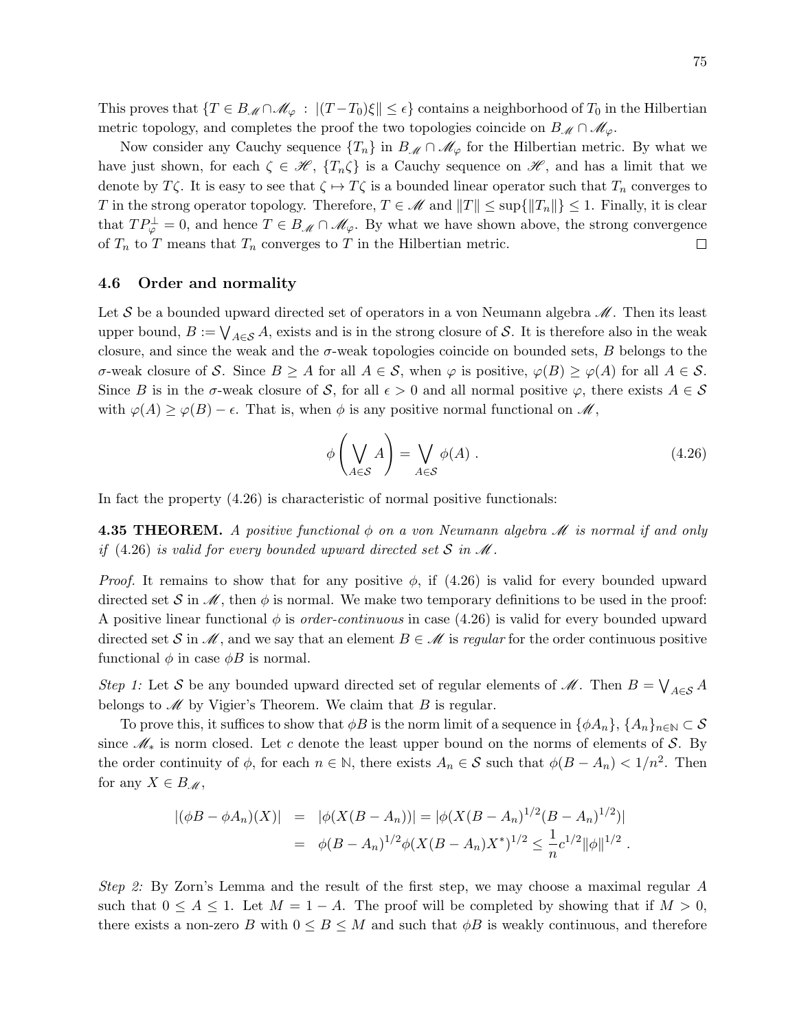This proves that $\{T \in B_{\mathscr{M}} \cap \mathscr{M}_\varphi \ : \ |(T - T_0)\xi\| \leq \epsilon\}$ contains a neighborhood of $T_0$ in the Hilbertian metric topology, and completes the proof the two topologies coincide on $B_{\mathscr{M}} \cap \mathscr{M}_\varphi$.

Now consider any Cauchy sequence $\{T_n\}$ in $B_{\mathscr{M}} \cap \mathscr{M}_\varphi$ for the Hilbertian metric. By what we have just shown, for each $\zeta \in \mathscr{H}$, $\{T_n\zeta\}$ is a Cauchy sequence on $\mathscr{H}$, and has a limit that we denote by $T\zeta$. It is easy to see that $\zeta \mapsto T\zeta$ is a bounded linear operator such that $T_n$ converges to $T$ in the strong operator topology. Therefore, $T \in \mathscr{M}$ and $\|T\| \leq \sup\{\|T_n\|\} \leq 1$. Finally, it is clear that $TP_\varphi^\perp = 0$, and hence $T \in B_{\mathscr{M}} \cap \mathscr{M}_\varphi$. By what we have shown above, the strong convergence of $T_n$ to $T$ means that $T_n$ converges to $T$ in the Hilbertian metric. $\square$

### 4.6 Order and normality

Let $\mathcal{S}$ be a bounded upward directed set of operators in a von Neumann algebra $\mathscr{M}$. Then its least upper bound, $B := \bigvee_{A \in \mathcal{S}} A$, exists and is in the strong closure of $\mathcal{S}$. It is therefore also in the weak closure, and since the weak and the $\sigma$-weak topologies coincide on bounded sets, $B$ belongs to the $\sigma$-weak closure of $\mathcal{S}$. Since $B \geq A$ for all $A \in \mathcal{S}$, when $\varphi$ is positive, $\varphi(B) \geq \varphi(A)$ for all $A \in \mathcal{S}$. Since $B$ is in the $\sigma$-weak closure of $\mathcal{S}$, for all $\epsilon > 0$ and all normal positive $\varphi$, there exists $A \in \mathcal{S}$ with $\varphi(A) \geq \varphi(B) - \epsilon$. That is, when $\phi$ is any positive normal functional on $\mathscr{M}$,

$$\phi\left(\bigvee_{A \in \mathcal{S}} A\right) = \bigvee_{A \in \mathcal{S}} \phi(A) \ . \tag{4.26}$$

In fact the property (4.26) is characteristic of normal positive functionals:

**4.35 THEOREM.** *A positive functional $\phi$ on a von Neumann algebra $\mathscr{M}$ is normal if and only if (4.26) is valid for every bounded upward directed set $\mathcal{S}$ in $\mathscr{M}$.*

*Proof.* It remains to show that for any positive $\phi$, if (4.26) is valid for every bounded upward directed set $\mathcal{S}$ in $\mathscr{M}$, then $\phi$ is normal. We make two temporary definitions to be used in the proof: A positive linear functional $\phi$ is *order-continuous* in case (4.26) is valid for every bounded upward directed set $\mathcal{S}$ in $\mathscr{M}$, and we say that an element $B \in \mathscr{M}$ is *regular* for the order continuous positive functional $\phi$ in case $\phi B$ is normal.

*Step 1:* Let $\mathcal{S}$ be any bounded upward directed set of regular elements of $\mathscr{M}$. Then $B = \bigvee_{A \in \mathcal{S}} A$ belongs to $\mathscr{M}$ by Vigier's Theorem. We claim that $B$ is regular.

To prove this, it suffices to show that $\phi B$ is the norm limit of a sequence in $\{\phi A_n\}$, $\{A_n\}_{n \in \mathbb{N}} \subset \mathcal{S}$ since $\mathscr{M}_*$ is norm closed. Let $c$ denote the least upper bound on the norms of elements of $\mathcal{S}$. By the order continuity of $\phi$, for each $n \in \mathbb{N}$, there exists $A_n \in \mathcal{S}$ such that $\phi(B - A_n) < 1/n^2$. Then for any $X \in B_{\mathscr{M}}$,

$$\begin{aligned}
|(\phi B - \phi A_n)(X)| &= |\phi(X(B - A_n))| = |\phi(X(B - A_n)^{1/2}(B - A_n)^{1/2})| \\
&= \phi(B - A_n)^{1/2}\phi(X(B - A_n)X^*)^{1/2} \leq \frac{1}{n}c^{1/2}\|\phi\|^{1/2} \ .
\end{aligned}$$

*Step 2:* By Zorn's Lemma and the result of the first step, we may choose a maximal regular $A$ such that $0 \leq A \leq 1$. Let $M = 1 - A$. The proof will be completed by showing that if $M > 0$, there exists a non-zero $B$ with $0 \leq B \leq M$ and such that $\phi B$ is weakly continuous, and therefore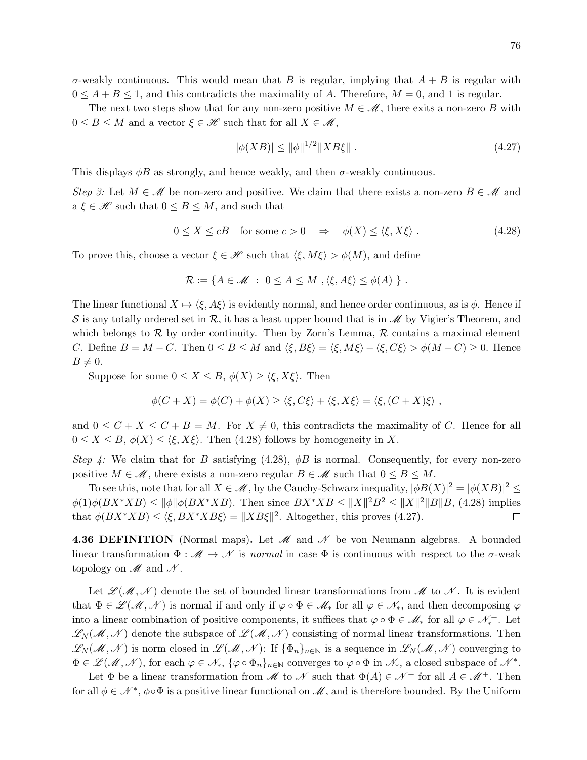$\sigma$-weakly continuous. This would mean that $B$ is regular, implying that $A + B$ is regular with $0 \leq A + B \leq 1$, and this contradicts the maximality of $A$. Therefore, $M = 0$, and $1$ is regular.

The next two steps show that for any non-zero positive $M \in \mathscr{M}$, there exits a non-zero $B$ with $0 \leq B \leq M$ and a vector $\xi \in \mathscr{H}$ such that for all $X \in \mathscr{M}$,

$$|\phi(XB)| \leq \|\phi\|^{1/2} \|XB\xi\| \ . \tag{4.27}$$

This displays $\phi B$ as strongly, and hence weakly, and then $\sigma$-weakly continuous.

*Step 3:* Let $M \in \mathscr{M}$ be non-zero and positive. We claim that there exists a non-zero $B \in \mathscr{M}$ and a $\xi \in \mathscr{H}$ such that $0 \leq B \leq M$, and such that

$$0 \leq X \leq cB \quad \text{for some } c > 0 \quad \Rightarrow \quad \phi(X) \leq \langle \xi, X\xi \rangle \ . \tag{4.28}$$

To prove this, choose a vector $\xi \in \mathscr{H}$ such that $\langle \xi, M\xi \rangle > \phi(M)$, and define

$$\mathcal{R} := \{ A \in \mathscr{M} \ : \ 0 \leq A \leq M \ , \langle \xi, A\xi \rangle \leq \phi(A) \ \} \ .$$

The linear functional $X \mapsto \langle \xi, A\xi \rangle$ is evidently normal, and hence order continuous, as is $\phi$. Hence if $\mathcal{S}$ is any totally ordered set in $\mathcal{R}$, it has a least upper bound that is in $\mathscr{M}$ by Vigier's Theorem, and which belongs to $\mathcal{R}$ by order continuity. Then by Zorn's Lemma, $\mathcal{R}$ contains a maximal element $C$. Define $B = M - C$. Then $0 \leq B \leq M$ and $\langle \xi, B\xi \rangle = \langle \xi, M\xi \rangle - \langle \xi, C\xi \rangle > \phi(M - C) \geq 0$. Hence $B \neq 0$.

Suppose for some $0 \leq X \leq B$, $\phi(X) \geq \langle \xi, X\xi \rangle$. Then

$$\phi(C + X) = \phi(C) + \phi(X) \geq \langle \xi, C\xi \rangle + \langle \xi, X\xi \rangle = \langle \xi, (C + X)\xi \rangle \ ,$$

and $0 \leq C + X \leq C + B = M$. For $X \neq 0$, this contradicts the maximality of $C$. Hence for all $0 \leq X \leq B$, $\phi(X) \leq \langle \xi, X\xi \rangle$. Then (4.28) follows by homogeneity in $X$.

*Step 4:* We claim that for $B$ satisfying (4.28), $\phi B$ is normal. Consequently, for every non-zero positive $M \in \mathscr{M}$, there exists a non-zero regular $B \in \mathscr{M}$ such that $0 \leq B \leq M$.

To see this, note that for all $X \in \mathscr{M}$, by the Cauchy-Schwarz inequality, $|\phi B(X)|^2 = |\phi(XB)|^2 \leq \phi(1)\phi(BX^*XB) \leq \|\phi\|\phi(BX^*XB)$. Then since $BX^*XB \leq \|X\|^2 B^2 \leq \|X\|^2\|B\|B$, (4.28) implies that $\phi(BX^*XB) \leq \langle \xi, BX^*XB\xi \rangle = \|XB\xi\|^2$. Altogether, this proves (4.27). $\square$

**4.36 DEFINITION** (Normal maps)**.** Let $\mathscr{M}$ and $\mathscr{N}$ be von Neumann algebras. A bounded linear transformation $\Phi : \mathscr{M} \to \mathscr{N}$ is *normal* in case $\Phi$ is continuous with respect to the $\sigma$-weak topology on $\mathscr{M}$ and $\mathscr{N}$.

Let $\mathscr{L}(\mathscr{M}, \mathscr{N})$ denote the set of bounded linear transformations from $\mathscr{M}$ to $\mathscr{N}$. It is evident that $\Phi \in \mathscr{L}(\mathscr{M}, \mathscr{N})$ is normal if and only if $\varphi \circ \Phi \in \mathscr{M}_*$ for all $\varphi \in \mathscr{N}_*$, and then decomposing $\varphi$ into a linear combination of positive components, it suffices that $\varphi \circ \Phi \in \mathscr{M}_*$ for all $\varphi \in \mathscr{N}_*^+$. Let $\mathscr{L}_N(\mathscr{M}, \mathscr{N})$ denote the subspace of $\mathscr{L}(\mathscr{M}, \mathscr{N})$ consisting of normal linear transformations. Then $\mathscr{L}_N(\mathscr{M}, \mathscr{N})$ is norm closed in $\mathscr{L}(\mathscr{M}, \mathscr{N})$: If $\{\Phi_n\}_{n \in \mathbb{N}}$ is a sequence in $\mathscr{L}_N(\mathscr{M}, \mathscr{N})$ converging to $\Phi \in \mathscr{L}(\mathscr{M}, \mathscr{N})$, for each $\varphi \in \mathscr{N}_*$, $\{\varphi \circ \Phi_n\}_{n \in \mathbb{N}}$ converges to $\varphi \circ \Phi$ in $\mathscr{N}_*$, a closed subspace of $\mathscr{N}^*$.

Let $\Phi$ be a linear transformation from $\mathscr{M}$ to $\mathscr{N}$ such that $\Phi(A) \in \mathscr{N}^+$ for all $A \in \mathscr{M}^+$. Then for all $\phi \in \mathscr{N}^*$, $\phi \circ \Phi$ is a positive linear functional on $\mathscr{M}$, and is therefore bounded. By the Uniform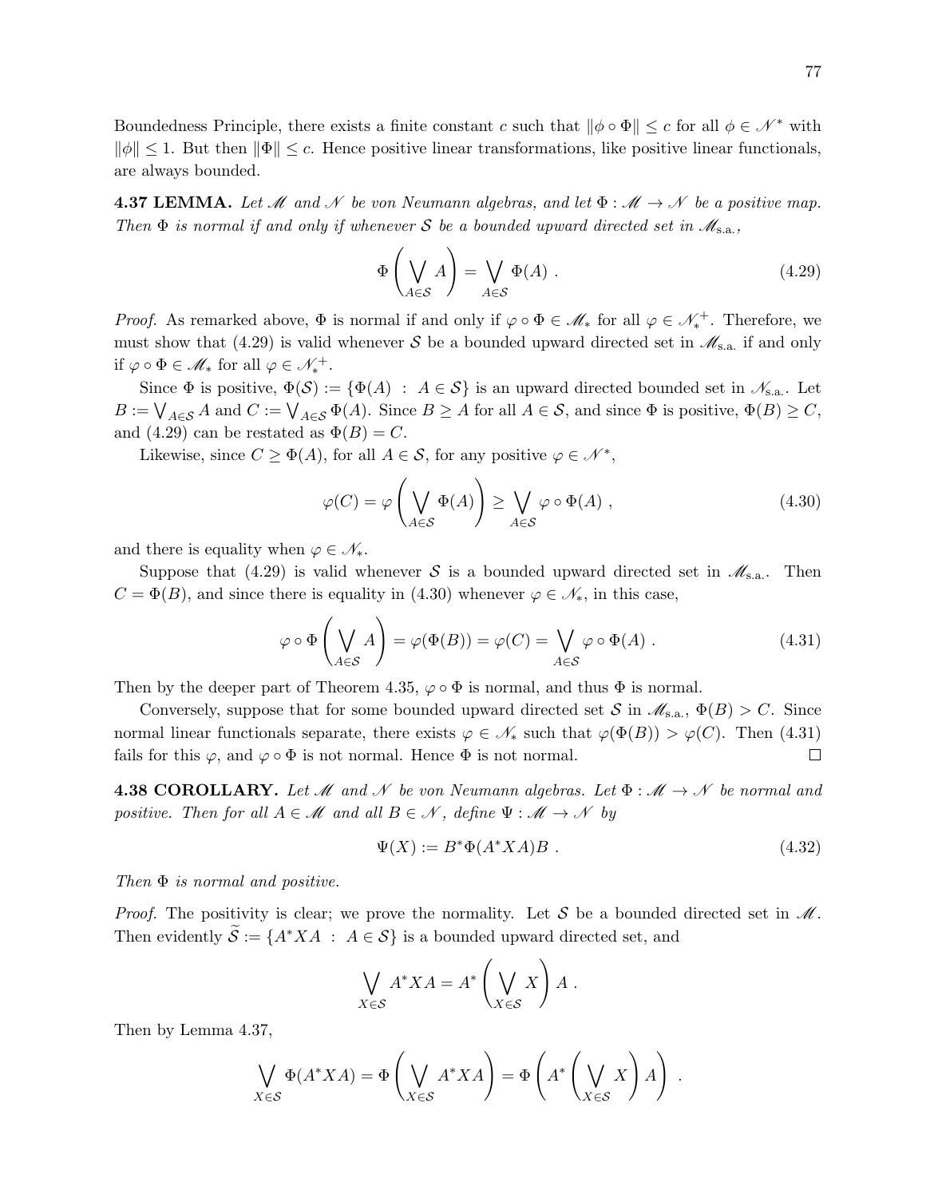Boundedness Principle, there exists a finite constant $c$ such that $\|\phi \circ \Phi\| \leq c$ for all $\phi \in \mathscr{N}^*$ with $\|\phi\| \leq 1$. But then $\|\Phi\| \leq c$. Hence positive linear transformations, like positive linear functionals, are always bounded.

**4.37 LEMMA.** *Let $\mathscr{M}$ and $\mathscr{N}$ be von Neumann algebras, and let $\Phi : \mathscr{M} \to \mathscr{N}$ be a positive map. Then $\Phi$ is normal if and only if whenever $\mathcal{S}$ be a bounded upward directed set in $\mathscr{M}_{\text{s.a.}}$,*

$$\Phi\left(\bigvee_{A\in\mathcal{S}} A\right) = \bigvee_{A\in\mathcal{S}} \Phi(A) \ . \tag{4.29}$$

*Proof.* As remarked above, $\Phi$ is normal if and only if $\varphi \circ \Phi \in \mathscr{M}_*$ for all $\varphi \in \mathscr{N}_*^{\ +}$. Therefore, we must show that (4.29) is valid whenever $\mathcal{S}$ be a bounded upward directed set in $\mathscr{M}_{\text{s.a.}}$ if and only if $\varphi \circ \Phi \in \mathscr{M}_*$ for all $\varphi \in \mathscr{N}_*^{\ +}$.

Since $\Phi$ is positive, $\Phi(\mathcal{S}) := \{\Phi(A) \ : \ A \in \mathcal{S}\}$ is an upward directed bounded set in $\mathscr{N}_{\text{s.a.}}$. Let $B := \bigvee_{A\in\mathcal{S}} A$ and $C := \bigvee_{A\in\mathcal{S}} \Phi(A)$. Since $B \geq A$ for all $A \in \mathcal{S}$, and since $\Phi$ is positive, $\Phi(B) \geq C$, and (4.29) can be restated as $\Phi(B) = C$.

Likewise, since $C \geq \Phi(A)$, for all $A \in \mathcal{S}$, for any positive $\varphi \in \mathscr{N}^*$,

$$\varphi(C) = \varphi\left(\bigvee_{A\in\mathcal{S}} \Phi(A)\right) \geq \bigvee_{A\in\mathcal{S}} \varphi \circ \Phi(A) \ , \tag{4.30}$$

and there is equality when $\varphi \in \mathscr{N}_*$.

Suppose that (4.29) is valid whenever $\mathcal{S}$ is a bounded upward directed set in $\mathscr{M}_{\text{s.a.}}$. Then $C = \Phi(B)$, and since there is equality in (4.30) whenever $\varphi \in \mathscr{N}_*$, in this case,

$$\varphi \circ \Phi\left(\bigvee_{A\in\mathcal{S}} A\right) = \varphi(\Phi(B)) = \varphi(C) = \bigvee_{A\in\mathcal{S}} \varphi \circ \Phi(A) \ . \tag{4.31}$$

Then by the deeper part of Theorem 4.35, $\varphi \circ \Phi$ is normal, and thus $\Phi$ is normal.

Conversely, suppose that for some bounded upward directed set $\mathcal{S}$ in $\mathscr{M}_{\text{s.a.}}$, $\Phi(B) > C$. Since normal linear functionals separate, there exists $\varphi \in \mathscr{N}_*$ such that $\varphi(\Phi(B)) > \varphi(C)$. Then (4.31) fails for this $\varphi$, and $\varphi \circ \Phi$ is not normal. Hence $\Phi$ is not normal. $\square$

**4.38 COROLLARY.** *Let $\mathscr{M}$ and $\mathscr{N}$ be von Neumann algebras. Let $\Phi : \mathscr{M} \to \mathscr{N}$ be normal and positive. Then for all $A \in \mathscr{M}$ and all $B \in \mathscr{N}$, define $\Psi : \mathscr{M} \to \mathscr{N}$ by*

$$\Psi(X) := B^*\Phi(A^*XA)B \ . \tag{4.32}$$

*Then $\Phi$ is normal and positive.*

*Proof.* The positivity is clear; we prove the normality. Let $\mathcal{S}$ be a bounded directed set in $\mathscr{M}$. Then evidently $\widetilde{\mathcal{S}} := \{A^*XA \ : \ A \in \mathcal{S}\}$ is a bounded upward directed set, and

$$\bigvee_{X\in\mathcal{S}} A^*XA = A^*\left(\bigvee_{X\in\mathcal{S}} X\right) A \ .$$

Then by Lemma 4.37,

$$\bigvee_{X\in\mathcal{S}} \Phi(A^*XA) = \Phi\left(\bigvee_{X\in\mathcal{S}} A^*XA\right) = \Phi\left(A^*\left(\bigvee_{X\in\mathcal{S}} X\right) A\right) \ .$$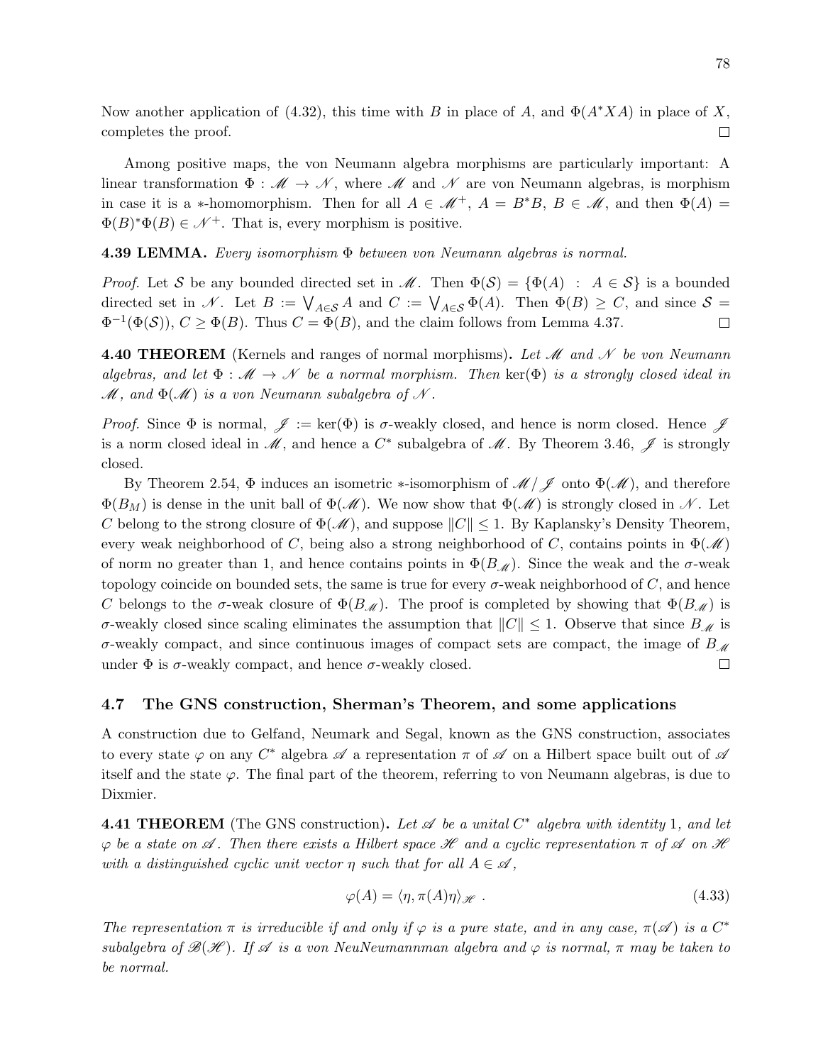Now another application of (4.32), this time with $B$ in place of $A$, and $\Phi(A^*XA)$ in place of $X$, completes the proof. $\square$

Among positive maps, the von Neumann algebra morphisms are particularly important: A linear transformation $\Phi : \mathscr{M} \to \mathscr{N}$, where $\mathscr{M}$ and $\mathscr{N}$ are von Neumann algebras, is morphism in case it is a $*$-homomorphism. Then for all $A \in \mathscr{M}^+$, $A = B^*B$, $B \in \mathscr{M}$, and then $\Phi(A) = \Phi(B)^*\Phi(B) \in \mathscr{N}^+$. That is, every morphism is positive.

**4.39 LEMMA.** *Every isomorphism $\Phi$ between von Neumann algebras is normal.*

*Proof.* Let $\mathcal{S}$ be any bounded directed set in $\mathscr{M}$. Then $\Phi(\mathcal{S}) = \{\Phi(A) \ : \ A \in \mathcal{S}\}$ is a bounded directed set in $\mathscr{N}$. Let $B := \bigvee_{A\in\mathcal{S}} A$ and $C := \bigvee_{A\in\mathcal{S}} \Phi(A)$. Then $\Phi(B) \geq C$, and since $\mathcal{S} = \Phi^{-1}(\Phi(\mathcal{S}))$, $C \geq \Phi(B)$. Thus $C = \Phi(B)$, and the claim follows from Lemma 4.37. $\square$

**4.40 THEOREM** (Kernels and ranges of normal morphisms)**.** *Let $\mathscr{M}$ and $\mathscr{N}$ be von Neumann algebras, and let $\Phi : \mathscr{M} \to \mathscr{N}$ be a normal morphism. Then $\ker(\Phi)$ is a strongly closed ideal in $\mathscr{M}$, and $\Phi(\mathscr{M})$ is a von Neumann subalgebra of $\mathscr{N}$.*

*Proof.* Since $\Phi$ is normal, $\mathscr{J} := \ker(\Phi)$ is $\sigma$-weakly closed, and hence is norm closed. Hence $\mathscr{J}$ is a norm closed ideal in $\mathscr{M}$, and hence a $C^*$ subalgebra of $\mathscr{M}$. By Theorem 3.46, $\mathscr{J}$ is strongly closed.

By Theorem 2.54, $\Phi$ induces an isometric $*$-isomorphism of $\mathscr{M}/\mathscr{J}$ onto $\Phi(\mathscr{M})$, and therefore $\Phi(B_M)$ is dense in the unit ball of $\Phi(\mathscr{M})$. We now show that $\Phi(\mathscr{M})$ is strongly closed in $\mathscr{N}$. Let $C$ belong to the strong closure of $\Phi(\mathscr{M})$, and suppose $\|C\| \leq 1$. By Kaplansky's Density Theorem, every weak neighborhood of $C$, being also a strong neighborhood of $C$, contains points in $\Phi(\mathscr{M})$ of norm no greater than 1, and hence contains points in $\Phi(B_{\mathscr{M}})$. Since the weak and the $\sigma$-weak topology coincide on bounded sets, the same is true for every $\sigma$-weak neighborhood of $C$, and hence $C$ belongs to the $\sigma$-weak closure of $\Phi(B_{\mathscr{M}})$. The proof is completed by showing that $\Phi(B_{\mathscr{M}})$ is $\sigma$-weakly closed since scaling eliminates the assumption that $\|C\| \leq 1$. Observe that since $B_{\mathscr{M}}$ is $\sigma$-weakly compact, and since continuous images of compact sets are compact, the image of $B_{\mathscr{M}}$ under $\Phi$ is $\sigma$-weakly compact, and hence $\sigma$-weakly closed. $\square$

## 4.7 The GNS construction, Sherman's Theorem, and some applications

A construction due to Gelfand, Neumark and Segal, known as the GNS construction, associates to every state $\varphi$ on any $C^*$ algebra $\mathscr{A}$ a representation $\pi$ of $\mathscr{A}$ on a Hilbert space built out of $\mathscr{A}$ itself and the state $\varphi$. The final part of the theorem, referring to von Neumann algebras, is due to Dixmier.

**4.41 THEOREM** (The GNS construction)**.** *Let $\mathscr{A}$ be a unital $C^*$ algebra with identity $1$, and let $\varphi$ be a state on $\mathscr{A}$. Then there exists a Hilbert space $\mathscr{H}$ and a cyclic representation $\pi$ of $\mathscr{A}$ on $\mathscr{H}$ with a distinguished cyclic unit vector $\eta$ such that for all $A \in \mathscr{A}$,*

$$\varphi(A) = \langle \eta, \pi(A)\eta \rangle_{\mathscr{H}} \ . \tag{4.33}$$

*The representation $\pi$ is irreducible if and only if $\varphi$ is a pure state, and in any case, $\pi(\mathscr{A})$ is a $C^*$ subalgebra of $\mathscr{B}(\mathscr{H})$. If $\mathscr{A}$ is a von NeuNeumannman algebra and $\varphi$ is normal, $\pi$ may be taken to be normal.*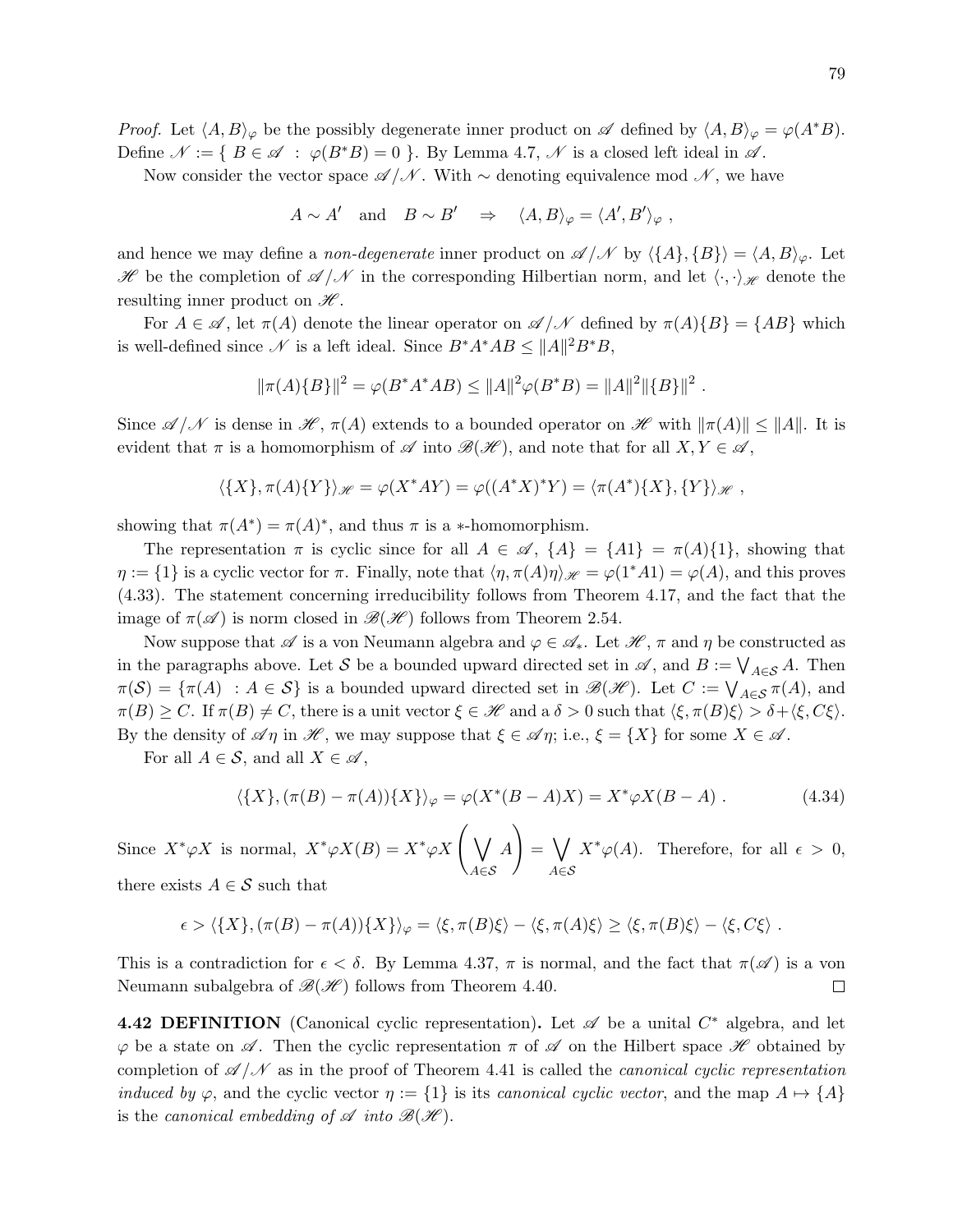*Proof.* Let $\langle A, B\rangle_\varphi$ be the possibly degenerate inner product on $\mathscr{A}$ defined by $\langle A, B\rangle_\varphi = \varphi(A^*B)$. Define $\mathscr{N} := \{ B \in \mathscr{A} \ : \ \varphi(B^*B) = 0 \}$. By Lemma 4.7, $\mathscr{N}$ is a closed left ideal in $\mathscr{A}$.

Now consider the vector space $\mathscr{A}/\mathscr{N}$. With $\sim$ denoting equivalence mod $\mathscr{N}$, we have

$$A \sim A' \quad \text{and} \quad B \sim B' \quad \Rightarrow \quad \langle A, B\rangle_\varphi = \langle A', B'\rangle_\varphi \ ,$$

and hence we may define a *non-degenerate* inner product on $\mathscr{A}/\mathscr{N}$ by $\langle \{A\}, \{B\}\rangle = \langle A, B\rangle_\varphi$. Let $\mathscr{H}$ be the completion of $\mathscr{A}/\mathscr{N}$ in the corresponding Hilbertian norm, and let $\langle \cdot, \cdot\rangle_{\mathscr{H}}$ denote the resulting inner product on $\mathscr{H}$.

For $A \in \mathscr{A}$, let $\pi(A)$ denote the linear operator on $\mathscr{A}/\mathscr{N}$ defined by $\pi(A)\{B\} = \{AB\}$ which is well-defined since $\mathscr{N}$ is a left ideal. Since $B^*A^*AB \leq \|A\|^2 B^*B$,

$$\|\pi(A)\{B\}\|^2 = \varphi(B^*A^*AB) \leq \|A\|^2\varphi(B^*B) = \|A\|^2\|\{B\}\|^2 \ .$$

Since $\mathscr{A}/\mathscr{N}$ is dense in $\mathscr{H}$, $\pi(A)$ extends to a bounded operator on $\mathscr{H}$ with $\|\pi(A)\| \leq \|A\|$. It is evident that $\pi$ is a homomorphism of $\mathscr{A}$ into $\mathscr{B}(\mathscr{H})$, and note that for all $X, Y \in \mathscr{A}$,

$$\langle \{X\}, \pi(A)\{Y\}\rangle_{\mathscr{H}} = \varphi(X^*AY) = \varphi((A^*X)^*Y) = \langle \pi(A^*)\{X\}, \{Y\}\rangle_{\mathscr{H}} \ ,$$

showing that $\pi(A^*) = \pi(A)^*$, and thus $\pi$ is a $*$-homomorphism.

The representation $\pi$ is cyclic since for all $A \in \mathscr{A}$, $\{A\} = \{A1\} = \pi(A)\{1\}$, showing that $\eta := \{1\}$ is a cyclic vector for $\pi$. Finally, note that $\langle \eta, \pi(A)\eta\rangle_{\mathscr{H}} = \varphi(1^*A1) = \varphi(A)$, and this proves (4.33). The statement concerning irreducibility follows from Theorem 4.17, and the fact that the image of $\pi(\mathscr{A})$ is norm closed in $\mathscr{B}(\mathscr{H})$ follows from Theorem 2.54.

Now suppose that $\mathscr{A}$ is a von Neumann algebra and $\varphi \in \mathscr{A}_*$. Let $\mathscr{H}$, $\pi$ and $\eta$ be constructed as in the paragraphs above. Let $\mathcal{S}$ be a bounded upward directed set in $\mathscr{A}$, and $B := \bigvee_{A\in\mathcal{S}} A$. Then $\pi(\mathcal{S}) = \{\pi(A) \ : A \in \mathcal{S}\}$ is a bounded upward directed set in $\mathscr{B}(\mathscr{H})$. Let $C := \bigvee_{A\in\mathcal{S}} \pi(A)$, and $\pi(B) \geq C$. If $\pi(B) \neq C$, there is a unit vector $\xi \in \mathscr{H}$ and a $\delta > 0$ such that $\langle \xi, \pi(B)\xi\rangle > \delta + \langle \xi, C\xi\rangle$. By the density of $\mathscr{A}\eta$ in $\mathscr{H}$, we may suppose that $\xi \in \mathscr{A}\eta$; i.e., $\xi = \{X\}$ for some $X \in \mathscr{A}$.

For all $A \in \mathcal{S}$, and all $X \in \mathscr{A}$,

$$\langle \{X\}, (\pi(B) - \pi(A))\{X\}\rangle_\varphi = \varphi(X^*(B - A)X) = X^*\varphi X(B - A) \ . \tag{4.34}$$

Since $X^*\varphi X$ is normal, $X^*\varphi X(B) = X^*\varphi X\left(\bigvee_{A\in\mathcal{S}} A\right) = \bigvee_{A\in\mathcal{S}} X^*\varphi(A)$. Therefore, for all $\epsilon > 0$, there exists $A \in \mathcal{S}$ such that

$$\epsilon > \langle \{X\}, (\pi(B) - \pi(A))\{X\}\rangle_\varphi = \langle \xi, \pi(B)\xi\rangle - \langle \xi, \pi(A)\xi\rangle \geq \langle \xi, \pi(B)\xi\rangle - \langle \xi, C\xi\rangle \ .$$

This is a contradiction for $\epsilon < \delta$. By Lemma 4.37, $\pi$ is normal, and the fact that $\pi(\mathscr{A})$ is a von Neumann subalgebra of $\mathscr{B}(\mathscr{H})$ follows from Theorem 4.40. □

**4.42 DEFINITION** (Canonical cyclic representation)**.** Let $\mathscr{A}$ be a unital $C^*$ algebra, and let $\varphi$ be a state on $\mathscr{A}$. Then the cyclic representation $\pi$ of $\mathscr{A}$ on the Hilbert space $\mathscr{H}$ obtained by completion of $\mathscr{A}/\mathscr{N}$ as in the proof of Theorem 4.41 is called the *canonical cyclic representation induced by* $\varphi$, and the cyclic vector $\eta := \{1\}$ is its *canonical cyclic vector*, and the map $A \mapsto \{A\}$ is the *canonical embedding of* $\mathscr{A}$ *into* $\mathscr{B}(\mathscr{H})$.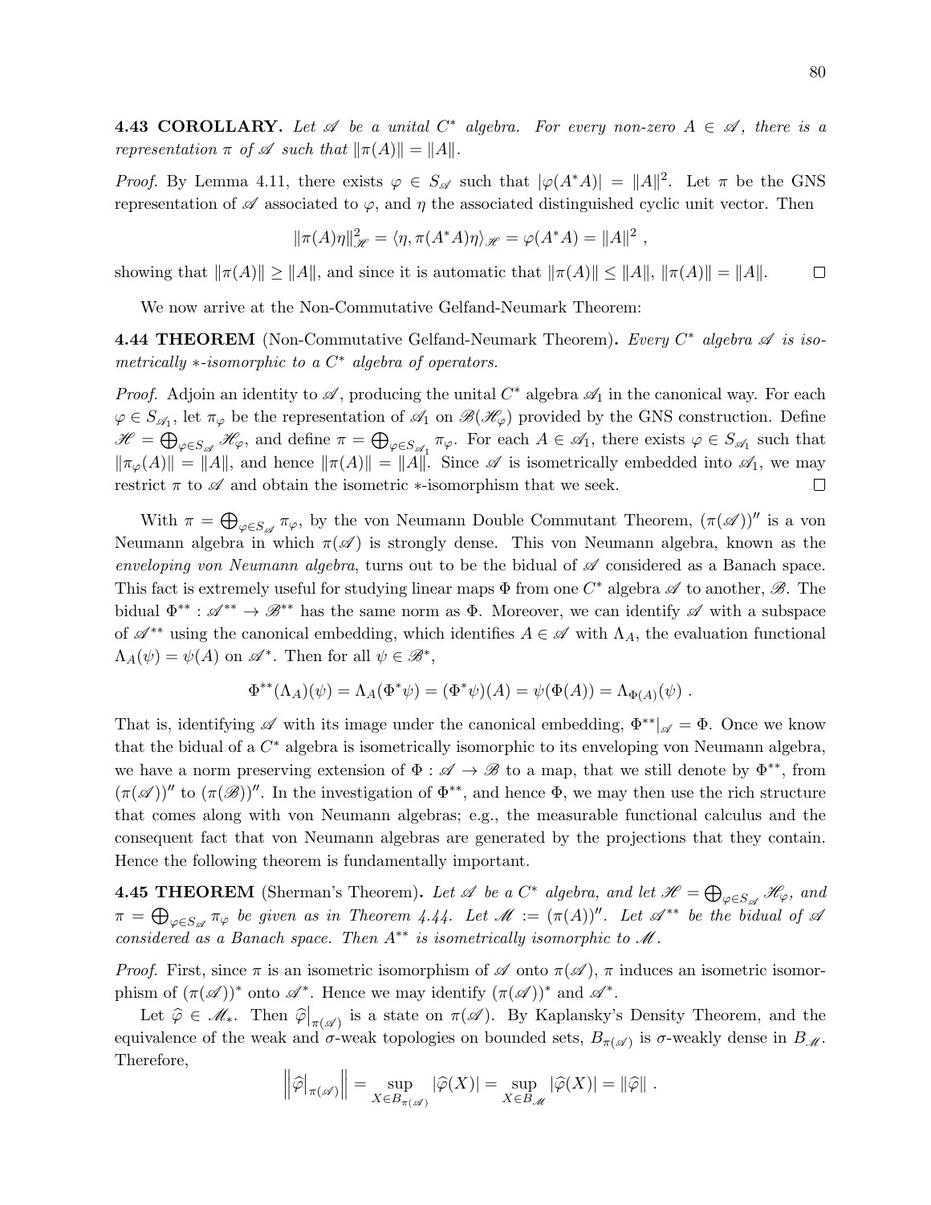**4.43 COROLLARY.** *Let $\mathscr{A}$ be a unital $C^*$ algebra. For every non-zero $A \in \mathscr{A}$, there is a representation $\pi$ of $\mathscr{A}$ such that $\|\pi(A)\| = \|A\|$.*

*Proof.* By Lemma 4.11, there exists $\varphi \in S_{\mathscr{A}}$ such that $|\varphi(A^*A)| = \|A\|^2$. Let $\pi$ be the GNS representation of $\mathscr{A}$ associated to $\varphi$, and $\eta$ the associated distinguished cyclic unit vector. Then

$$\|\pi(A)\eta\|^2_{\mathscr{H}} = \langle \eta, \pi(A^*A)\eta\rangle_{\mathscr{H}} = \varphi(A^*A) = \|A\|^2 \ ,$$

showing that $\|\pi(A)\| \geq \|A\|$, and since it is automatic that $\|\pi(A)\| \leq \|A\|$, $\|\pi(A)\| = \|A\|$. □

We now arrive at the Non-Commutative Gelfand-Neumark Theorem:

**4.44 THEOREM** (Non-Commutative Gelfand-Neumark Theorem)**.** *Every $C^*$ algebra $\mathscr{A}$ is isometrically $*$-isomorphic to a $C^*$ algebra of operators.*

*Proof.* Adjoin an identity to $\mathscr{A}$, producing the unital $C^*$ algebra $\mathscr{A}_1$ in the canonical way. For each $\varphi \in S_{\mathscr{A}_1}$, let $\pi_\varphi$ be the representation of $\mathscr{A}_1$ on $\mathscr{B}(\mathscr{H}_\varphi)$ provided by the GNS construction. Define $\mathscr{H} = \bigoplus_{\varphi\in S_{\mathscr{A}}} \mathscr{H}_\varphi$, and define $\pi = \bigoplus_{\varphi \in S_{\mathscr{A}_1}} \pi_\varphi$. For each $A \in \mathscr{A}_1$, there exists $\varphi \in S_{\mathscr{A}_1}$ such that $\|\pi_\varphi(A)\| = \|A\|$, and hence $\|\pi(A)\| = \|A\|$. Since $\mathscr{A}$ is isometrically embedded into $\mathscr{A}_1$, we may restrict $\pi$ to $\mathscr{A}$ and obtain the isometric $*$-isomorphism that we seek. □

With $\pi = \bigoplus_{\varphi\in S_{\mathscr{A}}} \pi_\varphi$, by the von Neumann Double Commutant Theorem, $(\pi(\mathscr{A}))''$ is a von Neumann algebra in which $\pi(\mathscr{A})$ is strongly dense. This von Neumann algebra, known as the *enveloping von Neumann algebra*, turns out to be the bidual of $\mathscr{A}$ considered as a Banach space. This fact is extremely useful for studying linear maps $\Phi$ from one $C^*$ algebra $\mathscr{A}$ to another, $\mathscr{B}$. The bidual $\Phi^{**} : \mathscr{A}^{**} \to \mathscr{B}^{**}$ has the same norm as $\Phi$. Moreover, we can identify $\mathscr{A}$ with a subspace of $\mathscr{A}^{**}$ using the canonical embedding, which identifies $A \in \mathscr{A}$ with $\Lambda_A$, the evaluation functional $\Lambda_A(\psi) = \psi(A)$ on $\mathscr{A}^*$. Then for all $\psi \in \mathscr{B}^*$,

$$\Phi^{**}(\Lambda_A)(\psi) = \Lambda_A(\Phi^*\psi) = (\Phi^*\psi)(A) = \psi(\Phi(A)) = \Lambda_{\Phi(A)}(\psi) \ .$$

That is, identifying $\mathscr{A}$ with its image under the canonical embedding, $\Phi^{**}|_{\mathscr{A}} = \Phi$. Once we know that the bidual of a $C^*$ algebra is isometrically isomorphic to its enveloping von Neumann algebra, we have a norm preserving extension of $\Phi : \mathscr{A} \to \mathscr{B}$ to a map, that we still denote by $\Phi^{**}$, from $(\pi(\mathscr{A}))''$ to $(\pi(\mathscr{B}))''$. In the investigation of $\Phi^{**}$, and hence $\Phi$, we may then use the rich structure that comes along with von Neumann algebras; e.g., the measurable functional calculus and the consequent fact that von Neumann algebras are generated by the projections that they contain. Hence the following theorem is fundamentally important.

**4.45 THEOREM** (Sherman's Theorem)**.** *Let $\mathscr{A}$ be a $C^*$ algebra, and let $\mathscr{H} = \bigoplus_{\varphi\in S_{\mathscr{A}}} \mathscr{H}_\varphi$, and $\pi = \bigoplus_{\varphi\in S_{\mathscr{A}}} \pi_\varphi$ be given as in Theorem 4.44. Let $\mathscr{M} := (\pi(A))''$. Let $\mathscr{A}^{**}$ be the bidual of $\mathscr{A}$ considered as a Banach space. Then $A^{**}$ is isometrically isomorphic to $\mathscr{M}$.*

*Proof.* First, since $\pi$ is an isometric isomorphism of $\mathscr{A}$ onto $\pi(\mathscr{A})$, $\pi$ induces an isometric isomorphism of $(\pi(\mathscr{A}))^*$ onto $\mathscr{A}^*$. Hence we may identify $(\pi(\mathscr{A}))^*$ and $\mathscr{A}^*$.

Let $\widehat{\varphi} \in \mathscr{M}_*$. Then $\widehat{\varphi}\big|_{\pi(\mathscr{A})}$ is a state on $\pi(\mathscr{A})$. By Kaplansky's Density Theorem, and the equivalence of the weak and $\sigma$-weak topologies on bounded sets, $B_{\pi(\mathscr{A})}$ is $\sigma$-weakly dense in $B_{\mathscr{M}}$. Therefore,

$$\left\|\widehat{\varphi}\big|_{\pi(\mathscr{A})}\right\| = \sup_{X\in B_{\pi(\mathscr{A})}} |\widehat{\varphi}(X)| = \sup_{X\in B_{\mathscr{M}}} |\widehat{\varphi}(X)| = \|\widehat{\varphi}\| \ .$$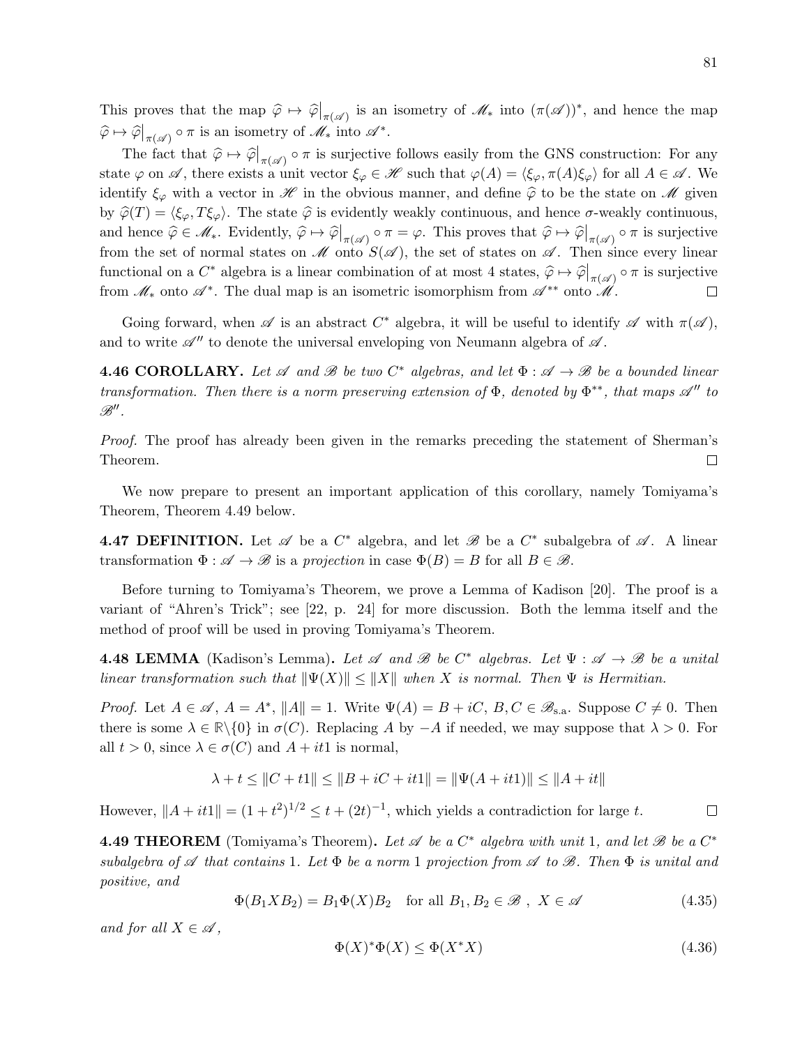This proves that the map $\widehat{\varphi} \mapsto \widehat{\varphi}\big|_{\pi(\mathscr{A})}$ is an isometry of $\mathscr{M}_*$ into $(\pi(\mathscr{A}))^*$, and hence the map $\widehat{\varphi} \mapsto \widehat{\varphi}\big|_{\pi(\mathscr{A})} \circ \pi$ is an isometry of $\mathscr{M}_*$ into $\mathscr{A}^*$.

The fact that $\widehat{\varphi} \mapsto \widehat{\varphi}\big|_{\pi(\mathscr{A})} \circ \pi$ is surjective follows easily from the GNS construction: For any state $\varphi$ on $\mathscr{A}$, there exists a unit vector $\xi_\varphi \in \mathscr{H}$ such that $\varphi(A) = \langle \xi_\varphi, \pi(A)\xi_\varphi \rangle$ for all $A \in \mathscr{A}$. We identify $\xi_\varphi$ with a vector in $\mathscr{H}$ in the obvious manner, and define $\widehat{\varphi}$ to be the state on $\mathscr{M}$ given by $\widehat{\varphi}(T) = \langle \xi_\varphi, T\xi_\varphi \rangle$. The state $\widehat{\varphi}$ is evidently weakly continuous, and hence $\sigma$-weakly continuous, and hence $\widehat{\varphi} \in \mathscr{M}_*$. Evidently, $\widehat{\varphi} \mapsto \widehat{\varphi}\big|_{\pi(\mathscr{A})} \circ \pi = \varphi$. This proves that $\widehat{\varphi} \mapsto \widehat{\varphi}\big|_{\pi(\mathscr{A})} \circ \pi$ is surjective from the set of normal states on $\mathscr{M}$ onto $S(\mathscr{A})$, the set of states on $\mathscr{A}$. Then since every linear functional on a $C^*$ algebra is a linear combination of at most 4 states, $\widehat{\varphi} \mapsto \widehat{\varphi}\big|_{\pi(\mathscr{A})} \circ \pi$ is surjective from $\mathscr{M}_*$ onto $\mathscr{A}^*$. The dual map is an isometric isomorphism from $\mathscr{A}^{**}$ onto $\mathscr{M}$. □

Going forward, when $\mathscr{A}$ is an abstract $C^*$ algebra, it will be useful to identify $\mathscr{A}$ with $\pi(\mathscr{A})$, and to write $\mathscr{A}''$ to denote the universal enveloping von Neumann algebra of $\mathscr{A}$.

**4.46 COROLLARY.** *Let $\mathscr{A}$ and $\mathscr{B}$ be two $C^*$ algebras, and let $\Phi : \mathscr{A} \to \mathscr{B}$ be a bounded linear transformation. Then there is a norm preserving extension of $\Phi$, denoted by $\Phi^{**}$, that maps $\mathscr{A}''$ to $\mathscr{B}''$.*

*Proof.* The proof has already been given in the remarks preceding the statement of Sherman's Theorem. □

We now prepare to present an important application of this corollary, namely Tomiyama's Theorem, Theorem 4.49 below.

**4.47 DEFINITION.** Let $\mathscr{A}$ be a $C^*$ algebra, and let $\mathscr{B}$ be a $C^*$ subalgebra of $\mathscr{A}$. A linear transformation $\Phi : \mathscr{A} \to \mathscr{B}$ is a *projection* in case $\Phi(B) = B$ for all $B \in \mathscr{B}$.

Before turning to Tomiyama's Theorem, we prove a Lemma of Kadison [20]. The proof is a variant of "Ahren's Trick"; see [22, p. 24] for more discussion. Both the lemma itself and the method of proof will be used in proving Tomiyama's Theorem.

**4.48 LEMMA** (Kadison's Lemma)**.** *Let $\mathscr{A}$ and $\mathscr{B}$ be $C^*$ algebras. Let $\Psi : \mathscr{A} \to \mathscr{B}$ be a unital linear transformation such that $\|\Psi(X)\| \leq \|X\|$ when $X$ is normal. Then $\Psi$ is Hermitian.*

*Proof.* Let $A \in \mathscr{A}$, $A = A^*$, $\|A\| = 1$. Write $\Psi(A) = B + iC$, $B, C \in \mathscr{B}_{\text{s.a}}$. Suppose $C \neq 0$. Then there is some $\lambda \in \mathbb{R}\backslash\{0\}$ in $\sigma(C)$. Replacing $A$ by $-A$ if needed, we may suppose that $\lambda > 0$. For all $t > 0$, since $\lambda \in \sigma(C)$ and $A + it1$ is normal,

$$\lambda + t \leq \|C + t1\| \leq \|B + iC + it1\| = \|\Psi(A + it1)\| \leq \|A + it\|$$

However, $\|A + it1\| = (1 + t^2)^{1/2} \leq t + (2t)^{-1}$, which yields a contradiction for large $t$. □

**4.49 THEOREM** (Tomiyama's Theorem)**.** *Let $\mathscr{A}$ be a $C^*$ algebra with unit $1$, and let $\mathscr{B}$ be a $C^*$ subalgebra of $\mathscr{A}$ that contains $1$. Let $\Phi$ be a norm $1$ projection from $\mathscr{A}$ to $\mathscr{B}$. Then $\Phi$ is unital and positive, and*

$$\Phi(B_1 X B_2) = B_1 \Phi(X) B_2 \quad \text{for all } B_1, B_2 \in \mathscr{B}\ ,\ X \in \mathscr{A} \tag{4.35}$$

*and for all $X \in \mathscr{A}$,*

$$\Phi(X)^*\Phi(X) \leq \Phi(X^*X) \tag{4.36}$$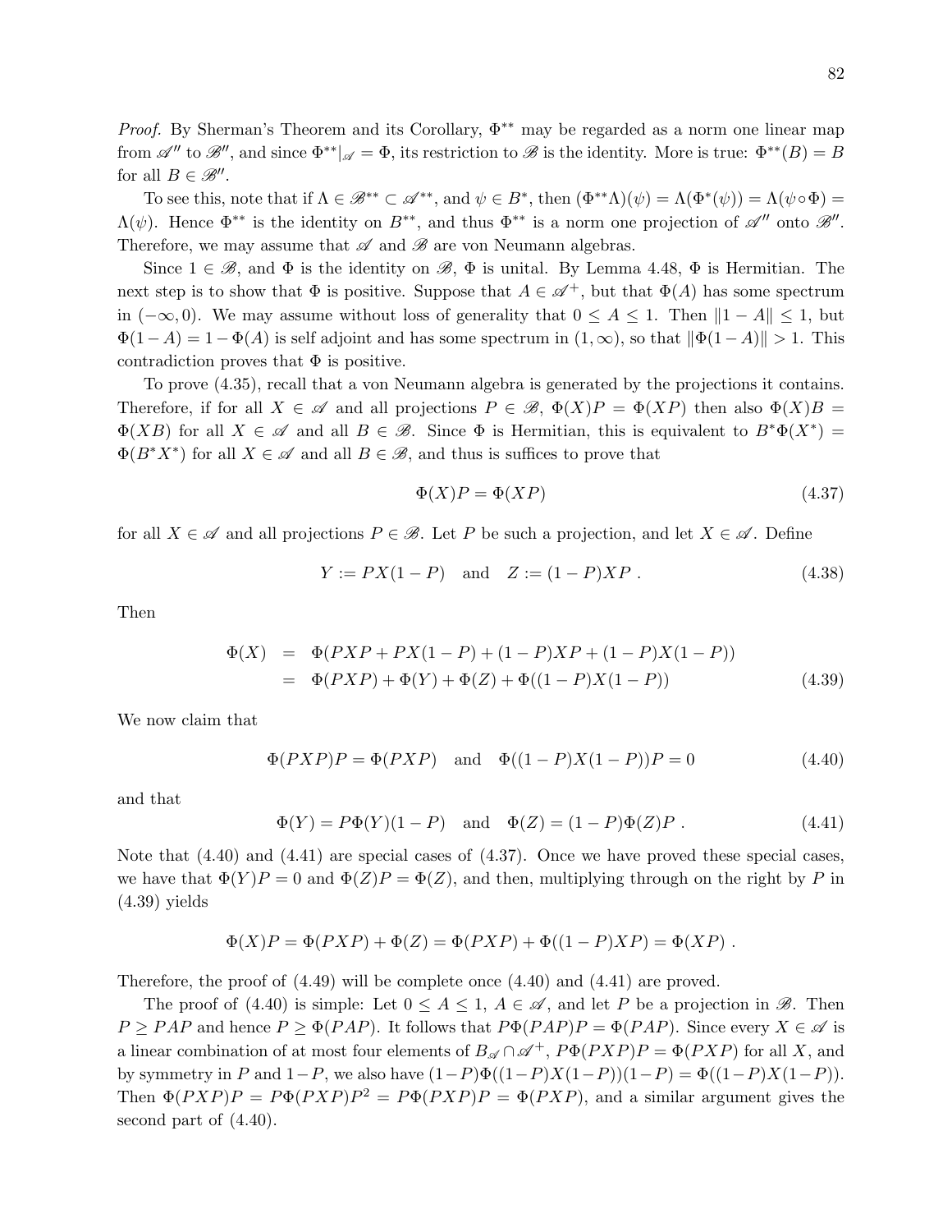*Proof.* By Sherman's Theorem and its Corollary, $\Phi^{**}$ may be regarded as a norm one linear map from $\mathscr{A}''$ to $\mathscr{B}''$, and since $\Phi^{**}|_{\mathscr{A}} = \Phi$, its restriction to $\mathscr{B}$ is the identity. More is true: $\Phi^{**}(B) = B$ for all $B \in \mathscr{B}''$.

To see this, note that if $\Lambda \in \mathscr{B}^{**} \subset \mathscr{A}^{**}$, and $\psi \in B^*$, then $(\Phi^{**}\Lambda)(\psi) = \Lambda(\Phi^*(\psi)) = \Lambda(\psi \circ \Phi) = \Lambda(\psi)$. Hence $\Phi^{**}$ is the identity on $B^{**}$, and thus $\Phi^{**}$ is a norm one projection of $\mathscr{A}''$ onto $\mathscr{B}''$. Therefore, we may assume that $\mathscr{A}$ and $\mathscr{B}$ are von Neumann algebras.

Since $1 \in \mathscr{B}$, and $\Phi$ is the identity on $\mathscr{B}$, $\Phi$ is unital. By Lemma 4.48, $\Phi$ is Hermitian. The next step is to show that $\Phi$ is positive. Suppose that $A \in \mathscr{A}^+$, but that $\Phi(A)$ has some spectrum in $(-\infty, 0)$. We may assume without loss of generality that $0 \leq A \leq 1$. Then $\|1 - A\| \leq 1$, but $\Phi(1 - A) = 1 - \Phi(A)$ is self adjoint and has some spectrum in $(1, \infty)$, so that $\|\Phi(1 - A)\| > 1$. This contradiction proves that $\Phi$ is positive.

To prove (4.35), recall that a von Neumann algebra is generated by the projections it contains. Therefore, if for all $X \in \mathscr{A}$ and all projections $P \in \mathscr{B}$, $\Phi(X)P = \Phi(XP)$ then also $\Phi(X)B = \Phi(XB)$ for all $X \in \mathscr{A}$ and all $B \in \mathscr{B}$. Since $\Phi$ is Hermitian, this is equivalent to $B^*\Phi(X^*) = \Phi(B^*X^*)$ for all $X \in \mathscr{A}$ and all $B \in \mathscr{B}$, and thus is suffices to prove that

$$\Phi(X)P = \Phi(XP) \tag{4.37}$$

for all $X \in \mathscr{A}$ and all projections $P \in \mathscr{B}$. Let $P$ be such a projection, and let $X \in \mathscr{A}$. Define

$$Y := PX(1 - P) \quad \text{and} \quad Z := (1 - P)XP \ . \tag{4.38}$$

Then

$$\begin{aligned} \Phi(X) &= \Phi(PXP + PX(1 - P) + (1 - P)XP + (1 - P)X(1 - P)) \\ &= \Phi(PXP) + \Phi(Y) + \Phi(Z) + \Phi((1 - P)X(1 - P)) \end{aligned} \tag{4.39}$$

We now claim that

$$\Phi(PXP)P = \Phi(PXP) \quad \text{and} \quad \Phi((1 - P)X(1 - P))P = 0 \tag{4.40}$$

and that

$$\Phi(Y) = P\Phi(Y)(1 - P) \quad \text{and} \quad \Phi(Z) = (1 - P)\Phi(Z)P \ . \tag{4.41}$$

Note that (4.40) and (4.41) are special cases of (4.37). Once we have proved these special cases, we have that $\Phi(Y)P = 0$ and $\Phi(Z)P = \Phi(Z)$, and then, multiplying through on the right by $P$ in (4.39) yields

$$\Phi(X)P = \Phi(PXP) + \Phi(Z) = \Phi(PXP) + \Phi((1 - P)XP) = \Phi(XP) \ .$$

Therefore, the proof of (4.49) will be complete once (4.40) and (4.41) are proved.

The proof of (4.40) is simple: Let $0 \leq A \leq 1$, $A \in \mathscr{A}$, and let $P$ be a projection in $\mathscr{B}$. Then $P \geq PAP$ and hence $P \geq \Phi(PAP)$. It follows that $P\Phi(PAP)P = \Phi(PAP)$. Since every $X \in \mathscr{A}$ is a linear combination of at most four elements of $B_{\mathscr{A}} \cap \mathscr{A}^+$, $P\Phi(PXP)P = \Phi(PXP)$ for all $X$, and by symmetry in $P$ and $1-P$, we also have $(1-P)\Phi((1-P)X(1-P))(1-P) = \Phi((1-P)X(1-P))$. Then $\Phi(PXP)P = P\Phi(PXP)P^2 = P\Phi(PXP)P = \Phi(PXP)$, and a similar argument gives the second part of (4.40).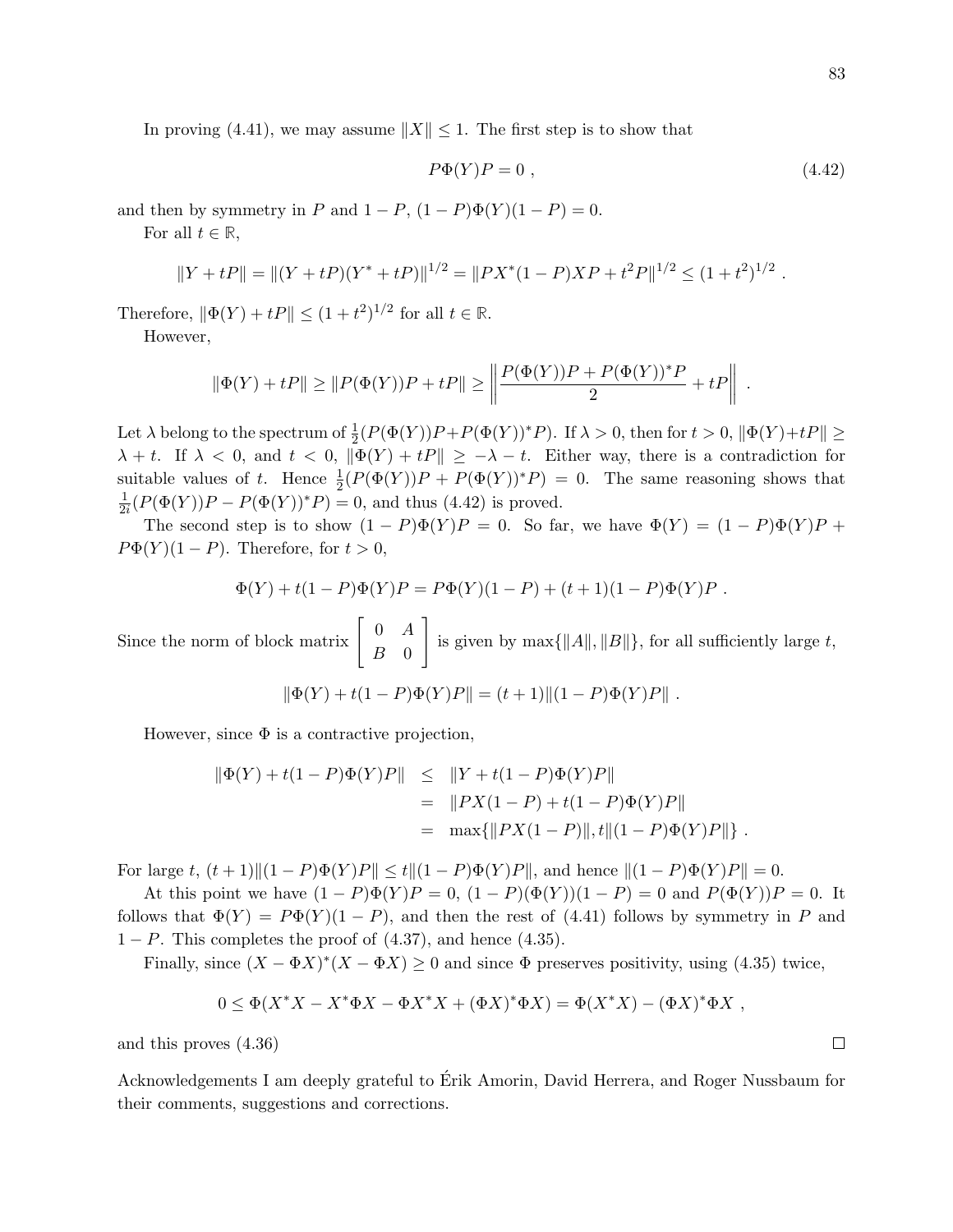In proving (4.41), we may assume $\|X\| \leq 1$. The first step is to show that

$$P\Phi(Y)P = 0 \ , \tag{4.42}$$

and then by symmetry in $P$ and $1-P$, $(1-P)\Phi(Y)(1-P) = 0$.

For all $t \in \mathbb{R}$,

$$\|Y + tP\| = \|(Y+tP)(Y^* + tP)\|^{1/2} = \|PX^*(1-P)XP + t^2 P\|^{1/2} \leq (1+t^2)^{1/2} \ .$$

Therefore, $\|\Phi(Y) + tP\| \leq (1+t^2)^{1/2}$ for all $t \in \mathbb{R}$.

However,

$$\|\Phi(Y) + tP\| \geq \|P(\Phi(Y))P + tP\| \geq \left\| \frac{P(\Phi(Y))P + P(\Phi(Y))^*P}{2} + tP \right\| \ .$$

Let $\lambda$ belong to the spectrum of $\frac{1}{2}(P(\Phi(Y))P + P(\Phi(Y))^*P)$. If $\lambda > 0$, then for $t > 0$, $\|\Phi(Y)+tP\| \geq \lambda + t$. If $\lambda < 0$, and $t < 0$, $\|\Phi(Y) + tP\| \geq -\lambda - t$. Either way, there is a contradiction for suitable values of $t$. Hence $\frac{1}{2}(P(\Phi(Y))P + P(\Phi(Y))^*P) = 0$. The same reasoning shows that $\frac{1}{2i}(P(\Phi(Y))P - P(\Phi(Y))^*P) = 0$, and thus (4.42) is proved.

The second step is to show $(1-P)\Phi(Y)P = 0$. So far, we have $\Phi(Y) = (1-P)\Phi(Y)P + P\Phi(Y)(1-P)$. Therefore, for $t > 0$,

$$\Phi(Y) + t(1-P)\Phi(Y)P = P\Phi(Y)(1-P) + (t+1)(1-P)\Phi(Y)P \ .$$

Since the norm of block matrix $\begin{bmatrix} 0 & A \\ B & 0 \end{bmatrix}$ is given by $\max\{\|A\|, \|B\|\}$, for all sufficiently large $t$,

$$\|\Phi(Y) + t(1-P)\Phi(Y)P\| = (t+1)\|(1-P)\Phi(Y)P\| \ .$$

However, since $\Phi$ is a contractive projection,

$$\begin{aligned}
\|\Phi(Y) + t(1-P)\Phi(Y)P\| &\leq \|Y + t(1-P)\Phi(Y)P\| \\
&= \|PX(1-P) + t(1-P)\Phi(Y)P\| \\
&= \max\{\|PX(1-P)\|, t\|(1-P)\Phi(Y)P\|\} \ .
\end{aligned}$$

For large $t$, $(t+1)\|(1-P)\Phi(Y)P\| \leq t\|(1-P)\Phi(Y)P\|$, and hence $\|(1-P)\Phi(Y)P\| = 0$.

At this point we have $(1-P)\Phi(Y)P = 0$, $(1-P)(\Phi(Y))(1-P) = 0$ and $P(\Phi(Y))P = 0$. It follows that $\Phi(Y) = P\Phi(Y)(1-P)$, and then the rest of (4.41) follows by symmetry in $P$ and $1-P$. This completes the proof of (4.37), and hence (4.35).

Finally, since $(X - \Phi X)^*(X - \Phi X) \geq 0$ and since $\Phi$ preserves positivity, using (4.35) twice,

$$0 \leq \Phi(X^*X - X^*\Phi X - \Phi X^* X + (\Phi X)^* \Phi X) = \Phi(X^*X) - (\Phi X)^* \Phi X \ ,$$

and this proves (4.36) ∎

Acknowledgements I am deeply grateful to Érik Amorin, David Herrera, and Roger Nussbaum for their comments, suggestions and corrections.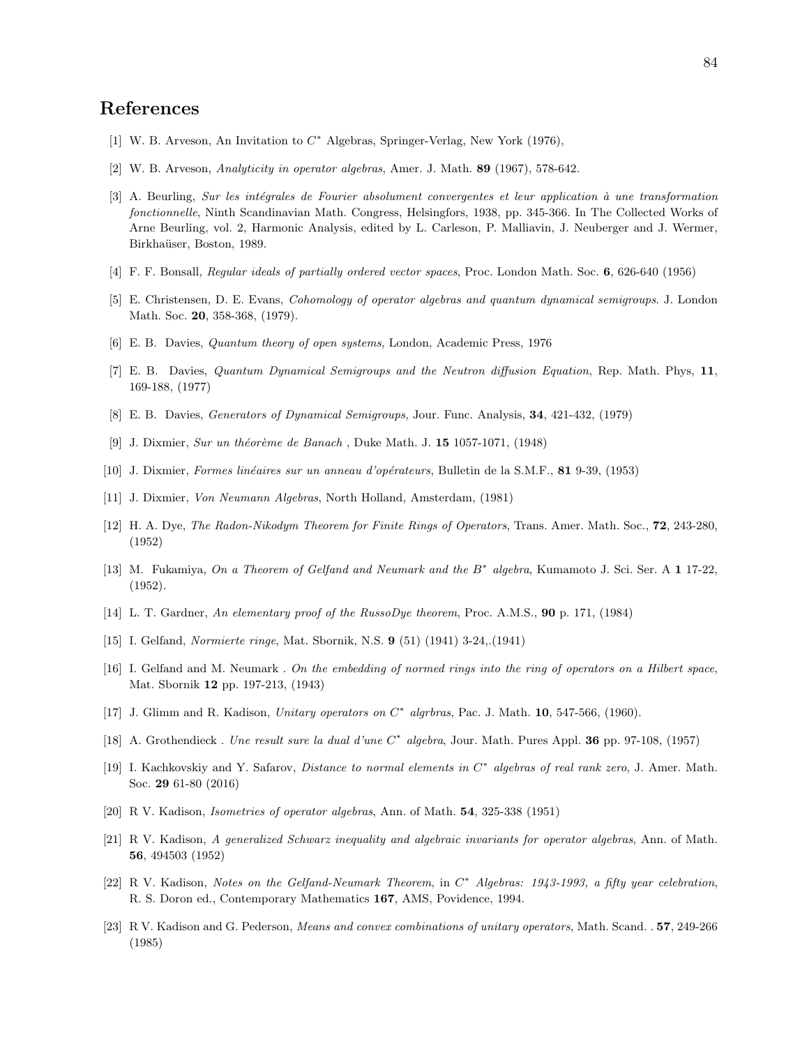## References

[1] W. B. Arveson, An Invitation to $C^*$ Algebras, Springer-Verlag, New York (1976),

[2] W. B. Arveson, *Analyticity in operator algebras*, Amer. J. Math. **89** (1967), 578-642.

[3] A. Beurling, *Sur les intégrales de Fourier absolument convergentes et leur application à une transformation fonctionnelle*, Ninth Scandinavian Math. Congress, Helsingfors, 1938, pp. 345-366. In The Collected Works of Arne Beurling, vol. 2, Harmonic Analysis, edited by L. Carleson, P. Malliavin, J. Neuberger and J. Wermer, Birkhaüser, Boston, 1989.

[4] F. F. Bonsall, *Regular ideals of partially ordered vector spaces*, Proc. London Math. Soc. **6**, 626-640 (1956)

[5] E. Christensen, D. E. Evans, *Cohomology of operator algebras and quantum dynamical semigroups*. J. London Math. Soc. **20**, 358-368, (1979).

[6] E. B. Davies, *Quantum theory of open systems*, London, Academic Press, 1976

[7] E. B. Davies, *Quantum Dynamical Semigroups and the Neutron diffusion Equation*, Rep. Math. Phys, **11**, 169-188, (1977)

[8] E. B. Davies, *Generators of Dynamical Semigroups*, Jour. Func. Analysis, **34**, 421-432, (1979)

[9] J. Dixmier, *Sur un théorème de Banach* , Duke Math. J. **15** 1057-1071, (1948)

[10] J. Dixmier, *Formes linéaires sur un anneau d'opérateurs*, Bulletin de la S.M.F., **81** 9-39, (1953)

[11] J. Dixmier, *Von Neumann Algebras*, North Holland, Amsterdam, (1981)

[12] H. A. Dye, *The Radon-Nikodym Theorem for Finite Rings of Operators*, Trans. Amer. Math. Soc., **72**, 243-280, (1952)

[13] M. Fukamiya, *On a Theorem of Gelfand and Neumark and the $B^*$ algebra*, Kumamoto J. Sci. Ser. A **1** 17-22, (1952).

[14] L. T. Gardner, *An elementary proof of the RussoDye theorem*, Proc. A.M.S., **90** p. 171, (1984)

[15] I. Gelfand, *Normierte ringe*, Mat. Sbornik, N.S. **9** (51) (1941) 3-24,.(1941)

[16] I. Gelfand and M. Neumark . *On the embedding of normed rings into the ring of operators on a Hilbert space*, Mat. Sbornik **12** pp. 197-213, (1943)

[17] J. Glimm and R. Kadison, *Unitary operators on $C^*$ algrbras*, Pac. J. Math. **10**, 547-566, (1960).

[18] A. Grothendieck . *Une result sure la dual d'une $C^*$ algebra*, Jour. Math. Pures Appl. **36** pp. 97-108, (1957)

[19] I. Kachkovskiy and Y. Safarov, *Distance to normal elements in $C^*$ algebras of real rank zero*, J. Amer. Math. Soc. **29** 61-80 (2016)

[20] R V. Kadison, *Isometries of operator algebras*, Ann. of Math. **54**, 325-338 (1951)

[21] R V. Kadison, *A generalized Schwarz inequality and algebraic invariants for operator algebras*, Ann. of Math. **56**, 494503 (1952)

[22] R V. Kadison, *Notes on the Gelfand-Neumark Theorem*, in *$C^*$ Algebras: 1943-1993, a fifty year celebration*, R. S. Doron ed., Contemporary Mathematics **167**, AMS, Povidence, 1994.

[23] R V. Kadison and G. Pederson, *Means and convex combinations of unitary operators*, Math. Scand. . **57**, 249-266 (1985)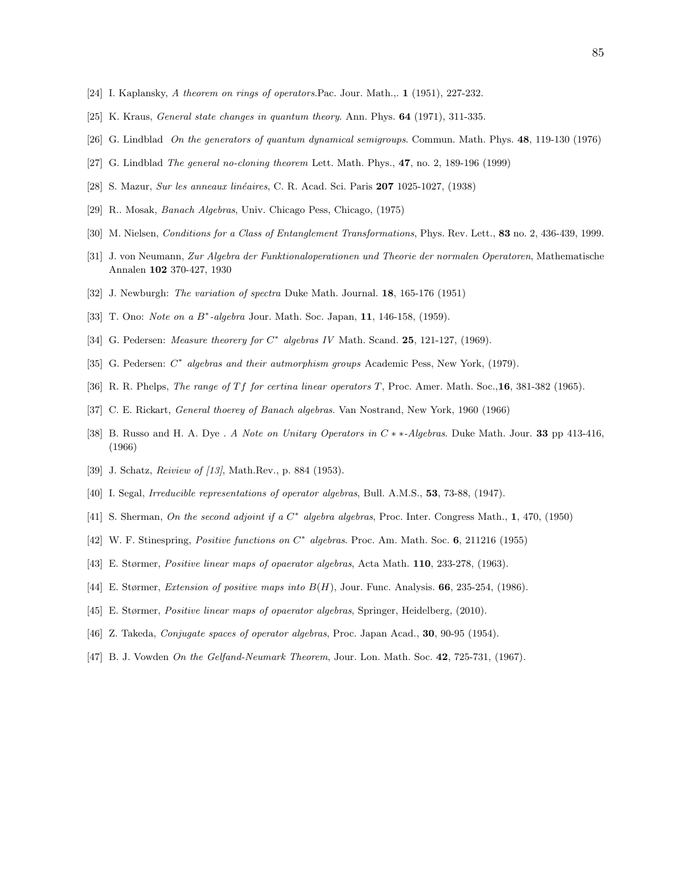[24] I. Kaplansky, *A theorem on rings of operators.*Pac. Jour. Math.,. **1** (1951), 227-232.

[25] K. Kraus, *General state changes in quantum theory*. Ann. Phys. **64** (1971), 311-335.

[26] G. Lindblad *On the generators of quantum dynamical semigroups*. Commun. Math. Phys. **48**, 119-130 (1976)

[27] G. Lindblad *The general no-cloning theorem* Lett. Math. Phys., **47**, no. 2, 189-196 (1999)

[28] S. Mazur, *Sur les anneaux linéaires*, C. R. Acad. Sci. Paris **207** 1025-1027, (1938)

[29] R.. Mosak, *Banach Algebras*, Univ. Chicago Pess, Chicago, (1975)

[30] M. Nielsen, *Conditions for a Class of Entanglement Transformations*, Phys. Rev. Lett., **83** no. 2, 436-439, 1999.

[31] J. von Neumann, *Zur Algebra der Funktionaloperationen und Theorie der normalen Operatoren*, Mathematische Annalen **102** 370-427, 1930

[32] J. Newburgh: *The variation of spectra* Duke Math. Journal. **18**, 165-176 (1951)

[33] T. Ono: *Note on a $B^*$-algebra* Jour. Math. Soc. Japan, **11**, 146-158, (1959).

[34] G. Pedersen: *Measure theorery for $C^*$ algebras IV* Math. Scand. **25**, 121-127, (1969).

[35] G. Pedersen: *$C^*$ algebras and their autmorphism groups* Academic Pess, New York, (1979).

[36] R. R. Phelps, *The range of $Tf$ for certina linear operators $T$*, Proc. Amer. Math. Soc.,**16**, 381-382 (1965).

[37] C. E. Rickart, *General thoerey of Banach algebras*. Van Nostrand, New York, 1960 (1966)

[38] B. Russo and H. A. Dye . *A Note on Unitary Operators in $C**$-Algebras*. Duke Math. Jour. **33** pp 413-416, (1966)

[39] J. Schatz, *Reiview of [13]*, Math.Rev., p. 884 (1953).

[40] I. Segal, *Irreducible representations of operator algebras*, Bull. A.M.S., **53**, 73-88, (1947).

[41] S. Sherman, *On the second adjoint if a $C^*$ algebra algebras*, Proc. Inter. Congress Math., **1**, 470, (1950)

[42] W. F. Stinespring, *Positive functions on $C^*$ algebras*. Proc. Am. Math. Soc. **6**, 211216 (1955)

[43] E. Størmer, *Positive linear maps of opaerator algebras*, Acta Math. **110**, 233-278, (1963).

[44] E. Størmer, *Extension of positive maps into $B(H)$*, Jour. Func. Analysis. **66**, 235-254, (1986).

[45] E. Størmer, *Positive linear maps of opaerator algebras*, Springer, Heidelberg, (2010).

[46] Z. Takeda, *Conjugate spaces of operator algebras*, Proc. Japan Acad., **30**, 90-95 (1954).

[47] B. J. Vowden *On the Gelfand-Neumark Theorem*, Jour. Lon. Math. Soc. **42**, 725-731, (1967).